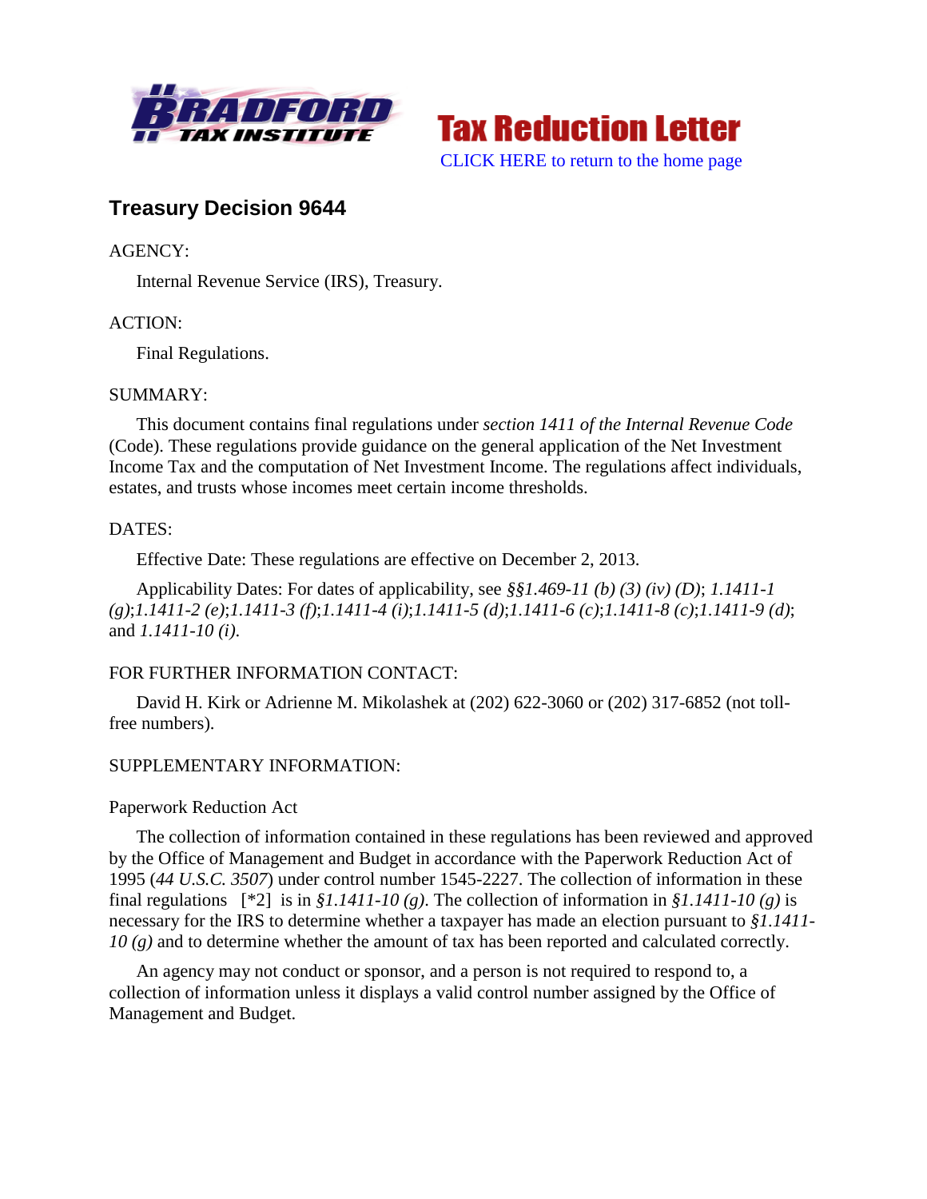**Bradford Tax Institute** — **Tax Reduction Letter**

CLICK HERE to return to the home page

## Treasury Decision 9644

AGENCY:

Internal Revenue Service (IRS), Treasury.

ACTION:

Final Regulations.

SUMMARY:

This document contains final regulations under *section 1411 of the Internal Revenue Code* (Code). These regulations provide guidance on the general application of the Net Investment Income Tax and the computation of Net Investment Income. The regulations affect individuals, estates, and trusts whose incomes meet certain income thresholds.

DATES:

Effective Date: These regulations are effective on December 2, 2013.

Applicability Dates: For dates of applicability, see *§§1.469-11 (b) (3) (iv) (D)*; *1.1411-1 (g)*;*1.1411-2 (e)*;*1.1411-3 (f)*;*1.1411-4 (i)*;*1.1411-5 (d)*;*1.1411-6 (c)*;*1.1411-8 (c)*;*1.1411-9 (d)*; and *1.1411-10 (i)*.

FOR FURTHER INFORMATION CONTACT:

David H. Kirk or Adrienne M. Mikolashek at (202) 622-3060 or (202) 317-6852 (not toll-free numbers).

SUPPLEMENTARY INFORMATION:

Paperwork Reduction Act

The collection of information contained in these regulations has been reviewed and approved by the Office of Management and Budget in accordance with the Paperwork Reduction Act of 1995 (*44 U.S.C. 3507*) under control number 1545-2227. The collection of information in these final regulations [*2] is in *§1.1411-10 (g)*. The collection of information in *§1.1411-10 (g)* is necessary for the IRS to determine whether a taxpayer has made an election pursuant to *§1.1411-10 (g)* and to determine whether the amount of tax has been reported and calculated correctly.

An agency may not conduct or sponsor, and a person is not required to respond to, a collection of information unless it displays a valid control number assigned by the Office of Management and Budget.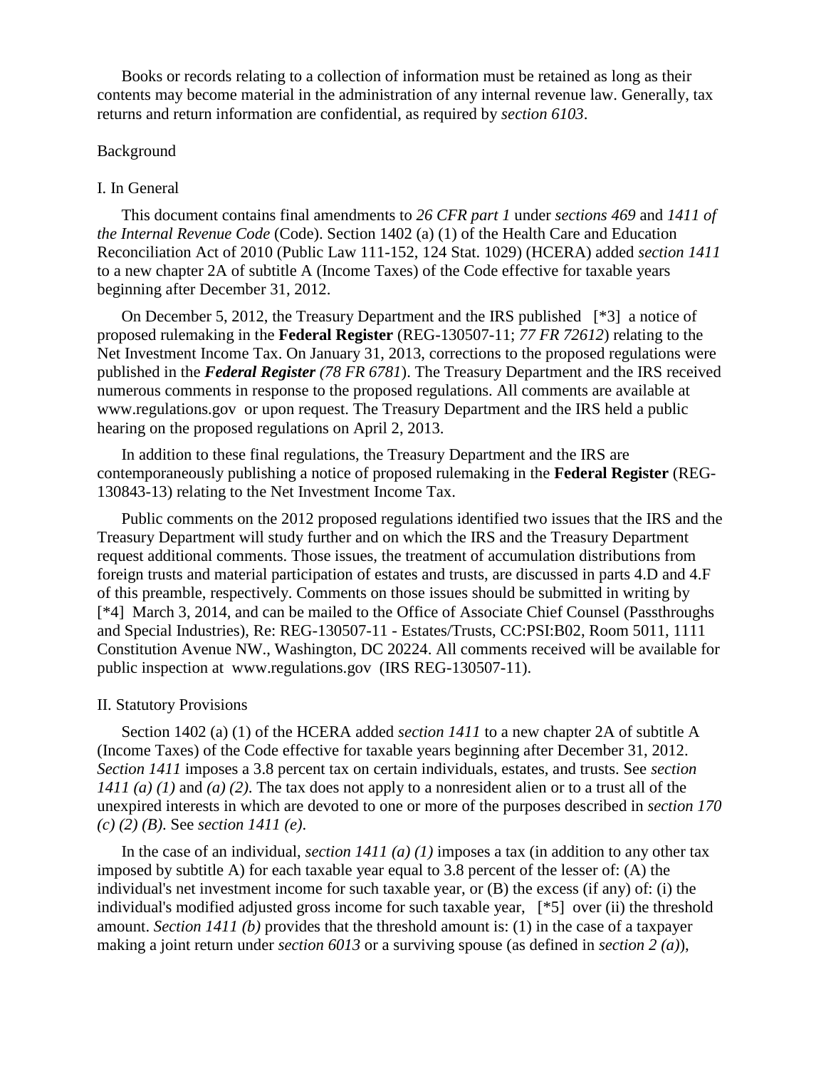Books or records relating to a collection of information must be retained as long as their contents may become material in the administration of any internal revenue law. Generally, tax returns and return information are confidential, as required by *section 6103*.

Background

I. In General

This document contains final amendments to *26 CFR part 1* under *sections 469* and *1411 of the Internal Revenue Code* (Code). Section 1402 (a) (1) of the Health Care and Education Reconciliation Act of 2010 (Public Law 111-152, 124 Stat. 1029) (HCERA) added *section 1411* to a new chapter 2A of subtitle A (Income Taxes) of the Code effective for taxable years beginning after December 31, 2012.

On December 5, 2012, the Treasury Department and the IRS published [*3] a notice of proposed rulemaking in the **Federal Register** (REG-130507-11; *77 FR 72612*) relating to the Net Investment Income Tax. On January 31, 2013, corrections to the proposed regulations were published in the ***Federal Register*** *(78 FR 6781*). The Treasury Department and the IRS received numerous comments in response to the proposed regulations. All comments are available at www.regulations.gov or upon request. The Treasury Department and the IRS held a public hearing on the proposed regulations on April 2, 2013.

In addition to these final regulations, the Treasury Department and the IRS are contemporaneously publishing a notice of proposed rulemaking in the **Federal Register** (REG-130843-13) relating to the Net Investment Income Tax.

Public comments on the 2012 proposed regulations identified two issues that the IRS and the Treasury Department will study further and on which the IRS and the Treasury Department request additional comments. Those issues, the treatment of accumulation distributions from foreign trusts and material participation of estates and trusts, are discussed in parts 4.D and 4.F of this preamble, respectively. Comments on those issues should be submitted in writing by [*4] March 3, 2014, and can be mailed to the Office of Associate Chief Counsel (Passthroughs and Special Industries), Re: REG-130507-11 - Estates/Trusts, CC:PSI:B02, Room 5011, 1111 Constitution Avenue NW., Washington, DC 20224. All comments received will be available for public inspection at www.regulations.gov (IRS REG-130507-11).

II. Statutory Provisions

Section 1402 (a) (1) of the HCERA added *section 1411* to a new chapter 2A of subtitle A (Income Taxes) of the Code effective for taxable years beginning after December 31, 2012. *Section 1411* imposes a 3.8 percent tax on certain individuals, estates, and trusts. See *section 1411 (a) (1)* and *(a) (2)*. The tax does not apply to a nonresident alien or to a trust all of the unexpired interests in which are devoted to one or more of the purposes described in *section 170 (c) (2) (B)*. See *section 1411 (e)*.

In the case of an individual, *section 1411 (a) (1)* imposes a tax (in addition to any other tax imposed by subtitle A) for each taxable year equal to 3.8 percent of the lesser of: (A) the individual's net investment income for such taxable year, or (B) the excess (if any) of: (i) the individual's modified adjusted gross income for such taxable year, [*5] over (ii) the threshold amount. *Section 1411 (b)* provides that the threshold amount is: (1) in the case of a taxpayer making a joint return under *section 6013* or a surviving spouse (as defined in *section 2 (a)*),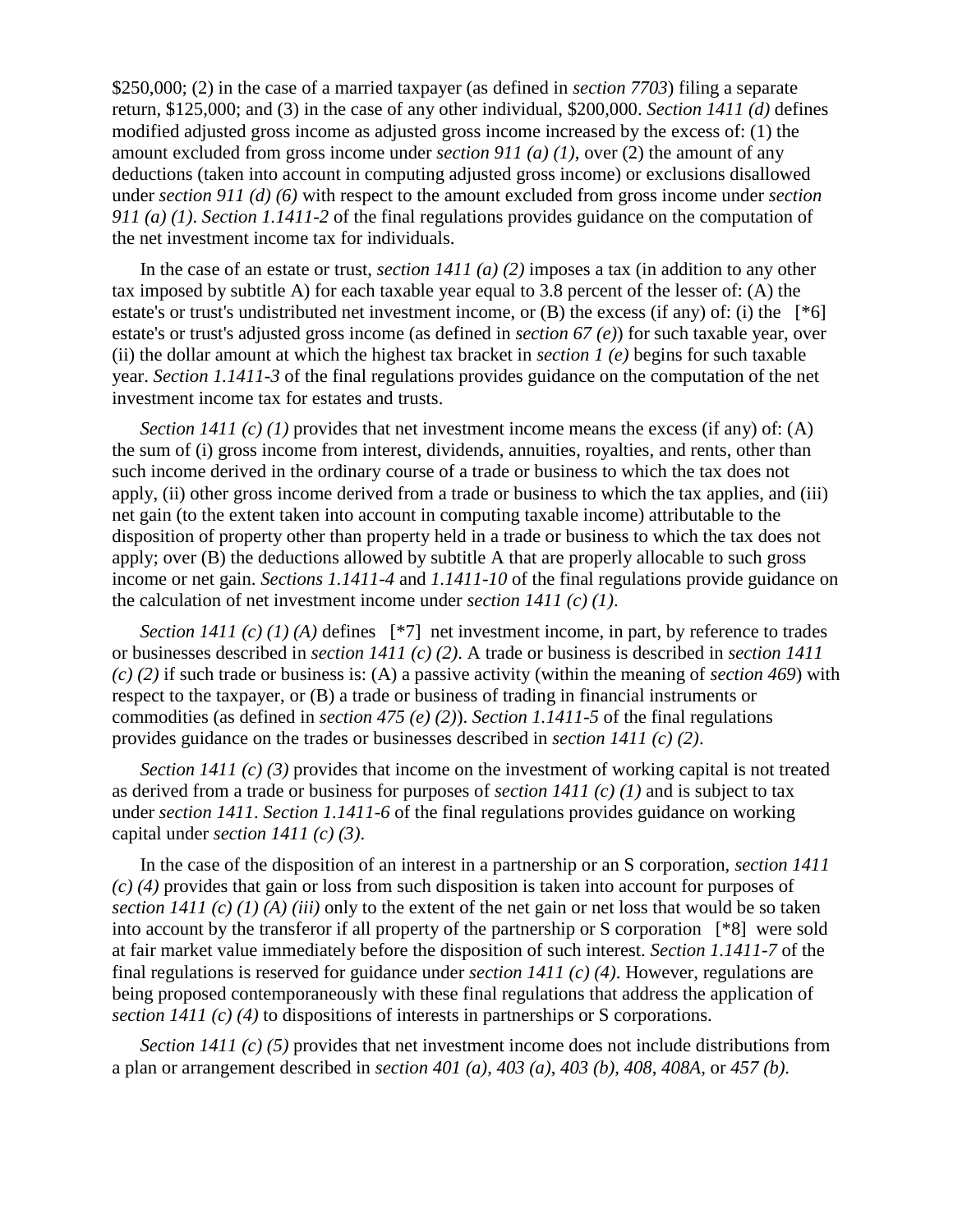$250,000; (2) in the case of a married taxpayer (as defined in *section 7703*) filing a separate return, $125,000; and (3) in the case of any other individual, $200,000. *Section 1411 (d)* defines modified adjusted gross income as adjusted gross income increased by the excess of: (1) the amount excluded from gross income under *section 911 (a) (1)*, over (2) the amount of any deductions (taken into account in computing adjusted gross income) or exclusions disallowed under *section 911 (d) (6)* with respect to the amount excluded from gross income under *section 911 (a) (1)*. *Section 1.1411-2* of the final regulations provides guidance on the computation of the net investment income tax for individuals.

In the case of an estate or trust, *section 1411 (a) (2)* imposes a tax (in addition to any other tax imposed by subtitle A) for each taxable year equal to 3.8 percent of the lesser of: (A) the estate's or trust's undistributed net investment income, or (B) the excess (if any) of: (i) the [*6] estate's or trust's adjusted gross income (as defined in *section 67 (e)*) for such taxable year, over (ii) the dollar amount at which the highest tax bracket in *section 1 (e)* begins for such taxable year. *Section 1.1411-3* of the final regulations provides guidance on the computation of the net investment income tax for estates and trusts.

*Section 1411 (c) (1)* provides that net investment income means the excess (if any) of: (A) the sum of (i) gross income from interest, dividends, annuities, royalties, and rents, other than such income derived in the ordinary course of a trade or business to which the tax does not apply, (ii) other gross income derived from a trade or business to which the tax applies, and (iii) net gain (to the extent taken into account in computing taxable income) attributable to the disposition of property other than property held in a trade or business to which the tax does not apply; over (B) the deductions allowed by subtitle A that are properly allocable to such gross income or net gain. *Sections 1.1411-4* and *1.1411-10* of the final regulations provide guidance on the calculation of net investment income under *section 1411 (c) (1)*.

*Section 1411 (c) (1) (A)* defines [*7] net investment income, in part, by reference to trades or businesses described in *section 1411 (c) (2)*. A trade or business is described in *section 1411 (c) (2)* if such trade or business is: (A) a passive activity (within the meaning of *section 469*) with respect to the taxpayer, or (B) a trade or business of trading in financial instruments or commodities (as defined in *section 475 (e) (2)*). *Section 1.1411-5* of the final regulations provides guidance on the trades or businesses described in *section 1411 (c) (2)*.

*Section 1411 (c) (3)* provides that income on the investment of working capital is not treated as derived from a trade or business for purposes of *section 1411 (c) (1)* and is subject to tax under *section 1411*. *Section 1.1411-6* of the final regulations provides guidance on working capital under *section 1411 (c) (3)*.

In the case of the disposition of an interest in a partnership or an S corporation, *section 1411 (c) (4)* provides that gain or loss from such disposition is taken into account for purposes of *section 1411 (c) (1) (A) (iii)* only to the extent of the net gain or net loss that would be so taken into account by the transferor if all property of the partnership or S corporation [*8] were sold at fair market value immediately before the disposition of such interest. *Section 1.1411-7* of the final regulations is reserved for guidance under *section 1411 (c) (4)*. However, regulations are being proposed contemporaneously with these final regulations that address the application of *section 1411 (c) (4)* to dispositions of interests in partnerships or S corporations.

*Section 1411 (c) (5)* provides that net investment income does not include distributions from a plan or arrangement described in *section 401 (a)*, *403 (a)*, *403 (b)*, *408*, *408A*, or *457 (b)*.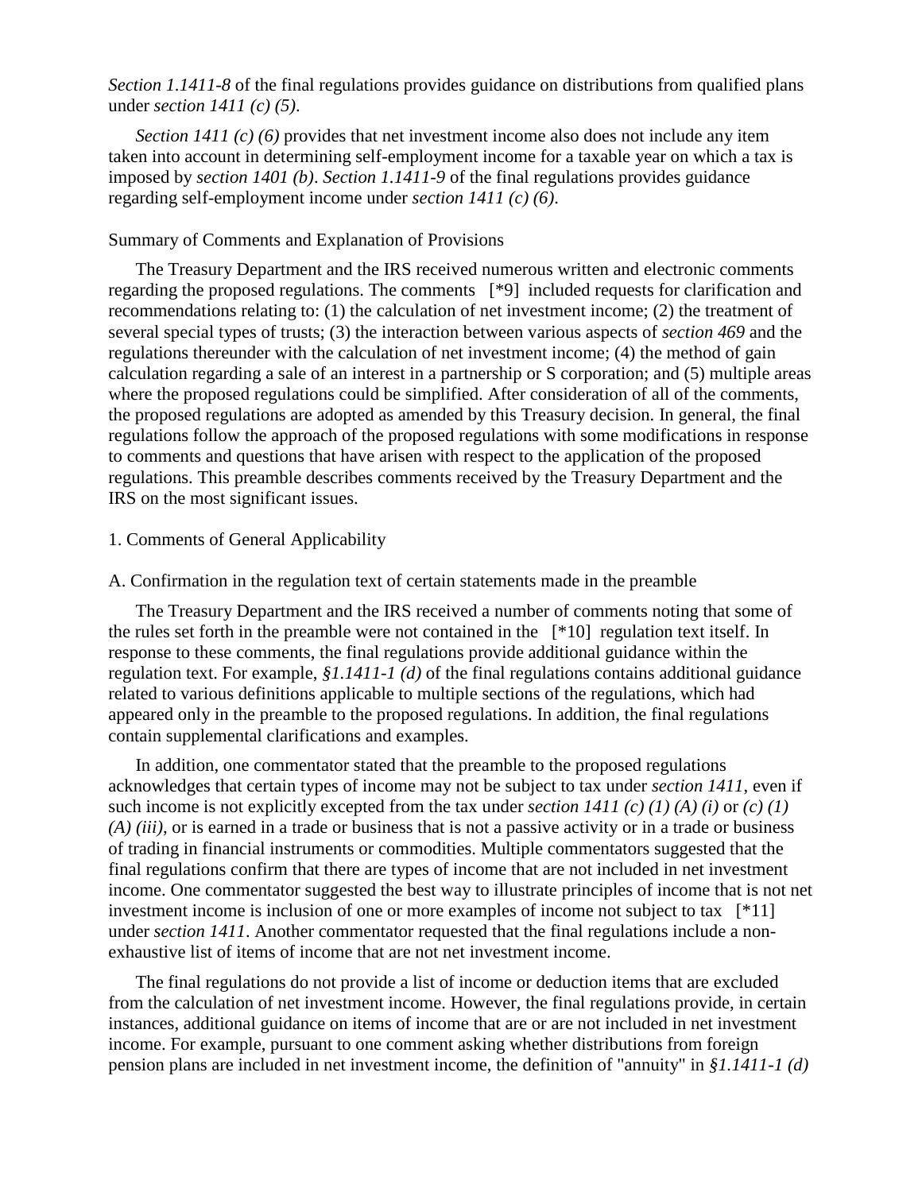*Section 1.1411-8* of the final regulations provides guidance on distributions from qualified plans under *section 1411 (c) (5)*.

*Section 1411 (c) (6)* provides that net investment income also does not include any item taken into account in determining self-employment income for a taxable year on which a tax is imposed by *section 1401 (b)*. *Section 1.1411-9* of the final regulations provides guidance regarding self-employment income under *section 1411 (c) (6)*.

Summary of Comments and Explanation of Provisions

The Treasury Department and the IRS received numerous written and electronic comments regarding the proposed regulations. The comments [*9] included requests for clarification and recommendations relating to: (1) the calculation of net investment income; (2) the treatment of several special types of trusts; (3) the interaction between various aspects of *section 469* and the regulations thereunder with the calculation of net investment income; (4) the method of gain calculation regarding a sale of an interest in a partnership or S corporation; and (5) multiple areas where the proposed regulations could be simplified. After consideration of all of the comments, the proposed regulations are adopted as amended by this Treasury decision. In general, the final regulations follow the approach of the proposed regulations with some modifications in response to comments and questions that have arisen with respect to the application of the proposed regulations. This preamble describes comments received by the Treasury Department and the IRS on the most significant issues.

1. Comments of General Applicability

A. Confirmation in the regulation text of certain statements made in the preamble

The Treasury Department and the IRS received a number of comments noting that some of the rules set forth in the preamble were not contained in the [*10] regulation text itself. In response to these comments, the final regulations provide additional guidance within the regulation text. For example, *§1.1411-1 (d)* of the final regulations contains additional guidance related to various definitions applicable to multiple sections of the regulations, which had appeared only in the preamble to the proposed regulations. In addition, the final regulations contain supplemental clarifications and examples.

In addition, one commentator stated that the preamble to the proposed regulations acknowledges that certain types of income may not be subject to tax under *section 1411*, even if such income is not explicitly excepted from the tax under *section 1411 (c) (1) (A) (i)* or *(c) (1) (A) (iii)*, or is earned in a trade or business that is not a passive activity or in a trade or business of trading in financial instruments or commodities. Multiple commentators suggested that the final regulations confirm that there are types of income that are not included in net investment income. One commentator suggested the best way to illustrate principles of income that is not net investment income is inclusion of one or more examples of income not subject to tax [*11] under *section 1411*. Another commentator requested that the final regulations include a non-exhaustive list of items of income that are not net investment income.

The final regulations do not provide a list of income or deduction items that are excluded from the calculation of net investment income. However, the final regulations provide, in certain instances, additional guidance on items of income that are or are not included in net investment income. For example, pursuant to one comment asking whether distributions from foreign pension plans are included in net investment income, the definition of "annuity" in *§1.1411-1 (d)*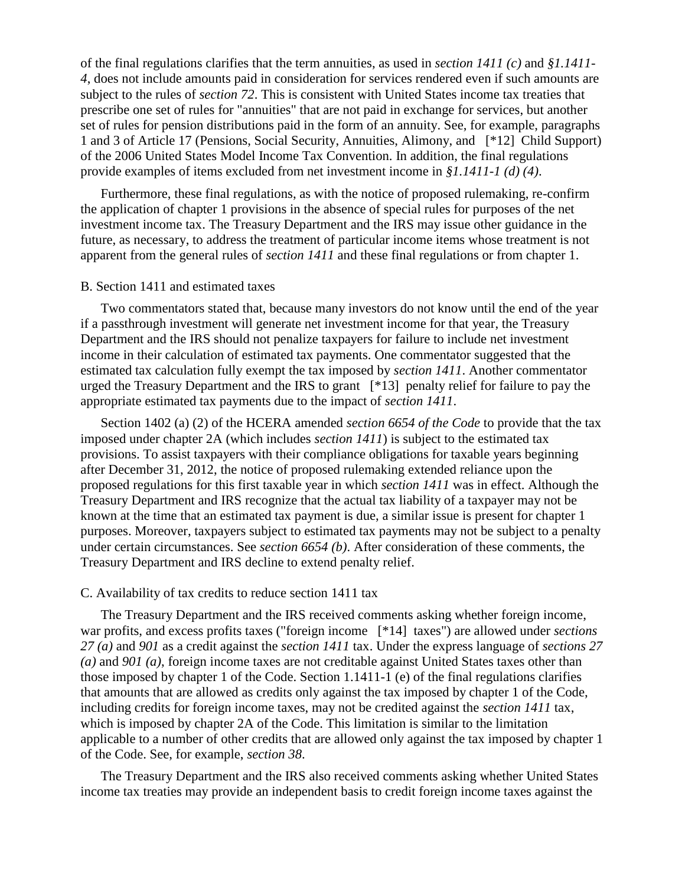of the final regulations clarifies that the term annuities, as used in *section 1411 (c)* and *§1.1411-4*, does not include amounts paid in consideration for services rendered even if such amounts are subject to the rules of *section 72*. This is consistent with United States income tax treaties that prescribe one set of rules for "annuities" that are not paid in exchange for services, but another set of rules for pension distributions paid in the form of an annuity. See, for example, paragraphs 1 and 3 of Article 17 (Pensions, Social Security, Annuities, Alimony, and [*12] Child Support) of the 2006 United States Model Income Tax Convention. In addition, the final regulations provide examples of items excluded from net investment income in *§1.1411-1 (d) (4)*.

Furthermore, these final regulations, as with the notice of proposed rulemaking, re-confirm the application of chapter 1 provisions in the absence of special rules for purposes of the net investment income tax. The Treasury Department and the IRS may issue other guidance in the future, as necessary, to address the treatment of particular income items whose treatment is not apparent from the general rules of *section 1411* and these final regulations or from chapter 1.

B. Section 1411 and estimated taxes

Two commentators stated that, because many investors do not know until the end of the year if a passthrough investment will generate net investment income for that year, the Treasury Department and the IRS should not penalize taxpayers for failure to include net investment income in their calculation of estimated tax payments. One commentator suggested that the estimated tax calculation fully exempt the tax imposed by *section 1411*. Another commentator urged the Treasury Department and the IRS to grant [*13] penalty relief for failure to pay the appropriate estimated tax payments due to the impact of *section 1411*.

Section 1402 (a) (2) of the HCERA amended *section 6654 of the Code* to provide that the tax imposed under chapter 2A (which includes *section 1411*) is subject to the estimated tax provisions. To assist taxpayers with their compliance obligations for taxable years beginning after December 31, 2012, the notice of proposed rulemaking extended reliance upon the proposed regulations for this first taxable year in which *section 1411* was in effect. Although the Treasury Department and IRS recognize that the actual tax liability of a taxpayer may not be known at the time that an estimated tax payment is due, a similar issue is present for chapter 1 purposes. Moreover, taxpayers subject to estimated tax payments may not be subject to a penalty under certain circumstances. See *section 6654 (b)*. After consideration of these comments, the Treasury Department and IRS decline to extend penalty relief.

C. Availability of tax credits to reduce section 1411 tax

The Treasury Department and the IRS received comments asking whether foreign income, war profits, and excess profits taxes ("foreign income [*14] taxes") are allowed under *sections 27 (a)* and *901* as a credit against the *section 1411* tax. Under the express language of *sections 27 (a)* and *901 (a)*, foreign income taxes are not creditable against United States taxes other than those imposed by chapter 1 of the Code. Section 1.1411-1 (e) of the final regulations clarifies that amounts that are allowed as credits only against the tax imposed by chapter 1 of the Code, including credits for foreign income taxes, may not be credited against the *section 1411* tax, which is imposed by chapter 2A of the Code. This limitation is similar to the limitation applicable to a number of other credits that are allowed only against the tax imposed by chapter 1 of the Code. See, for example, *section 38*.

The Treasury Department and the IRS also received comments asking whether United States income tax treaties may provide an independent basis to credit foreign income taxes against the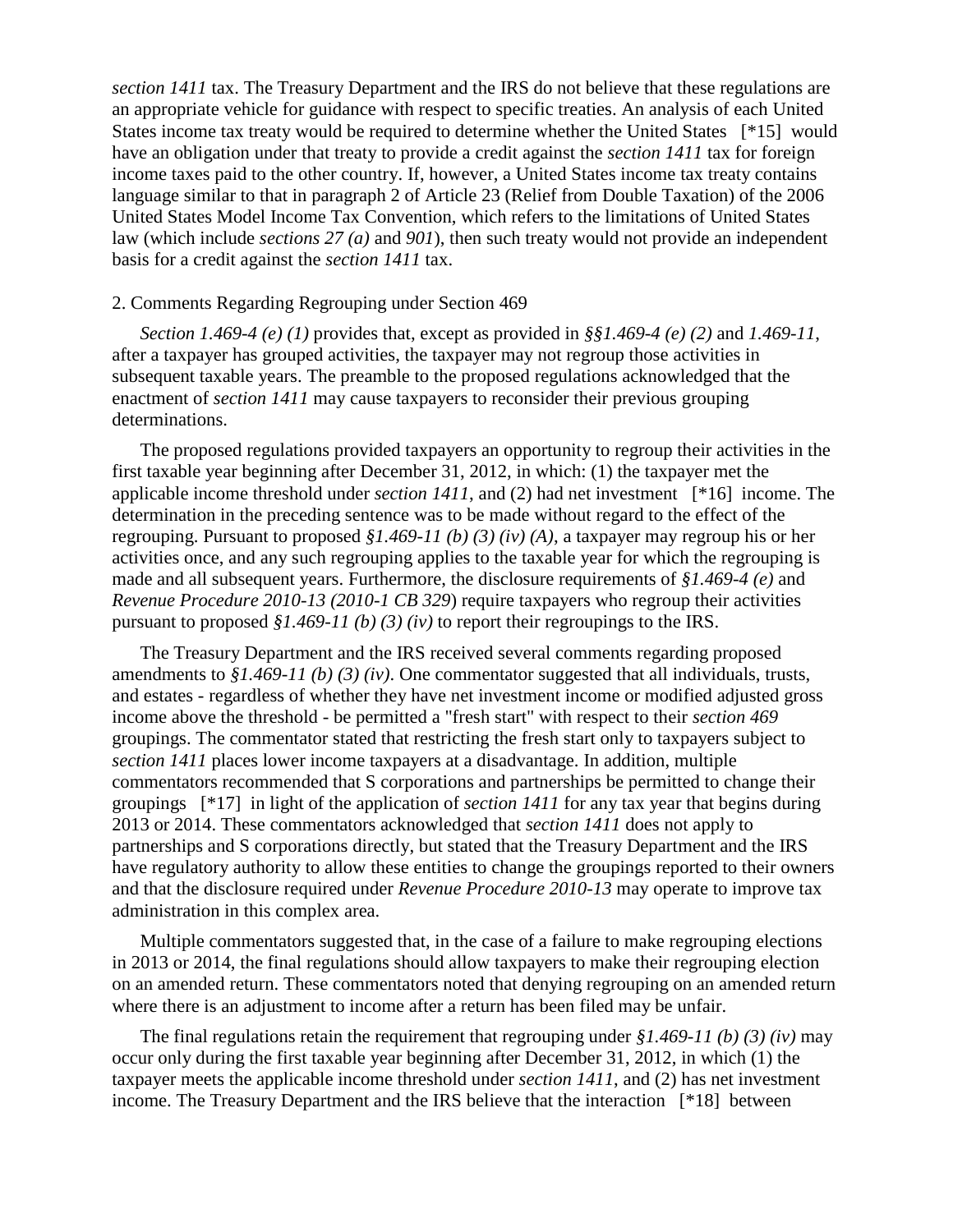*section 1411* tax. The Treasury Department and the IRS do not believe that these regulations are an appropriate vehicle for guidance with respect to specific treaties. An analysis of each United States income tax treaty would be required to determine whether the United States [*15] would have an obligation under that treaty to provide a credit against the *section 1411* tax for foreign income taxes paid to the other country. If, however, a United States income tax treaty contains language similar to that in paragraph 2 of Article 23 (Relief from Double Taxation) of the 2006 United States Model Income Tax Convention, which refers to the limitations of United States law (which include *sections 27 (a)* and *901*), then such treaty would not provide an independent basis for a credit against the *section 1411* tax.

2. Comments Regarding Regrouping under Section 469

*Section 1.469-4 (e) (1)* provides that, except as provided in *§§1.469-4 (e) (2)* and *1.469-11*, after a taxpayer has grouped activities, the taxpayer may not regroup those activities in subsequent taxable years. The preamble to the proposed regulations acknowledged that the enactment of *section 1411* may cause taxpayers to reconsider their previous grouping determinations.

The proposed regulations provided taxpayers an opportunity to regroup their activities in the first taxable year beginning after December 31, 2012, in which: (1) the taxpayer met the applicable income threshold under *section 1411*, and (2) had net investment [*16] income. The determination in the preceding sentence was to be made without regard to the effect of the regrouping. Pursuant to proposed *§1.469-11 (b) (3) (iv) (A)*, a taxpayer may regroup his or her activities once, and any such regrouping applies to the taxable year for which the regrouping is made and all subsequent years. Furthermore, the disclosure requirements of *§1.469-4 (e)* and *Revenue Procedure 2010-13 (2010-1 CB 329*) require taxpayers who regroup their activities pursuant to proposed *§1.469-11 (b) (3) (iv)* to report their regroupings to the IRS.

The Treasury Department and the IRS received several comments regarding proposed amendments to *§1.469-11 (b) (3) (iv)*. One commentator suggested that all individuals, trusts, and estates - regardless of whether they have net investment income or modified adjusted gross income above the threshold - be permitted a "fresh start" with respect to their *section 469* groupings. The commentator stated that restricting the fresh start only to taxpayers subject to *section 1411* places lower income taxpayers at a disadvantage. In addition, multiple commentators recommended that S corporations and partnerships be permitted to change their groupings [*17] in light of the application of *section 1411* for any tax year that begins during 2013 or 2014. These commentators acknowledged that *section 1411* does not apply to partnerships and S corporations directly, but stated that the Treasury Department and the IRS have regulatory authority to allow these entities to change the groupings reported to their owners and that the disclosure required under *Revenue Procedure 2010-13* may operate to improve tax administration in this complex area.

Multiple commentators suggested that, in the case of a failure to make regrouping elections in 2013 or 2014, the final regulations should allow taxpayers to make their regrouping election on an amended return. These commentators noted that denying regrouping on an amended return where there is an adjustment to income after a return has been filed may be unfair.

The final regulations retain the requirement that regrouping under *§1.469-11 (b) (3) (iv)* may occur only during the first taxable year beginning after December 31, 2012, in which (1) the taxpayer meets the applicable income threshold under *section 1411*, and (2) has net investment income. The Treasury Department and the IRS believe that the interaction [*18] between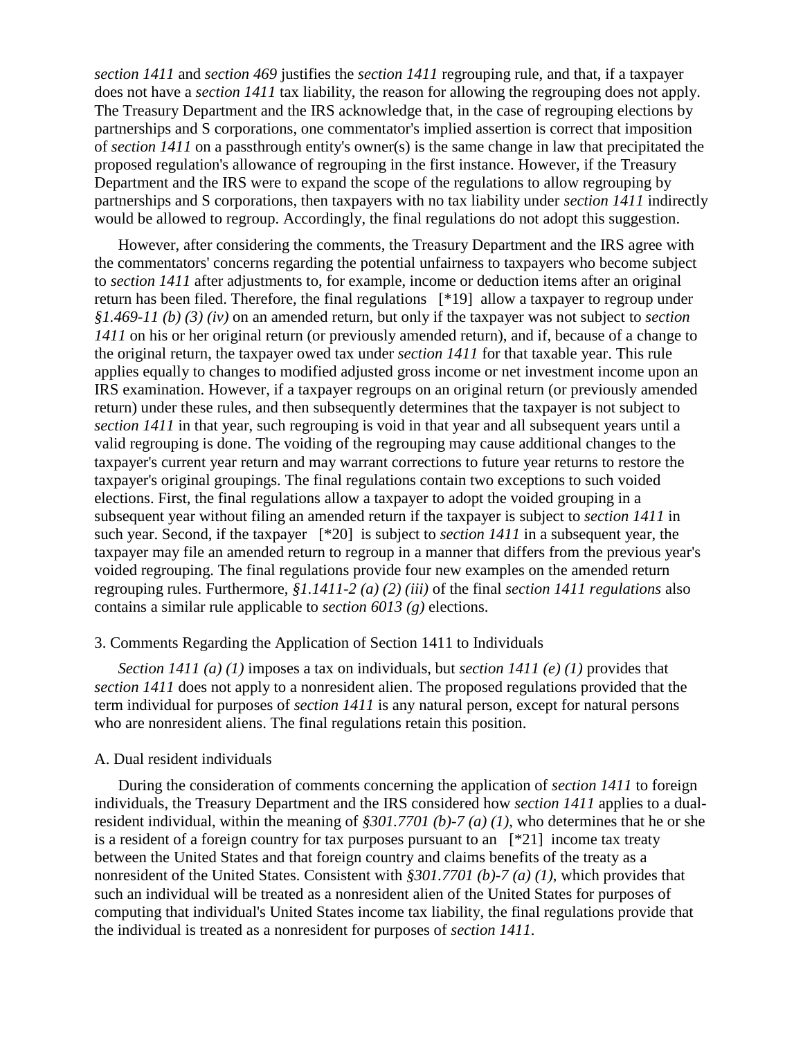*section 1411* and *section 469* justifies the *section 1411* regrouping rule, and that, if a taxpayer does not have a *section 1411* tax liability, the reason for allowing the regrouping does not apply. The Treasury Department and the IRS acknowledge that, in the case of regrouping elections by partnerships and S corporations, one commentator's implied assertion is correct that imposition of *section 1411* on a passthrough entity's owner(s) is the same change in law that precipitated the proposed regulation's allowance of regrouping in the first instance. However, if the Treasury Department and the IRS were to expand the scope of the regulations to allow regrouping by partnerships and S corporations, then taxpayers with no tax liability under *section 1411* indirectly would be allowed to regroup. Accordingly, the final regulations do not adopt this suggestion.

However, after considering the comments, the Treasury Department and the IRS agree with the commentators' concerns regarding the potential unfairness to taxpayers who become subject to *section 1411* after adjustments to, for example, income or deduction items after an original return has been filed. Therefore, the final regulations [*19] allow a taxpayer to regroup under *§1.469-11 (b) (3) (iv)* on an amended return, but only if the taxpayer was not subject to *section 1411* on his or her original return (or previously amended return), and if, because of a change to the original return, the taxpayer owed tax under *section 1411* for that taxable year. This rule applies equally to changes to modified adjusted gross income or net investment income upon an IRS examination. However, if a taxpayer regroups on an original return (or previously amended return) under these rules, and then subsequently determines that the taxpayer is not subject to *section 1411* in that year, such regrouping is void in that year and all subsequent years until a valid regrouping is done. The voiding of the regrouping may cause additional changes to the taxpayer's current year return and may warrant corrections to future year returns to restore the taxpayer's original groupings. The final regulations contain two exceptions to such voided elections. First, the final regulations allow a taxpayer to adopt the voided grouping in a subsequent year without filing an amended return if the taxpayer is subject to *section 1411* in such year. Second, if the taxpayer [*20] is subject to *section 1411* in a subsequent year, the taxpayer may file an amended return to regroup in a manner that differs from the previous year's voided regrouping. The final regulations provide four new examples on the amended return regrouping rules. Furthermore, *§1.1411-2 (a) (2) (iii)* of the final *section 1411 regulations* also contains a similar rule applicable to *section 6013 (g)* elections.

3. Comments Regarding the Application of Section 1411 to Individuals

*Section 1411 (a) (1)* imposes a tax on individuals, but *section 1411 (e) (1)* provides that *section 1411* does not apply to a nonresident alien. The proposed regulations provided that the term individual for purposes of *section 1411* is any natural person, except for natural persons who are nonresident aliens. The final regulations retain this position.

A. Dual resident individuals

During the consideration of comments concerning the application of *section 1411* to foreign individuals, the Treasury Department and the IRS considered how *section 1411* applies to a dual-resident individual, within the meaning of *§301.7701 (b)-7 (a) (1)*, who determines that he or she is a resident of a foreign country for tax purposes pursuant to an [*21] income tax treaty between the United States and that foreign country and claims benefits of the treaty as a nonresident of the United States. Consistent with *§301.7701 (b)-7 (a) (1)*, which provides that such an individual will be treated as a nonresident alien of the United States for purposes of computing that individual's United States income tax liability, the final regulations provide that the individual is treated as a nonresident for purposes of *section 1411*.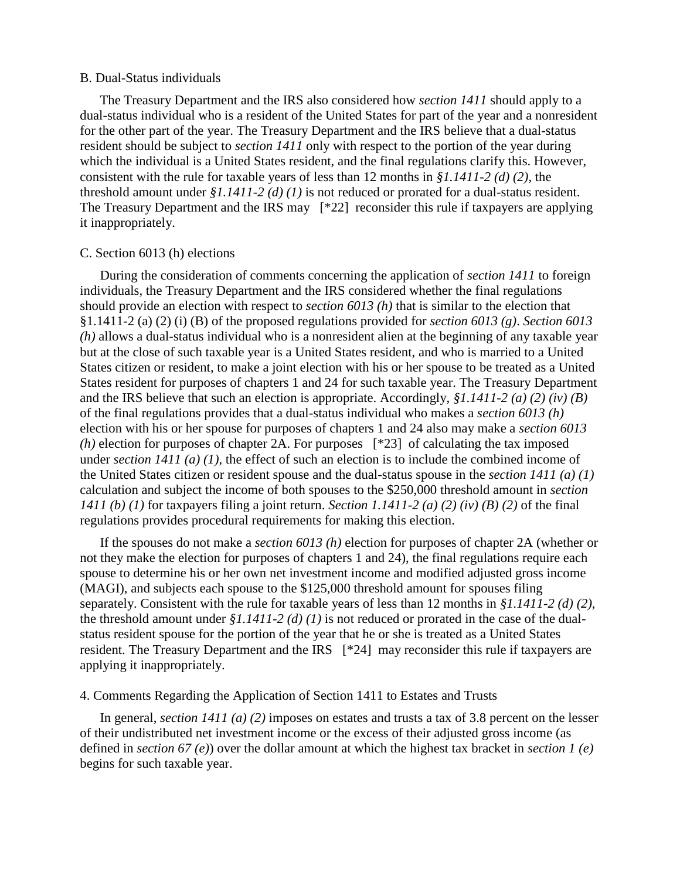B. Dual-Status individuals

The Treasury Department and the IRS also considered how *section 1411* should apply to a dual-status individual who is a resident of the United States for part of the year and a nonresident for the other part of the year. The Treasury Department and the IRS believe that a dual-status resident should be subject to *section 1411* only with respect to the portion of the year during which the individual is a United States resident, and the final regulations clarify this. However, consistent with the rule for taxable years of less than 12 months in *§1.1411-2 (d) (2)*, the threshold amount under *§1.1411-2 (d) (1)* is not reduced or prorated for a dual-status resident. The Treasury Department and the IRS may [*22] reconsider this rule if taxpayers are applying it inappropriately.

C. Section 6013 (h) elections

During the consideration of comments concerning the application of *section 1411* to foreign individuals, the Treasury Department and the IRS considered whether the final regulations should provide an election with respect to *section 6013 (h)* that is similar to the election that §1.1411-2 (a) (2) (i) (B) of the proposed regulations provided for *section 6013 (g)*. *Section 6013 (h)* allows a dual-status individual who is a nonresident alien at the beginning of any taxable year but at the close of such taxable year is a United States resident, and who is married to a United States citizen or resident, to make a joint election with his or her spouse to be treated as a United States resident for purposes of chapters 1 and 24 for such taxable year. The Treasury Department and the IRS believe that such an election is appropriate. Accordingly, *§1.1411-2 (a) (2) (iv) (B)* of the final regulations provides that a dual-status individual who makes a *section 6013 (h)* election with his or her spouse for purposes of chapters 1 and 24 also may make a *section 6013 (h)* election for purposes of chapter 2A. For purposes [*23] of calculating the tax imposed under *section 1411 (a) (1)*, the effect of such an election is to include the combined income of the United States citizen or resident spouse and the dual-status spouse in the *section 1411 (a) (1)* calculation and subject the income of both spouses to the $250,000 threshold amount in *section 1411 (b) (1)* for taxpayers filing a joint return. *Section 1.1411-2 (a) (2) (iv) (B) (2)* of the final regulations provides procedural requirements for making this election.

If the spouses do not make a *section 6013 (h)* election for purposes of chapter 2A (whether or not they make the election for purposes of chapters 1 and 24), the final regulations require each spouse to determine his or her own net investment income and modified adjusted gross income (MAGI), and subjects each spouse to the $125,000 threshold amount for spouses filing separately. Consistent with the rule for taxable years of less than 12 months in *§1.1411-2 (d) (2)*, the threshold amount under *§1.1411-2 (d) (1)* is not reduced or prorated in the case of the dual-status resident spouse for the portion of the year that he or she is treated as a United States resident. The Treasury Department and the IRS [*24] may reconsider this rule if taxpayers are applying it inappropriately.

4. Comments Regarding the Application of Section 1411 to Estates and Trusts

In general, *section 1411 (a) (2)* imposes on estates and trusts a tax of 3.8 percent on the lesser of their undistributed net investment income or the excess of their adjusted gross income (as defined in *section 67 (e)*) over the dollar amount at which the highest tax bracket in *section 1 (e)* begins for such taxable year.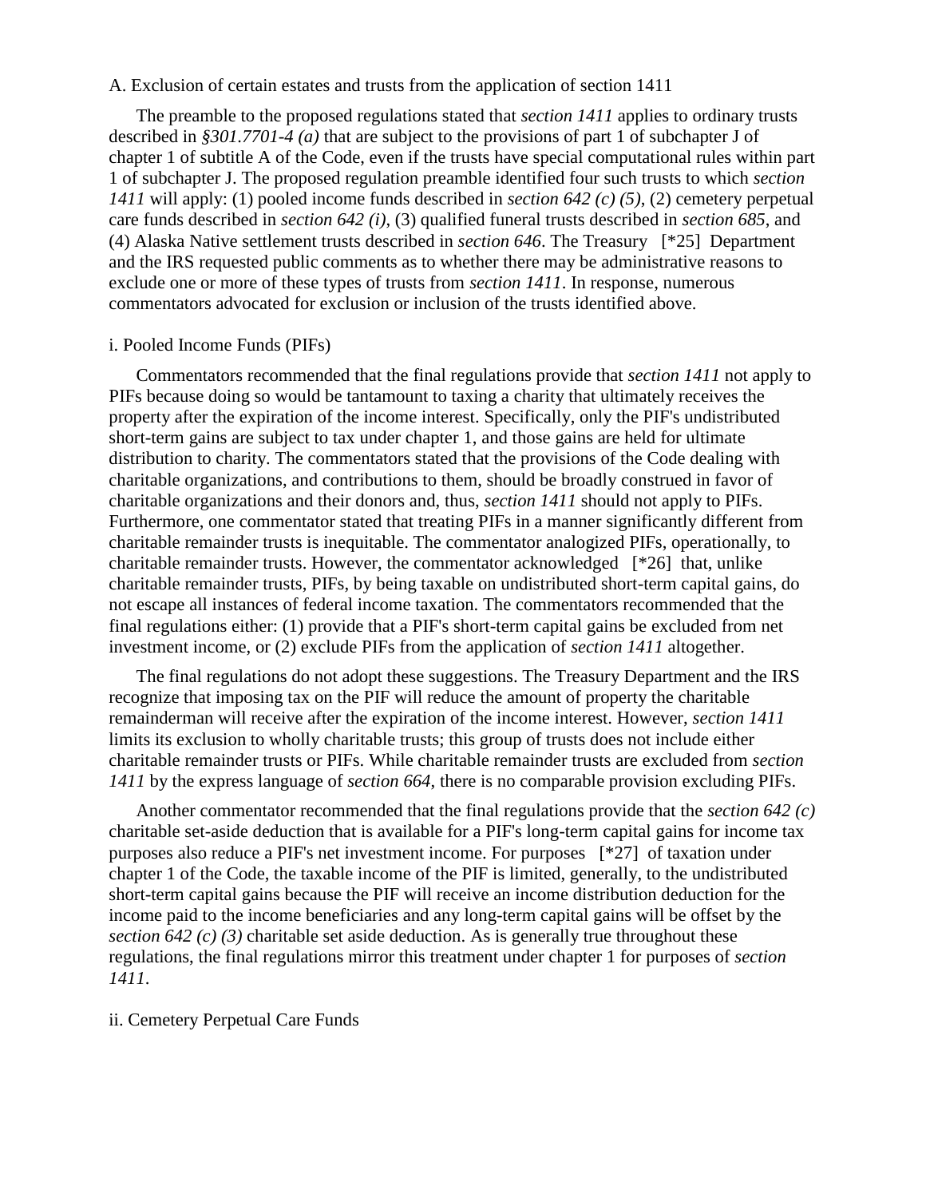A. Exclusion of certain estates and trusts from the application of section 1411

The preamble to the proposed regulations stated that *section 1411* applies to ordinary trusts described in *§301.7701-4 (a)* that are subject to the provisions of part 1 of subchapter J of chapter 1 of subtitle A of the Code, even if the trusts have special computational rules within part 1 of subchapter J. The proposed regulation preamble identified four such trusts to which *section 1411* will apply: (1) pooled income funds described in *section 642 (c) (5)*, (2) cemetery perpetual care funds described in *section 642 (i)*, (3) qualified funeral trusts described in *section 685*, and (4) Alaska Native settlement trusts described in *section 646*. The Treasury [*25] Department and the IRS requested public comments as to whether there may be administrative reasons to exclude one or more of these types of trusts from *section 1411*. In response, numerous commentators advocated for exclusion or inclusion of the trusts identified above.

i. Pooled Income Funds (PIFs)

Commentators recommended that the final regulations provide that *section 1411* not apply to PIFs because doing so would be tantamount to taxing a charity that ultimately receives the property after the expiration of the income interest. Specifically, only the PIF's undistributed short-term gains are subject to tax under chapter 1, and those gains are held for ultimate distribution to charity. The commentators stated that the provisions of the Code dealing with charitable organizations, and contributions to them, should be broadly construed in favor of charitable organizations and their donors and, thus, *section 1411* should not apply to PIFs. Furthermore, one commentator stated that treating PIFs in a manner significantly different from charitable remainder trusts is inequitable. The commentator analogized PIFs, operationally, to charitable remainder trusts. However, the commentator acknowledged [*26] that, unlike charitable remainder trusts, PIFs, by being taxable on undistributed short-term capital gains, do not escape all instances of federal income taxation. The commentators recommended that the final regulations either: (1) provide that a PIF's short-term capital gains be excluded from net investment income, or (2) exclude PIFs from the application of *section 1411* altogether.

The final regulations do not adopt these suggestions. The Treasury Department and the IRS recognize that imposing tax on the PIF will reduce the amount of property the charitable remainderman will receive after the expiration of the income interest. However, *section 1411* limits its exclusion to wholly charitable trusts; this group of trusts does not include either charitable remainder trusts or PIFs. While charitable remainder trusts are excluded from *section 1411* by the express language of *section 664*, there is no comparable provision excluding PIFs.

Another commentator recommended that the final regulations provide that the *section 642 (c)* charitable set-aside deduction that is available for a PIF's long-term capital gains for income tax purposes also reduce a PIF's net investment income. For purposes [*27] of taxation under chapter 1 of the Code, the taxable income of the PIF is limited, generally, to the undistributed short-term capital gains because the PIF will receive an income distribution deduction for the income paid to the income beneficiaries and any long-term capital gains will be offset by the *section 642 (c) (3)* charitable set aside deduction. As is generally true throughout these regulations, the final regulations mirror this treatment under chapter 1 for purposes of *section 1411*.

ii. Cemetery Perpetual Care Funds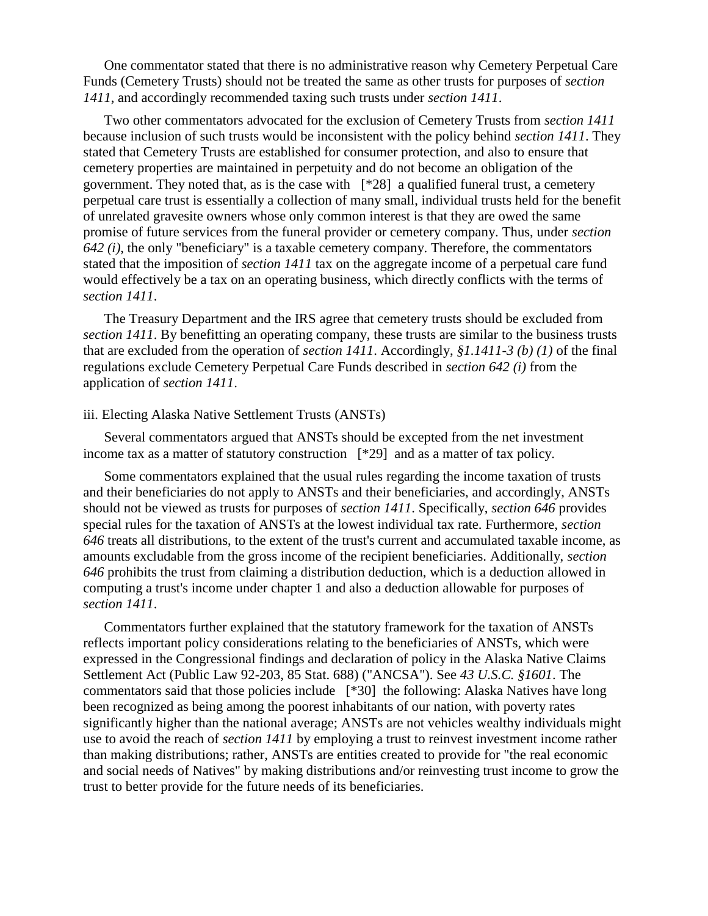One commentator stated that there is no administrative reason why Cemetery Perpetual Care Funds (Cemetery Trusts) should not be treated the same as other trusts for purposes of *section 1411*, and accordingly recommended taxing such trusts under *section 1411*.

Two other commentators advocated for the exclusion of Cemetery Trusts from *section 1411* because inclusion of such trusts would be inconsistent with the policy behind *section 1411*. They stated that Cemetery Trusts are established for consumer protection, and also to ensure that cemetery properties are maintained in perpetuity and do not become an obligation of the government. They noted that, as is the case with [*28] a qualified funeral trust, a cemetery perpetual care trust is essentially a collection of many small, individual trusts held for the benefit of unrelated gravesite owners whose only common interest is that they are owed the same promise of future services from the funeral provider or cemetery company. Thus, under *section 642 (i)*, the only "beneficiary" is a taxable cemetery company. Therefore, the commentators stated that the imposition of *section 1411* tax on the aggregate income of a perpetual care fund would effectively be a tax on an operating business, which directly conflicts with the terms of *section 1411*.

The Treasury Department and the IRS agree that cemetery trusts should be excluded from *section 1411*. By benefitting an operating company, these trusts are similar to the business trusts that are excluded from the operation of *section 1411*. Accordingly, *§1.1411-3 (b) (1)* of the final regulations exclude Cemetery Perpetual Care Funds described in *section 642 (i)* from the application of *section 1411*.

iii. Electing Alaska Native Settlement Trusts (ANSTs)

Several commentators argued that ANSTs should be excepted from the net investment income tax as a matter of statutory construction [*29] and as a matter of tax policy.

Some commentators explained that the usual rules regarding the income taxation of trusts and their beneficiaries do not apply to ANSTs and their beneficiaries, and accordingly, ANSTs should not be viewed as trusts for purposes of *section 1411*. Specifically, *section 646* provides special rules for the taxation of ANSTs at the lowest individual tax rate. Furthermore, *section 646* treats all distributions, to the extent of the trust's current and accumulated taxable income, as amounts excludable from the gross income of the recipient beneficiaries. Additionally, *section 646* prohibits the trust from claiming a distribution deduction, which is a deduction allowed in computing a trust's income under chapter 1 and also a deduction allowable for purposes of *section 1411*.

Commentators further explained that the statutory framework for the taxation of ANSTs reflects important policy considerations relating to the beneficiaries of ANSTs, which were expressed in the Congressional findings and declaration of policy in the Alaska Native Claims Settlement Act (Public Law 92-203, 85 Stat. 688) ("ANCSA"). See *43 U.S.C. §1601*. The commentators said that those policies include [*30] the following: Alaska Natives have long been recognized as being among the poorest inhabitants of our nation, with poverty rates significantly higher than the national average; ANSTs are not vehicles wealthy individuals might use to avoid the reach of *section 1411* by employing a trust to reinvest investment income rather than making distributions; rather, ANSTs are entities created to provide for "the real economic and social needs of Natives" by making distributions and/or reinvesting trust income to grow the trust to better provide for the future needs of its beneficiaries.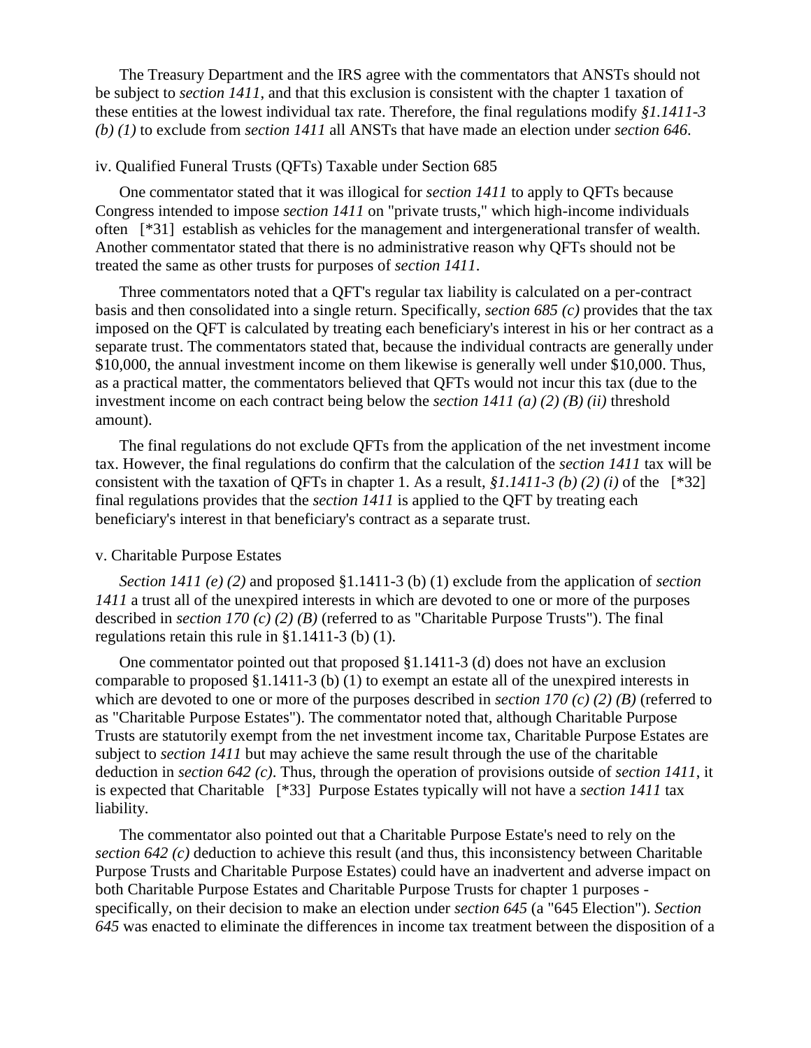The Treasury Department and the IRS agree with the commentators that ANSTs should not be subject to *section 1411*, and that this exclusion is consistent with the chapter 1 taxation of these entities at the lowest individual tax rate. Therefore, the final regulations modify *§1.1411-3 (b) (1)* to exclude from *section 1411* all ANSTs that have made an election under *section 646*.

iv. Qualified Funeral Trusts (QFTs) Taxable under Section 685

One commentator stated that it was illogical for *section 1411* to apply to QFTs because Congress intended to impose *section 1411* on "private trusts," which high-income individuals often [*31] establish as vehicles for the management and intergenerational transfer of wealth. Another commentator stated that there is no administrative reason why QFTs should not be treated the same as other trusts for purposes of *section 1411*.

Three commentators noted that a QFT's regular tax liability is calculated on a per-contract basis and then consolidated into a single return. Specifically, *section 685 (c)* provides that the tax imposed on the QFT is calculated by treating each beneficiary's interest in his or her contract as a separate trust. The commentators stated that, because the individual contracts are generally under $10,000, the annual investment income on them likewise is generally well under $10,000. Thus, as a practical matter, the commentators believed that QFTs would not incur this tax (due to the investment income on each contract being below the *section 1411 (a) (2) (B) (ii)* threshold amount).

The final regulations do not exclude QFTs from the application of the net investment income tax. However, the final regulations do confirm that the calculation of the *section 1411* tax will be consistent with the taxation of QFTs in chapter 1. As a result, *§1.1411-3 (b) (2) (i)* of the [*32] final regulations provides that the *section 1411* is applied to the QFT by treating each beneficiary's interest in that beneficiary's contract as a separate trust.

v. Charitable Purpose Estates

*Section 1411 (e) (2)* and proposed §1.1411-3 (b) (1) exclude from the application of *section 1411* a trust all of the unexpired interests in which are devoted to one or more of the purposes described in *section 170 (c) (2) (B)* (referred to as "Charitable Purpose Trusts"). The final regulations retain this rule in §1.1411-3 (b) (1).

One commentator pointed out that proposed §1.1411-3 (d) does not have an exclusion comparable to proposed §1.1411-3 (b) (1) to exempt an estate all of the unexpired interests in which are devoted to one or more of the purposes described in *section 170 (c) (2) (B)* (referred to as "Charitable Purpose Estates"). The commentator noted that, although Charitable Purpose Trusts are statutorily exempt from the net investment income tax, Charitable Purpose Estates are subject to *section 1411* but may achieve the same result through the use of the charitable deduction in *section 642 (c)*. Thus, through the operation of provisions outside of *section 1411*, it is expected that Charitable [*33] Purpose Estates typically will not have a *section 1411* tax liability.

The commentator also pointed out that a Charitable Purpose Estate's need to rely on the *section 642 (c)* deduction to achieve this result (and thus, this inconsistency between Charitable Purpose Trusts and Charitable Purpose Estates) could have an inadvertent and adverse impact on both Charitable Purpose Estates and Charitable Purpose Trusts for chapter 1 purposes - specifically, on their decision to make an election under *section 645* (a "645 Election"). *Section 645* was enacted to eliminate the differences in income tax treatment between the disposition of a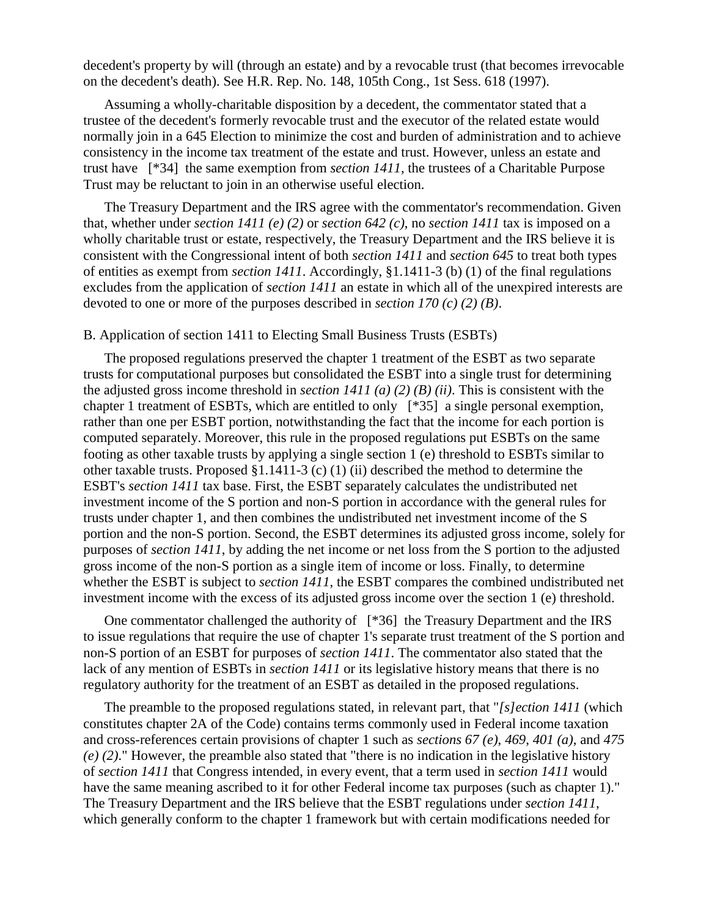decedent's property by will (through an estate) and by a revocable trust (that becomes irrevocable on the decedent's death). See H.R. Rep. No. 148, 105th Cong., 1st Sess. 618 (1997).

Assuming a wholly-charitable disposition by a decedent, the commentator stated that a trustee of the decedent's formerly revocable trust and the executor of the related estate would normally join in a 645 Election to minimize the cost and burden of administration and to achieve consistency in the income tax treatment of the estate and trust. However, unless an estate and trust have [*34] the same exemption from *section 1411*, the trustees of a Charitable Purpose Trust may be reluctant to join in an otherwise useful election.

The Treasury Department and the IRS agree with the commentator's recommendation. Given that, whether under *section 1411 (e) (2)* or *section 642 (c)*, no *section 1411* tax is imposed on a wholly charitable trust or estate, respectively, the Treasury Department and the IRS believe it is consistent with the Congressional intent of both *section 1411* and *section 645* to treat both types of entities as exempt from *section 1411*. Accordingly, §1.1411-3 (b) (1) of the final regulations excludes from the application of *section 1411* an estate in which all of the unexpired interests are devoted to one or more of the purposes described in *section 170 (c) (2) (B)*.

B. Application of section 1411 to Electing Small Business Trusts (ESBTs)

The proposed regulations preserved the chapter 1 treatment of the ESBT as two separate trusts for computational purposes but consolidated the ESBT into a single trust for determining the adjusted gross income threshold in *section 1411 (a) (2) (B) (ii)*. This is consistent with the chapter 1 treatment of ESBTs, which are entitled to only [*35] a single personal exemption, rather than one per ESBT portion, notwithstanding the fact that the income for each portion is computed separately. Moreover, this rule in the proposed regulations put ESBTs on the same footing as other taxable trusts by applying a single section 1 (e) threshold to ESBTs similar to other taxable trusts. Proposed §1.1411-3 (c) (1) (ii) described the method to determine the ESBT's *section 1411* tax base. First, the ESBT separately calculates the undistributed net investment income of the S portion and non-S portion in accordance with the general rules for trusts under chapter 1, and then combines the undistributed net investment income of the S portion and the non-S portion. Second, the ESBT determines its adjusted gross income, solely for purposes of *section 1411*, by adding the net income or net loss from the S portion to the adjusted gross income of the non-S portion as a single item of income or loss. Finally, to determine whether the ESBT is subject to *section 1411*, the ESBT compares the combined undistributed net investment income with the excess of its adjusted gross income over the section 1 (e) threshold.

One commentator challenged the authority of [*36] the Treasury Department and the IRS to issue regulations that require the use of chapter 1's separate trust treatment of the S portion and non-S portion of an ESBT for purposes of *section 1411*. The commentator also stated that the lack of any mention of ESBTs in *section 1411* or its legislative history means that there is no regulatory authority for the treatment of an ESBT as detailed in the proposed regulations.

The preamble to the proposed regulations stated, in relevant part, that "*[s]ection 1411* (which constitutes chapter 2A of the Code) contains terms commonly used in Federal income taxation and cross-references certain provisions of chapter 1 such as *sections 67 (e)*, *469*, *401 (a)*, and *475 (e) (2)*." However, the preamble also stated that "there is no indication in the legislative history of *section 1411* that Congress intended, in every event, that a term used in *section 1411* would have the same meaning ascribed to it for other Federal income tax purposes (such as chapter 1)." The Treasury Department and the IRS believe that the ESBT regulations under *section 1411*, which generally conform to the chapter 1 framework but with certain modifications needed for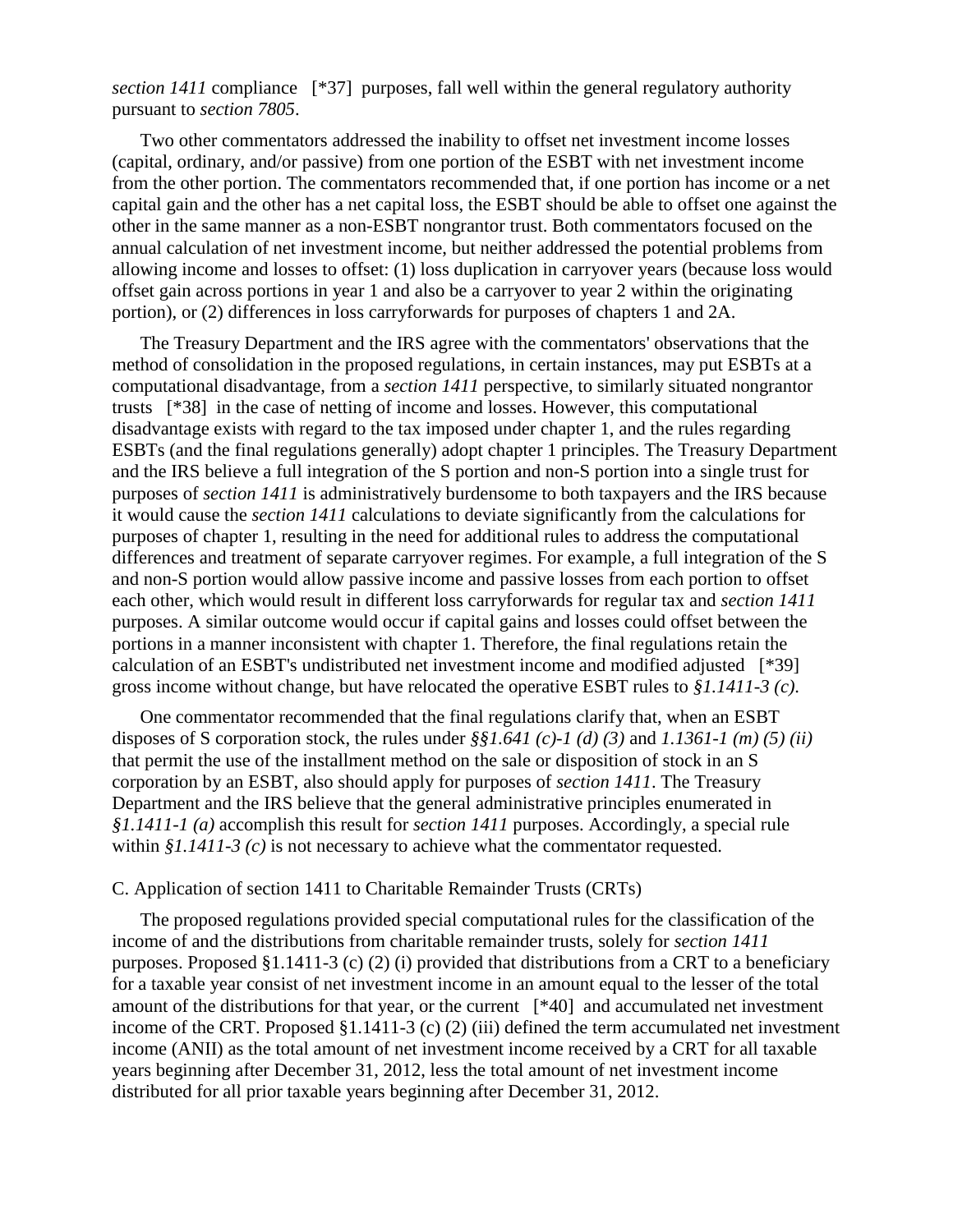*section 1411* compliance [*37] purposes, fall well within the general regulatory authority pursuant to *section 7805*.

Two other commentators addressed the inability to offset net investment income losses (capital, ordinary, and/or passive) from one portion of the ESBT with net investment income from the other portion. The commentators recommended that, if one portion has income or a net capital gain and the other has a net capital loss, the ESBT should be able to offset one against the other in the same manner as a non-ESBT nongrantor trust. Both commentators focused on the annual calculation of net investment income, but neither addressed the potential problems from allowing income and losses to offset: (1) loss duplication in carryover years (because loss would offset gain across portions in year 1 and also be a carryover to year 2 within the originating portion), or (2) differences in loss carryforwards for purposes of chapters 1 and 2A.

The Treasury Department and the IRS agree with the commentators' observations that the method of consolidation in the proposed regulations, in certain instances, may put ESBTs at a computational disadvantage, from a *section 1411* perspective, to similarly situated nongrantor trusts [*38] in the case of netting of income and losses. However, this computational disadvantage exists with regard to the tax imposed under chapter 1, and the rules regarding ESBTs (and the final regulations generally) adopt chapter 1 principles. The Treasury Department and the IRS believe a full integration of the S portion and non-S portion into a single trust for purposes of *section 1411* is administratively burdensome to both taxpayers and the IRS because it would cause the *section 1411* calculations to deviate significantly from the calculations for purposes of chapter 1, resulting in the need for additional rules to address the computational differences and treatment of separate carryover regimes. For example, a full integration of the S and non-S portion would allow passive income and passive losses from each portion to offset each other, which would result in different loss carryforwards for regular tax and *section 1411* purposes. A similar outcome would occur if capital gains and losses could offset between the portions in a manner inconsistent with chapter 1. Therefore, the final regulations retain the calculation of an ESBT's undistributed net investment income and modified adjusted [*39] gross income without change, but have relocated the operative ESBT rules to *§1.1411-3 (c)*.

One commentator recommended that the final regulations clarify that, when an ESBT disposes of S corporation stock, the rules under *§§1.641 (c)-1 (d) (3)* and *1.1361-1 (m) (5) (ii)* that permit the use of the installment method on the sale or disposition of stock in an S corporation by an ESBT, also should apply for purposes of *section 1411*. The Treasury Department and the IRS believe that the general administrative principles enumerated in *§1.1411-1 (a)* accomplish this result for *section 1411* purposes. Accordingly, a special rule within *§1.1411-3 (c)* is not necessary to achieve what the commentator requested.

C. Application of section 1411 to Charitable Remainder Trusts (CRTs)

The proposed regulations provided special computational rules for the classification of the income of and the distributions from charitable remainder trusts, solely for *section 1411* purposes. Proposed §1.1411-3 (c) (2) (i) provided that distributions from a CRT to a beneficiary for a taxable year consist of net investment income in an amount equal to the lesser of the total amount of the distributions for that year, or the current [*40] and accumulated net investment income of the CRT. Proposed §1.1411-3 (c) (2) (iii) defined the term accumulated net investment income (ANII) as the total amount of net investment income received by a CRT for all taxable years beginning after December 31, 2012, less the total amount of net investment income distributed for all prior taxable years beginning after December 31, 2012.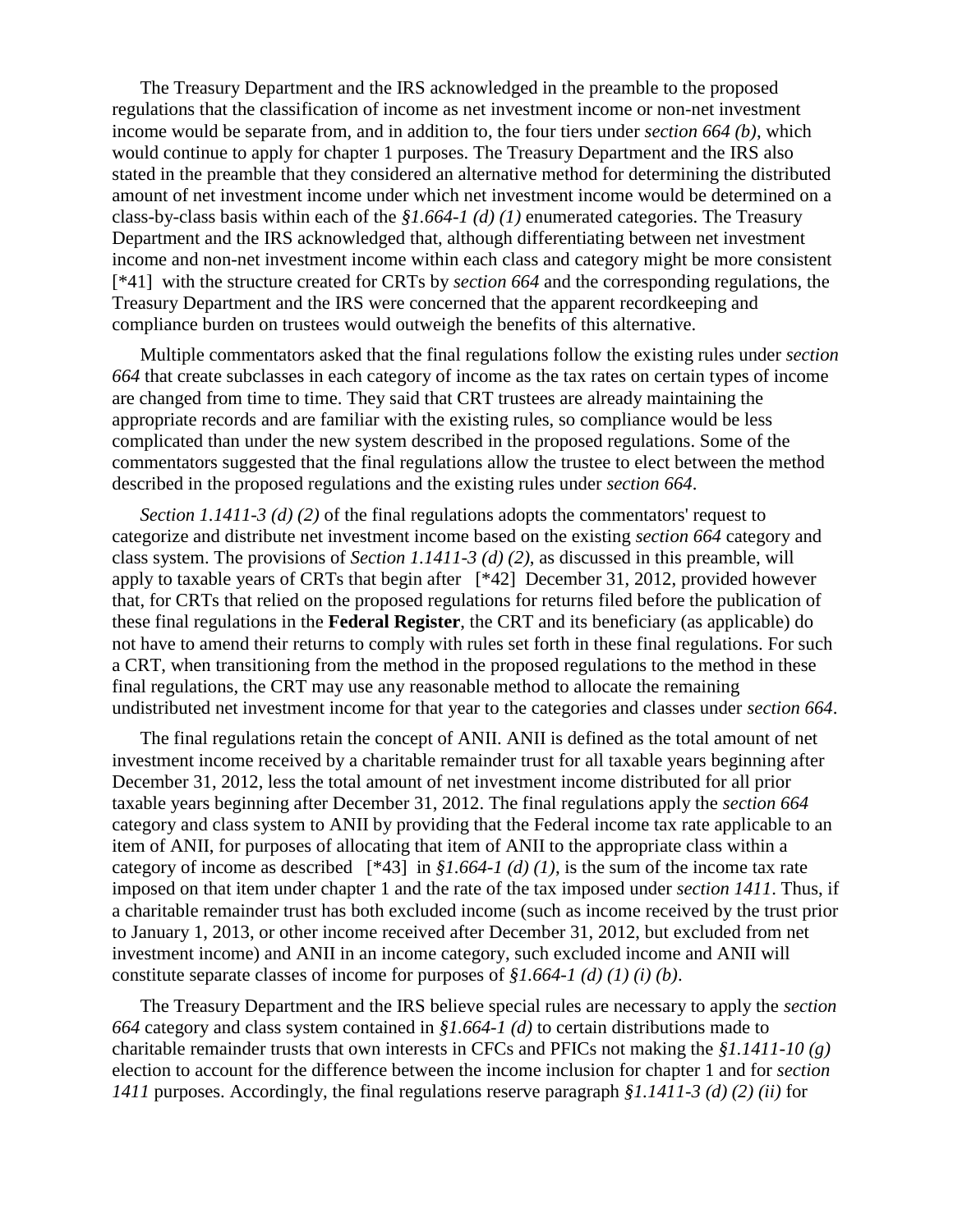The Treasury Department and the IRS acknowledged in the preamble to the proposed regulations that the classification of income as net investment income or non-net investment income would be separate from, and in addition to, the four tiers under *section 664 (b)*, which would continue to apply for chapter 1 purposes. The Treasury Department and the IRS also stated in the preamble that they considered an alternative method for determining the distributed amount of net investment income under which net investment income would be determined on a class-by-class basis within each of the *§1.664-1 (d) (1)* enumerated categories. The Treasury Department and the IRS acknowledged that, although differentiating between net investment income and non-net investment income within each class and category might be more consistent [*41] with the structure created for CRTs by *section 664* and the corresponding regulations, the Treasury Department and the IRS were concerned that the apparent recordkeeping and compliance burden on trustees would outweigh the benefits of this alternative.

Multiple commentators asked that the final regulations follow the existing rules under *section 664* that create subclasses in each category of income as the tax rates on certain types of income are changed from time to time. They said that CRT trustees are already maintaining the appropriate records and are familiar with the existing rules, so compliance would be less complicated than under the new system described in the proposed regulations. Some of the commentators suggested that the final regulations allow the trustee to elect between the method described in the proposed regulations and the existing rules under *section 664*.

*Section 1.1411-3 (d) (2)* of the final regulations adopts the commentators' request to categorize and distribute net investment income based on the existing *section 664* category and class system. The provisions of *Section 1.1411-3 (d) (2)*, as discussed in this preamble, will apply to taxable years of CRTs that begin after [*42] December 31, 2012, provided however that, for CRTs that relied on the proposed regulations for returns filed before the publication of these final regulations in the **Federal Register**, the CRT and its beneficiary (as applicable) do not have to amend their returns to comply with rules set forth in these final regulations. For such a CRT, when transitioning from the method in the proposed regulations to the method in these final regulations, the CRT may use any reasonable method to allocate the remaining undistributed net investment income for that year to the categories and classes under *section 664*.

The final regulations retain the concept of ANII. ANII is defined as the total amount of net investment income received by a charitable remainder trust for all taxable years beginning after December 31, 2012, less the total amount of net investment income distributed for all prior taxable years beginning after December 31, 2012. The final regulations apply the *section 664* category and class system to ANII by providing that the Federal income tax rate applicable to an item of ANII, for purposes of allocating that item of ANII to the appropriate class within a category of income as described [*43] in *§1.664-1 (d) (1)*, is the sum of the income tax rate imposed on that item under chapter 1 and the rate of the tax imposed under *section 1411*. Thus, if a charitable remainder trust has both excluded income (such as income received by the trust prior to January 1, 2013, or other income received after December 31, 2012, but excluded from net investment income) and ANII in an income category, such excluded income and ANII will constitute separate classes of income for purposes of *§1.664-1 (d) (1) (i) (b)*.

The Treasury Department and the IRS believe special rules are necessary to apply the *section 664* category and class system contained in *§1.664-1 (d)* to certain distributions made to charitable remainder trusts that own interests in CFCs and PFICs not making the *§1.1411-10 (g)* election to account for the difference between the income inclusion for chapter 1 and for *section 1411* purposes. Accordingly, the final regulations reserve paragraph *§1.1411-3 (d) (2) (ii)* for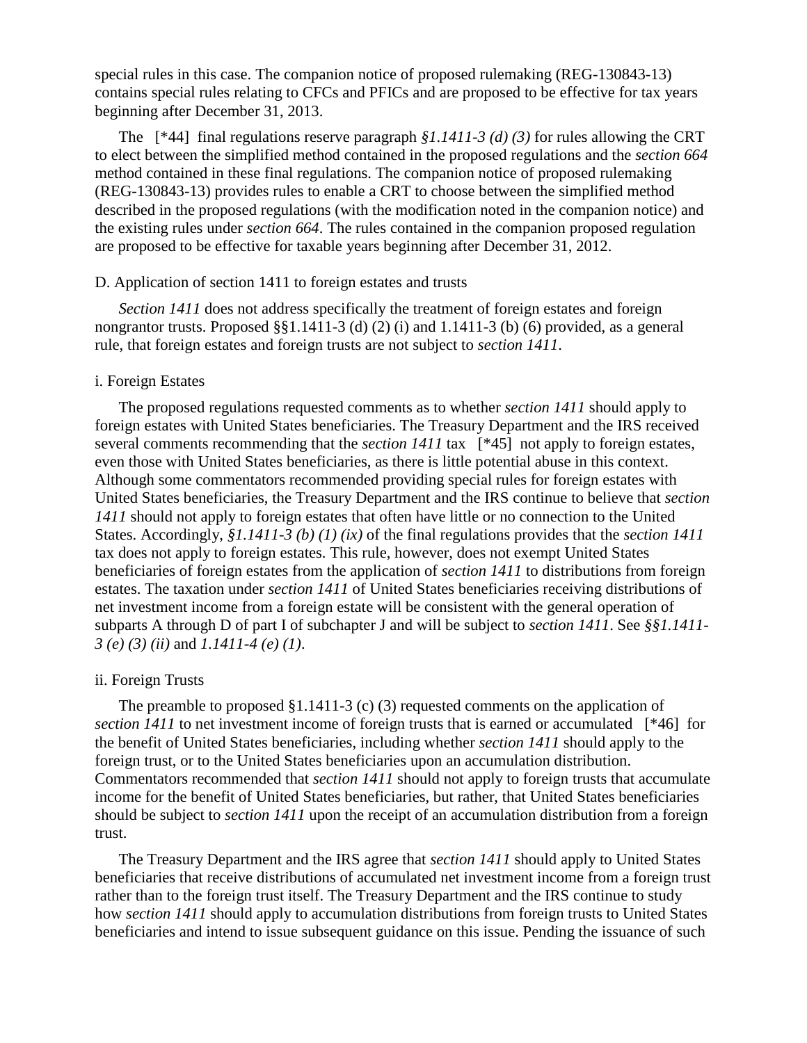special rules in this case. The companion notice of proposed rulemaking (REG-130843-13) contains special rules relating to CFCs and PFICs and are proposed to be effective for tax years beginning after December 31, 2013.

The [*44] final regulations reserve paragraph *§1.1411-3 (d) (3)* for rules allowing the CRT to elect between the simplified method contained in the proposed regulations and the *section 664* method contained in these final regulations. The companion notice of proposed rulemaking (REG-130843-13) provides rules to enable a CRT to choose between the simplified method described in the proposed regulations (with the modification noted in the companion notice) and the existing rules under *section 664*. The rules contained in the companion proposed regulation are proposed to be effective for taxable years beginning after December 31, 2012.

D. Application of section 1411 to foreign estates and trusts

*Section 1411* does not address specifically the treatment of foreign estates and foreign nongrantor trusts. Proposed §§1.1411-3 (d) (2) (i) and 1.1411-3 (b) (6) provided, as a general rule, that foreign estates and foreign trusts are not subject to *section 1411*.

i. Foreign Estates

The proposed regulations requested comments as to whether *section 1411* should apply to foreign estates with United States beneficiaries. The Treasury Department and the IRS received several comments recommending that the *section 1411* tax [*45] not apply to foreign estates, even those with United States beneficiaries, as there is little potential abuse in this context. Although some commentators recommended providing special rules for foreign estates with United States beneficiaries, the Treasury Department and the IRS continue to believe that *section 1411* should not apply to foreign estates that often have little or no connection to the United States. Accordingly, *§1.1411-3 (b) (1) (ix)* of the final regulations provides that the *section 1411* tax does not apply to foreign estates. This rule, however, does not exempt United States beneficiaries of foreign estates from the application of *section 1411* to distributions from foreign estates. The taxation under *section 1411* of United States beneficiaries receiving distributions of net investment income from a foreign estate will be consistent with the general operation of subparts A through D of part I of subchapter J and will be subject to *section 1411*. See *§§1.1411-3 (e) (3) (ii)* and *1.1411-4 (e) (1)*.

ii. Foreign Trusts

The preamble to proposed §1.1411-3 (c) (3) requested comments on the application of *section 1411* to net investment income of foreign trusts that is earned or accumulated [*46] for the benefit of United States beneficiaries, including whether *section 1411* should apply to the foreign trust, or to the United States beneficiaries upon an accumulation distribution. Commentators recommended that *section 1411* should not apply to foreign trusts that accumulate income for the benefit of United States beneficiaries, but rather, that United States beneficiaries should be subject to *section 1411* upon the receipt of an accumulation distribution from a foreign trust.

The Treasury Department and the IRS agree that *section 1411* should apply to United States beneficiaries that receive distributions of accumulated net investment income from a foreign trust rather than to the foreign trust itself. The Treasury Department and the IRS continue to study how *section 1411* should apply to accumulation distributions from foreign trusts to United States beneficiaries and intend to issue subsequent guidance on this issue. Pending the issuance of such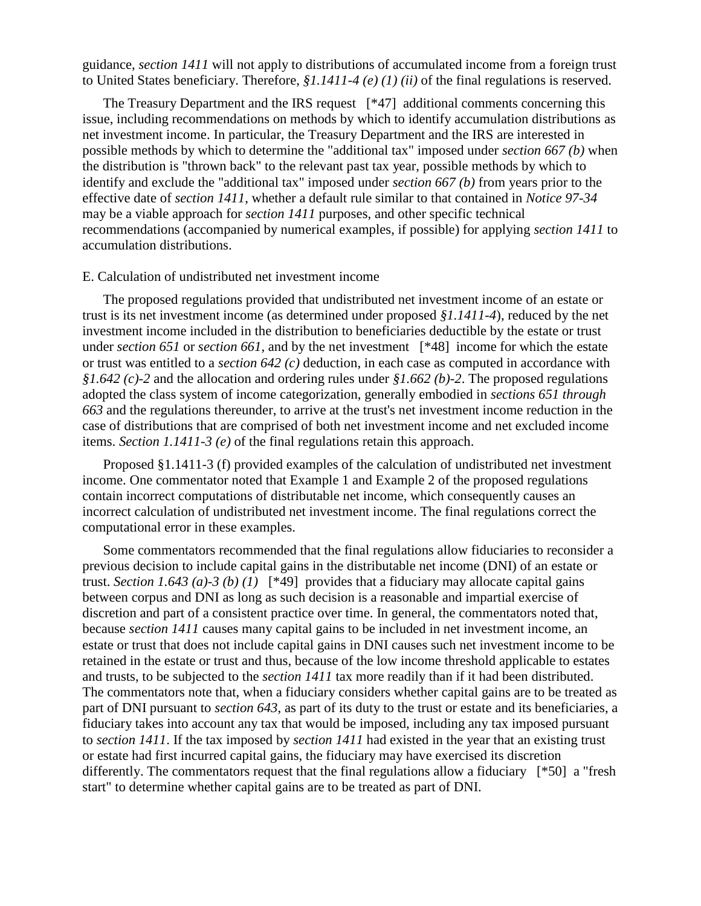guidance, *section 1411* will not apply to distributions of accumulated income from a foreign trust to United States beneficiary. Therefore, *§1.1411-4 (e) (1) (ii)* of the final regulations is reserved.

The Treasury Department and the IRS request [*47] additional comments concerning this issue, including recommendations on methods by which to identify accumulation distributions as net investment income. In particular, the Treasury Department and the IRS are interested in possible methods by which to determine the "additional tax" imposed under *section 667 (b)* when the distribution is "thrown back" to the relevant past tax year, possible methods by which to identify and exclude the "additional tax" imposed under *section 667 (b)* from years prior to the effective date of *section 1411*, whether a default rule similar to that contained in *Notice 97-34* may be a viable approach for *section 1411* purposes, and other specific technical recommendations (accompanied by numerical examples, if possible) for applying *section 1411* to accumulation distributions.

E. Calculation of undistributed net investment income

The proposed regulations provided that undistributed net investment income of an estate or trust is its net investment income (as determined under proposed *§1.1411-4*), reduced by the net investment income included in the distribution to beneficiaries deductible by the estate or trust under *section 651* or *section 661*, and by the net investment [*48] income for which the estate or trust was entitled to a *section 642 (c)* deduction, in each case as computed in accordance with *§1.642 (c)-2* and the allocation and ordering rules under *§1.662 (b)-2*. The proposed regulations adopted the class system of income categorization, generally embodied in *sections 651 through 663* and the regulations thereunder, to arrive at the trust's net investment income reduction in the case of distributions that are comprised of both net investment income and net excluded income items. *Section 1.1411-3 (e)* of the final regulations retain this approach.

Proposed §1.1411-3 (f) provided examples of the calculation of undistributed net investment income. One commentator noted that Example 1 and Example 2 of the proposed regulations contain incorrect computations of distributable net income, which consequently causes an incorrect calculation of undistributed net investment income. The final regulations correct the computational error in these examples.

Some commentators recommended that the final regulations allow fiduciaries to reconsider a previous decision to include capital gains in the distributable net income (DNI) of an estate or trust. *Section 1.643 (a)-3 (b) (1)* [*49] provides that a fiduciary may allocate capital gains between corpus and DNI as long as such decision is a reasonable and impartial exercise of discretion and part of a consistent practice over time. In general, the commentators noted that, because *section 1411* causes many capital gains to be included in net investment income, an estate or trust that does not include capital gains in DNI causes such net investment income to be retained in the estate or trust and thus, because of the low income threshold applicable to estates and trusts, to be subjected to the *section 1411* tax more readily than if it had been distributed. The commentators note that, when a fiduciary considers whether capital gains are to be treated as part of DNI pursuant to *section 643*, as part of its duty to the trust or estate and its beneficiaries, a fiduciary takes into account any tax that would be imposed, including any tax imposed pursuant to *section 1411*. If the tax imposed by *section 1411* had existed in the year that an existing trust or estate had first incurred capital gains, the fiduciary may have exercised its discretion differently. The commentators request that the final regulations allow a fiduciary [*50] a "fresh start" to determine whether capital gains are to be treated as part of DNI.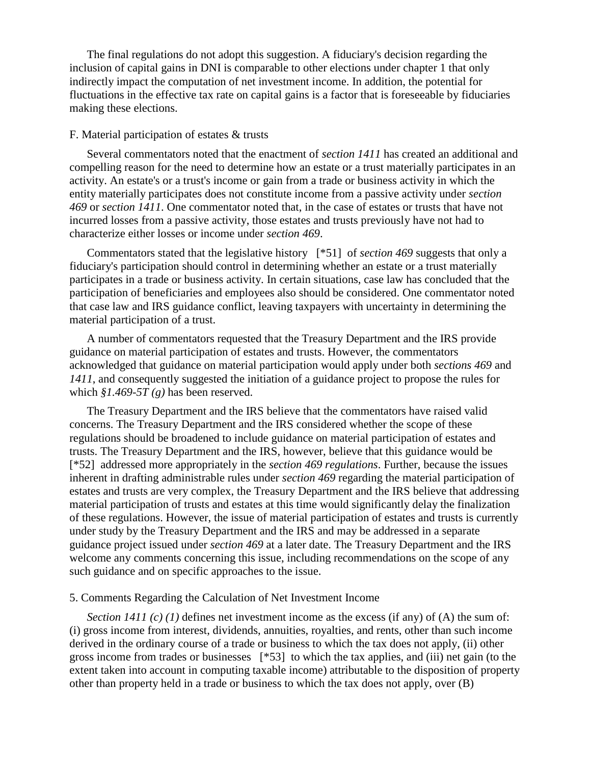The final regulations do not adopt this suggestion. A fiduciary's decision regarding the inclusion of capital gains in DNI is comparable to other elections under chapter 1 that only indirectly impact the computation of net investment income. In addition, the potential for fluctuations in the effective tax rate on capital gains is a factor that is foreseeable by fiduciaries making these elections.

F. Material participation of estates & trusts

Several commentators noted that the enactment of *section 1411* has created an additional and compelling reason for the need to determine how an estate or a trust materially participates in an activity. An estate's or a trust's income or gain from a trade or business activity in which the entity materially participates does not constitute income from a passive activity under *section 469* or *section 1411*. One commentator noted that, in the case of estates or trusts that have not incurred losses from a passive activity, those estates and trusts previously have not had to characterize either losses or income under *section 469*.

Commentators stated that the legislative history [*51] of *section 469* suggests that only a fiduciary's participation should control in determining whether an estate or a trust materially participates in a trade or business activity. In certain situations, case law has concluded that the participation of beneficiaries and employees also should be considered. One commentator noted that case law and IRS guidance conflict, leaving taxpayers with uncertainty in determining the material participation of a trust.

A number of commentators requested that the Treasury Department and the IRS provide guidance on material participation of estates and trusts. However, the commentators acknowledged that guidance on material participation would apply under both *sections 469* and *1411*, and consequently suggested the initiation of a guidance project to propose the rules for which *§1.469-5T (g)* has been reserved.

The Treasury Department and the IRS believe that the commentators have raised valid concerns. The Treasury Department and the IRS considered whether the scope of these regulations should be broadened to include guidance on material participation of estates and trusts. The Treasury Department and the IRS, however, believe that this guidance would be [*52] addressed more appropriately in the *section 469 regulations*. Further, because the issues inherent in drafting administrable rules under *section 469* regarding the material participation of estates and trusts are very complex, the Treasury Department and the IRS believe that addressing material participation of trusts and estates at this time would significantly delay the finalization of these regulations. However, the issue of material participation of estates and trusts is currently under study by the Treasury Department and the IRS and may be addressed in a separate guidance project issued under *section 469* at a later date. The Treasury Department and the IRS welcome any comments concerning this issue, including recommendations on the scope of any such guidance and on specific approaches to the issue.

5. Comments Regarding the Calculation of Net Investment Income

*Section 1411 (c) (1)* defines net investment income as the excess (if any) of (A) the sum of: (i) gross income from interest, dividends, annuities, royalties, and rents, other than such income derived in the ordinary course of a trade or business to which the tax does not apply, (ii) other gross income from trades or businesses [*53] to which the tax applies, and (iii) net gain (to the extent taken into account in computing taxable income) attributable to the disposition of property other than property held in a trade or business to which the tax does not apply, over (B)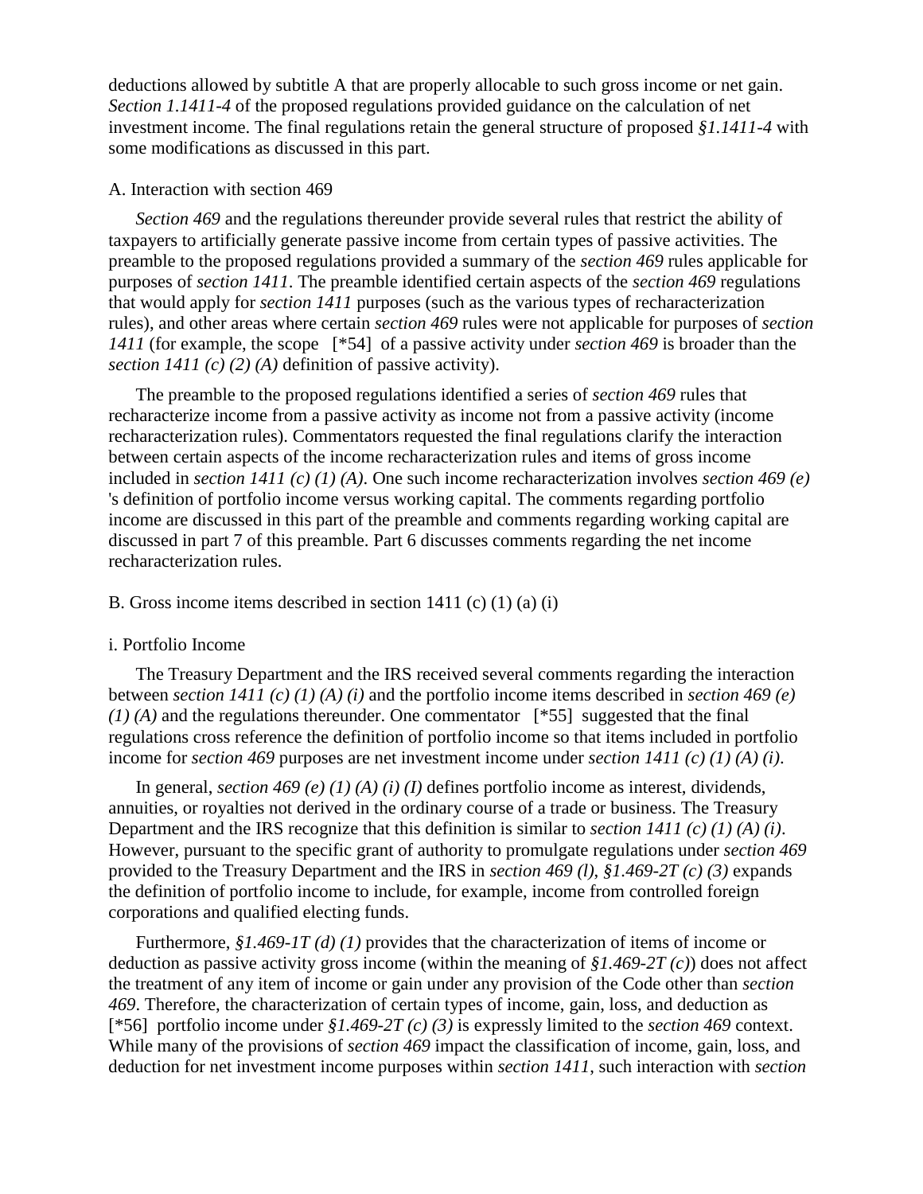deductions allowed by subtitle A that are properly allocable to such gross income or net gain. *Section 1.1411-4* of the proposed regulations provided guidance on the calculation of net investment income. The final regulations retain the general structure of proposed *§1.1411-4* with some modifications as discussed in this part.

A. Interaction with section 469

*Section 469* and the regulations thereunder provide several rules that restrict the ability of taxpayers to artificially generate passive income from certain types of passive activities. The preamble to the proposed regulations provided a summary of the *section 469* rules applicable for purposes of *section 1411*. The preamble identified certain aspects of the *section 469* regulations that would apply for *section 1411* purposes (such as the various types of recharacterization rules), and other areas where certain *section 469* rules were not applicable for purposes of *section 1411* (for example, the scope [*54] of a passive activity under *section 469* is broader than the *section 1411 (c) (2) (A)* definition of passive activity).

The preamble to the proposed regulations identified a series of *section 469* rules that recharacterize income from a passive activity as income not from a passive activity (income recharacterization rules). Commentators requested the final regulations clarify the interaction between certain aspects of the income recharacterization rules and items of gross income included in *section 1411 (c) (1) (A)*. One such income recharacterization involves *section 469 (e)* 's definition of portfolio income versus working capital. The comments regarding portfolio income are discussed in this part of the preamble and comments regarding working capital are discussed in part 7 of this preamble. Part 6 discusses comments regarding the net income recharacterization rules.

B. Gross income items described in section 1411 (c) (1) (a) (i)

i. Portfolio Income

The Treasury Department and the IRS received several comments regarding the interaction between *section 1411 (c) (1) (A) (i)* and the portfolio income items described in *section 469 (e) (1) (A)* and the regulations thereunder. One commentator [*55] suggested that the final regulations cross reference the definition of portfolio income so that items included in portfolio income for *section 469* purposes are net investment income under *section 1411 (c) (1) (A) (i)*.

In general, *section 469 (e) (1) (A) (i) (I)* defines portfolio income as interest, dividends, annuities, or royalties not derived in the ordinary course of a trade or business. The Treasury Department and the IRS recognize that this definition is similar to *section 1411 (c) (1) (A) (i)*. However, pursuant to the specific grant of authority to promulgate regulations under *section 469* provided to the Treasury Department and the IRS in *section 469 (l)*, *§1.469-2T (c) (3)* expands the definition of portfolio income to include, for example, income from controlled foreign corporations and qualified electing funds.

Furthermore, *§1.469-1T (d) (1)* provides that the characterization of items of income or deduction as passive activity gross income (within the meaning of *§1.469-2T (c)*) does not affect the treatment of any item of income or gain under any provision of the Code other than *section 469*. Therefore, the characterization of certain types of income, gain, loss, and deduction as [*56] portfolio income under *§1.469-2T (c) (3)* is expressly limited to the *section 469* context. While many of the provisions of *section 469* impact the classification of income, gain, loss, and deduction for net investment income purposes within *section 1411*, such interaction with *section*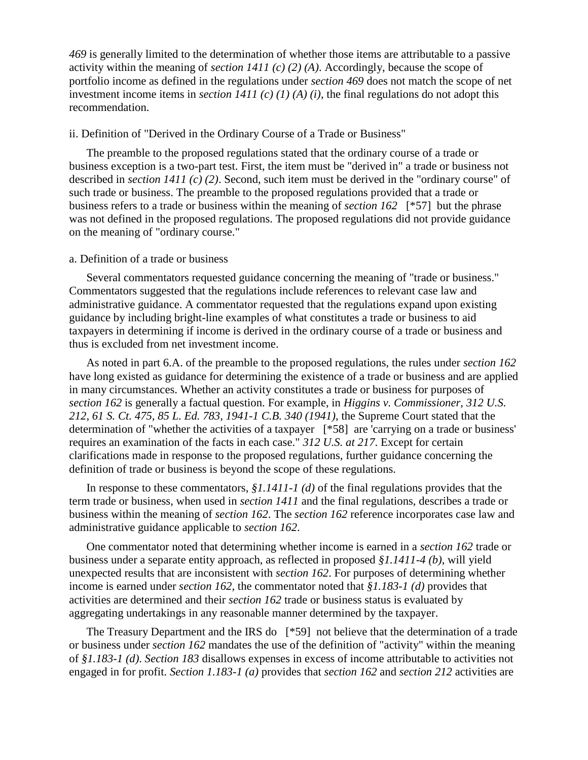*469* is generally limited to the determination of whether those items are attributable to a passive activity within the meaning of *section 1411 (c) (2) (A)*. Accordingly, because the scope of portfolio income as defined in the regulations under *section 469* does not match the scope of net investment income items in *section 1411 (c) (1) (A) (i)*, the final regulations do not adopt this recommendation.

ii. Definition of "Derived in the Ordinary Course of a Trade or Business"

The preamble to the proposed regulations stated that the ordinary course of a trade or business exception is a two-part test. First, the item must be "derived in" a trade or business not described in *section 1411 (c) (2)*. Second, such item must be derived in the "ordinary course" of such trade or business. The preamble to the proposed regulations provided that a trade or business refers to a trade or business within the meaning of *section 162* [*57] but the phrase was not defined in the proposed regulations. The proposed regulations did not provide guidance on the meaning of "ordinary course."

a. Definition of a trade or business

Several commentators requested guidance concerning the meaning of "trade or business." Commentators suggested that the regulations include references to relevant case law and administrative guidance. A commentator requested that the regulations expand upon existing guidance by including bright-line examples of what constitutes a trade or business to aid taxpayers in determining if income is derived in the ordinary course of a trade or business and thus is excluded from net investment income.

As noted in part 6.A. of the preamble to the proposed regulations, the rules under *section 162* have long existed as guidance for determining the existence of a trade or business and are applied in many circumstances. Whether an activity constitutes a trade or business for purposes of *section 162* is generally a factual question. For example, in *Higgins v. Commissioner, 312 U.S. 212, 61 S. Ct. 475, 85 L. Ed. 783, 1941-1 C.B. 340 (1941)*, the Supreme Court stated that the determination of "whether the activities of a taxpayer [*58] are 'carrying on a trade or business' requires an examination of the facts in each case." *312 U.S. at 217*. Except for certain clarifications made in response to the proposed regulations, further guidance concerning the definition of trade or business is beyond the scope of these regulations.

In response to these commentators, *§1.1411-1 (d)* of the final regulations provides that the term trade or business, when used in *section 1411* and the final regulations, describes a trade or business within the meaning of *section 162*. The *section 162* reference incorporates case law and administrative guidance applicable to *section 162*.

One commentator noted that determining whether income is earned in a *section 162* trade or business under a separate entity approach, as reflected in proposed *§1.1411-4 (b)*, will yield unexpected results that are inconsistent with *section 162*. For purposes of determining whether income is earned under *section 162*, the commentator noted that *§1.183-1 (d)* provides that activities are determined and their *section 162* trade or business status is evaluated by aggregating undertakings in any reasonable manner determined by the taxpayer.

The Treasury Department and the IRS do [*59] not believe that the determination of a trade or business under *section 162* mandates the use of the definition of "activity" within the meaning of *§1.183-1 (d)*. *Section 183* disallows expenses in excess of income attributable to activities not engaged in for profit. *Section 1.183-1 (a)* provides that *section 162* and *section 212* activities are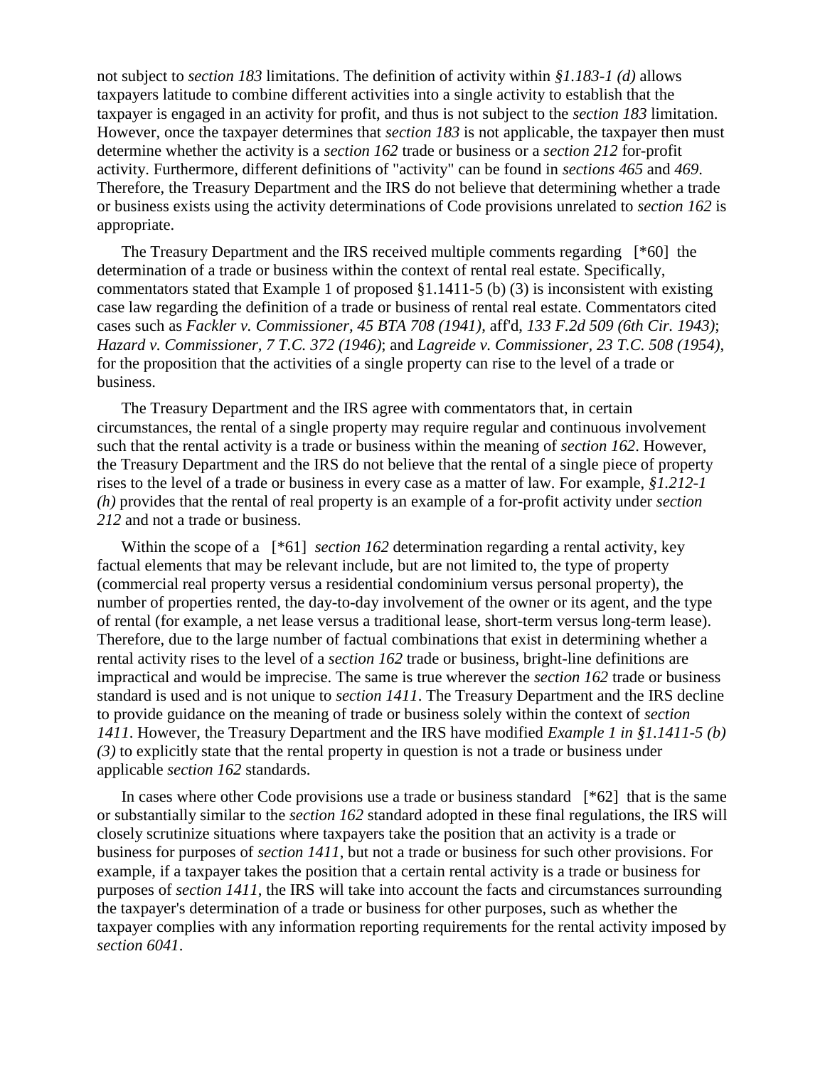not subject to *section 183* limitations. The definition of activity within *§1.183-1 (d)* allows taxpayers latitude to combine different activities into a single activity to establish that the taxpayer is engaged in an activity for profit, and thus is not subject to the *section 183* limitation. However, once the taxpayer determines that *section 183* is not applicable, the taxpayer then must determine whether the activity is a *section 162* trade or business or a *section 212* for-profit activity. Furthermore, different definitions of "activity" can be found in *sections 465* and *469*. Therefore, the Treasury Department and the IRS do not believe that determining whether a trade or business exists using the activity determinations of Code provisions unrelated to *section 162* is appropriate.

The Treasury Department and the IRS received multiple comments regarding [*60] the determination of a trade or business within the context of rental real estate. Specifically, commentators stated that Example 1 of proposed §1.1411-5 (b) (3) is inconsistent with existing case law regarding the definition of a trade or business of rental real estate. Commentators cited cases such as *Fackler v. Commissioner, 45 BTA 708 (1941)*, aff'd, *133 F.2d 509 (6th Cir. 1943)*; *Hazard v. Commissioner, 7 T.C. 372 (1946)*; and *Lagreide v. Commissioner, 23 T.C. 508 (1954)*, for the proposition that the activities of a single property can rise to the level of a trade or business.

The Treasury Department and the IRS agree with commentators that, in certain circumstances, the rental of a single property may require regular and continuous involvement such that the rental activity is a trade or business within the meaning of *section 162*. However, the Treasury Department and the IRS do not believe that the rental of a single piece of property rises to the level of a trade or business in every case as a matter of law. For example, *§1.212-1 (h)* provides that the rental of real property is an example of a for-profit activity under *section 212* and not a trade or business.

Within the scope of a [*61] *section 162* determination regarding a rental activity, key factual elements that may be relevant include, but are not limited to, the type of property (commercial real property versus a residential condominium versus personal property), the number of properties rented, the day-to-day involvement of the owner or its agent, and the type of rental (for example, a net lease versus a traditional lease, short-term versus long-term lease). Therefore, due to the large number of factual combinations that exist in determining whether a rental activity rises to the level of a *section 162* trade or business, bright-line definitions are impractical and would be imprecise. The same is true wherever the *section 162* trade or business standard is used and is not unique to *section 1411*. The Treasury Department and the IRS decline to provide guidance on the meaning of trade or business solely within the context of *section 1411*. However, the Treasury Department and the IRS have modified *Example 1 in §1.1411-5 (b) (3)* to explicitly state that the rental property in question is not a trade or business under applicable *section 162* standards.

In cases where other Code provisions use a trade or business standard [*62] that is the same or substantially similar to the *section 162* standard adopted in these final regulations, the IRS will closely scrutinize situations where taxpayers take the position that an activity is a trade or business for purposes of *section 1411*, but not a trade or business for such other provisions. For example, if a taxpayer takes the position that a certain rental activity is a trade or business for purposes of *section 1411*, the IRS will take into account the facts and circumstances surrounding the taxpayer's determination of a trade or business for other purposes, such as whether the taxpayer complies with any information reporting requirements for the rental activity imposed by *section 6041*.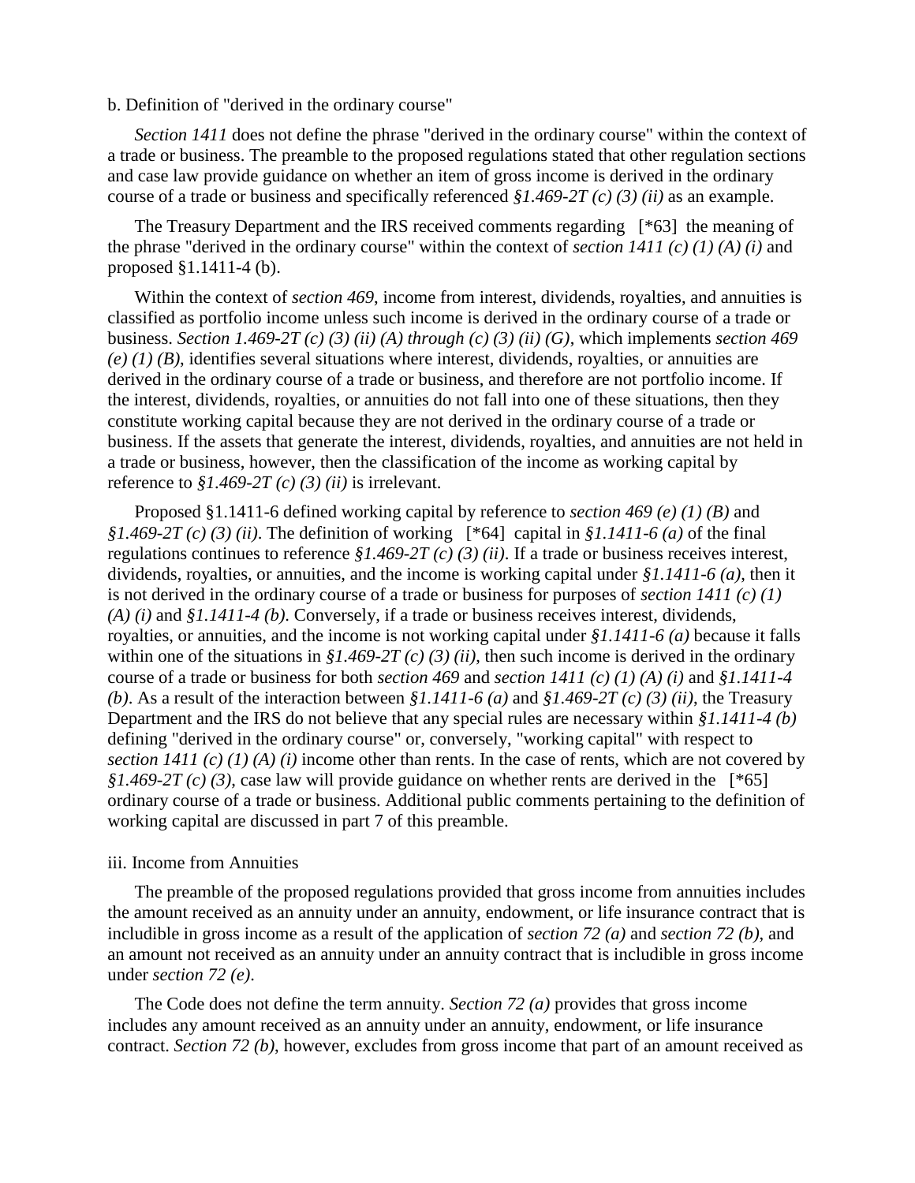b. Definition of "derived in the ordinary course"

*Section 1411* does not define the phrase "derived in the ordinary course" within the context of a trade or business. The preamble to the proposed regulations stated that other regulation sections and case law provide guidance on whether an item of gross income is derived in the ordinary course of a trade or business and specifically referenced *§1.469-2T (c) (3) (ii)* as an example.

The Treasury Department and the IRS received comments regarding [*63] the meaning of the phrase "derived in the ordinary course" within the context of *section 1411 (c) (1) (A) (i)* and proposed §1.1411-4 (b).

Within the context of *section 469*, income from interest, dividends, royalties, and annuities is classified as portfolio income unless such income is derived in the ordinary course of a trade or business. *Section 1.469-2T (c) (3) (ii) (A) through (c) (3) (ii) (G)*, which implements *section 469 (e) (1) (B)*, identifies several situations where interest, dividends, royalties, or annuities are derived in the ordinary course of a trade or business, and therefore are not portfolio income. If the interest, dividends, royalties, or annuities do not fall into one of these situations, then they constitute working capital because they are not derived in the ordinary course of a trade or business. If the assets that generate the interest, dividends, royalties, and annuities are not held in a trade or business, however, then the classification of the income as working capital by reference to *§1.469-2T (c) (3) (ii)* is irrelevant.

Proposed §1.1411-6 defined working capital by reference to *section 469 (e) (1) (B)* and *§1.469-2T (c) (3) (ii)*. The definition of working [*64] capital in *§1.1411-6 (a)* of the final regulations continues to reference *§1.469-2T (c) (3) (ii)*. If a trade or business receives interest, dividends, royalties, or annuities, and the income is working capital under *§1.1411-6 (a)*, then it is not derived in the ordinary course of a trade or business for purposes of *section 1411 (c) (1) (A) (i)* and *§1.1411-4 (b)*. Conversely, if a trade or business receives interest, dividends, royalties, or annuities, and the income is not working capital under *§1.1411-6 (a)* because it falls within one of the situations in *§1.469-2T (c) (3) (ii)*, then such income is derived in the ordinary course of a trade or business for both *section 469* and *section 1411 (c) (1) (A) (i)* and *§1.1411-4 (b)*. As a result of the interaction between *§1.1411-6 (a)* and *§1.469-2T (c) (3) (ii)*, the Treasury Department and the IRS do not believe that any special rules are necessary within *§1.1411-4 (b)* defining "derived in the ordinary course" or, conversely, "working capital" with respect to *section 1411 (c) (1) (A) (i)* income other than rents. In the case of rents, which are not covered by *§1.469-2T (c) (3)*, case law will provide guidance on whether rents are derived in the [*65] ordinary course of a trade or business. Additional public comments pertaining to the definition of working capital are discussed in part 7 of this preamble.

iii. Income from Annuities

The preamble of the proposed regulations provided that gross income from annuities includes the amount received as an annuity under an annuity, endowment, or life insurance contract that is includible in gross income as a result of the application of *section 72 (a)* and *section 72 (b)*, and an amount not received as an annuity under an annuity contract that is includible in gross income under *section 72 (e)*.

The Code does not define the term annuity. *Section 72 (a)* provides that gross income includes any amount received as an annuity under an annuity, endowment, or life insurance contract. *Section 72 (b)*, however, excludes from gross income that part of an amount received as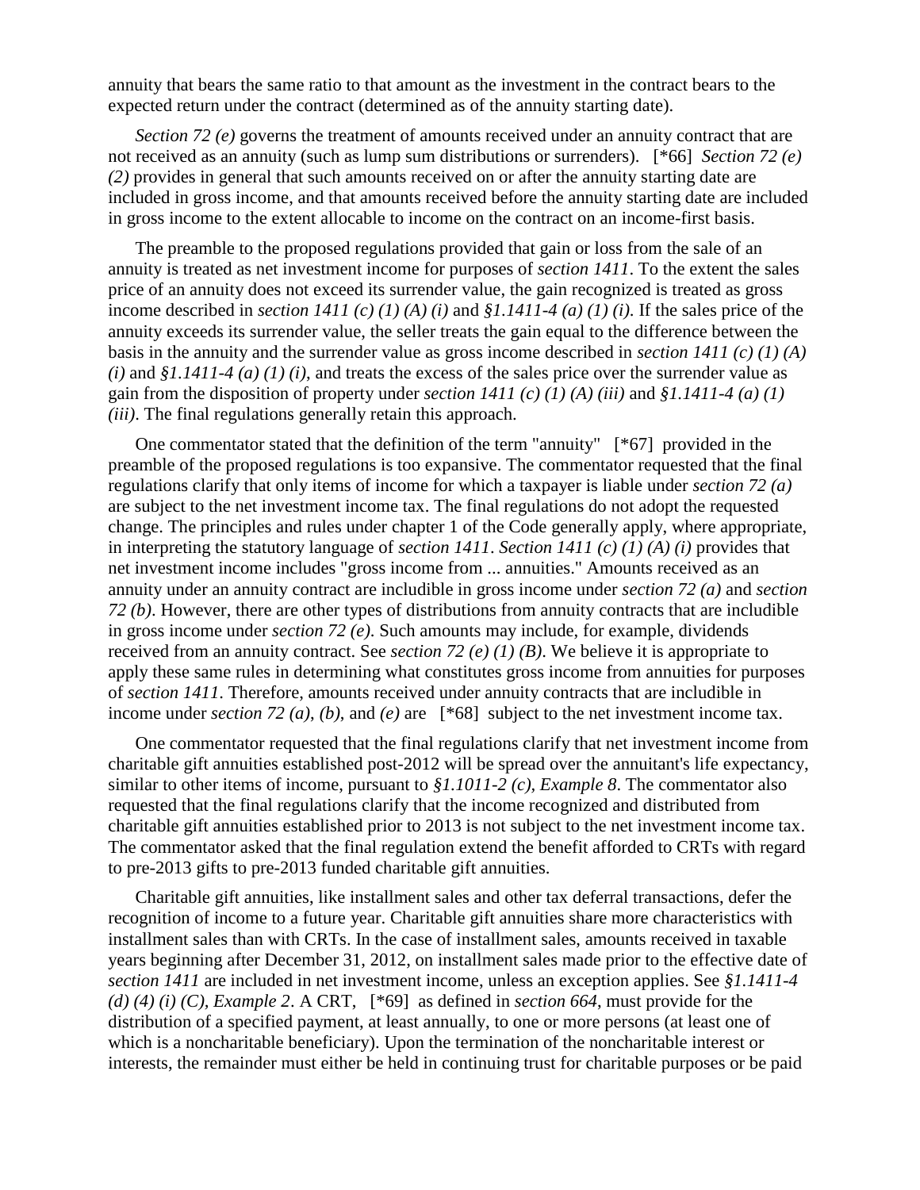annuity that bears the same ratio to that amount as the investment in the contract bears to the expected return under the contract (determined as of the annuity starting date).

*Section 72 (e)* governs the treatment of amounts received under an annuity contract that are not received as an annuity (such as lump sum distributions or surrenders). [*66] *Section 72 (e) (2)* provides in general that such amounts received on or after the annuity starting date are included in gross income, and that amounts received before the annuity starting date are included in gross income to the extent allocable to income on the contract on an income-first basis.

The preamble to the proposed regulations provided that gain or loss from the sale of an annuity is treated as net investment income for purposes of *section 1411*. To the extent the sales price of an annuity does not exceed its surrender value, the gain recognized is treated as gross income described in *section 1411 (c) (1) (A) (i)* and *§1.1411-4 (a) (1) (i)*. If the sales price of the annuity exceeds its surrender value, the seller treats the gain equal to the difference between the basis in the annuity and the surrender value as gross income described in *section 1411 (c) (1) (A) (i)* and *§1.1411-4 (a) (1) (i)*, and treats the excess of the sales price over the surrender value as gain from the disposition of property under *section 1411 (c) (1) (A) (iii)* and *§1.1411-4 (a) (1) (iii)*. The final regulations generally retain this approach.

One commentator stated that the definition of the term "annuity" [*67] provided in the preamble of the proposed regulations is too expansive. The commentator requested that the final regulations clarify that only items of income for which a taxpayer is liable under *section 72 (a)* are subject to the net investment income tax. The final regulations do not adopt the requested change. The principles and rules under chapter 1 of the Code generally apply, where appropriate, in interpreting the statutory language of *section 1411*. *Section 1411 (c) (1) (A) (i)* provides that net investment income includes "gross income from ... annuities." Amounts received as an annuity under an annuity contract are includible in gross income under *section 72 (a)* and *section 72 (b)*. However, there are other types of distributions from annuity contracts that are includible in gross income under *section 72 (e)*. Such amounts may include, for example, dividends received from an annuity contract. See *section 72 (e) (1) (B)*. We believe it is appropriate to apply these same rules in determining what constitutes gross income from annuities for purposes of *section 1411*. Therefore, amounts received under annuity contracts that are includible in income under *section 72 (a)*, *(b)*, and *(e)* are [*68] subject to the net investment income tax.

One commentator requested that the final regulations clarify that net investment income from charitable gift annuities established post-2012 will be spread over the annuitant's life expectancy, similar to other items of income, pursuant to *§1.1011-2 (c), Example 8*. The commentator also requested that the final regulations clarify that the income recognized and distributed from charitable gift annuities established prior to 2013 is not subject to the net investment income tax. The commentator asked that the final regulation extend the benefit afforded to CRTs with regard to pre-2013 gifts to pre-2013 funded charitable gift annuities.

Charitable gift annuities, like installment sales and other tax deferral transactions, defer the recognition of income to a future year. Charitable gift annuities share more characteristics with installment sales than with CRTs. In the case of installment sales, amounts received in taxable years beginning after December 31, 2012, on installment sales made prior to the effective date of *section 1411* are included in net investment income, unless an exception applies. See *§1.1411-4 (d) (4) (i) (C), Example 2*. A CRT, [*69] as defined in *section 664*, must provide for the distribution of a specified payment, at least annually, to one or more persons (at least one of which is a noncharitable beneficiary). Upon the termination of the noncharitable interest or interests, the remainder must either be held in continuing trust for charitable purposes or be paid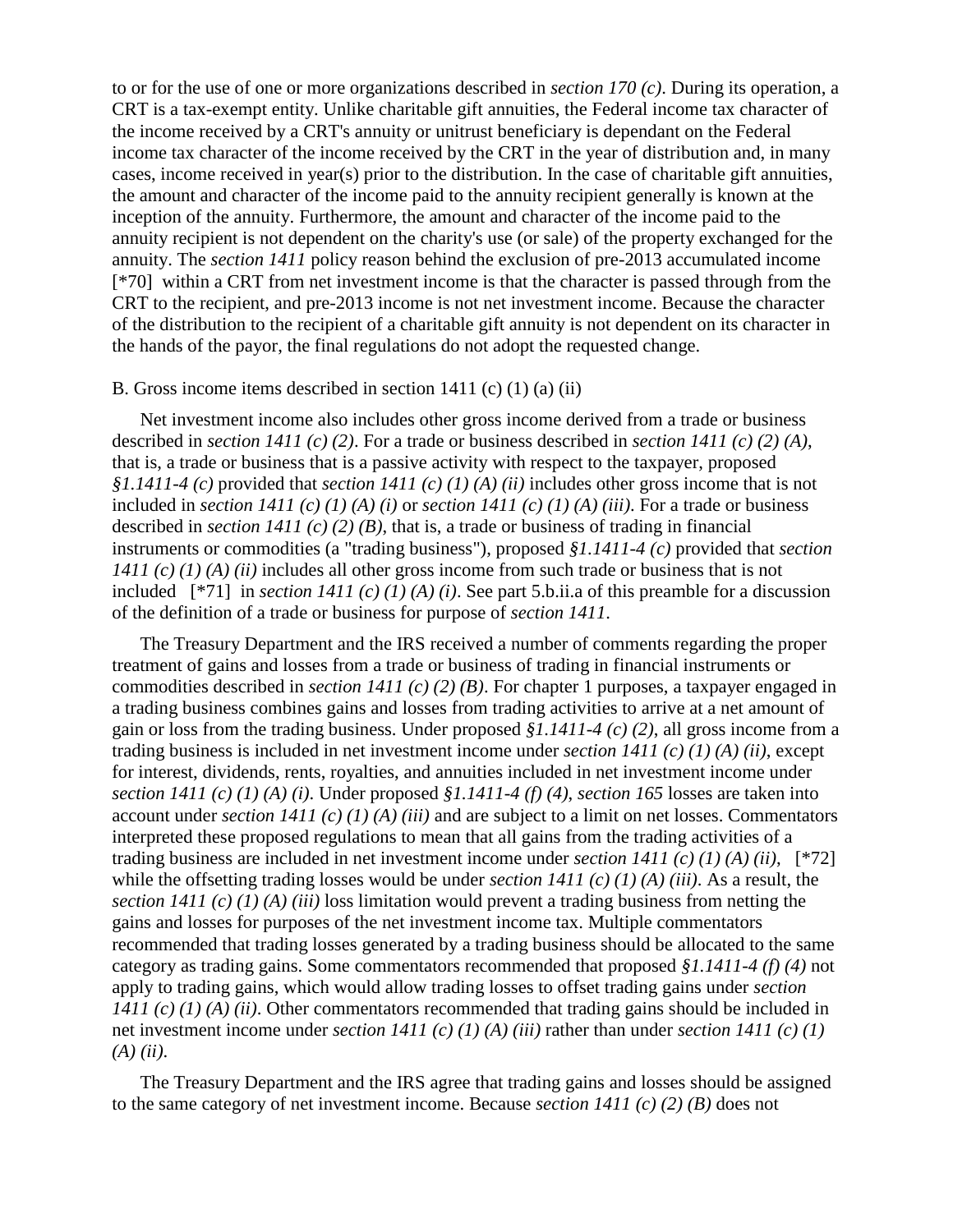to or for the use of one or more organizations described in *section 170 (c)*. During its operation, a CRT is a tax-exempt entity. Unlike charitable gift annuities, the Federal income tax character of the income received by a CRT's annuity or unitrust beneficiary is dependant on the Federal income tax character of the income received by the CRT in the year of distribution and, in many cases, income received in year(s) prior to the distribution. In the case of charitable gift annuities, the amount and character of the income paid to the annuity recipient generally is known at the inception of the annuity. Furthermore, the amount and character of the income paid to the annuity recipient is not dependent on the charity's use (or sale) of the property exchanged for the annuity. The *section 1411* policy reason behind the exclusion of pre-2013 accumulated income [*70] within a CRT from net investment income is that the character is passed through from the CRT to the recipient, and pre-2013 income is not net investment income. Because the character of the distribution to the recipient of a charitable gift annuity is not dependent on its character in the hands of the payor, the final regulations do not adopt the requested change.

B. Gross income items described in section 1411 (c) (1) (a) (ii)

Net investment income also includes other gross income derived from a trade or business described in *section 1411 (c) (2)*. For a trade or business described in *section 1411 (c) (2) (A)*, that is, a trade or business that is a passive activity with respect to the taxpayer, proposed *§1.1411-4 (c)* provided that *section 1411 (c) (1) (A) (ii)* includes other gross income that is not included in *section 1411 (c) (1) (A) (i)* or *section 1411 (c) (1) (A) (iii)*. For a trade or business described in *section 1411 (c) (2) (B)*, that is, a trade or business of trading in financial instruments or commodities (a "trading business"), proposed *§1.1411-4 (c)* provided that *section 1411 (c) (1) (A) (ii)* includes all other gross income from such trade or business that is not included [*71] in *section 1411 (c) (1) (A) (i)*. See part 5.b.ii.a of this preamble for a discussion of the definition of a trade or business for purpose of *section 1411*.

The Treasury Department and the IRS received a number of comments regarding the proper treatment of gains and losses from a trade or business of trading in financial instruments or commodities described in *section 1411 (c) (2) (B)*. For chapter 1 purposes, a taxpayer engaged in a trading business combines gains and losses from trading activities to arrive at a net amount of gain or loss from the trading business. Under proposed *§1.1411-4 (c) (2)*, all gross income from a trading business is included in net investment income under *section 1411 (c) (1) (A) (ii)*, except for interest, dividends, rents, royalties, and annuities included in net investment income under *section 1411 (c) (1) (A) (i)*. Under proposed *§1.1411-4 (f) (4)*, *section 165* losses are taken into account under *section 1411 (c) (1) (A) (iii)* and are subject to a limit on net losses. Commentators interpreted these proposed regulations to mean that all gains from the trading activities of a trading business are included in net investment income under *section 1411 (c) (1) (A) (ii)*, [*72] while the offsetting trading losses would be under *section 1411 (c) (1) (A) (iii)*. As a result, the *section 1411 (c) (1) (A) (iii)* loss limitation would prevent a trading business from netting the gains and losses for purposes of the net investment income tax. Multiple commentators recommended that trading losses generated by a trading business should be allocated to the same category as trading gains. Some commentators recommended that proposed *§1.1411-4 (f) (4)* not apply to trading gains, which would allow trading losses to offset trading gains under *section 1411 (c) (1) (A) (ii)*. Other commentators recommended that trading gains should be included in net investment income under *section 1411 (c) (1) (A) (iii)* rather than under *section 1411 (c) (1) (A) (ii)*.

The Treasury Department and the IRS agree that trading gains and losses should be assigned to the same category of net investment income. Because *section 1411 (c) (2) (B)* does not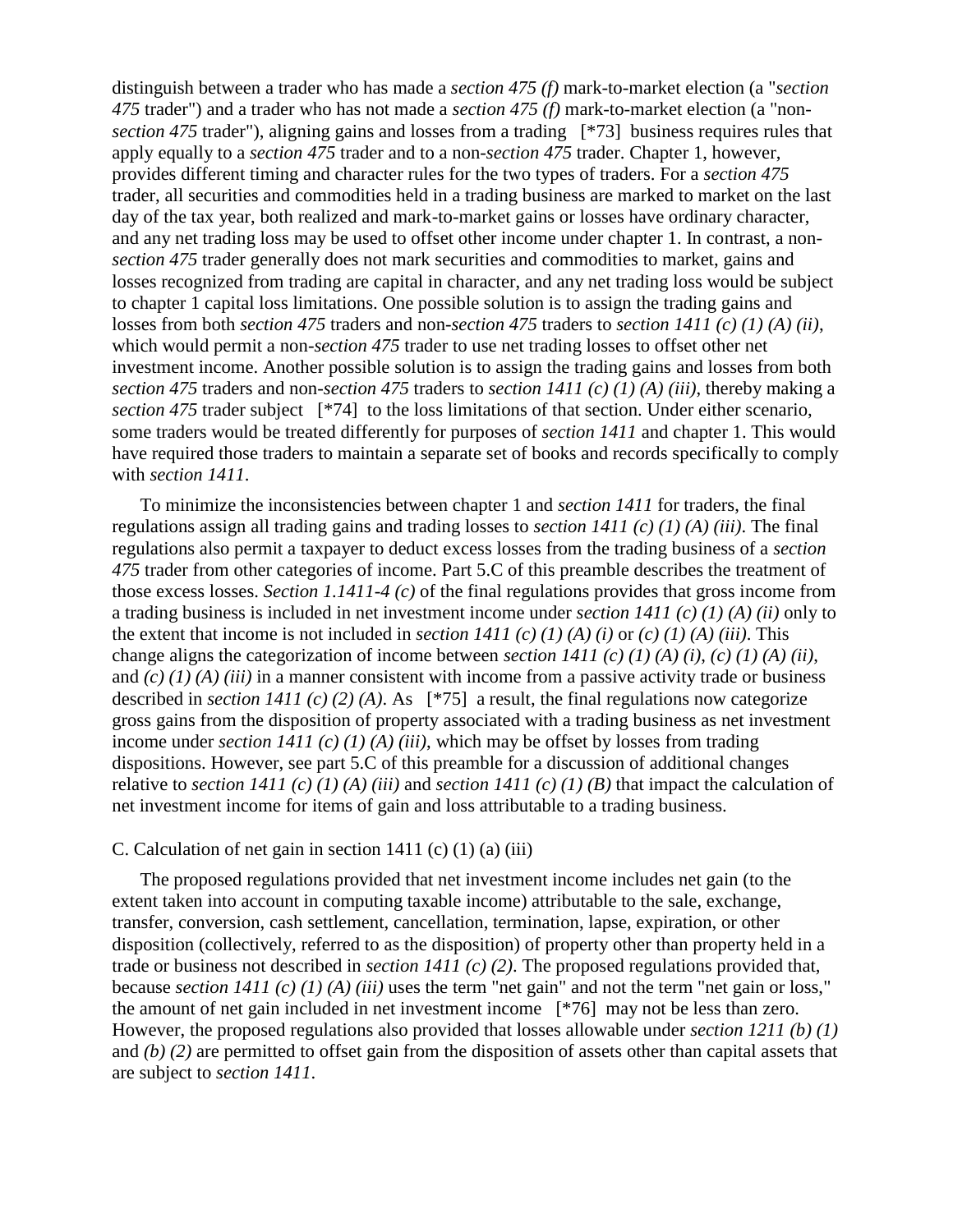distinguish between a trader who has made a *section 475 (f)* mark-to-market election (a "*section 475* trader") and a trader who has not made a *section 475 (f)* mark-to-market election (a "non-*section 475* trader"), aligning gains and losses from a trading [*73] business requires rules that apply equally to a *section 475* trader and to a non-*section 475* trader. Chapter 1, however, provides different timing and character rules for the two types of traders. For a *section 475* trader, all securities and commodities held in a trading business are marked to market on the last day of the tax year, both realized and mark-to-market gains or losses have ordinary character, and any net trading loss may be used to offset other income under chapter 1. In contrast, a non-*section 475* trader generally does not mark securities and commodities to market, gains and losses recognized from trading are capital in character, and any net trading loss would be subject to chapter 1 capital loss limitations. One possible solution is to assign the trading gains and losses from both *section 475* traders and non-*section 475* traders to *section 1411 (c) (1) (A) (ii)*, which would permit a non-*section 475* trader to use net trading losses to offset other net investment income. Another possible solution is to assign the trading gains and losses from both *section 475* traders and non-*section 475* traders to *section 1411 (c) (1) (A) (iii)*, thereby making a *section 475* trader subject [*74] to the loss limitations of that section. Under either scenario, some traders would be treated differently for purposes of *section 1411* and chapter 1. This would have required those traders to maintain a separate set of books and records specifically to comply with *section 1411*.

To minimize the inconsistencies between chapter 1 and *section 1411* for traders, the final regulations assign all trading gains and trading losses to *section 1411 (c) (1) (A) (iii)*. The final regulations also permit a taxpayer to deduct excess losses from the trading business of a *section 475* trader from other categories of income. Part 5.C of this preamble describes the treatment of those excess losses. *Section 1.1411-4 (c)* of the final regulations provides that gross income from a trading business is included in net investment income under *section 1411 (c) (1) (A) (ii)* only to the extent that income is not included in *section 1411 (c) (1) (A) (i)* or *(c) (1) (A) (iii)*. This change aligns the categorization of income between *section 1411 (c) (1) (A) (i)*, *(c) (1) (A) (ii)*, and *(c) (1) (A) (iii)* in a manner consistent with income from a passive activity trade or business described in *section 1411 (c) (2) (A)*. As [*75] a result, the final regulations now categorize gross gains from the disposition of property associated with a trading business as net investment income under *section 1411 (c) (1) (A) (iii)*, which may be offset by losses from trading dispositions. However, see part 5.C of this preamble for a discussion of additional changes relative to *section 1411 (c) (1) (A) (iii)* and *section 1411 (c) (1) (B)* that impact the calculation of net investment income for items of gain and loss attributable to a trading business.

C. Calculation of net gain in section 1411 (c) (1) (a) (iii)

The proposed regulations provided that net investment income includes net gain (to the extent taken into account in computing taxable income) attributable to the sale, exchange, transfer, conversion, cash settlement, cancellation, termination, lapse, expiration, or other disposition (collectively, referred to as the disposition) of property other than property held in a trade or business not described in *section 1411 (c) (2)*. The proposed regulations provided that, because *section 1411 (c) (1) (A) (iii)* uses the term "net gain" and not the term "net gain or loss," the amount of net gain included in net investment income [*76] may not be less than zero. However, the proposed regulations also provided that losses allowable under *section 1211 (b) (1)* and *(b) (2)* are permitted to offset gain from the disposition of assets other than capital assets that are subject to *section 1411*.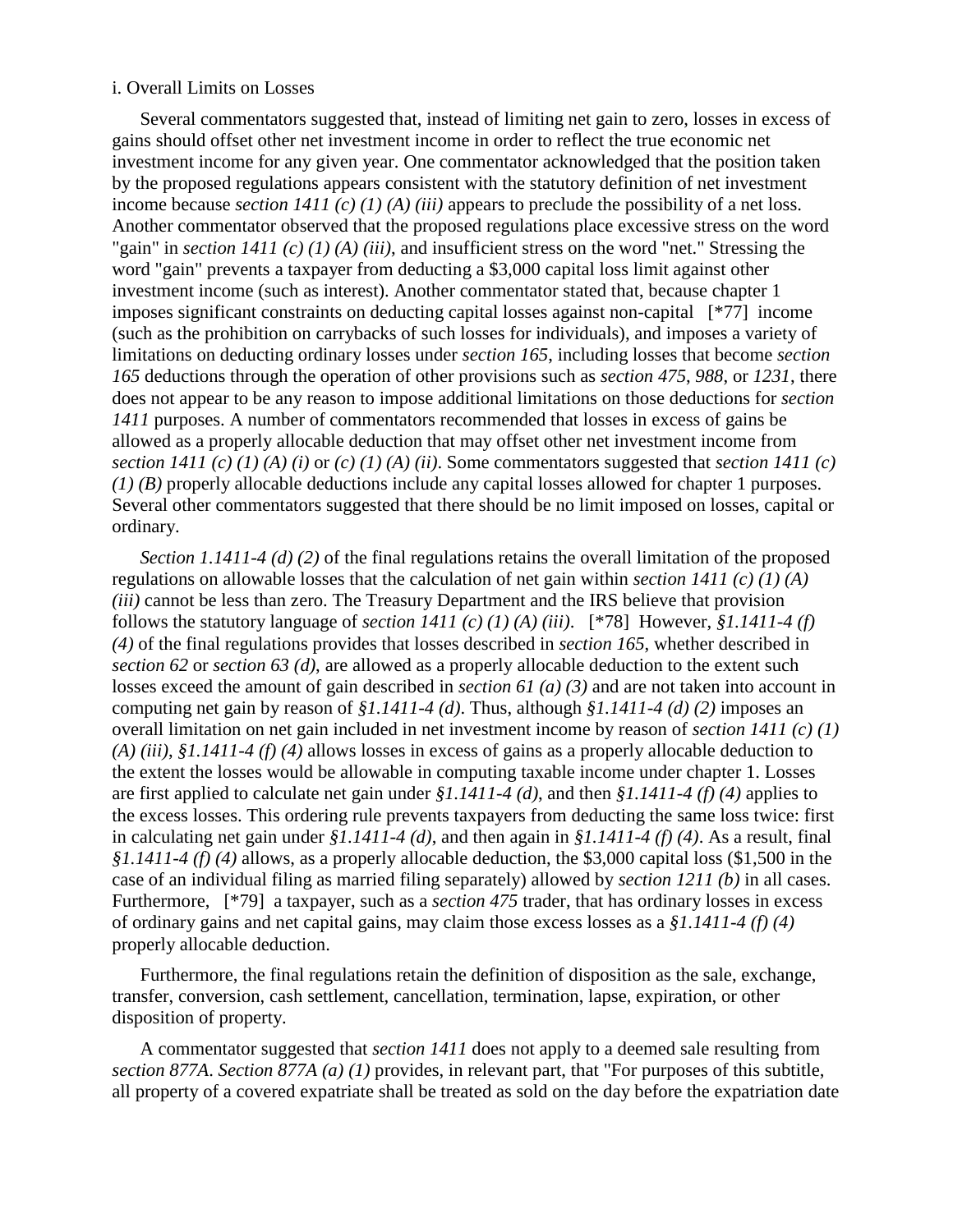i. Overall Limits on Losses

Several commentators suggested that, instead of limiting net gain to zero, losses in excess of gains should offset other net investment income in order to reflect the true economic net investment income for any given year. One commentator acknowledged that the position taken by the proposed regulations appears consistent with the statutory definition of net investment income because *section 1411 (c) (1) (A) (iii)* appears to preclude the possibility of a net loss. Another commentator observed that the proposed regulations place excessive stress on the word "gain" in *section 1411 (c) (1) (A) (iii)*, and insufficient stress on the word "net." Stressing the word "gain" prevents a taxpayer from deducting a $3,000 capital loss limit against other investment income (such as interest). Another commentator stated that, because chapter 1 imposes significant constraints on deducting capital losses against non-capital [*77] income (such as the prohibition on carrybacks of such losses for individuals), and imposes a variety of limitations on deducting ordinary losses under *section 165*, including losses that become *section 165* deductions through the operation of other provisions such as *section 475*, *988*, or *1231*, there does not appear to be any reason to impose additional limitations on those deductions for *section 1411* purposes. A number of commentators recommended that losses in excess of gains be allowed as a properly allocable deduction that may offset other net investment income from *section 1411 (c) (1) (A) (i)* or *(c) (1) (A) (ii)*. Some commentators suggested that *section 1411 (c) (1) (B)* properly allocable deductions include any capital losses allowed for chapter 1 purposes. Several other commentators suggested that there should be no limit imposed on losses, capital or ordinary.

*Section 1.1411-4 (d) (2)* of the final regulations retains the overall limitation of the proposed regulations on allowable losses that the calculation of net gain within *section 1411 (c) (1) (A) (iii)* cannot be less than zero. The Treasury Department and the IRS believe that provision follows the statutory language of *section 1411 (c) (1) (A) (iii)*. [*78] However, *§1.1411-4 (f) (4)* of the final regulations provides that losses described in *section 165*, whether described in *section 62* or *section 63 (d)*, are allowed as a properly allocable deduction to the extent such losses exceed the amount of gain described in *section 61 (a) (3)* and are not taken into account in computing net gain by reason of *§1.1411-4 (d)*. Thus, although *§1.1411-4 (d) (2)* imposes an overall limitation on net gain included in net investment income by reason of *section 1411 (c) (1) (A) (iii)*, *§1.1411-4 (f) (4)* allows losses in excess of gains as a properly allocable deduction to the extent the losses would be allowable in computing taxable income under chapter 1. Losses are first applied to calculate net gain under *§1.1411-4 (d)*, and then *§1.1411-4 (f) (4)* applies to the excess losses. This ordering rule prevents taxpayers from deducting the same loss twice: first in calculating net gain under *§1.1411-4 (d)*, and then again in *§1.1411-4 (f) (4)*. As a result, final *§1.1411-4 (f) (4)* allows, as a properly allocable deduction, the $3,000 capital loss ($1,500 in the case of an individual filing as married filing separately) allowed by *section 1211 (b)* in all cases. Furthermore, [*79] a taxpayer, such as a *section 475* trader, that has ordinary losses in excess of ordinary gains and net capital gains, may claim those excess losses as a *§1.1411-4 (f) (4)* properly allocable deduction.

Furthermore, the final regulations retain the definition of disposition as the sale, exchange, transfer, conversion, cash settlement, cancellation, termination, lapse, expiration, or other disposition of property.

A commentator suggested that *section 1411* does not apply to a deemed sale resulting from *section 877A*. *Section 877A (a) (1)* provides, in relevant part, that "For purposes of this subtitle, all property of a covered expatriate shall be treated as sold on the day before the expatriation date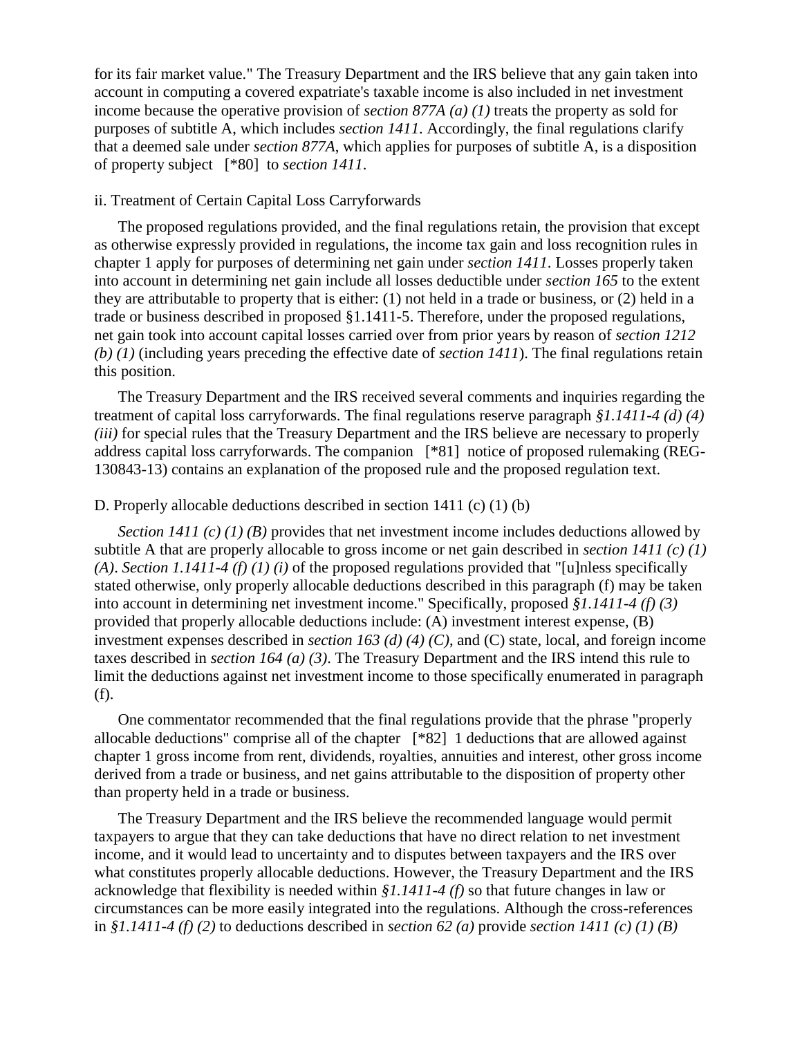for its fair market value." The Treasury Department and the IRS believe that any gain taken into account in computing a covered expatriate's taxable income is also included in net investment income because the operative provision of *section 877A (a) (1)* treats the property as sold for purposes of subtitle A, which includes *section 1411*. Accordingly, the final regulations clarify that a deemed sale under *section 877A*, which applies for purposes of subtitle A, is a disposition of property subject [*80] to *section 1411*.

ii. Treatment of Certain Capital Loss Carryforwards

The proposed regulations provided, and the final regulations retain, the provision that except as otherwise expressly provided in regulations, the income tax gain and loss recognition rules in chapter 1 apply for purposes of determining net gain under *section 1411*. Losses properly taken into account in determining net gain include all losses deductible under *section 165* to the extent they are attributable to property that is either: (1) not held in a trade or business, or (2) held in a trade or business described in proposed §1.1411-5. Therefore, under the proposed regulations, net gain took into account capital losses carried over from prior years by reason of *section 1212 (b) (1)* (including years preceding the effective date of *section 1411*). The final regulations retain this position.

The Treasury Department and the IRS received several comments and inquiries regarding the treatment of capital loss carryforwards. The final regulations reserve paragraph *§1.1411-4 (d) (4) (iii)* for special rules that the Treasury Department and the IRS believe are necessary to properly address capital loss carryforwards. The companion [*81] notice of proposed rulemaking (REG-130843-13) contains an explanation of the proposed rule and the proposed regulation text.

D. Properly allocable deductions described in section 1411 (c) (1) (b)

*Section 1411 (c) (1) (B)* provides that net investment income includes deductions allowed by subtitle A that are properly allocable to gross income or net gain described in *section 1411 (c) (1) (A)*. *Section 1.1411-4 (f) (1) (i)* of the proposed regulations provided that "[u]nless specifically stated otherwise, only properly allocable deductions described in this paragraph (f) may be taken into account in determining net investment income." Specifically, proposed *§1.1411-4 (f) (3)* provided that properly allocable deductions include: (A) investment interest expense, (B) investment expenses described in *section 163 (d) (4) (C)*, and (C) state, local, and foreign income taxes described in *section 164 (a) (3)*. The Treasury Department and the IRS intend this rule to limit the deductions against net investment income to those specifically enumerated in paragraph (f).

One commentator recommended that the final regulations provide that the phrase "properly allocable deductions" comprise all of the chapter [*82] 1 deductions that are allowed against chapter 1 gross income from rent, dividends, royalties, annuities and interest, other gross income derived from a trade or business, and net gains attributable to the disposition of property other than property held in a trade or business.

The Treasury Department and the IRS believe the recommended language would permit taxpayers to argue that they can take deductions that have no direct relation to net investment income, and it would lead to uncertainty and to disputes between taxpayers and the IRS over what constitutes properly allocable deductions. However, the Treasury Department and the IRS acknowledge that flexibility is needed within *§1.1411-4 (f)* so that future changes in law or circumstances can be more easily integrated into the regulations. Although the cross-references in *§1.1411-4 (f) (2)* to deductions described in *section 62 (a)* provide *section 1411 (c) (1) (B)*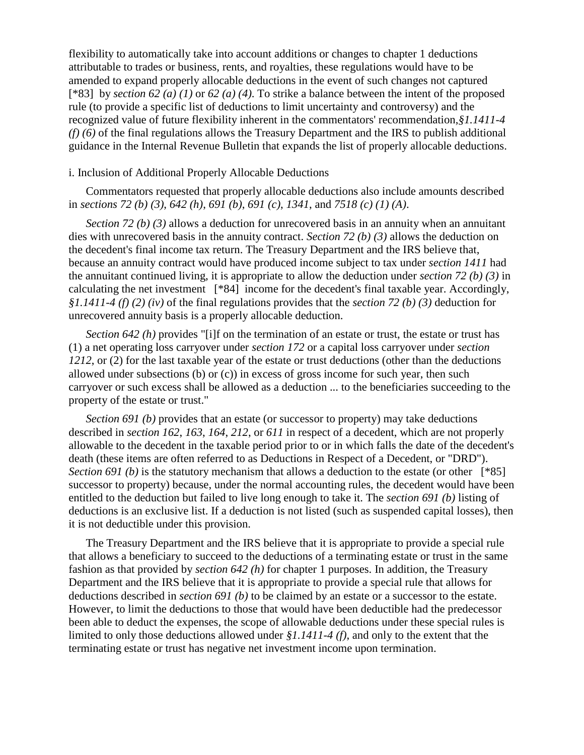flexibility to automatically take into account additions or changes to chapter 1 deductions attributable to trades or business, rents, and royalties, these regulations would have to be amended to expand properly allocable deductions in the event of such changes not captured [*83] by *section 62 (a) (1)* or *62 (a) (4)*. To strike a balance between the intent of the proposed rule (to provide a specific list of deductions to limit uncertainty and controversy) and the recognized value of future flexibility inherent in the commentators' recommendation,*§1.1411-4 (f) (6)* of the final regulations allows the Treasury Department and the IRS to publish additional guidance in the Internal Revenue Bulletin that expands the list of properly allocable deductions.

i. Inclusion of Additional Properly Allocable Deductions

Commentators requested that properly allocable deductions also include amounts described in *sections 72 (b) (3)*, *642 (h)*, *691 (b)*, *691 (c)*, *1341*, and *7518 (c) (1) (A)*.

*Section 72 (b) (3)* allows a deduction for unrecovered basis in an annuity when an annuitant dies with unrecovered basis in the annuity contract. *Section 72 (b) (3)* allows the deduction on the decedent's final income tax return. The Treasury Department and the IRS believe that, because an annuity contract would have produced income subject to tax under *section 1411* had the annuitant continued living, it is appropriate to allow the deduction under *section 72 (b) (3)* in calculating the net investment [*84] income for the decedent's final taxable year. Accordingly, *§1.1411-4 (f) (2) (iv)* of the final regulations provides that the *section 72 (b) (3)* deduction for unrecovered annuity basis is a properly allocable deduction.

*Section 642 (h)* provides "[i]f on the termination of an estate or trust, the estate or trust has (1) a net operating loss carryover under *section 172* or a capital loss carryover under *section 1212*, or (2) for the last taxable year of the estate or trust deductions (other than the deductions allowed under subsections (b) or (c)) in excess of gross income for such year, then such carryover or such excess shall be allowed as a deduction ... to the beneficiaries succeeding to the property of the estate or trust."

*Section 691 (b)* provides that an estate (or successor to property) may take deductions described in *section 162*, *163*, *164*, *212*, or *611* in respect of a decedent, which are not properly allowable to the decedent in the taxable period prior to or in which falls the date of the decedent's death (these items are often referred to as Deductions in Respect of a Decedent, or "DRD"). *Section 691 (b)* is the statutory mechanism that allows a deduction to the estate (or other [*85] successor to property) because, under the normal accounting rules, the decedent would have been entitled to the deduction but failed to live long enough to take it. The *section 691 (b)* listing of deductions is an exclusive list. If a deduction is not listed (such as suspended capital losses), then it is not deductible under this provision.

The Treasury Department and the IRS believe that it is appropriate to provide a special rule that allows a beneficiary to succeed to the deductions of a terminating estate or trust in the same fashion as that provided by *section 642 (h)* for chapter 1 purposes. In addition, the Treasury Department and the IRS believe that it is appropriate to provide a special rule that allows for deductions described in *section 691 (b)* to be claimed by an estate or a successor to the estate. However, to limit the deductions to those that would have been deductible had the predecessor been able to deduct the expenses, the scope of allowable deductions under these special rules is limited to only those deductions allowed under *§1.1411-4 (f)*, and only to the extent that the terminating estate or trust has negative net investment income upon termination.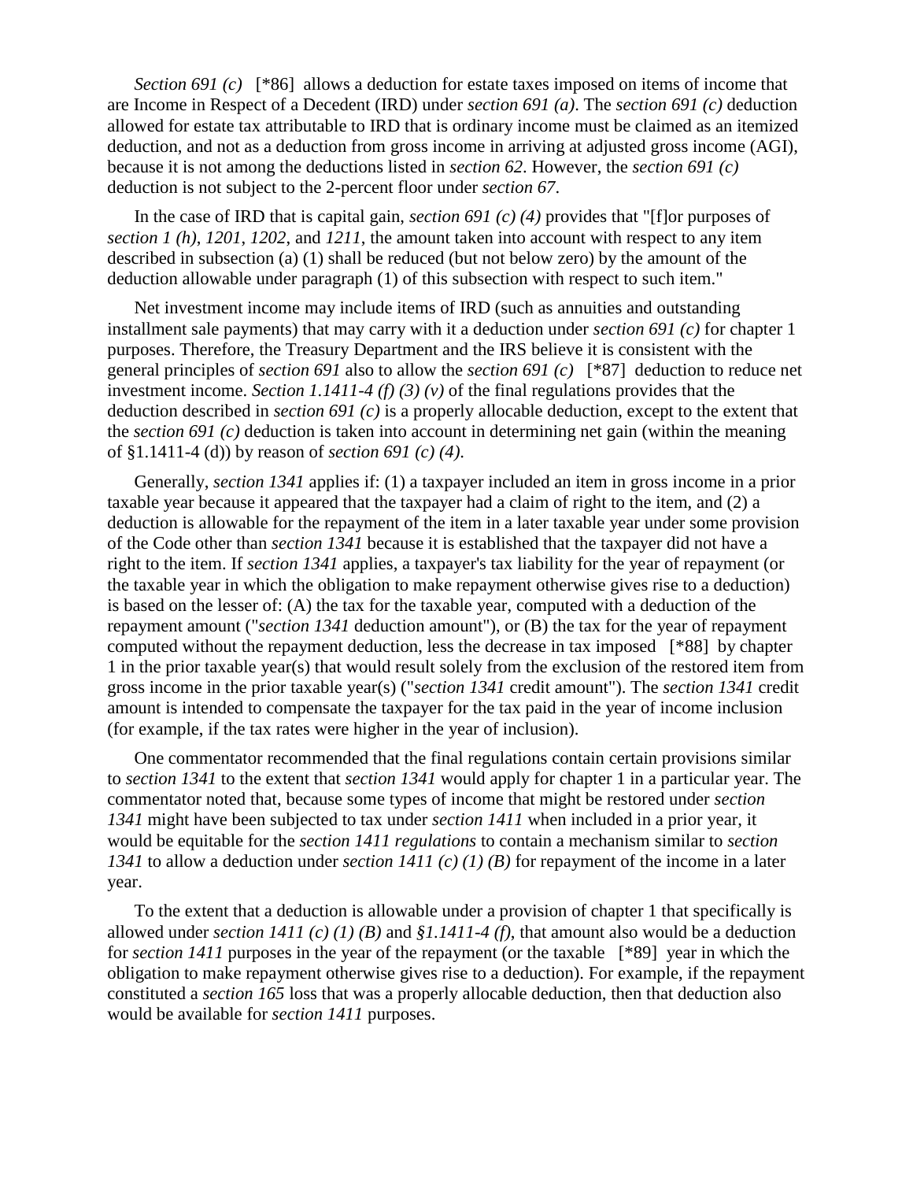*Section 691 (c)* [*86] allows a deduction for estate taxes imposed on items of income that are Income in Respect of a Decedent (IRD) under *section 691 (a)*. The *section 691 (c)* deduction allowed for estate tax attributable to IRD that is ordinary income must be claimed as an itemized deduction, and not as a deduction from gross income in arriving at adjusted gross income (AGI), because it is not among the deductions listed in *section 62*. However, the *section 691 (c)* deduction is not subject to the 2-percent floor under *section 67*.

In the case of IRD that is capital gain, *section 691 (c) (4)* provides that "[f]or purposes of *section 1 (h)*, *1201*, *1202*, and *1211*, the amount taken into account with respect to any item described in subsection (a) (1) shall be reduced (but not below zero) by the amount of the deduction allowable under paragraph (1) of this subsection with respect to such item."

Net investment income may include items of IRD (such as annuities and outstanding installment sale payments) that may carry with it a deduction under *section 691 (c)* for chapter 1 purposes. Therefore, the Treasury Department and the IRS believe it is consistent with the general principles of *section 691* also to allow the *section 691 (c)* [*87] deduction to reduce net investment income. *Section 1.1411-4 (f) (3) (v)* of the final regulations provides that the deduction described in *section 691 (c)* is a properly allocable deduction, except to the extent that the *section 691 (c)* deduction is taken into account in determining net gain (within the meaning of §1.1411-4 (d)) by reason of *section 691 (c) (4)*.

Generally, *section 1341* applies if: (1) a taxpayer included an item in gross income in a prior taxable year because it appeared that the taxpayer had a claim of right to the item, and (2) a deduction is allowable for the repayment of the item in a later taxable year under some provision of the Code other than *section 1341* because it is established that the taxpayer did not have a right to the item. If *section 1341* applies, a taxpayer's tax liability for the year of repayment (or the taxable year in which the obligation to make repayment otherwise gives rise to a deduction) is based on the lesser of: (A) the tax for the taxable year, computed with a deduction of the repayment amount ("*section 1341* deduction amount"), or (B) the tax for the year of repayment computed without the repayment deduction, less the decrease in tax imposed [*88] by chapter 1 in the prior taxable year(s) that would result solely from the exclusion of the restored item from gross income in the prior taxable year(s) ("*section 1341* credit amount"). The *section 1341* credit amount is intended to compensate the taxpayer for the tax paid in the year of income inclusion (for example, if the tax rates were higher in the year of inclusion).

One commentator recommended that the final regulations contain certain provisions similar to *section 1341* to the extent that *section 1341* would apply for chapter 1 in a particular year. The commentator noted that, because some types of income that might be restored under *section 1341* might have been subjected to tax under *section 1411* when included in a prior year, it would be equitable for the *section 1411 regulations* to contain a mechanism similar to *section 1341* to allow a deduction under *section 1411 (c) (1) (B)* for repayment of the income in a later year.

To the extent that a deduction is allowable under a provision of chapter 1 that specifically is allowed under *section 1411 (c) (1) (B)* and *§1.1411-4 (f)*, that amount also would be a deduction for *section 1411* purposes in the year of the repayment (or the taxable [*89] year in which the obligation to make repayment otherwise gives rise to a deduction). For example, if the repayment constituted a *section 165* loss that was a properly allocable deduction, then that deduction also would be available for *section 1411* purposes.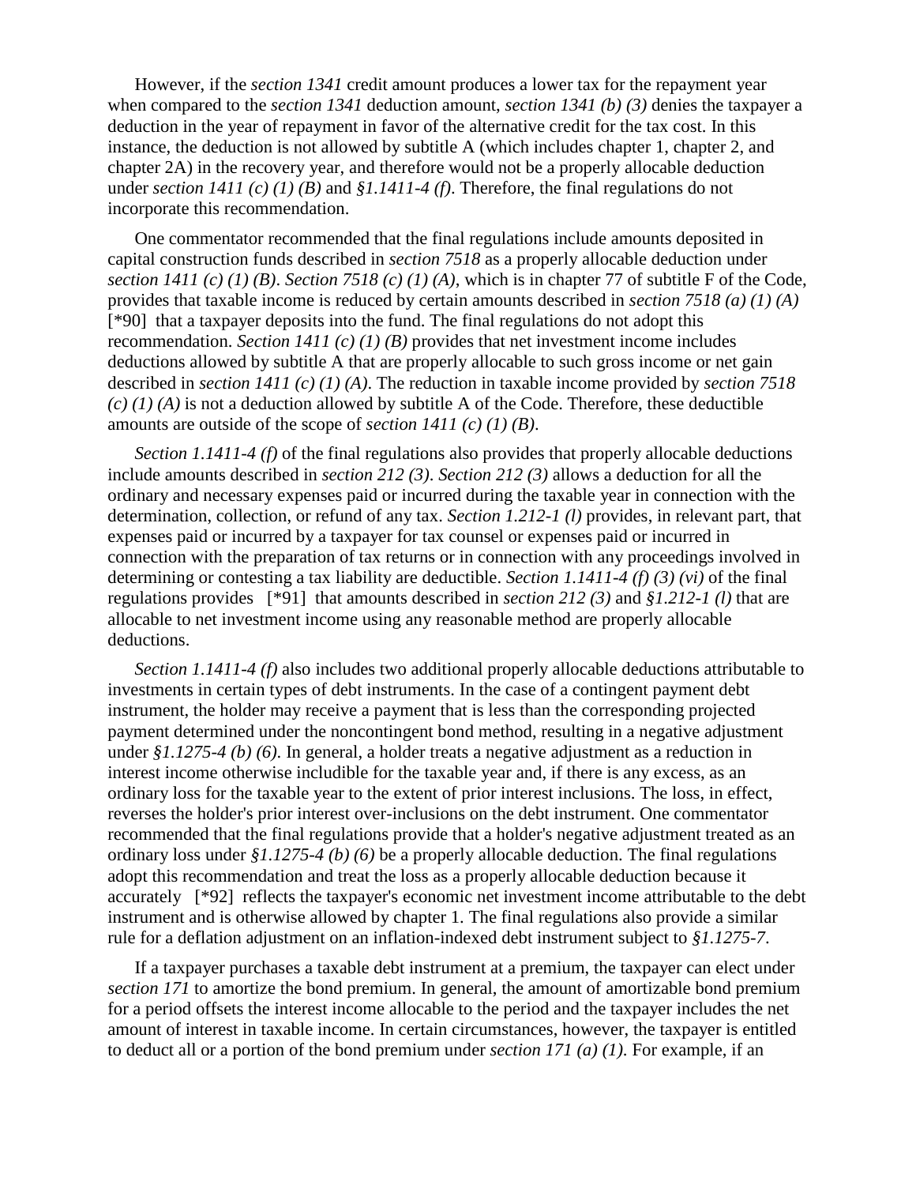However, if the *section 1341* credit amount produces a lower tax for the repayment year when compared to the *section 1341* deduction amount, *section 1341 (b) (3)* denies the taxpayer a deduction in the year of repayment in favor of the alternative credit for the tax cost. In this instance, the deduction is not allowed by subtitle A (which includes chapter 1, chapter 2, and chapter 2A) in the recovery year, and therefore would not be a properly allocable deduction under *section 1411 (c) (1) (B)* and *§1.1411-4 (f)*. Therefore, the final regulations do not incorporate this recommendation.

One commentator recommended that the final regulations include amounts deposited in capital construction funds described in *section 7518* as a properly allocable deduction under *section 1411 (c) (1) (B)*. *Section 7518 (c) (1) (A)*, which is in chapter 77 of subtitle F of the Code, provides that taxable income is reduced by certain amounts described in *section 7518 (a) (1) (A)* [*90] that a taxpayer deposits into the fund. The final regulations do not adopt this recommendation. *Section 1411 (c) (1) (B)* provides that net investment income includes deductions allowed by subtitle A that are properly allocable to such gross income or net gain described in *section 1411 (c) (1) (A)*. The reduction in taxable income provided by *section 7518 (c) (1) (A)* is not a deduction allowed by subtitle A of the Code. Therefore, these deductible amounts are outside of the scope of *section 1411 (c) (1) (B)*.

*Section 1.1411-4 (f)* of the final regulations also provides that properly allocable deductions include amounts described in *section 212 (3)*. *Section 212 (3)* allows a deduction for all the ordinary and necessary expenses paid or incurred during the taxable year in connection with the determination, collection, or refund of any tax. *Section 1.212-1 (l)* provides, in relevant part, that expenses paid or incurred by a taxpayer for tax counsel or expenses paid or incurred in connection with the preparation of tax returns or in connection with any proceedings involved in determining or contesting a tax liability are deductible. *Section 1.1411-4 (f) (3) (vi)* of the final regulations provides [*91] that amounts described in *section 212 (3)* and *§1.212-1 (l)* that are allocable to net investment income using any reasonable method are properly allocable deductions.

*Section 1.1411-4 (f)* also includes two additional properly allocable deductions attributable to investments in certain types of debt instruments. In the case of a contingent payment debt instrument, the holder may receive a payment that is less than the corresponding projected payment determined under the noncontingent bond method, resulting in a negative adjustment under *§1.1275-4 (b) (6)*. In general, a holder treats a negative adjustment as a reduction in interest income otherwise includible for the taxable year and, if there is any excess, as an ordinary loss for the taxable year to the extent of prior interest inclusions. The loss, in effect, reverses the holder's prior interest over-inclusions on the debt instrument. One commentator recommended that the final regulations provide that a holder's negative adjustment treated as an ordinary loss under *§1.1275-4 (b) (6)* be a properly allocable deduction. The final regulations adopt this recommendation and treat the loss as a properly allocable deduction because it accurately [*92] reflects the taxpayer's economic net investment income attributable to the debt instrument and is otherwise allowed by chapter 1. The final regulations also provide a similar rule for a deflation adjustment on an inflation-indexed debt instrument subject to *§1.1275-7*.

If a taxpayer purchases a taxable debt instrument at a premium, the taxpayer can elect under *section 171* to amortize the bond premium. In general, the amount of amortizable bond premium for a period offsets the interest income allocable to the period and the taxpayer includes the net amount of interest in taxable income. In certain circumstances, however, the taxpayer is entitled to deduct all or a portion of the bond premium under *section 171 (a) (1)*. For example, if an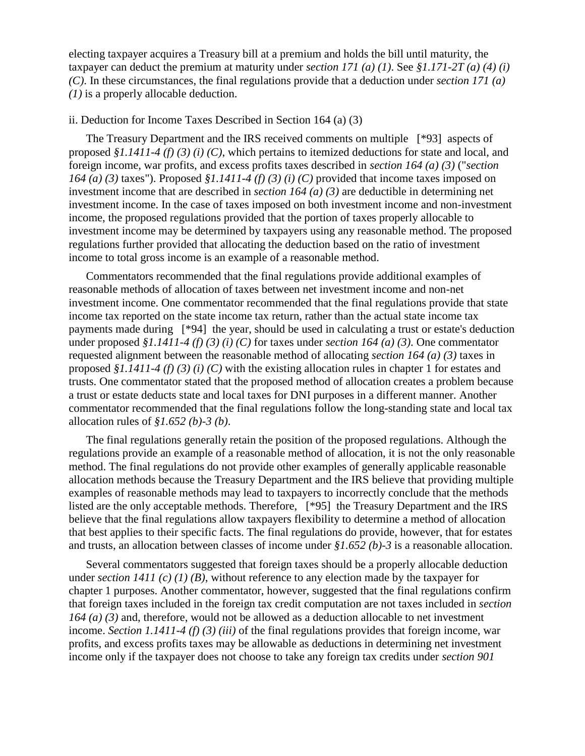electing taxpayer acquires a Treasury bill at a premium and holds the bill until maturity, the taxpayer can deduct the premium at maturity under *section 171 (a) (1)*. See *§1.171-2T (a) (4) (i) (C)*. In these circumstances, the final regulations provide that a deduction under *section 171 (a) (1)* is a properly allocable deduction.

ii. Deduction for Income Taxes Described in Section 164 (a) (3)

The Treasury Department and the IRS received comments on multiple [*93] aspects of proposed *§1.1411-4 (f) (3) (i) (C)*, which pertains to itemized deductions for state and local, and foreign income, war profits, and excess profits taxes described in *section 164 (a) (3)* ("*section 164 (a) (3)* taxes"). Proposed *§1.1411-4 (f) (3) (i) (C)* provided that income taxes imposed on investment income that are described in *section 164 (a) (3)* are deductible in determining net investment income. In the case of taxes imposed on both investment income and non-investment income, the proposed regulations provided that the portion of taxes properly allocable to investment income may be determined by taxpayers using any reasonable method. The proposed regulations further provided that allocating the deduction based on the ratio of investment income to total gross income is an example of a reasonable method.

Commentators recommended that the final regulations provide additional examples of reasonable methods of allocation of taxes between net investment income and non-net investment income. One commentator recommended that the final regulations provide that state income tax reported on the state income tax return, rather than the actual state income tax payments made during [*94] the year, should be used in calculating a trust or estate's deduction under proposed *§1.1411-4 (f) (3) (i) (C)* for taxes under *section 164 (a) (3)*. One commentator requested alignment between the reasonable method of allocating *section 164 (a) (3)* taxes in proposed *§1.1411-4 (f) (3) (i) (C)* with the existing allocation rules in chapter 1 for estates and trusts. One commentator stated that the proposed method of allocation creates a problem because a trust or estate deducts state and local taxes for DNI purposes in a different manner. Another commentator recommended that the final regulations follow the long-standing state and local tax allocation rules of *§1.652 (b)-3 (b)*.

The final regulations generally retain the position of the proposed regulations. Although the regulations provide an example of a reasonable method of allocation, it is not the only reasonable method. The final regulations do not provide other examples of generally applicable reasonable allocation methods because the Treasury Department and the IRS believe that providing multiple examples of reasonable methods may lead to taxpayers to incorrectly conclude that the methods listed are the only acceptable methods. Therefore, [*95] the Treasury Department and the IRS believe that the final regulations allow taxpayers flexibility to determine a method of allocation that best applies to their specific facts. The final regulations do provide, however, that for estates and trusts, an allocation between classes of income under *§1.652 (b)-3* is a reasonable allocation.

Several commentators suggested that foreign taxes should be a properly allocable deduction under *section 1411 (c) (1) (B)*, without reference to any election made by the taxpayer for chapter 1 purposes. Another commentator, however, suggested that the final regulations confirm that foreign taxes included in the foreign tax credit computation are not taxes included in *section 164 (a) (3)* and, therefore, would not be allowed as a deduction allocable to net investment income. *Section 1.1411-4 (f) (3) (iii)* of the final regulations provides that foreign income, war profits, and excess profits taxes may be allowable as deductions in determining net investment income only if the taxpayer does not choose to take any foreign tax credits under *section 901*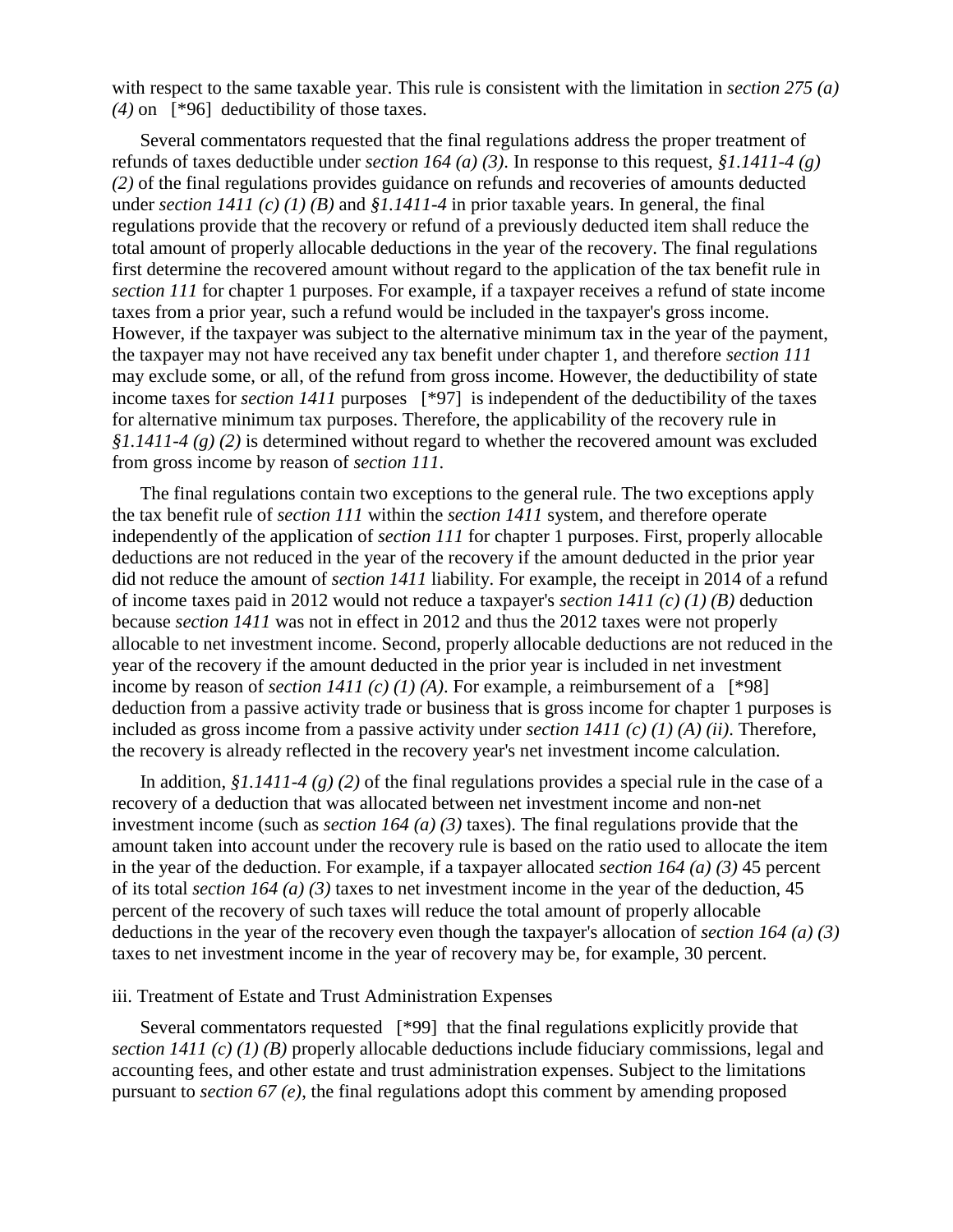with respect to the same taxable year. This rule is consistent with the limitation in *section 275 (a) (4)* on [*96] deductibility of those taxes.

Several commentators requested that the final regulations address the proper treatment of refunds of taxes deductible under *section 164 (a) (3)*. In response to this request, *§1.1411-4 (g) (2)* of the final regulations provides guidance on refunds and recoveries of amounts deducted under *section 1411 (c) (1) (B)* and *§1.1411-4* in prior taxable years. In general, the final regulations provide that the recovery or refund of a previously deducted item shall reduce the total amount of properly allocable deductions in the year of the recovery. The final regulations first determine the recovered amount without regard to the application of the tax benefit rule in *section 111* for chapter 1 purposes. For example, if a taxpayer receives a refund of state income taxes from a prior year, such a refund would be included in the taxpayer's gross income. However, if the taxpayer was subject to the alternative minimum tax in the year of the payment, the taxpayer may not have received any tax benefit under chapter 1, and therefore *section 111* may exclude some, or all, of the refund from gross income. However, the deductibility of state income taxes for *section 1411* purposes [*97] is independent of the deductibility of the taxes for alternative minimum tax purposes. Therefore, the applicability of the recovery rule in *§1.1411-4 (g) (2)* is determined without regard to whether the recovered amount was excluded from gross income by reason of *section 111*.

The final regulations contain two exceptions to the general rule. The two exceptions apply the tax benefit rule of *section 111* within the *section 1411* system, and therefore operate independently of the application of *section 111* for chapter 1 purposes. First, properly allocable deductions are not reduced in the year of the recovery if the amount deducted in the prior year did not reduce the amount of *section 1411* liability. For example, the receipt in 2014 of a refund of income taxes paid in 2012 would not reduce a taxpayer's *section 1411 (c) (1) (B)* deduction because *section 1411* was not in effect in 2012 and thus the 2012 taxes were not properly allocable to net investment income. Second, properly allocable deductions are not reduced in the year of the recovery if the amount deducted in the prior year is included in net investment income by reason of *section 1411 (c) (1) (A)*. For example, a reimbursement of a [*98] deduction from a passive activity trade or business that is gross income for chapter 1 purposes is included as gross income from a passive activity under *section 1411 (c) (1) (A) (ii)*. Therefore, the recovery is already reflected in the recovery year's net investment income calculation.

In addition, *§1.1411-4 (g) (2)* of the final regulations provides a special rule in the case of a recovery of a deduction that was allocated between net investment income and non-net investment income (such as *section 164 (a) (3)* taxes). The final regulations provide that the amount taken into account under the recovery rule is based on the ratio used to allocate the item in the year of the deduction. For example, if a taxpayer allocated *section 164 (a) (3)* 45 percent of its total *section 164 (a) (3)* taxes to net investment income in the year of the deduction, 45 percent of the recovery of such taxes will reduce the total amount of properly allocable deductions in the year of the recovery even though the taxpayer's allocation of *section 164 (a) (3)* taxes to net investment income in the year of recovery may be, for example, 30 percent.

iii. Treatment of Estate and Trust Administration Expenses

Several commentators requested [*99] that the final regulations explicitly provide that *section 1411 (c) (1) (B)* properly allocable deductions include fiduciary commissions, legal and accounting fees, and other estate and trust administration expenses. Subject to the limitations pursuant to *section 67 (e)*, the final regulations adopt this comment by amending proposed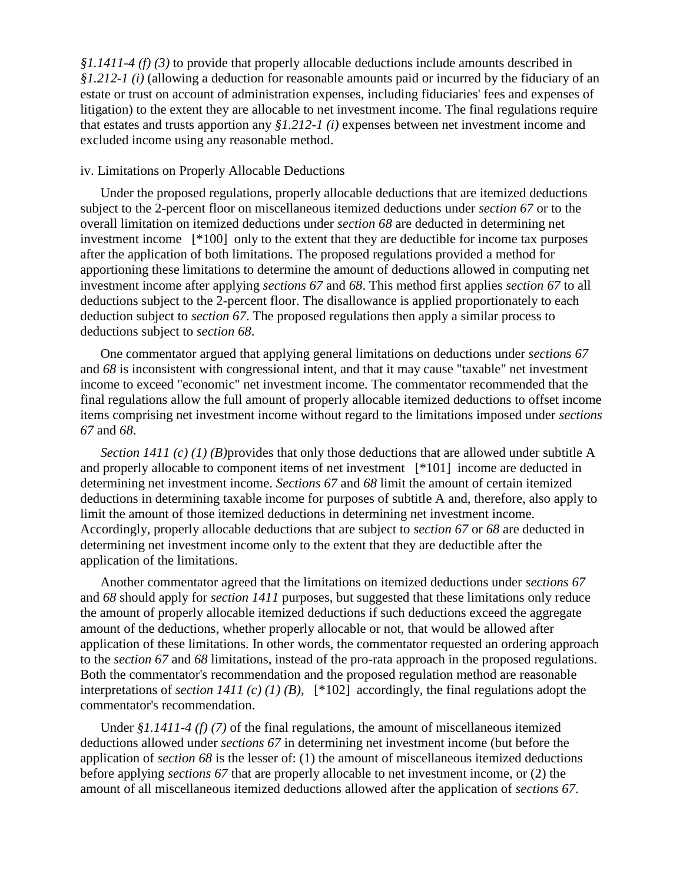*§1.1411-4 (f) (3)* to provide that properly allocable deductions include amounts described in *§1.212-1 (i)* (allowing a deduction for reasonable amounts paid or incurred by the fiduciary of an estate or trust on account of administration expenses, including fiduciaries' fees and expenses of litigation) to the extent they are allocable to net investment income. The final regulations require that estates and trusts apportion any *§1.212-1 (i)* expenses between net investment income and excluded income using any reasonable method.

iv. Limitations on Properly Allocable Deductions

Under the proposed regulations, properly allocable deductions that are itemized deductions subject to the 2-percent floor on miscellaneous itemized deductions under *section 67* or to the overall limitation on itemized deductions under *section 68* are deducted in determining net investment income [*100] only to the extent that they are deductible for income tax purposes after the application of both limitations. The proposed regulations provided a method for apportioning these limitations to determine the amount of deductions allowed in computing net investment income after applying *sections 67* and *68*. This method first applies *section 67* to all deductions subject to the 2-percent floor. The disallowance is applied proportionately to each deduction subject to *section 67*. The proposed regulations then apply a similar process to deductions subject to *section 68*.

One commentator argued that applying general limitations on deductions under *sections 67* and *68* is inconsistent with congressional intent, and that it may cause "taxable" net investment income to exceed "economic" net investment income. The commentator recommended that the final regulations allow the full amount of properly allocable itemized deductions to offset income items comprising net investment income without regard to the limitations imposed under *sections 67* and *68*.

*Section 1411 (c) (1) (B)*provides that only those deductions that are allowed under subtitle A and properly allocable to component items of net investment [*101] income are deducted in determining net investment income. *Sections 67* and *68* limit the amount of certain itemized deductions in determining taxable income for purposes of subtitle A and, therefore, also apply to limit the amount of those itemized deductions in determining net investment income. Accordingly, properly allocable deductions that are subject to *section 67* or *68* are deducted in determining net investment income only to the extent that they are deductible after the application of the limitations.

Another commentator agreed that the limitations on itemized deductions under *sections 67* and *68* should apply for *section 1411* purposes, but suggested that these limitations only reduce the amount of properly allocable itemized deductions if such deductions exceed the aggregate amount of the deductions, whether properly allocable or not, that would be allowed after application of these limitations. In other words, the commentator requested an ordering approach to the *section 67* and *68* limitations, instead of the pro-rata approach in the proposed regulations. Both the commentator's recommendation and the proposed regulation method are reasonable interpretations of *section 1411 (c) (1) (B)*, [*102] accordingly, the final regulations adopt the commentator's recommendation.

Under *§1.1411-4 (f) (7)* of the final regulations, the amount of miscellaneous itemized deductions allowed under *sections 67* in determining net investment income (but before the application of *section 68* is the lesser of: (1) the amount of miscellaneous itemized deductions before applying *sections 67* that are properly allocable to net investment income, or (2) the amount of all miscellaneous itemized deductions allowed after the application of *sections 67*.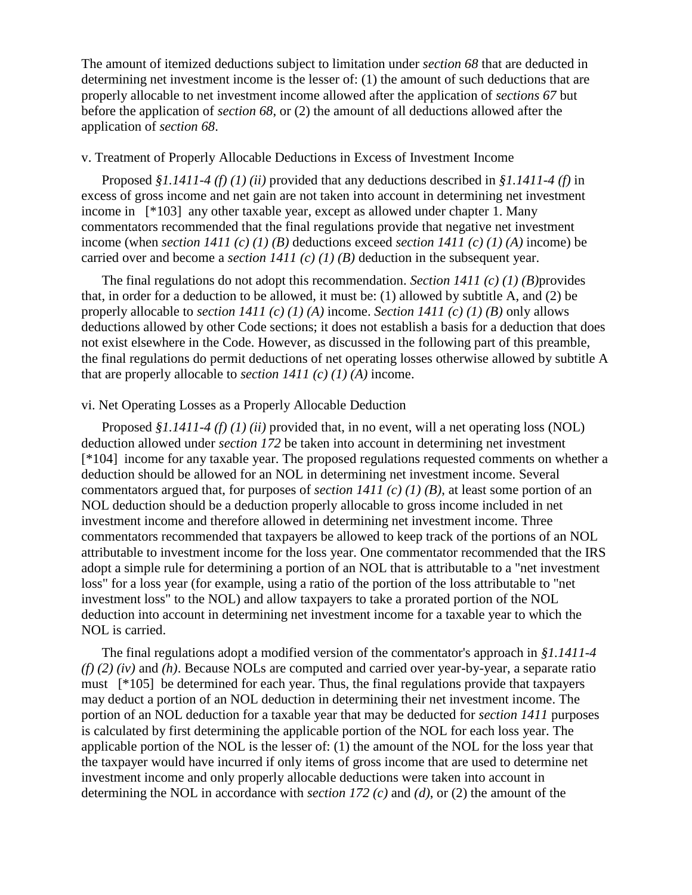The amount of itemized deductions subject to limitation under *section 68* that are deducted in determining net investment income is the lesser of: (1) the amount of such deductions that are properly allocable to net investment income allowed after the application of *sections 67* but before the application of *section 68*, or (2) the amount of all deductions allowed after the application of *section 68*.

v. Treatment of Properly Allocable Deductions in Excess of Investment Income

Proposed *§1.1411-4 (f) (1) (ii)* provided that any deductions described in *§1.1411-4 (f)* in excess of gross income and net gain are not taken into account in determining net investment income in [*103] any other taxable year, except as allowed under chapter 1. Many commentators recommended that the final regulations provide that negative net investment income (when *section 1411 (c) (1) (B)* deductions exceed *section 1411 (c) (1) (A)* income) be carried over and become a *section 1411 (c) (1) (B)* deduction in the subsequent year.

The final regulations do not adopt this recommendation. *Section 1411 (c) (1) (B)*provides that, in order for a deduction to be allowed, it must be: (1) allowed by subtitle A, and (2) be properly allocable to *section 1411 (c) (1) (A)* income. *Section 1411 (c) (1) (B)* only allows deductions allowed by other Code sections; it does not establish a basis for a deduction that does not exist elsewhere in the Code. However, as discussed in the following part of this preamble, the final regulations do permit deductions of net operating losses otherwise allowed by subtitle A that are properly allocable to *section 1411 (c) (1) (A)* income.

vi. Net Operating Losses as a Properly Allocable Deduction

Proposed *§1.1411-4 (f) (1) (ii)* provided that, in no event, will a net operating loss (NOL) deduction allowed under *section 172* be taken into account in determining net investment [*104] income for any taxable year. The proposed regulations requested comments on whether a deduction should be allowed for an NOL in determining net investment income. Several commentators argued that, for purposes of *section 1411 (c) (1) (B)*, at least some portion of an NOL deduction should be a deduction properly allocable to gross income included in net investment income and therefore allowed in determining net investment income. Three commentators recommended that taxpayers be allowed to keep track of the portions of an NOL attributable to investment income for the loss year. One commentator recommended that the IRS adopt a simple rule for determining a portion of an NOL that is attributable to a "net investment loss" for a loss year (for example, using a ratio of the portion of the loss attributable to "net investment loss" to the NOL) and allow taxpayers to take a prorated portion of the NOL deduction into account in determining net investment income for a taxable year to which the NOL is carried.

The final regulations adopt a modified version of the commentator's approach in *§1.1411-4 (f) (2) (iv)* and *(h)*. Because NOLs are computed and carried over year-by-year, a separate ratio must [*105] be determined for each year. Thus, the final regulations provide that taxpayers may deduct a portion of an NOL deduction in determining their net investment income. The portion of an NOL deduction for a taxable year that may be deducted for *section 1411* purposes is calculated by first determining the applicable portion of the NOL for each loss year. The applicable portion of the NOL is the lesser of: (1) the amount of the NOL for the loss year that the taxpayer would have incurred if only items of gross income that are used to determine net investment income and only properly allocable deductions were taken into account in determining the NOL in accordance with *section 172 (c)* and *(d)*, or (2) the amount of the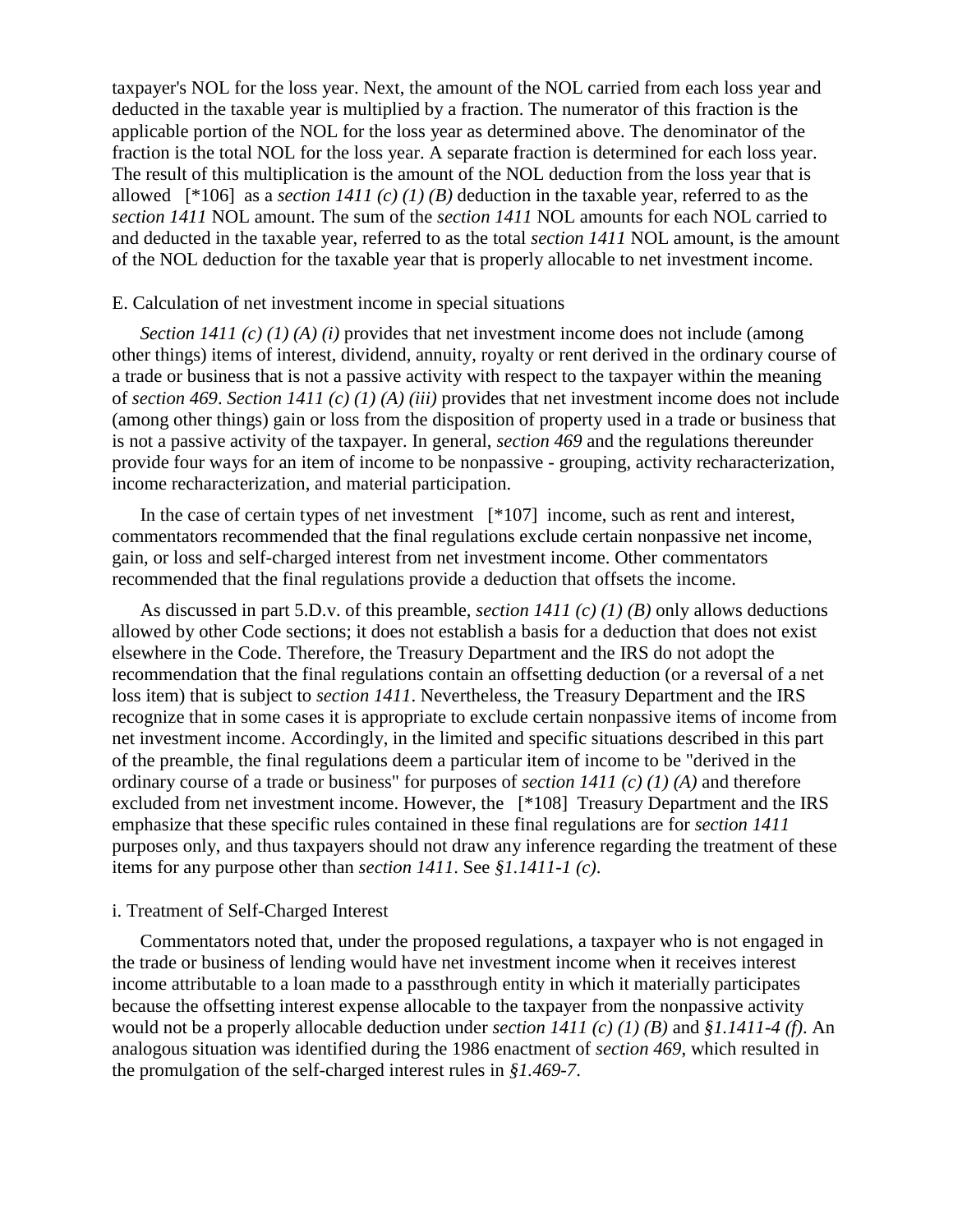taxpayer's NOL for the loss year. Next, the amount of the NOL carried from each loss year and deducted in the taxable year is multiplied by a fraction. The numerator of this fraction is the applicable portion of the NOL for the loss year as determined above. The denominator of the fraction is the total NOL for the loss year. A separate fraction is determined for each loss year. The result of this multiplication is the amount of the NOL deduction from the loss year that is allowed [*106] as a *section 1411 (c) (1) (B)* deduction in the taxable year, referred to as the *section 1411* NOL amount. The sum of the *section 1411* NOL amounts for each NOL carried to and deducted in the taxable year, referred to as the total *section 1411* NOL amount, is the amount of the NOL deduction for the taxable year that is properly allocable to net investment income.

E. Calculation of net investment income in special situations

*Section 1411 (c) (1) (A) (i)* provides that net investment income does not include (among other things) items of interest, dividend, annuity, royalty or rent derived in the ordinary course of a trade or business that is not a passive activity with respect to the taxpayer within the meaning of *section 469*. *Section 1411 (c) (1) (A) (iii)* provides that net investment income does not include (among other things) gain or loss from the disposition of property used in a trade or business that is not a passive activity of the taxpayer. In general, *section 469* and the regulations thereunder provide four ways for an item of income to be nonpassive - grouping, activity recharacterization, income recharacterization, and material participation.

In the case of certain types of net investment [*107] income, such as rent and interest, commentators recommended that the final regulations exclude certain nonpassive net income, gain, or loss and self-charged interest from net investment income. Other commentators recommended that the final regulations provide a deduction that offsets the income.

As discussed in part 5.D.v. of this preamble, *section 1411 (c) (1) (B)* only allows deductions allowed by other Code sections; it does not establish a basis for a deduction that does not exist elsewhere in the Code. Therefore, the Treasury Department and the IRS do not adopt the recommendation that the final regulations contain an offsetting deduction (or a reversal of a net loss item) that is subject to *section 1411*. Nevertheless, the Treasury Department and the IRS recognize that in some cases it is appropriate to exclude certain nonpassive items of income from net investment income. Accordingly, in the limited and specific situations described in this part of the preamble, the final regulations deem a particular item of income to be "derived in the ordinary course of a trade or business" for purposes of *section 1411 (c) (1) (A)* and therefore excluded from net investment income. However, the [*108] Treasury Department and the IRS emphasize that these specific rules contained in these final regulations are for *section 1411* purposes only, and thus taxpayers should not draw any inference regarding the treatment of these items for any purpose other than *section 1411*. See *§1.1411-1 (c)*.

i. Treatment of Self-Charged Interest

Commentators noted that, under the proposed regulations, a taxpayer who is not engaged in the trade or business of lending would have net investment income when it receives interest income attributable to a loan made to a passthrough entity in which it materially participates because the offsetting interest expense allocable to the taxpayer from the nonpassive activity would not be a properly allocable deduction under *section 1411 (c) (1) (B)* and *§1.1411-4 (f)*. An analogous situation was identified during the 1986 enactment of *section 469*, which resulted in the promulgation of the self-charged interest rules in *§1.469-7*.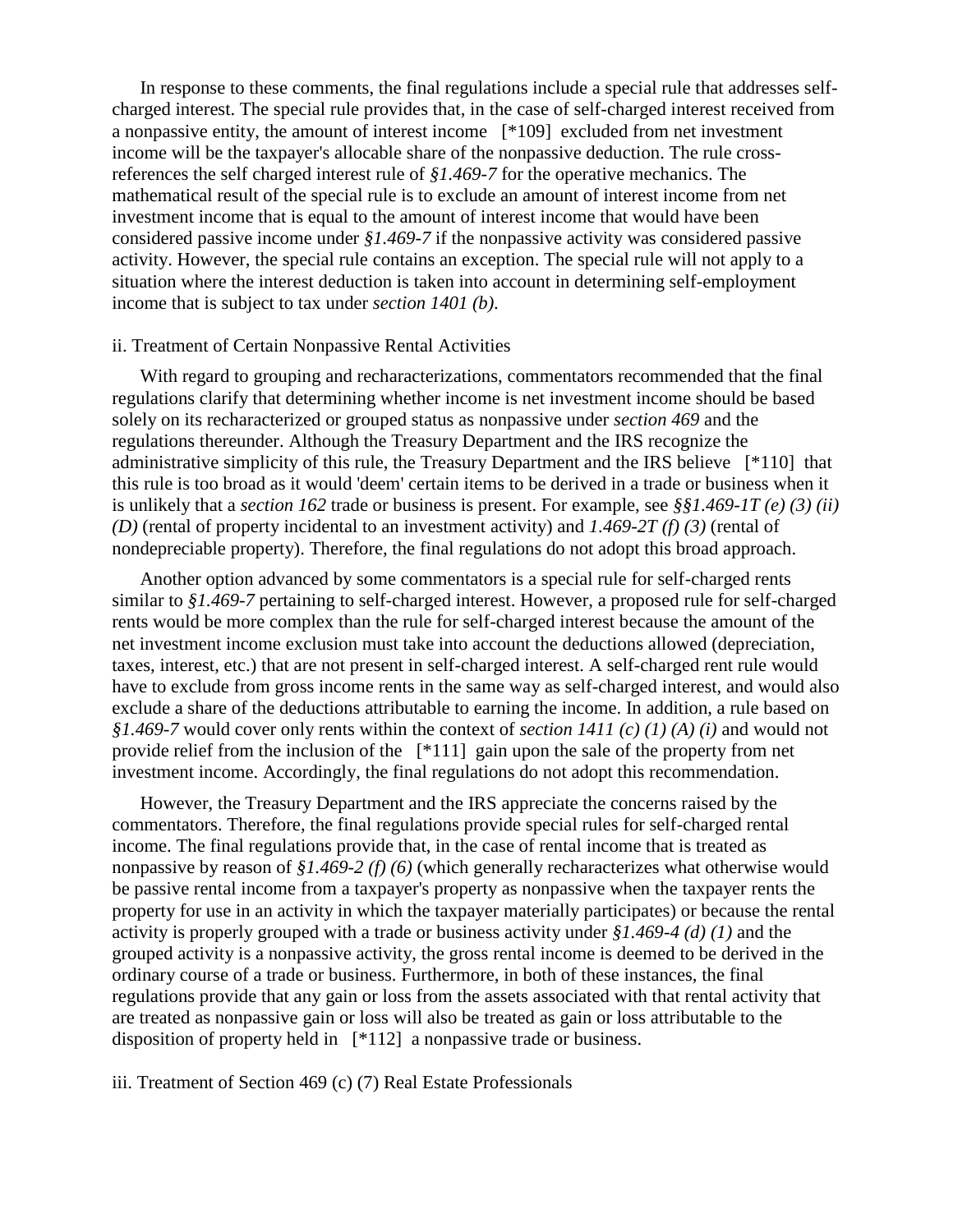In response to these comments, the final regulations include a special rule that addresses self-charged interest. The special rule provides that, in the case of self-charged interest received from a nonpassive entity, the amount of interest income [*109] excluded from net investment income will be the taxpayer's allocable share of the nonpassive deduction. The rule cross-references the self charged interest rule of *§1.469-7* for the operative mechanics. The mathematical result of the special rule is to exclude an amount of interest income from net investment income that is equal to the amount of interest income that would have been considered passive income under *§1.469-7* if the nonpassive activity was considered passive activity. However, the special rule contains an exception. The special rule will not apply to a situation where the interest deduction is taken into account in determining self-employment income that is subject to tax under *section 1401 (b)*.

ii. Treatment of Certain Nonpassive Rental Activities

With regard to grouping and recharacterizations, commentators recommended that the final regulations clarify that determining whether income is net investment income should be based solely on its recharacterized or grouped status as nonpassive under *section 469* and the regulations thereunder. Although the Treasury Department and the IRS recognize the administrative simplicity of this rule, the Treasury Department and the IRS believe [*110] that this rule is too broad as it would 'deem' certain items to be derived in a trade or business when it is unlikely that a *section 162* trade or business is present. For example, see *§§1.469-1T (e) (3) (ii) (D)* (rental of property incidental to an investment activity) and *1.469-2T (f) (3)* (rental of nondepreciable property). Therefore, the final regulations do not adopt this broad approach.

Another option advanced by some commentators is a special rule for self-charged rents similar to *§1.469-7* pertaining to self-charged interest. However, a proposed rule for self-charged rents would be more complex than the rule for self-charged interest because the amount of the net investment income exclusion must take into account the deductions allowed (depreciation, taxes, interest, etc.) that are not present in self-charged interest. A self-charged rent rule would have to exclude from gross income rents in the same way as self-charged interest, and would also exclude a share of the deductions attributable to earning the income. In addition, a rule based on *§1.469-7* would cover only rents within the context of *section 1411 (c) (1) (A) (i)* and would not provide relief from the inclusion of the [*111] gain upon the sale of the property from net investment income. Accordingly, the final regulations do not adopt this recommendation.

However, the Treasury Department and the IRS appreciate the concerns raised by the commentators. Therefore, the final regulations provide special rules for self-charged rental income. The final regulations provide that, in the case of rental income that is treated as nonpassive by reason of *§1.469-2 (f) (6)* (which generally recharacterizes what otherwise would be passive rental income from a taxpayer's property as nonpassive when the taxpayer rents the property for use in an activity in which the taxpayer materially participates) or because the rental activity is properly grouped with a trade or business activity under *§1.469-4 (d) (1)* and the grouped activity is a nonpassive activity, the gross rental income is deemed to be derived in the ordinary course of a trade or business. Furthermore, in both of these instances, the final regulations provide that any gain or loss from the assets associated with that rental activity that are treated as nonpassive gain or loss will also be treated as gain or loss attributable to the disposition of property held in [*112] a nonpassive trade or business.

iii. Treatment of Section 469 (c) (7) Real Estate Professionals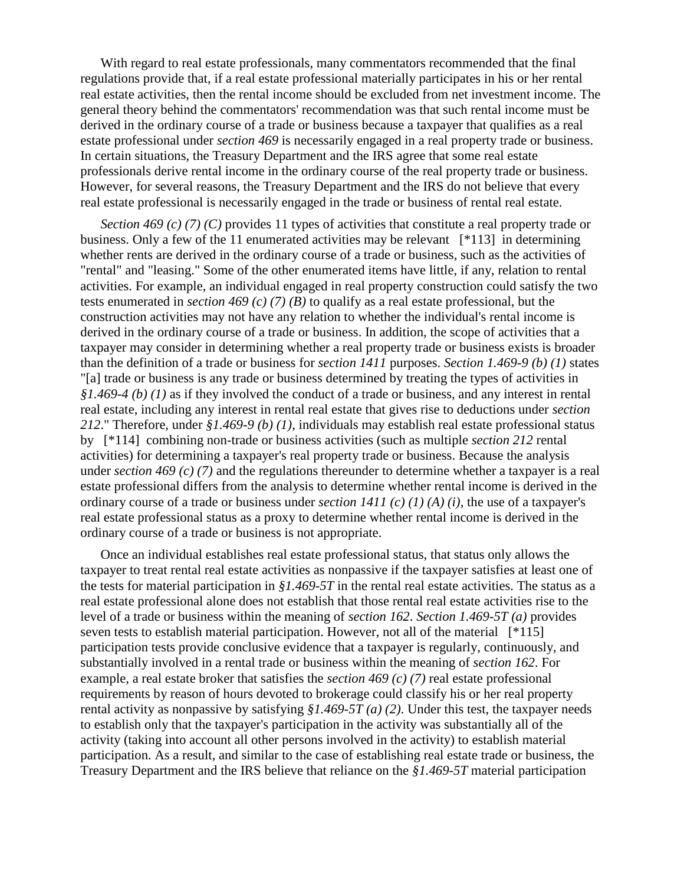With regard to real estate professionals, many commentators recommended that the final regulations provide that, if a real estate professional materially participates in his or her rental real estate activities, then the rental income should be excluded from net investment income. The general theory behind the commentators' recommendation was that such rental income must be derived in the ordinary course of a trade or business because a taxpayer that qualifies as a real estate professional under *section 469* is necessarily engaged in a real property trade or business. In certain situations, the Treasury Department and the IRS agree that some real estate professionals derive rental income in the ordinary course of the real property trade or business. However, for several reasons, the Treasury Department and the IRS do not believe that every real estate professional is necessarily engaged in the trade or business of rental real estate.

*Section 469 (c) (7) (C)* provides 11 types of activities that constitute a real property trade or business. Only a few of the 11 enumerated activities may be relevant [*113] in determining whether rents are derived in the ordinary course of a trade or business, such as the activities of "rental" and "leasing." Some of the other enumerated items have little, if any, relation to rental activities. For example, an individual engaged in real property construction could satisfy the two tests enumerated in *section 469 (c) (7) (B)* to qualify as a real estate professional, but the construction activities may not have any relation to whether the individual's rental income is derived in the ordinary course of a trade or business. In addition, the scope of activities that a taxpayer may consider in determining whether a real property trade or business exists is broader than the definition of a trade or business for *section 1411* purposes. *Section 1.469-9 (b) (1)* states "[a] trade or business is any trade or business determined by treating the types of activities in *§1.469-4 (b) (1)* as if they involved the conduct of a trade or business, and any interest in rental real estate, including any interest in rental real estate that gives rise to deductions under *section 212*." Therefore, under *§1.469-9 (b) (1)*, individuals may establish real estate professional status by [*114] combining non-trade or business activities (such as multiple *section 212* rental activities) for determining a taxpayer's real property trade or business. Because the analysis under *section 469 (c) (7)* and the regulations thereunder to determine whether a taxpayer is a real estate professional differs from the analysis to determine whether rental income is derived in the ordinary course of a trade or business under *section 1411 (c) (1) (A) (i)*, the use of a taxpayer's real estate professional status as a proxy to determine whether rental income is derived in the ordinary course of a trade or business is not appropriate.

Once an individual establishes real estate professional status, that status only allows the taxpayer to treat rental real estate activities as nonpassive if the taxpayer satisfies at least one of the tests for material participation in *§1.469-5T* in the rental real estate activities. The status as a real estate professional alone does not establish that those rental real estate activities rise to the level of a trade or business within the meaning of *section 162*. *Section 1.469-5T (a)* provides seven tests to establish material participation. However, not all of the material [*115] participation tests provide conclusive evidence that a taxpayer is regularly, continuously, and substantially involved in a rental trade or business within the meaning of *section 162*. For example, a real estate broker that satisfies the *section 469 (c) (7)* real estate professional requirements by reason of hours devoted to brokerage could classify his or her real property rental activity as nonpassive by satisfying *§1.469-5T (a) (2)*. Under this test, the taxpayer needs to establish only that the taxpayer's participation in the activity was substantially all of the activity (taking into account all other persons involved in the activity) to establish material participation. As a result, and similar to the case of establishing real estate trade or business, the Treasury Department and the IRS believe that reliance on the *§1.469-5T* material participation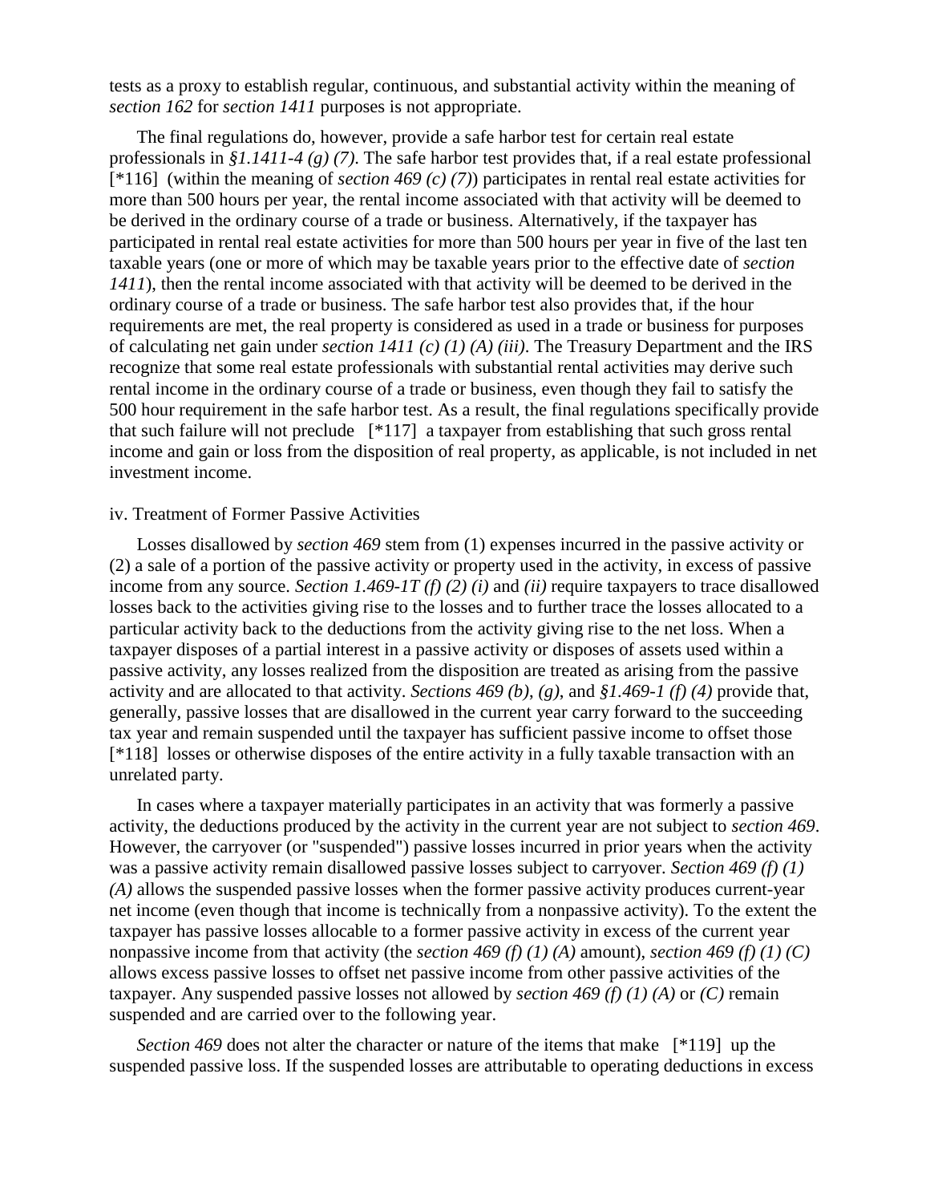tests as a proxy to establish regular, continuous, and substantial activity within the meaning of *section 162* for *section 1411* purposes is not appropriate.

The final regulations do, however, provide a safe harbor test for certain real estate professionals in *§1.1411-4 (g) (7)*. The safe harbor test provides that, if a real estate professional [*116] (within the meaning of *section 469 (c) (7)*) participates in rental real estate activities for more than 500 hours per year, the rental income associated with that activity will be deemed to be derived in the ordinary course of a trade or business. Alternatively, if the taxpayer has participated in rental real estate activities for more than 500 hours per year in five of the last ten taxable years (one or more of which may be taxable years prior to the effective date of *section 1411*), then the rental income associated with that activity will be deemed to be derived in the ordinary course of a trade or business. The safe harbor test also provides that, if the hour requirements are met, the real property is considered as used in a trade or business for purposes of calculating net gain under *section 1411 (c) (1) (A) (iii)*. The Treasury Department and the IRS recognize that some real estate professionals with substantial rental activities may derive such rental income in the ordinary course of a trade or business, even though they fail to satisfy the 500 hour requirement in the safe harbor test. As a result, the final regulations specifically provide that such failure will not preclude [*117] a taxpayer from establishing that such gross rental income and gain or loss from the disposition of real property, as applicable, is not included in net investment income.

iv. Treatment of Former Passive Activities

Losses disallowed by *section 469* stem from (1) expenses incurred in the passive activity or (2) a sale of a portion of the passive activity or property used in the activity, in excess of passive income from any source. *Section 1.469-1T (f) (2) (i)* and *(ii)* require taxpayers to trace disallowed losses back to the activities giving rise to the losses and to further trace the losses allocated to a particular activity back to the deductions from the activity giving rise to the net loss. When a taxpayer disposes of a partial interest in a passive activity or disposes of assets used within a passive activity, any losses realized from the disposition are treated as arising from the passive activity and are allocated to that activity. *Sections 469 (b)*, *(g)*, and *§1.469-1 (f) (4)* provide that, generally, passive losses that are disallowed in the current year carry forward to the succeeding tax year and remain suspended until the taxpayer has sufficient passive income to offset those [*118] losses or otherwise disposes of the entire activity in a fully taxable transaction with an unrelated party.

In cases where a taxpayer materially participates in an activity that was formerly a passive activity, the deductions produced by the activity in the current year are not subject to *section 469*. However, the carryover (or "suspended") passive losses incurred in prior years when the activity was a passive activity remain disallowed passive losses subject to carryover. *Section 469 (f) (1) (A)* allows the suspended passive losses when the former passive activity produces current-year net income (even though that income is technically from a nonpassive activity). To the extent the taxpayer has passive losses allocable to a former passive activity in excess of the current year nonpassive income from that activity (the *section 469 (f) (1) (A)* amount), *section 469 (f) (1) (C)* allows excess passive losses to offset net passive income from other passive activities of the taxpayer. Any suspended passive losses not allowed by *section 469 (f) (1) (A)* or *(C)* remain suspended and are carried over to the following year.

*Section 469* does not alter the character or nature of the items that make [*119] up the suspended passive loss. If the suspended losses are attributable to operating deductions in excess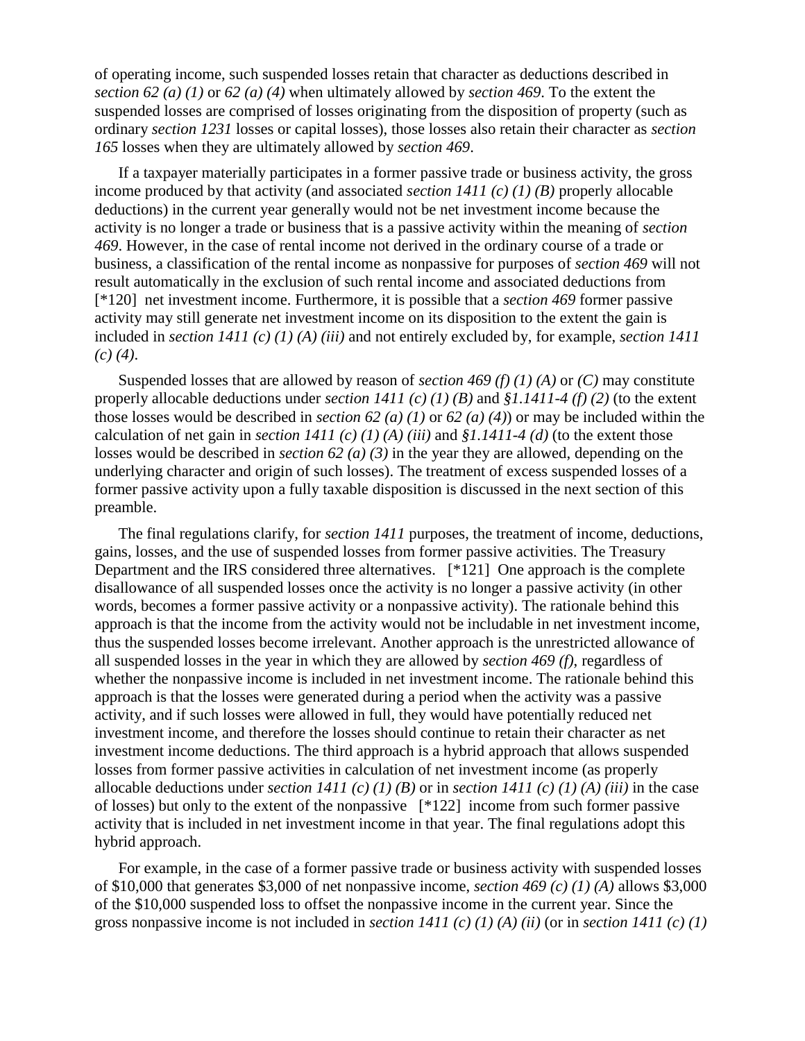of operating income, such suspended losses retain that character as deductions described in *section 62 (a) (1)* or *62 (a) (4)* when ultimately allowed by *section 469*. To the extent the suspended losses are comprised of losses originating from the disposition of property (such as ordinary *section 1231* losses or capital losses), those losses also retain their character as *section 165* losses when they are ultimately allowed by *section 469*.

If a taxpayer materially participates in a former passive trade or business activity, the gross income produced by that activity (and associated *section 1411 (c) (1) (B)* properly allocable deductions) in the current year generally would not be net investment income because the activity is no longer a trade or business that is a passive activity within the meaning of *section 469*. However, in the case of rental income not derived in the ordinary course of a trade or business, a classification of the rental income as nonpassive for purposes of *section 469* will not result automatically in the exclusion of such rental income and associated deductions from [*120] net investment income. Furthermore, it is possible that a *section 469* former passive activity may still generate net investment income on its disposition to the extent the gain is included in *section 1411 (c) (1) (A) (iii)* and not entirely excluded by, for example, *section 1411 (c) (4)*.

Suspended losses that are allowed by reason of *section 469 (f) (1) (A)* or *(C)* may constitute properly allocable deductions under *section 1411 (c) (1) (B)* and *§1.1411-4 (f) (2)* (to the extent those losses would be described in *section 62 (a) (1)* or *62 (a) (4)*) or may be included within the calculation of net gain in *section 1411 (c) (1) (A) (iii)* and *§1.1411-4 (d)* (to the extent those losses would be described in *section 62 (a) (3)* in the year they are allowed, depending on the underlying character and origin of such losses). The treatment of excess suspended losses of a former passive activity upon a fully taxable disposition is discussed in the next section of this preamble.

The final regulations clarify, for *section 1411* purposes, the treatment of income, deductions, gains, losses, and the use of suspended losses from former passive activities. The Treasury Department and the IRS considered three alternatives. [*121] One approach is the complete disallowance of all suspended losses once the activity is no longer a passive activity (in other words, becomes a former passive activity or a nonpassive activity). The rationale behind this approach is that the income from the activity would not be includable in net investment income, thus the suspended losses become irrelevant. Another approach is the unrestricted allowance of all suspended losses in the year in which they are allowed by *section 469 (f)*, regardless of whether the nonpassive income is included in net investment income. The rationale behind this approach is that the losses were generated during a period when the activity was a passive activity, and if such losses were allowed in full, they would have potentially reduced net investment income, and therefore the losses should continue to retain their character as net investment income deductions. The third approach is a hybrid approach that allows suspended losses from former passive activities in calculation of net investment income (as properly allocable deductions under *section 1411 (c) (1) (B)* or in *section 1411 (c) (1) (A) (iii)* in the case of losses) but only to the extent of the nonpassive [*122] income from such former passive activity that is included in net investment income in that year. The final regulations adopt this hybrid approach.

For example, in the case of a former passive trade or business activity with suspended losses of $10,000 that generates $3,000 of net nonpassive income, *section 469 (c) (1) (A)* allows $3,000 of the $10,000 suspended loss to offset the nonpassive income in the current year. Since the gross nonpassive income is not included in *section 1411 (c) (1) (A) (ii)* (or in *section 1411 (c) (1)*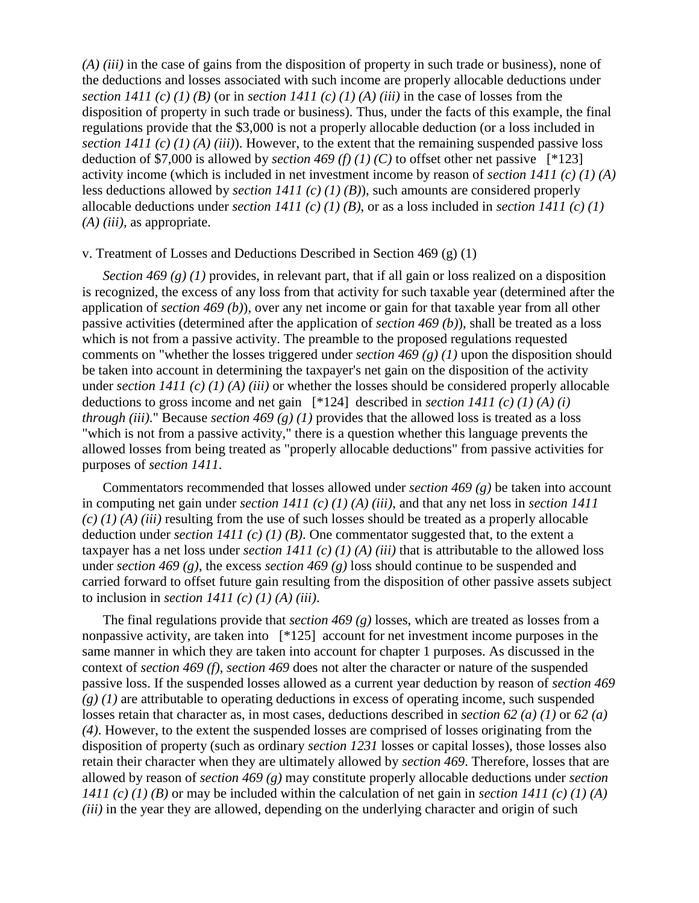*(A) (iii)* in the case of gains from the disposition of property in such trade or business), none of the deductions and losses associated with such income are properly allocable deductions under *section 1411 (c) (1) (B)* (or in *section 1411 (c) (1) (A) (iii)* in the case of losses from the disposition of property in such trade or business). Thus, under the facts of this example, the final regulations provide that the $3,000 is not a properly allocable deduction (or a loss included in *section 1411 (c) (1) (A) (iii)*). However, to the extent that the remaining suspended passive loss deduction of $7,000 is allowed by *section 469 (f) (1) (C)* to offset other net passive [*123] activity income (which is included in net investment income by reason of *section 1411 (c) (1) (A)* less deductions allowed by *section 1411 (c) (1) (B)*), such amounts are considered properly allocable deductions under *section 1411 (c) (1) (B)*, or as a loss included in *section 1411 (c) (1) (A) (iii)*, as appropriate.

v. Treatment of Losses and Deductions Described in Section 469 (g) (1)

*Section 469 (g) (1)* provides, in relevant part, that if all gain or loss realized on a disposition is recognized, the excess of any loss from that activity for such taxable year (determined after the application of *section 469 (b)*), over any net income or gain for that taxable year from all other passive activities (determined after the application of *section 469 (b)*), shall be treated as a loss which is not from a passive activity. The preamble to the proposed regulations requested comments on "whether the losses triggered under *section 469 (g) (1)* upon the disposition should be taken into account in determining the taxpayer's net gain on the disposition of the activity under *section 1411 (c) (1) (A) (iii)* or whether the losses should be considered properly allocable deductions to gross income and net gain [*124] described in *section 1411 (c) (1) (A) (i) through (iii)*." Because *section 469 (g) (1)* provides that the allowed loss is treated as a loss "which is not from a passive activity," there is a question whether this language prevents the allowed losses from being treated as "properly allocable deductions" from passive activities for purposes of *section 1411*.

Commentators recommended that losses allowed under *section 469 (g)* be taken into account in computing net gain under *section 1411 (c) (1) (A) (iii)*, and that any net loss in *section 1411 (c) (1) (A) (iii)* resulting from the use of such losses should be treated as a properly allocable deduction under *section 1411 (c) (1) (B)*. One commentator suggested that, to the extent a taxpayer has a net loss under *section 1411 (c) (1) (A) (iii)* that is attributable to the allowed loss under *section 469 (g)*, the excess *section 469 (g)* loss should continue to be suspended and carried forward to offset future gain resulting from the disposition of other passive assets subject to inclusion in *section 1411 (c) (1) (A) (iii)*.

The final regulations provide that *section 469 (g)* losses, which are treated as losses from a nonpassive activity, are taken into [*125] account for net investment income purposes in the same manner in which they are taken into account for chapter 1 purposes. As discussed in the context of *section 469 (f)*, *section 469* does not alter the character or nature of the suspended passive loss. If the suspended losses allowed as a current year deduction by reason of *section 469 (g) (1)* are attributable to operating deductions in excess of operating income, such suspended losses retain that character as, in most cases, deductions described in *section 62 (a) (1)* or *62 (a) (4)*. However, to the extent the suspended losses are comprised of losses originating from the disposition of property (such as ordinary *section 1231* losses or capital losses), those losses also retain their character when they are ultimately allowed by *section 469*. Therefore, losses that are allowed by reason of *section 469 (g)* may constitute properly allocable deductions under *section 1411 (c) (1) (B)* or may be included within the calculation of net gain in *section 1411 (c) (1) (A) (iii)* in the year they are allowed, depending on the underlying character and origin of such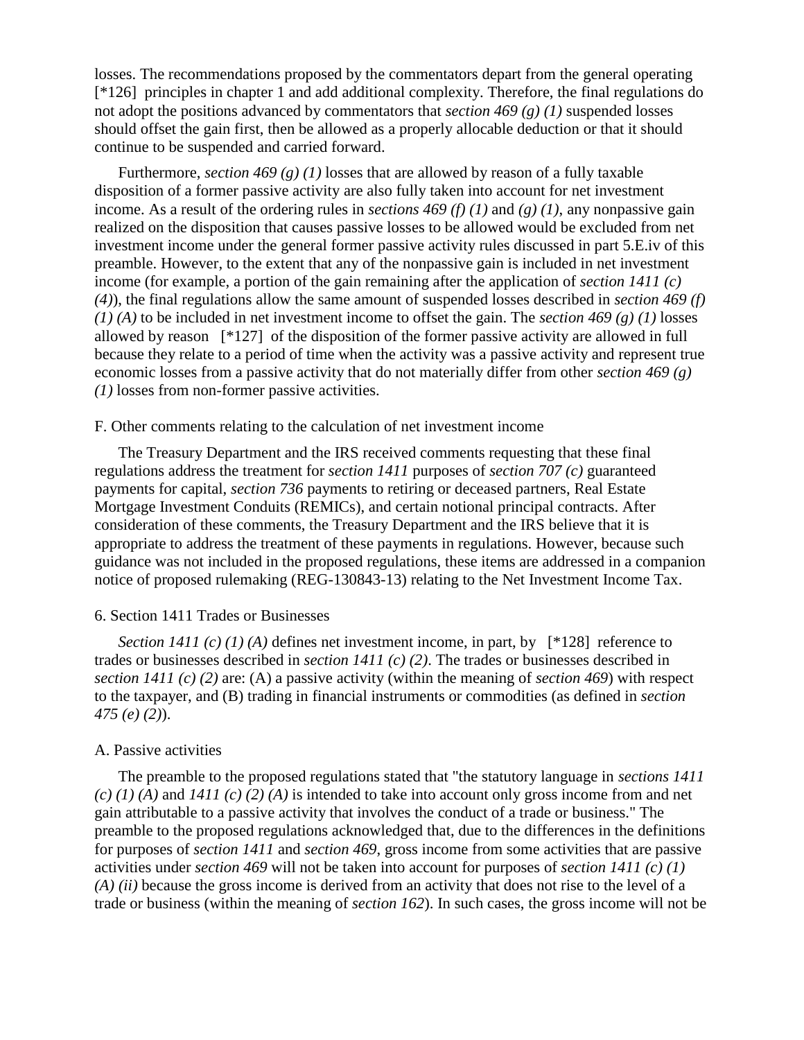losses. The recommendations proposed by the commentators depart from the general operating [*126] principles in chapter 1 and add additional complexity. Therefore, the final regulations do not adopt the positions advanced by commentators that *section 469 (g) (1)* suspended losses should offset the gain first, then be allowed as a properly allocable deduction or that it should continue to be suspended and carried forward.

Furthermore, *section 469 (g) (1)* losses that are allowed by reason of a fully taxable disposition of a former passive activity are also fully taken into account for net investment income. As a result of the ordering rules in *sections 469 (f) (1)* and *(g) (1)*, any nonpassive gain realized on the disposition that causes passive losses to be allowed would be excluded from net investment income under the general former passive activity rules discussed in part 5.E.iv of this preamble. However, to the extent that any of the nonpassive gain is included in net investment income (for example, a portion of the gain remaining after the application of *section 1411 (c) (4)*), the final regulations allow the same amount of suspended losses described in *section 469 (f) (1) (A)* to be included in net investment income to offset the gain. The *section 469 (g) (1)* losses allowed by reason [*127] of the disposition of the former passive activity are allowed in full because they relate to a period of time when the activity was a passive activity and represent true economic losses from a passive activity that do not materially differ from other *section 469 (g) (1)* losses from non-former passive activities.

F. Other comments relating to the calculation of net investment income

The Treasury Department and the IRS received comments requesting that these final regulations address the treatment for *section 1411* purposes of *section 707 (c)* guaranteed payments for capital, *section 736* payments to retiring or deceased partners, Real Estate Mortgage Investment Conduits (REMICs), and certain notional principal contracts. After consideration of these comments, the Treasury Department and the IRS believe that it is appropriate to address the treatment of these payments in regulations. However, because such guidance was not included in the proposed regulations, these items are addressed in a companion notice of proposed rulemaking (REG-130843-13) relating to the Net Investment Income Tax.

6. Section 1411 Trades or Businesses

*Section 1411 (c) (1) (A)* defines net investment income, in part, by [*128] reference to trades or businesses described in *section 1411 (c) (2)*. The trades or businesses described in *section 1411 (c) (2)* are: (A) a passive activity (within the meaning of *section 469*) with respect to the taxpayer, and (B) trading in financial instruments or commodities (as defined in *section 475 (e) (2)*).

A. Passive activities

The preamble to the proposed regulations stated that "the statutory language in *sections 1411 (c) (1) (A)* and *1411 (c) (2) (A)* is intended to take into account only gross income from and net gain attributable to a passive activity that involves the conduct of a trade or business." The preamble to the proposed regulations acknowledged that, due to the differences in the definitions for purposes of *section 1411* and *section 469*, gross income from some activities that are passive activities under *section 469* will not be taken into account for purposes of *section 1411 (c) (1) (A) (ii)* because the gross income is derived from an activity that does not rise to the level of a trade or business (within the meaning of *section 162*). In such cases, the gross income will not be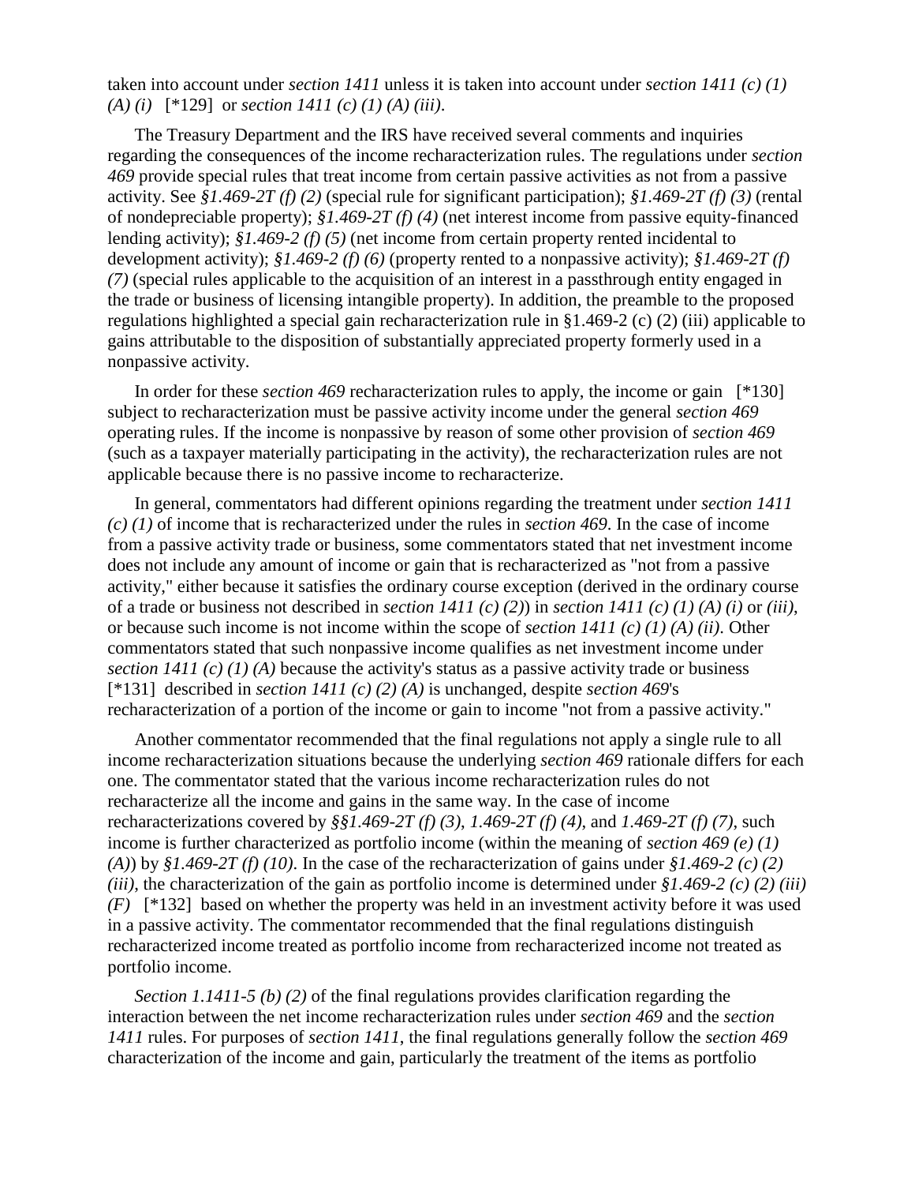taken into account under *section 1411* unless it is taken into account under *section 1411 (c) (1) (A) (i)* [*129] or *section 1411 (c) (1) (A) (iii)*.

The Treasury Department and the IRS have received several comments and inquiries regarding the consequences of the income recharacterization rules. The regulations under *section 469* provide special rules that treat income from certain passive activities as not from a passive activity. See *§1.469-2T (f) (2)* (special rule for significant participation); *§1.469-2T (f) (3)* (rental of nondepreciable property); *§1.469-2T (f) (4)* (net interest income from passive equity-financed lending activity); *§1.469-2 (f) (5)* (net income from certain property rented incidental to development activity); *§1.469-2 (f) (6)* (property rented to a nonpassive activity); *§1.469-2T (f) (7)* (special rules applicable to the acquisition of an interest in a passthrough entity engaged in the trade or business of licensing intangible property). In addition, the preamble to the proposed regulations highlighted a special gain recharacterization rule in §1.469-2 (c) (2) (iii) applicable to gains attributable to the disposition of substantially appreciated property formerly used in a nonpassive activity.

In order for these *section 469* recharacterization rules to apply, the income or gain [*130] subject to recharacterization must be passive activity income under the general *section 469* operating rules. If the income is nonpassive by reason of some other provision of *section 469* (such as a taxpayer materially participating in the activity), the recharacterization rules are not applicable because there is no passive income to recharacterize.

In general, commentators had different opinions regarding the treatment under *section 1411 (c) (1)* of income that is recharacterized under the rules in *section 469*. In the case of income from a passive activity trade or business, some commentators stated that net investment income does not include any amount of income or gain that is recharacterized as "not from a passive activity," either because it satisfies the ordinary course exception (derived in the ordinary course of a trade or business not described in *section 1411 (c) (2)*) in *section 1411 (c) (1) (A) (i)* or *(iii)*, or because such income is not income within the scope of *section 1411 (c) (1) (A) (ii)*. Other commentators stated that such nonpassive income qualifies as net investment income under *section 1411 (c) (1) (A)* because the activity's status as a passive activity trade or business [*131] described in *section 1411 (c) (2) (A)* is unchanged, despite *section 469*'s recharacterization of a portion of the income or gain to income "not from a passive activity."

Another commentator recommended that the final regulations not apply a single rule to all income recharacterization situations because the underlying *section 469* rationale differs for each one. The commentator stated that the various income recharacterization rules do not recharacterize all the income and gains in the same way. In the case of income recharacterizations covered by *§§1.469-2T (f) (3)*, *1.469-2T (f) (4)*, and *1.469-2T (f) (7)*, such income is further characterized as portfolio income (within the meaning of *section 469 (e) (1) (A)*) by *§1.469-2T (f) (10)*. In the case of the recharacterization of gains under *§1.469-2 (c) (2) (iii)*, the characterization of the gain as portfolio income is determined under *§1.469-2 (c) (2) (iii) (F)* [*132] based on whether the property was held in an investment activity before it was used in a passive activity. The commentator recommended that the final regulations distinguish recharacterized income treated as portfolio income from recharacterized income not treated as portfolio income.

*Section 1.1411-5 (b) (2)* of the final regulations provides clarification regarding the interaction between the net income recharacterization rules under *section 469* and the *section 1411* rules. For purposes of *section 1411*, the final regulations generally follow the *section 469* characterization of the income and gain, particularly the treatment of the items as portfolio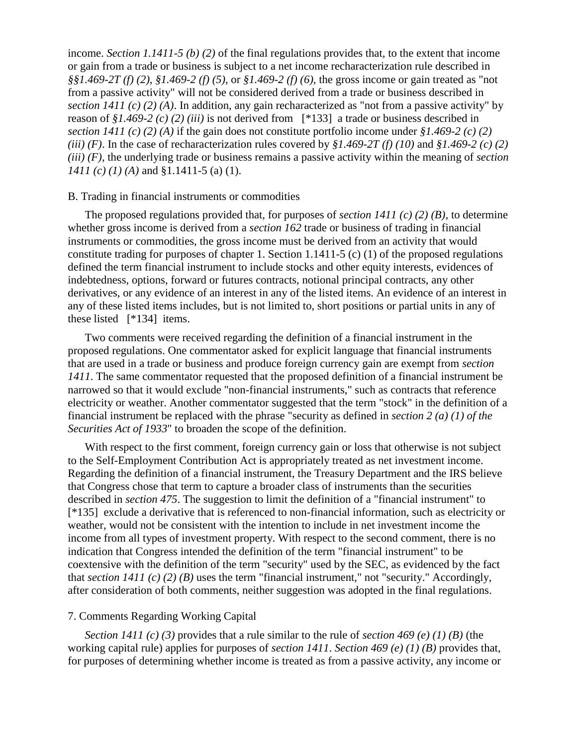income. *Section 1.1411-5 (b) (2)* of the final regulations provides that, to the extent that income or gain from a trade or business is subject to a net income recharacterization rule described in *§§1.469-2T (f) (2)*, *§1.469-2 (f) (5)*, or *§1.469-2 (f) (6)*, the gross income or gain treated as "not from a passive activity" will not be considered derived from a trade or business described in *section 1411 (c) (2) (A)*. In addition, any gain recharacterized as "not from a passive activity" by reason of *§1.469-2 (c) (2) (iii)* is not derived from [*133] a trade or business described in *section 1411 (c) (2) (A)* if the gain does not constitute portfolio income under *§1.469-2 (c) (2) (iii) (F)*. In the case of recharacterization rules covered by *§1.469-2T (f) (10)* and *§1.469-2 (c) (2) (iii) (F)*, the underlying trade or business remains a passive activity within the meaning of *section 1411 (c) (1) (A)* and §1.1411-5 (a) (1).

B. Trading in financial instruments or commodities

The proposed regulations provided that, for purposes of *section 1411 (c) (2) (B)*, to determine whether gross income is derived from a *section 162* trade or business of trading in financial instruments or commodities, the gross income must be derived from an activity that would constitute trading for purposes of chapter 1. Section 1.1411-5 (c) (1) of the proposed regulations defined the term financial instrument to include stocks and other equity interests, evidences of indebtedness, options, forward or futures contracts, notional principal contracts, any other derivatives, or any evidence of an interest in any of the listed items. An evidence of an interest in any of these listed items includes, but is not limited to, short positions or partial units in any of these listed [*134] items.

Two comments were received regarding the definition of a financial instrument in the proposed regulations. One commentator asked for explicit language that financial instruments that are used in a trade or business and produce foreign currency gain are exempt from *section 1411*. The same commentator requested that the proposed definition of a financial instrument be narrowed so that it would exclude "non-financial instruments," such as contracts that reference electricity or weather. Another commentator suggested that the term "stock" in the definition of a financial instrument be replaced with the phrase "security as defined in *section 2 (a) (1) of the Securities Act of 1933*" to broaden the scope of the definition.

With respect to the first comment, foreign currency gain or loss that otherwise is not subject to the Self-Employment Contribution Act is appropriately treated as net investment income. Regarding the definition of a financial instrument, the Treasury Department and the IRS believe that Congress chose that term to capture a broader class of instruments than the securities described in *section 475*. The suggestion to limit the definition of a "financial instrument" to [*135] exclude a derivative that is referenced to non-financial information, such as electricity or weather, would not be consistent with the intention to include in net investment income the income from all types of investment property. With respect to the second comment, there is no indication that Congress intended the definition of the term "financial instrument" to be coextensive with the definition of the term "security" used by the SEC, as evidenced by the fact that *section 1411 (c) (2) (B)* uses the term "financial instrument," not "security." Accordingly, after consideration of both comments, neither suggestion was adopted in the final regulations.

7. Comments Regarding Working Capital

*Section 1411 (c) (3)* provides that a rule similar to the rule of *section 469 (e) (1) (B)* (the working capital rule) applies for purposes of *section 1411*. *Section 469 (e) (1) (B)* provides that, for purposes of determining whether income is treated as from a passive activity, any income or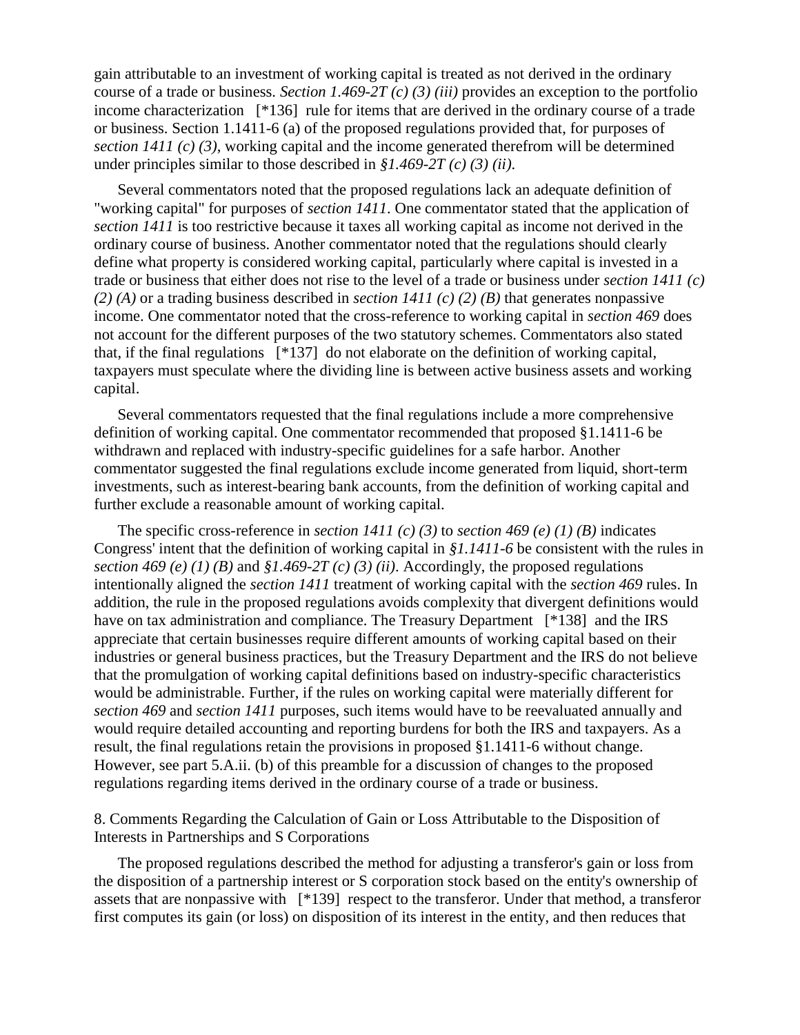gain attributable to an investment of working capital is treated as not derived in the ordinary course of a trade or business. *Section 1.469-2T (c) (3) (iii)* provides an exception to the portfolio income characterization [*136] rule for items that are derived in the ordinary course of a trade or business. Section 1.1411-6 (a) of the proposed regulations provided that, for purposes of *section 1411 (c) (3)*, working capital and the income generated therefrom will be determined under principles similar to those described in *§1.469-2T (c) (3) (ii)*.

Several commentators noted that the proposed regulations lack an adequate definition of "working capital" for purposes of *section 1411*. One commentator stated that the application of *section 1411* is too restrictive because it taxes all working capital as income not derived in the ordinary course of business. Another commentator noted that the regulations should clearly define what property is considered working capital, particularly where capital is invested in a trade or business that either does not rise to the level of a trade or business under *section 1411 (c) (2) (A)* or a trading business described in *section 1411 (c) (2) (B)* that generates nonpassive income. One commentator noted that the cross-reference to working capital in *section 469* does not account for the different purposes of the two statutory schemes. Commentators also stated that, if the final regulations [*137] do not elaborate on the definition of working capital, taxpayers must speculate where the dividing line is between active business assets and working capital.

Several commentators requested that the final regulations include a more comprehensive definition of working capital. One commentator recommended that proposed §1.1411-6 be withdrawn and replaced with industry-specific guidelines for a safe harbor. Another commentator suggested the final regulations exclude income generated from liquid, short-term investments, such as interest-bearing bank accounts, from the definition of working capital and further exclude a reasonable amount of working capital.

The specific cross-reference in *section 1411 (c) (3)* to *section 469 (e) (1) (B)* indicates Congress' intent that the definition of working capital in *§1.1411-6* be consistent with the rules in *section 469 (e) (1) (B)* and *§1.469-2T (c) (3) (ii)*. Accordingly, the proposed regulations intentionally aligned the *section 1411* treatment of working capital with the *section 469* rules. In addition, the rule in the proposed regulations avoids complexity that divergent definitions would have on tax administration and compliance. The Treasury Department [*138] and the IRS appreciate that certain businesses require different amounts of working capital based on their industries or general business practices, but the Treasury Department and the IRS do not believe that the promulgation of working capital definitions based on industry-specific characteristics would be administrable. Further, if the rules on working capital were materially different for *section 469* and *section 1411* purposes, such items would have to be reevaluated annually and would require detailed accounting and reporting burdens for both the IRS and taxpayers. As a result, the final regulations retain the provisions in proposed §1.1411-6 without change. However, see part 5.A.ii. (b) of this preamble for a discussion of changes to the proposed regulations regarding items derived in the ordinary course of a trade or business.

8. Comments Regarding the Calculation of Gain or Loss Attributable to the Disposition of Interests in Partnerships and S Corporations

The proposed regulations described the method for adjusting a transferor's gain or loss from the disposition of a partnership interest or S corporation stock based on the entity's ownership of assets that are nonpassive with [*139] respect to the transferor. Under that method, a transferor first computes its gain (or loss) on disposition of its interest in the entity, and then reduces that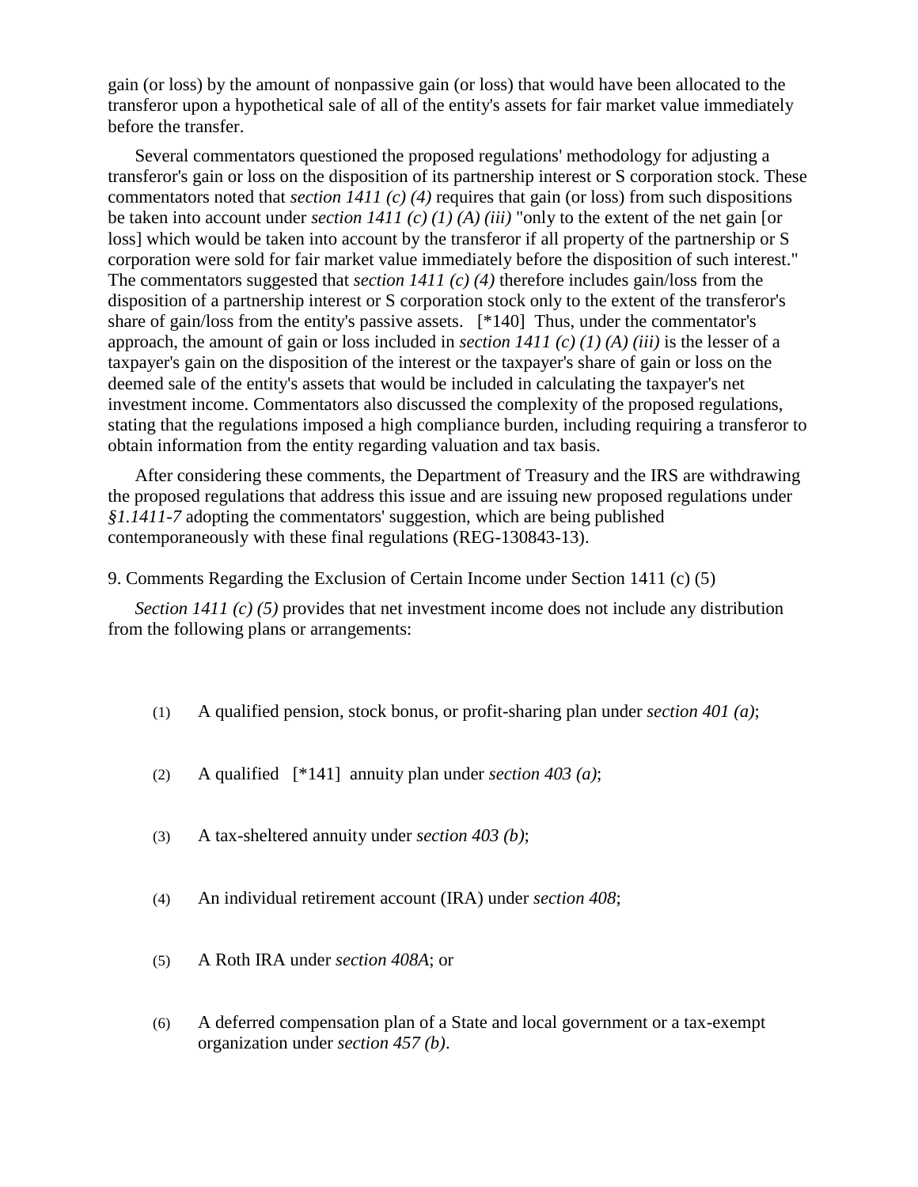gain (or loss) by the amount of nonpassive gain (or loss) that would have been allocated to the transferor upon a hypothetical sale of all of the entity's assets for fair market value immediately before the transfer.

Several commentators questioned the proposed regulations' methodology for adjusting a transferor's gain or loss on the disposition of its partnership interest or S corporation stock. These commentators noted that *section 1411 (c) (4)* requires that gain (or loss) from such dispositions be taken into account under *section 1411 (c) (1) (A) (iii)* "only to the extent of the net gain [or loss] which would be taken into account by the transferor if all property of the partnership or S corporation were sold for fair market value immediately before the disposition of such interest." The commentators suggested that *section 1411 (c) (4)* therefore includes gain/loss from the disposition of a partnership interest or S corporation stock only to the extent of the transferor's share of gain/loss from the entity's passive assets. [*140] Thus, under the commentator's approach, the amount of gain or loss included in *section 1411 (c) (1) (A) (iii)* is the lesser of a taxpayer's gain on the disposition of the interest or the taxpayer's share of gain or loss on the deemed sale of the entity's assets that would be included in calculating the taxpayer's net investment income. Commentators also discussed the complexity of the proposed regulations, stating that the regulations imposed a high compliance burden, including requiring a transferor to obtain information from the entity regarding valuation and tax basis.

After considering these comments, the Department of Treasury and the IRS are withdrawing the proposed regulations that address this issue and are issuing new proposed regulations under *§1.1411-7* adopting the commentators' suggestion, which are being published contemporaneously with these final regulations (REG-130843-13).

9. Comments Regarding the Exclusion of Certain Income under Section 1411 (c) (5)

*Section 1411 (c) (5)* provides that net investment income does not include any distribution from the following plans or arrangements:

(1) A qualified pension, stock bonus, or profit-sharing plan under *section 401 (a)*;

(2) A qualified [*141] annuity plan under *section 403 (a)*;

(3) A tax-sheltered annuity under *section 403 (b)*;

(4) An individual retirement account (IRA) under *section 408*;

(5) A Roth IRA under *section 408A*; or

(6) A deferred compensation plan of a State and local government or a tax-exempt organization under *section 457 (b)*.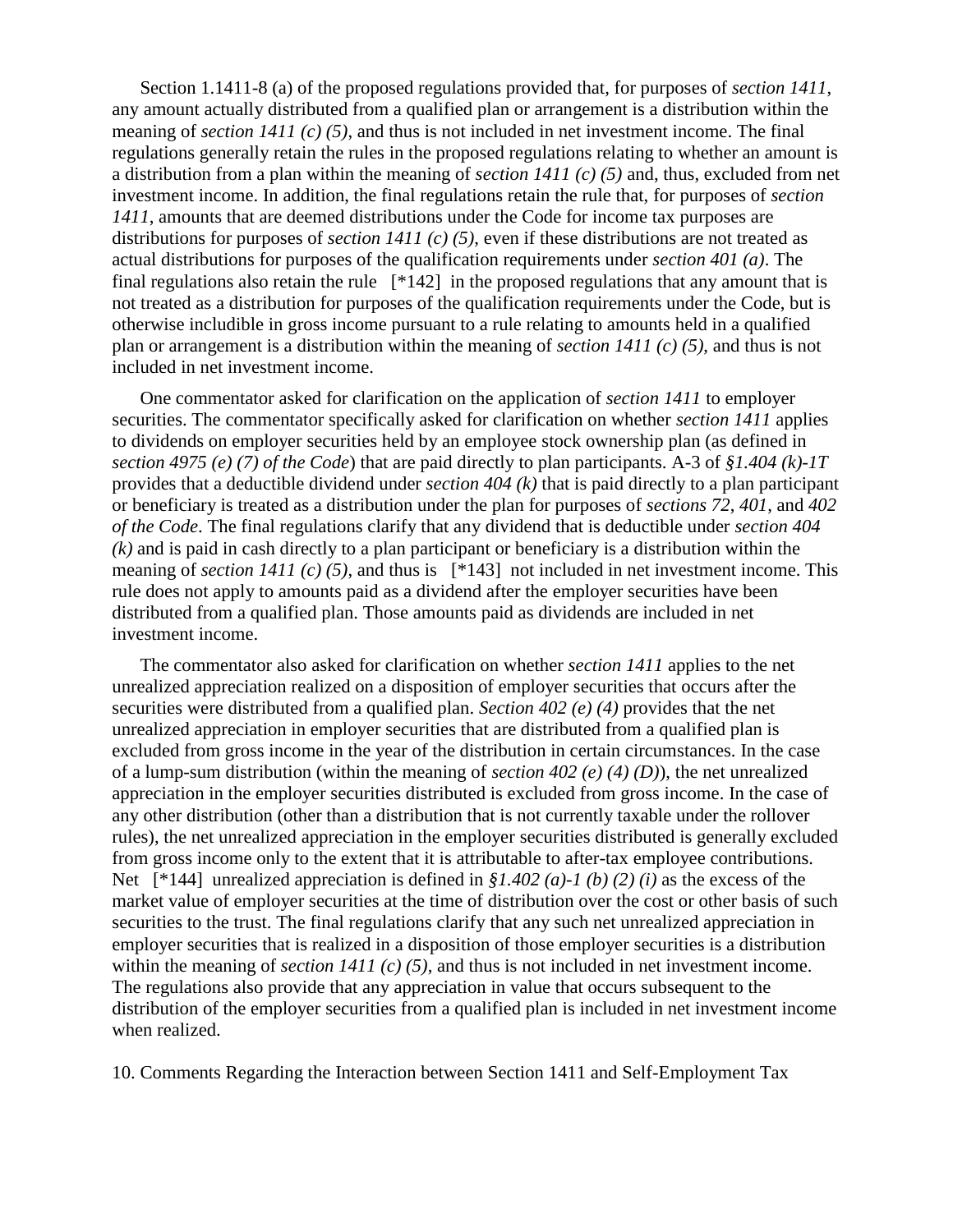Section 1.1411-8 (a) of the proposed regulations provided that, for purposes of *section 1411*, any amount actually distributed from a qualified plan or arrangement is a distribution within the meaning of *section 1411 (c) (5)*, and thus is not included in net investment income. The final regulations generally retain the rules in the proposed regulations relating to whether an amount is a distribution from a plan within the meaning of *section 1411 (c) (5)* and, thus, excluded from net investment income. In addition, the final regulations retain the rule that, for purposes of *section 1411*, amounts that are deemed distributions under the Code for income tax purposes are distributions for purposes of *section 1411 (c) (5)*, even if these distributions are not treated as actual distributions for purposes of the qualification requirements under *section 401 (a)*. The final regulations also retain the rule [*142] in the proposed regulations that any amount that is not treated as a distribution for purposes of the qualification requirements under the Code, but is otherwise includible in gross income pursuant to a rule relating to amounts held in a qualified plan or arrangement is a distribution within the meaning of *section 1411 (c) (5)*, and thus is not included in net investment income.

One commentator asked for clarification on the application of *section 1411* to employer securities. The commentator specifically asked for clarification on whether *section 1411* applies to dividends on employer securities held by an employee stock ownership plan (as defined in *section 4975 (e) (7) of the Code*) that are paid directly to plan participants. A-3 of *§1.404 (k)-1T* provides that a deductible dividend under *section 404 (k)* that is paid directly to a plan participant or beneficiary is treated as a distribution under the plan for purposes of *sections 72*, *401*, and *402 of the Code*. The final regulations clarify that any dividend that is deductible under *section 404 (k)* and is paid in cash directly to a plan participant or beneficiary is a distribution within the meaning of *section 1411 (c) (5)*, and thus is [*143] not included in net investment income. This rule does not apply to amounts paid as a dividend after the employer securities have been distributed from a qualified plan. Those amounts paid as dividends are included in net investment income.

The commentator also asked for clarification on whether *section 1411* applies to the net unrealized appreciation realized on a disposition of employer securities that occurs after the securities were distributed from a qualified plan. *Section 402 (e) (4)* provides that the net unrealized appreciation in employer securities that are distributed from a qualified plan is excluded from gross income in the year of the distribution in certain circumstances. In the case of a lump-sum distribution (within the meaning of *section 402 (e) (4) (D)*), the net unrealized appreciation in the employer securities distributed is excluded from gross income. In the case of any other distribution (other than a distribution that is not currently taxable under the rollover rules), the net unrealized appreciation in the employer securities distributed is generally excluded from gross income only to the extent that it is attributable to after-tax employee contributions. Net [*144] unrealized appreciation is defined in *§1.402 (a)-1 (b) (2) (i)* as the excess of the market value of employer securities at the time of distribution over the cost or other basis of such securities to the trust. The final regulations clarify that any such net unrealized appreciation in employer securities that is realized in a disposition of those employer securities is a distribution within the meaning of *section 1411 (c) (5)*, and thus is not included in net investment income. The regulations also provide that any appreciation in value that occurs subsequent to the distribution of the employer securities from a qualified plan is included in net investment income when realized.

10. Comments Regarding the Interaction between Section 1411 and Self-Employment Tax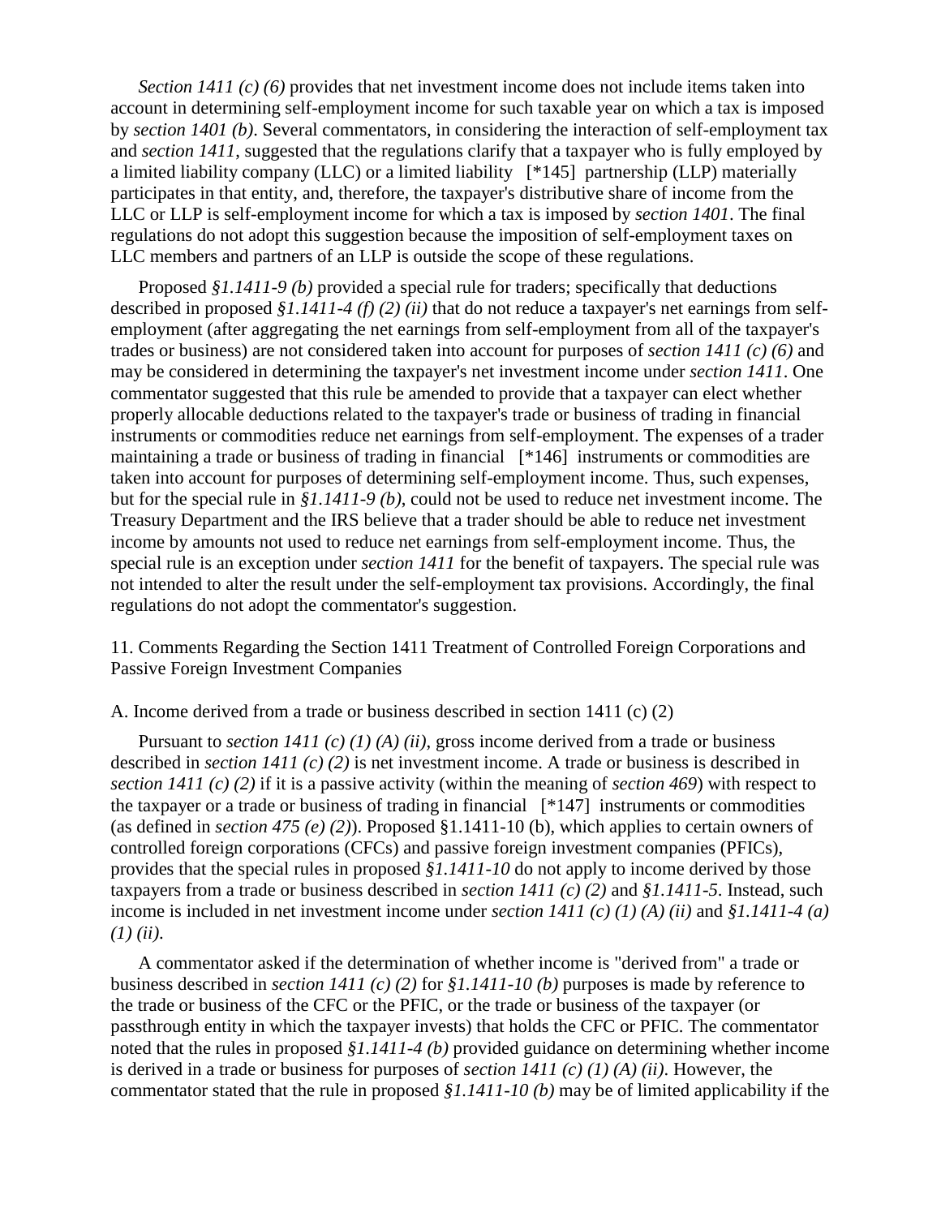*Section 1411 (c) (6)* provides that net investment income does not include items taken into account in determining self-employment income for such taxable year on which a tax is imposed by *section 1401 (b)*. Several commentators, in considering the interaction of self-employment tax and *section 1411*, suggested that the regulations clarify that a taxpayer who is fully employed by a limited liability company (LLC) or a limited liability [*145] partnership (LLP) materially participates in that entity, and, therefore, the taxpayer's distributive share of income from the LLC or LLP is self-employment income for which a tax is imposed by *section 1401*. The final regulations do not adopt this suggestion because the imposition of self-employment taxes on LLC members and partners of an LLP is outside the scope of these regulations.

Proposed *§1.1411-9 (b)* provided a special rule for traders; specifically that deductions described in proposed *§1.1411-4 (f) (2) (ii)* that do not reduce a taxpayer's net earnings from self-employment (after aggregating the net earnings from self-employment from all of the taxpayer's trades or business) are not considered taken into account for purposes of *section 1411 (c) (6)* and may be considered in determining the taxpayer's net investment income under *section 1411*. One commentator suggested that this rule be amended to provide that a taxpayer can elect whether properly allocable deductions related to the taxpayer's trade or business of trading in financial instruments or commodities reduce net earnings from self-employment. The expenses of a trader maintaining a trade or business of trading in financial [*146] instruments or commodities are taken into account for purposes of determining self-employment income. Thus, such expenses, but for the special rule in *§1.1411-9 (b)*, could not be used to reduce net investment income. The Treasury Department and the IRS believe that a trader should be able to reduce net investment income by amounts not used to reduce net earnings from self-employment income. Thus, the special rule is an exception under *section 1411* for the benefit of taxpayers. The special rule was not intended to alter the result under the self-employment tax provisions. Accordingly, the final regulations do not adopt the commentator's suggestion.

11. Comments Regarding the Section 1411 Treatment of Controlled Foreign Corporations and Passive Foreign Investment Companies

A. Income derived from a trade or business described in section 1411 (c) (2)

Pursuant to *section 1411 (c) (1) (A) (ii)*, gross income derived from a trade or business described in *section 1411 (c) (2)* is net investment income. A trade or business is described in *section 1411 (c) (2)* if it is a passive activity (within the meaning of *section 469*) with respect to the taxpayer or a trade or business of trading in financial [*147] instruments or commodities (as defined in *section 475 (e) (2)*). Proposed §1.1411-10 (b), which applies to certain owners of controlled foreign corporations (CFCs) and passive foreign investment companies (PFICs), provides that the special rules in proposed *§1.1411-10* do not apply to income derived by those taxpayers from a trade or business described in *section 1411 (c) (2)* and *§1.1411-5*. Instead, such income is included in net investment income under *section 1411 (c) (1) (A) (ii)* and *§1.1411-4 (a) (1) (ii)*.

A commentator asked if the determination of whether income is "derived from" a trade or business described in *section 1411 (c) (2)* for *§1.1411-10 (b)* purposes is made by reference to the trade or business of the CFC or the PFIC, or the trade or business of the taxpayer (or passthrough entity in which the taxpayer invests) that holds the CFC or PFIC. The commentator noted that the rules in proposed *§1.1411-4 (b)* provided guidance on determining whether income is derived in a trade or business for purposes of *section 1411 (c) (1) (A) (ii)*. However, the commentator stated that the rule in proposed *§1.1411-10 (b)* may be of limited applicability if the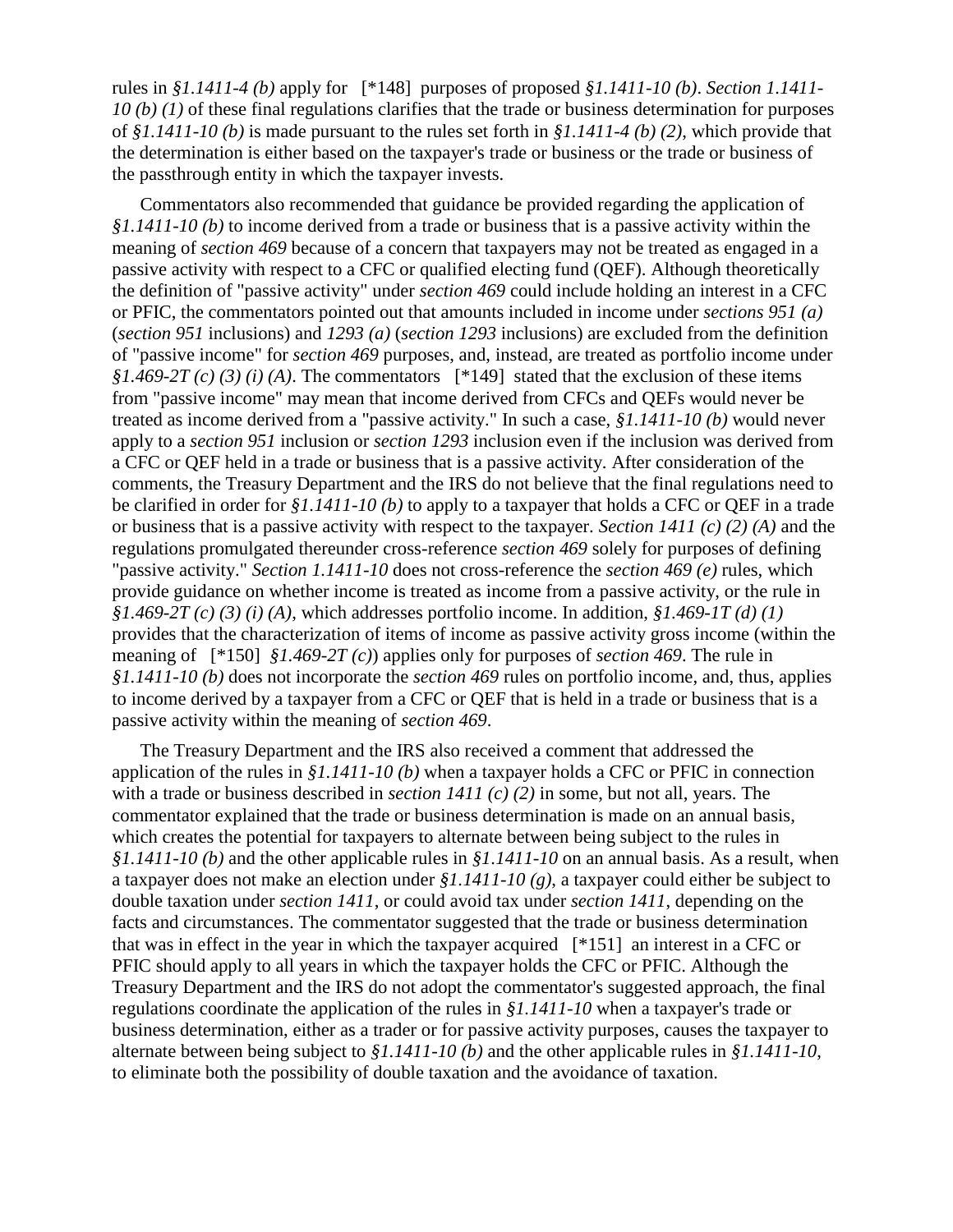rules in *§1.1411-4 (b)* apply for [*148] purposes of proposed *§1.1411-10 (b)*. *Section 1.1411-10 (b) (1)* of these final regulations clarifies that the trade or business determination for purposes of *§1.1411-10 (b)* is made pursuant to the rules set forth in *§1.1411-4 (b) (2)*, which provide that the determination is either based on the taxpayer's trade or business or the trade or business of the passthrough entity in which the taxpayer invests.

Commentators also recommended that guidance be provided regarding the application of *§1.1411-10 (b)* to income derived from a trade or business that is a passive activity within the meaning of *section 469* because of a concern that taxpayers may not be treated as engaged in a passive activity with respect to a CFC or qualified electing fund (QEF). Although theoretically the definition of "passive activity" under *section 469* could include holding an interest in a CFC or PFIC, the commentators pointed out that amounts included in income under *sections 951 (a)* (*section 951* inclusions) and *1293 (a)* (*section 1293* inclusions) are excluded from the definition of "passive income" for *section 469* purposes, and, instead, are treated as portfolio income under *§1.469-2T (c) (3) (i) (A)*. The commentators [*149] stated that the exclusion of these items from "passive income" may mean that income derived from CFCs and QEFs would never be treated as income derived from a "passive activity." In such a case, *§1.1411-10 (b)* would never apply to a *section 951* inclusion or *section 1293* inclusion even if the inclusion was derived from a CFC or QEF held in a trade or business that is a passive activity. After consideration of the comments, the Treasury Department and the IRS do not believe that the final regulations need to be clarified in order for *§1.1411-10 (b)* to apply to a taxpayer that holds a CFC or QEF in a trade or business that is a passive activity with respect to the taxpayer. *Section 1411 (c) (2) (A)* and the regulations promulgated thereunder cross-reference *section 469* solely for purposes of defining "passive activity." *Section 1.1411-10* does not cross-reference the *section 469 (e)* rules, which provide guidance on whether income is treated as income from a passive activity, or the rule in *§1.469-2T (c) (3) (i) (A)*, which addresses portfolio income. In addition, *§1.469-1T (d) (1)* provides that the characterization of items of income as passive activity gross income (within the meaning of [*150] *§1.469-2T (c)*) applies only for purposes of *section 469*. The rule in *§1.1411-10 (b)* does not incorporate the *section 469* rules on portfolio income, and, thus, applies to income derived by a taxpayer from a CFC or QEF that is held in a trade or business that is a passive activity within the meaning of *section 469*.

The Treasury Department and the IRS also received a comment that addressed the application of the rules in *§1.1411-10 (b)* when a taxpayer holds a CFC or PFIC in connection with a trade or business described in *section 1411 (c) (2)* in some, but not all, years. The commentator explained that the trade or business determination is made on an annual basis, which creates the potential for taxpayers to alternate between being subject to the rules in *§1.1411-10 (b)* and the other applicable rules in *§1.1411-10* on an annual basis. As a result, when a taxpayer does not make an election under *§1.1411-10 (g)*, a taxpayer could either be subject to double taxation under *section 1411*, or could avoid tax under *section 1411*, depending on the facts and circumstances. The commentator suggested that the trade or business determination that was in effect in the year in which the taxpayer acquired [*151] an interest in a CFC or PFIC should apply to all years in which the taxpayer holds the CFC or PFIC. Although the Treasury Department and the IRS do not adopt the commentator's suggested approach, the final regulations coordinate the application of the rules in *§1.1411-10* when a taxpayer's trade or business determination, either as a trader or for passive activity purposes, causes the taxpayer to alternate between being subject to *§1.1411-10 (b)* and the other applicable rules in *§1.1411-10*, to eliminate both the possibility of double taxation and the avoidance of taxation.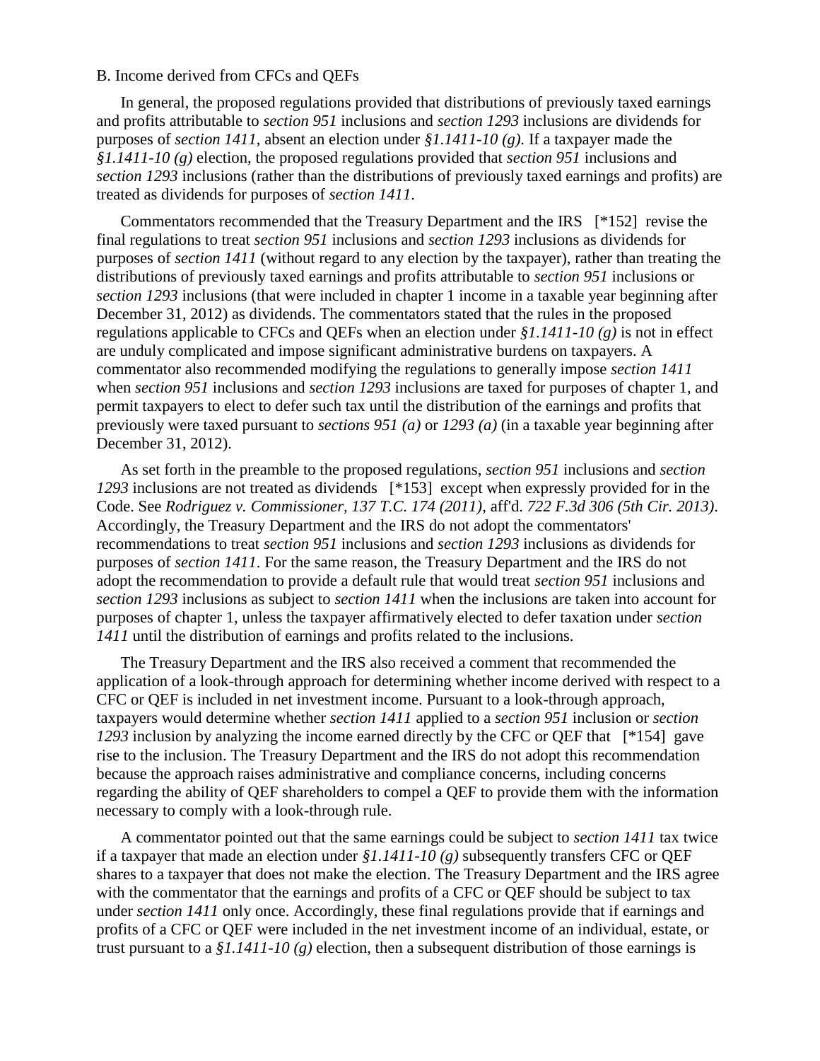B. Income derived from CFCs and QEFs

In general, the proposed regulations provided that distributions of previously taxed earnings and profits attributable to *section 951* inclusions and *section 1293* inclusions are dividends for purposes of *section 1411*, absent an election under *§1.1411-10 (g)*. If a taxpayer made the *§1.1411-10 (g)* election, the proposed regulations provided that *section 951* inclusions and *section 1293* inclusions (rather than the distributions of previously taxed earnings and profits) are treated as dividends for purposes of *section 1411*.

Commentators recommended that the Treasury Department and the IRS [*152] revise the final regulations to treat *section 951* inclusions and *section 1293* inclusions as dividends for purposes of *section 1411* (without regard to any election by the taxpayer), rather than treating the distributions of previously taxed earnings and profits attributable to *section 951* inclusions or *section 1293* inclusions (that were included in chapter 1 income in a taxable year beginning after December 31, 2012) as dividends. The commentators stated that the rules in the proposed regulations applicable to CFCs and QEFs when an election under *§1.1411-10 (g)* is not in effect are unduly complicated and impose significant administrative burdens on taxpayers. A commentator also recommended modifying the regulations to generally impose *section 1411* when *section 951* inclusions and *section 1293* inclusions are taxed for purposes of chapter 1, and permit taxpayers to elect to defer such tax until the distribution of the earnings and profits that previously were taxed pursuant to *sections 951 (a)* or *1293 (a)* (in a taxable year beginning after December 31, 2012).

As set forth in the preamble to the proposed regulations, *section 951* inclusions and *section 1293* inclusions are not treated as dividends [*153] except when expressly provided for in the Code. See *Rodriguez v. Commissioner, 137 T.C. 174 (2011)*, aff'd. *722 F.3d 306 (5th Cir. 2013)*. Accordingly, the Treasury Department and the IRS do not adopt the commentators' recommendations to treat *section 951* inclusions and *section 1293* inclusions as dividends for purposes of *section 1411*. For the same reason, the Treasury Department and the IRS do not adopt the recommendation to provide a default rule that would treat *section 951* inclusions and *section 1293* inclusions as subject to *section 1411* when the inclusions are taken into account for purposes of chapter 1, unless the taxpayer affirmatively elected to defer taxation under *section 1411* until the distribution of earnings and profits related to the inclusions.

The Treasury Department and the IRS also received a comment that recommended the application of a look-through approach for determining whether income derived with respect to a CFC or QEF is included in net investment income. Pursuant to a look-through approach, taxpayers would determine whether *section 1411* applied to a *section 951* inclusion or *section 1293* inclusion by analyzing the income earned directly by the CFC or QEF that [*154] gave rise to the inclusion. The Treasury Department and the IRS do not adopt this recommendation because the approach raises administrative and compliance concerns, including concerns regarding the ability of QEF shareholders to compel a QEF to provide them with the information necessary to comply with a look-through rule.

A commentator pointed out that the same earnings could be subject to *section 1411* tax twice if a taxpayer that made an election under *§1.1411-10 (g)* subsequently transfers CFC or QEF shares to a taxpayer that does not make the election. The Treasury Department and the IRS agree with the commentator that the earnings and profits of a CFC or QEF should be subject to tax under *section 1411* only once. Accordingly, these final regulations provide that if earnings and profits of a CFC or QEF were included in the net investment income of an individual, estate, or trust pursuant to a *§1.1411-10 (g)* election, then a subsequent distribution of those earnings is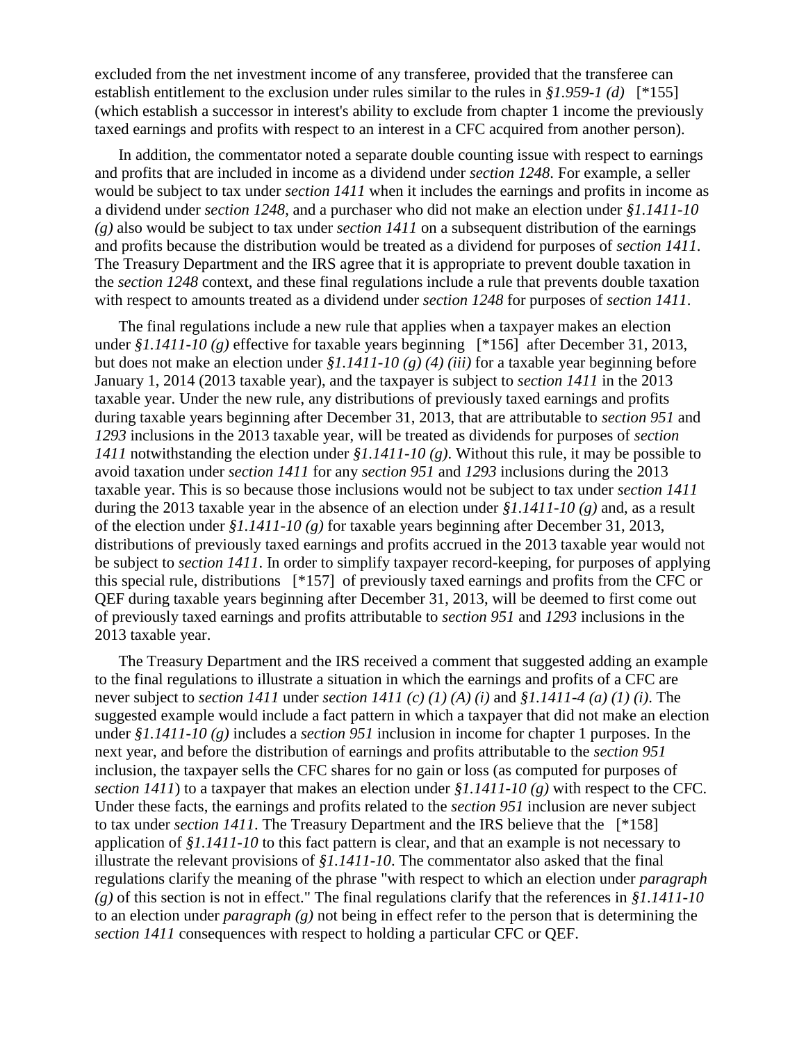excluded from the net investment income of any transferee, provided that the transferee can establish entitlement to the exclusion under rules similar to the rules in *§1.959-1 (d)* [*155] (which establish a successor in interest's ability to exclude from chapter 1 income the previously taxed earnings and profits with respect to an interest in a CFC acquired from another person).

In addition, the commentator noted a separate double counting issue with respect to earnings and profits that are included in income as a dividend under *section 1248*. For example, a seller would be subject to tax under *section 1411* when it includes the earnings and profits in income as a dividend under *section 1248*, and a purchaser who did not make an election under *§1.1411-10 (g)* also would be subject to tax under *section 1411* on a subsequent distribution of the earnings and profits because the distribution would be treated as a dividend for purposes of *section 1411*. The Treasury Department and the IRS agree that it is appropriate to prevent double taxation in the *section 1248* context, and these final regulations include a rule that prevents double taxation with respect to amounts treated as a dividend under *section 1248* for purposes of *section 1411*.

The final regulations include a new rule that applies when a taxpayer makes an election under *§1.1411-10 (g)* effective for taxable years beginning [*156] after December 31, 2013, but does not make an election under *§1.1411-10 (g) (4) (iii)* for a taxable year beginning before January 1, 2014 (2013 taxable year), and the taxpayer is subject to *section 1411* in the 2013 taxable year. Under the new rule, any distributions of previously taxed earnings and profits during taxable years beginning after December 31, 2013, that are attributable to *section 951* and *1293* inclusions in the 2013 taxable year, will be treated as dividends for purposes of *section 1411* notwithstanding the election under *§1.1411-10 (g)*. Without this rule, it may be possible to avoid taxation under *section 1411* for any *section 951* and *1293* inclusions during the 2013 taxable year. This is so because those inclusions would not be subject to tax under *section 1411* during the 2013 taxable year in the absence of an election under *§1.1411-10 (g)* and, as a result of the election under *§1.1411-10 (g)* for taxable years beginning after December 31, 2013, distributions of previously taxed earnings and profits accrued in the 2013 taxable year would not be subject to *section 1411*. In order to simplify taxpayer record-keeping, for purposes of applying this special rule, distributions [*157] of previously taxed earnings and profits from the CFC or QEF during taxable years beginning after December 31, 2013, will be deemed to first come out of previously taxed earnings and profits attributable to *section 951* and *1293* inclusions in the 2013 taxable year.

The Treasury Department and the IRS received a comment that suggested adding an example to the final regulations to illustrate a situation in which the earnings and profits of a CFC are never subject to *section 1411* under *section 1411 (c) (1) (A) (i)* and *§1.1411-4 (a) (1) (i)*. The suggested example would include a fact pattern in which a taxpayer that did not make an election under *§1.1411-10 (g)* includes a *section 951* inclusion in income for chapter 1 purposes. In the next year, and before the distribution of earnings and profits attributable to the *section 951* inclusion, the taxpayer sells the CFC shares for no gain or loss (as computed for purposes of *section 1411*) to a taxpayer that makes an election under *§1.1411-10 (g)* with respect to the CFC. Under these facts, the earnings and profits related to the *section 951* inclusion are never subject to tax under *section 1411*. The Treasury Department and the IRS believe that the [*158] application of *§1.1411-10* to this fact pattern is clear, and that an example is not necessary to illustrate the relevant provisions of *§1.1411-10*. The commentator also asked that the final regulations clarify the meaning of the phrase "with respect to which an election under *paragraph (g)* of this section is not in effect." The final regulations clarify that the references in *§1.1411-10* to an election under *paragraph (g)* not being in effect refer to the person that is determining the *section 1411* consequences with respect to holding a particular CFC or QEF.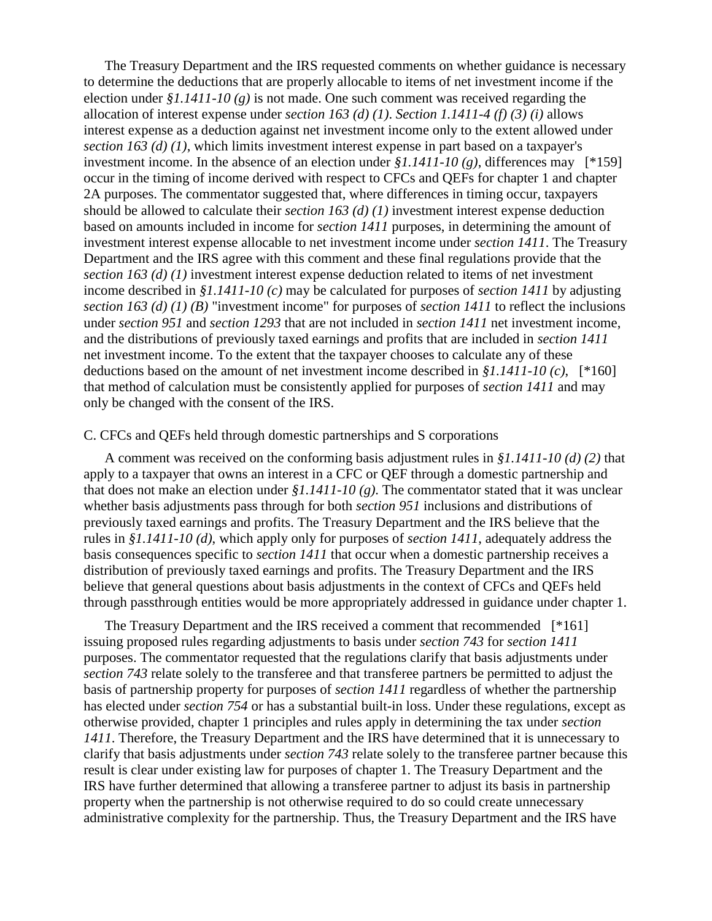The Treasury Department and the IRS requested comments on whether guidance is necessary to determine the deductions that are properly allocable to items of net investment income if the election under *§1.1411-10 (g)* is not made. One such comment was received regarding the allocation of interest expense under *section 163 (d) (1)*. *Section 1.1411-4 (f) (3) (i)* allows interest expense as a deduction against net investment income only to the extent allowed under *section 163 (d) (1)*, which limits investment interest expense in part based on a taxpayer's investment income. In the absence of an election under *§1.1411-10 (g)*, differences may [*159] occur in the timing of income derived with respect to CFCs and QEFs for chapter 1 and chapter 2A purposes. The commentator suggested that, where differences in timing occur, taxpayers should be allowed to calculate their *section 163 (d) (1)* investment interest expense deduction based on amounts included in income for *section 1411* purposes, in determining the amount of investment interest expense allocable to net investment income under *section 1411*. The Treasury Department and the IRS agree with this comment and these final regulations provide that the *section 163 (d) (1)* investment interest expense deduction related to items of net investment income described in *§1.1411-10 (c)* may be calculated for purposes of *section 1411* by adjusting *section 163 (d) (1) (B)* "investment income" for purposes of *section 1411* to reflect the inclusions under *section 951* and *section 1293* that are not included in *section 1411* net investment income, and the distributions of previously taxed earnings and profits that are included in *section 1411* net investment income. To the extent that the taxpayer chooses to calculate any of these deductions based on the amount of net investment income described in *§1.1411-10 (c)*, [*160] that method of calculation must be consistently applied for purposes of *section 1411* and may only be changed with the consent of the IRS.

C. CFCs and QEFs held through domestic partnerships and S corporations

A comment was received on the conforming basis adjustment rules in *§1.1411-10 (d) (2)* that apply to a taxpayer that owns an interest in a CFC or QEF through a domestic partnership and that does not make an election under *§1.1411-10 (g)*. The commentator stated that it was unclear whether basis adjustments pass through for both *section 951* inclusions and distributions of previously taxed earnings and profits. The Treasury Department and the IRS believe that the rules in *§1.1411-10 (d)*, which apply only for purposes of *section 1411*, adequately address the basis consequences specific to *section 1411* that occur when a domestic partnership receives a distribution of previously taxed earnings and profits. The Treasury Department and the IRS believe that general questions about basis adjustments in the context of CFCs and QEFs held through passthrough entities would be more appropriately addressed in guidance under chapter 1.

The Treasury Department and the IRS received a comment that recommended [*161] issuing proposed rules regarding adjustments to basis under *section 743* for *section 1411* purposes. The commentator requested that the regulations clarify that basis adjustments under *section 743* relate solely to the transferee and that transferee partners be permitted to adjust the basis of partnership property for purposes of *section 1411* regardless of whether the partnership has elected under *section 754* or has a substantial built-in loss. Under these regulations, except as otherwise provided, chapter 1 principles and rules apply in determining the tax under *section 1411*. Therefore, the Treasury Department and the IRS have determined that it is unnecessary to clarify that basis adjustments under *section 743* relate solely to the transferee partner because this result is clear under existing law for purposes of chapter 1. The Treasury Department and the IRS have further determined that allowing a transferee partner to adjust its basis in partnership property when the partnership is not otherwise required to do so could create unnecessary administrative complexity for the partnership. Thus, the Treasury Department and the IRS have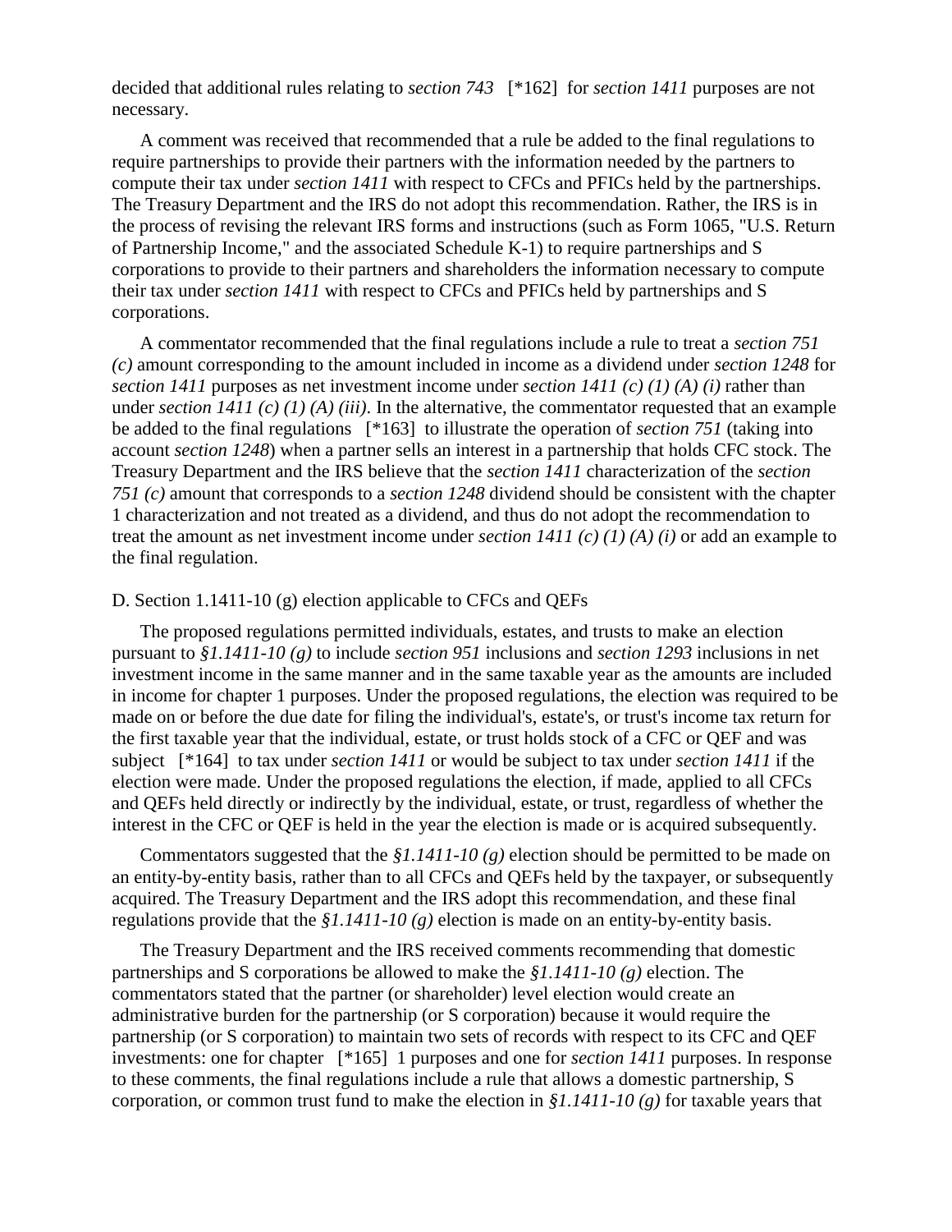decided that additional rules relating to *section 743* [*162] for *section 1411* purposes are not necessary.

A comment was received that recommended that a rule be added to the final regulations to require partnerships to provide their partners with the information needed by the partners to compute their tax under *section 1411* with respect to CFCs and PFICs held by the partnerships. The Treasury Department and the IRS do not adopt this recommendation. Rather, the IRS is in the process of revising the relevant IRS forms and instructions (such as Form 1065, "U.S. Return of Partnership Income," and the associated Schedule K-1) to require partnerships and S corporations to provide to their partners and shareholders the information necessary to compute their tax under *section 1411* with respect to CFCs and PFICs held by partnerships and S corporations.

A commentator recommended that the final regulations include a rule to treat a *section 751 (c)* amount corresponding to the amount included in income as a dividend under *section 1248* for *section 1411* purposes as net investment income under *section 1411 (c) (1) (A) (i)* rather than under *section 1411 (c) (1) (A) (iii)*. In the alternative, the commentator requested that an example be added to the final regulations [*163] to illustrate the operation of *section 751* (taking into account *section 1248*) when a partner sells an interest in a partnership that holds CFC stock. The Treasury Department and the IRS believe that the *section 1411* characterization of the *section 751 (c)* amount that corresponds to a *section 1248* dividend should be consistent with the chapter 1 characterization and not treated as a dividend, and thus do not adopt the recommendation to treat the amount as net investment income under *section 1411 (c) (1) (A) (i)* or add an example to the final regulation.

D. Section 1.1411-10 (g) election applicable to CFCs and QEFs

The proposed regulations permitted individuals, estates, and trusts to make an election pursuant to *§1.1411-10 (g)* to include *section 951* inclusions and *section 1293* inclusions in net investment income in the same manner and in the same taxable year as the amounts are included in income for chapter 1 purposes. Under the proposed regulations, the election was required to be made on or before the due date for filing the individual's, estate's, or trust's income tax return for the first taxable year that the individual, estate, or trust holds stock of a CFC or QEF and was subject [*164] to tax under *section 1411* or would be subject to tax under *section 1411* if the election were made. Under the proposed regulations the election, if made, applied to all CFCs and QEFs held directly or indirectly by the individual, estate, or trust, regardless of whether the interest in the CFC or QEF is held in the year the election is made or is acquired subsequently.

Commentators suggested that the *§1.1411-10 (g)* election should be permitted to be made on an entity-by-entity basis, rather than to all CFCs and QEFs held by the taxpayer, or subsequently acquired. The Treasury Department and the IRS adopt this recommendation, and these final regulations provide that the *§1.1411-10 (g)* election is made on an entity-by-entity basis.

The Treasury Department and the IRS received comments recommending that domestic partnerships and S corporations be allowed to make the *§1.1411-10 (g)* election. The commentators stated that the partner (or shareholder) level election would create an administrative burden for the partnership (or S corporation) because it would require the partnership (or S corporation) to maintain two sets of records with respect to its CFC and QEF investments: one for chapter [*165] 1 purposes and one for *section 1411* purposes. In response to these comments, the final regulations include a rule that allows a domestic partnership, S corporation, or common trust fund to make the election in *§1.1411-10 (g)* for taxable years that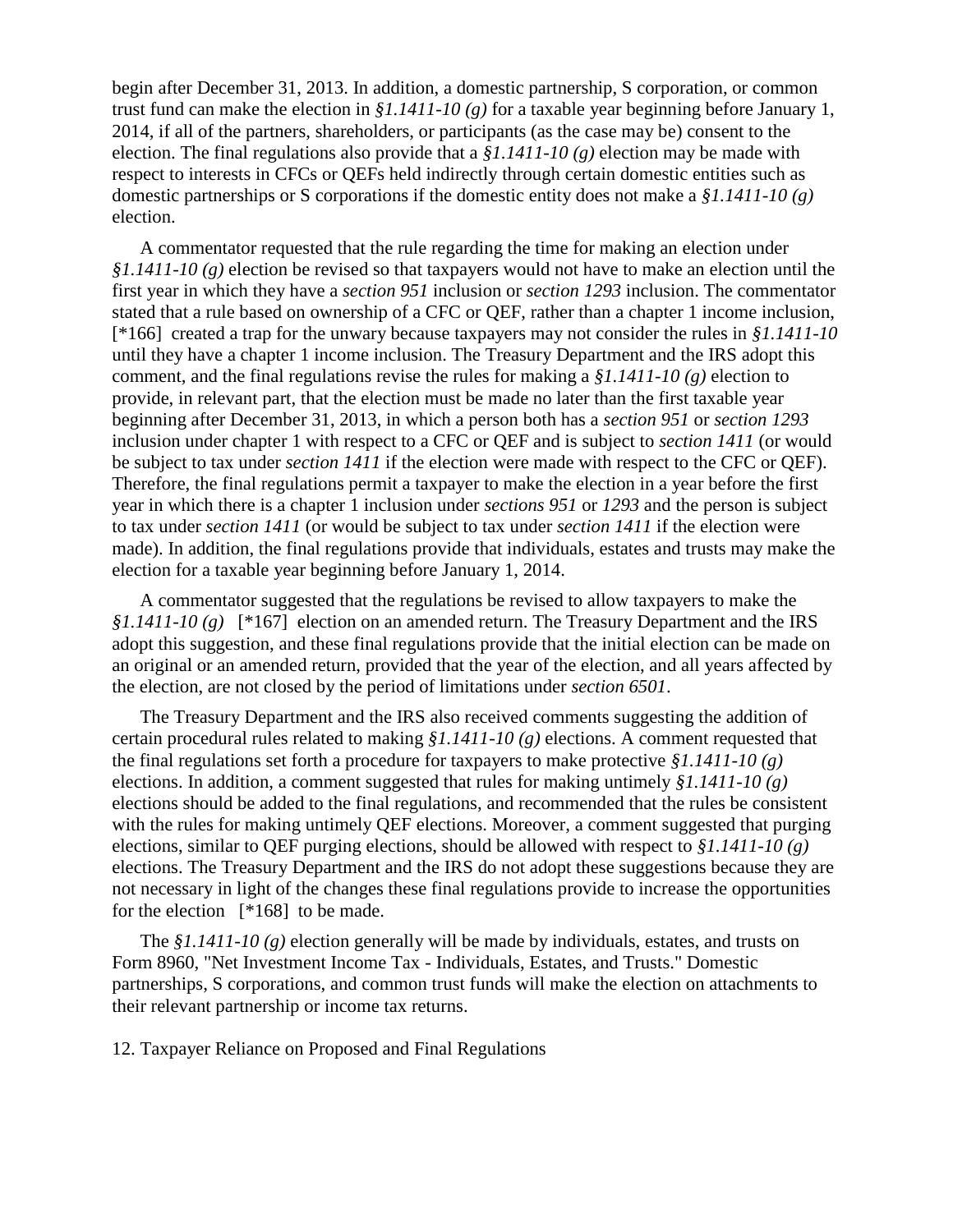begin after December 31, 2013. In addition, a domestic partnership, S corporation, or common trust fund can make the election in *§1.1411-10 (g)* for a taxable year beginning before January 1, 2014, if all of the partners, shareholders, or participants (as the case may be) consent to the election. The final regulations also provide that a *§1.1411-10 (g)* election may be made with respect to interests in CFCs or QEFs held indirectly through certain domestic entities such as domestic partnerships or S corporations if the domestic entity does not make a *§1.1411-10 (g)* election.

A commentator requested that the rule regarding the time for making an election under *§1.1411-10 (g)* election be revised so that taxpayers would not have to make an election until the first year in which they have a *section 951* inclusion or *section 1293* inclusion. The commentator stated that a rule based on ownership of a CFC or QEF, rather than a chapter 1 income inclusion, [*166] created a trap for the unwary because taxpayers may not consider the rules in *§1.1411-10* until they have a chapter 1 income inclusion. The Treasury Department and the IRS adopt this comment, and the final regulations revise the rules for making a *§1.1411-10 (g)* election to provide, in relevant part, that the election must be made no later than the first taxable year beginning after December 31, 2013, in which a person both has a *section 951* or *section 1293* inclusion under chapter 1 with respect to a CFC or QEF and is subject to *section 1411* (or would be subject to tax under *section 1411* if the election were made with respect to the CFC or QEF). Therefore, the final regulations permit a taxpayer to make the election in a year before the first year in which there is a chapter 1 inclusion under *sections 951* or *1293* and the person is subject to tax under *section 1411* (or would be subject to tax under *section 1411* if the election were made). In addition, the final regulations provide that individuals, estates and trusts may make the election for a taxable year beginning before January 1, 2014.

A commentator suggested that the regulations be revised to allow taxpayers to make the *§1.1411-10 (g)* [*167] election on an amended return. The Treasury Department and the IRS adopt this suggestion, and these final regulations provide that the initial election can be made on an original or an amended return, provided that the year of the election, and all years affected by the election, are not closed by the period of limitations under *section 6501*.

The Treasury Department and the IRS also received comments suggesting the addition of certain procedural rules related to making *§1.1411-10 (g)* elections. A comment requested that the final regulations set forth a procedure for taxpayers to make protective *§1.1411-10 (g)* elections. In addition, a comment suggested that rules for making untimely *§1.1411-10 (g)* elections should be added to the final regulations, and recommended that the rules be consistent with the rules for making untimely QEF elections. Moreover, a comment suggested that purging elections, similar to QEF purging elections, should be allowed with respect to *§1.1411-10 (g)* elections. The Treasury Department and the IRS do not adopt these suggestions because they are not necessary in light of the changes these final regulations provide to increase the opportunities for the election [*168] to be made.

The *§1.1411-10 (g)* election generally will be made by individuals, estates, and trusts on Form 8960, "Net Investment Income Tax - Individuals, Estates, and Trusts." Domestic partnerships, S corporations, and common trust funds will make the election on attachments to their relevant partnership or income tax returns.

12. Taxpayer Reliance on Proposed and Final Regulations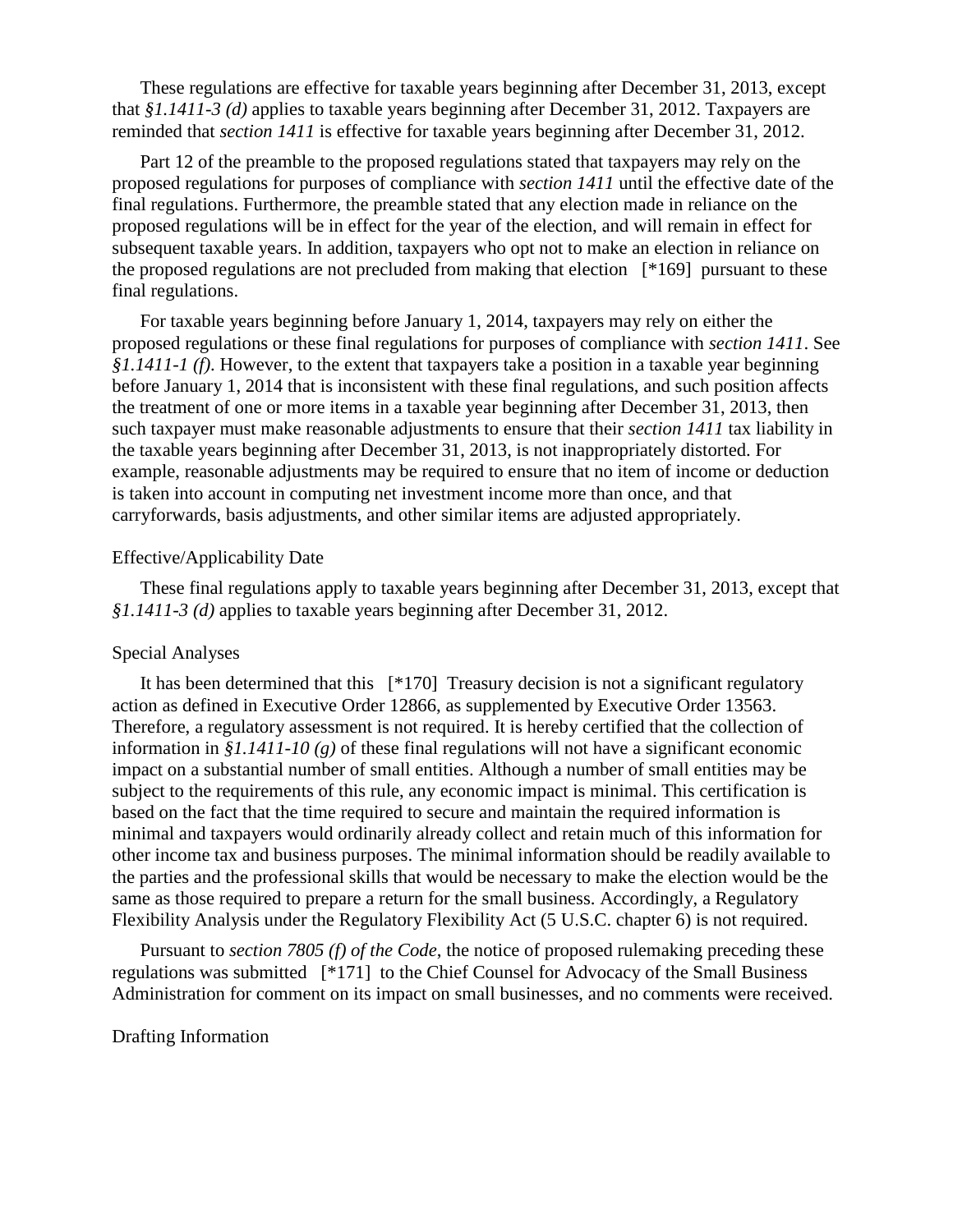These regulations are effective for taxable years beginning after December 31, 2013, except that *§1.1411-3 (d)* applies to taxable years beginning after December 31, 2012. Taxpayers are reminded that *section 1411* is effective for taxable years beginning after December 31, 2012.

Part 12 of the preamble to the proposed regulations stated that taxpayers may rely on the proposed regulations for purposes of compliance with *section 1411* until the effective date of the final regulations. Furthermore, the preamble stated that any election made in reliance on the proposed regulations will be in effect for the year of the election, and will remain in effect for subsequent taxable years. In addition, taxpayers who opt not to make an election in reliance on the proposed regulations are not precluded from making that election [*169] pursuant to these final regulations.

For taxable years beginning before January 1, 2014, taxpayers may rely on either the proposed regulations or these final regulations for purposes of compliance with *section 1411*. See *§1.1411-1 (f)*. However, to the extent that taxpayers take a position in a taxable year beginning before January 1, 2014 that is inconsistent with these final regulations, and such position affects the treatment of one or more items in a taxable year beginning after December 31, 2013, then such taxpayer must make reasonable adjustments to ensure that their *section 1411* tax liability in the taxable years beginning after December 31, 2013, is not inappropriately distorted. For example, reasonable adjustments may be required to ensure that no item of income or deduction is taken into account in computing net investment income more than once, and that carryforwards, basis adjustments, and other similar items are adjusted appropriately.

Effective/Applicability Date

These final regulations apply to taxable years beginning after December 31, 2013, except that *§1.1411-3 (d)* applies to taxable years beginning after December 31, 2012.

Special Analyses

It has been determined that this [*170] Treasury decision is not a significant regulatory action as defined in Executive Order 12866, as supplemented by Executive Order 13563. Therefore, a regulatory assessment is not required. It is hereby certified that the collection of information in *§1.1411-10 (g)* of these final regulations will not have a significant economic impact on a substantial number of small entities. Although a number of small entities may be subject to the requirements of this rule, any economic impact is minimal. This certification is based on the fact that the time required to secure and maintain the required information is minimal and taxpayers would ordinarily already collect and retain much of this information for other income tax and business purposes. The minimal information should be readily available to the parties and the professional skills that would be necessary to make the election would be the same as those required to prepare a return for the small business. Accordingly, a Regulatory Flexibility Analysis under the Regulatory Flexibility Act (5 U.S.C. chapter 6) is not required.

Pursuant to *section 7805 (f) of the Code*, the notice of proposed rulemaking preceding these regulations was submitted [*171] to the Chief Counsel for Advocacy of the Small Business Administration for comment on its impact on small businesses, and no comments were received.

Drafting Information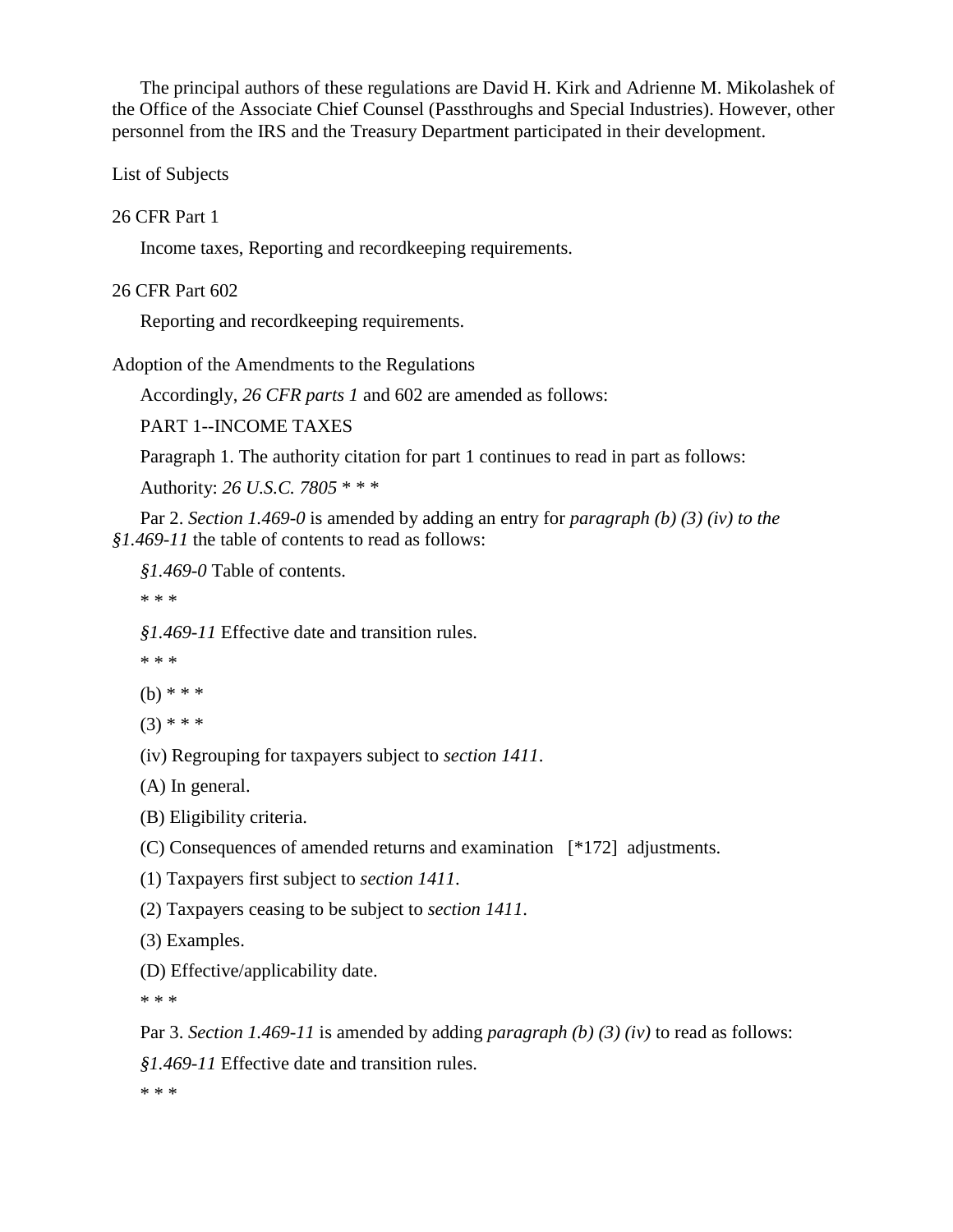The principal authors of these regulations are David H. Kirk and Adrienne M. Mikolashek of the Office of the Associate Chief Counsel (Passthroughs and Special Industries). However, other personnel from the IRS and the Treasury Department participated in their development.

List of Subjects

26 CFR Part 1

Income taxes, Reporting and recordkeeping requirements.

26 CFR Part 602

Reporting and recordkeeping requirements.

Adoption of the Amendments to the Regulations

Accordingly, *26 CFR parts 1* and 602 are amended as follows:

PART 1--INCOME TAXES

Paragraph 1. The authority citation for part 1 continues to read in part as follows:

Authority: *26 U.S.C. 7805* * * *

Par 2. *Section 1.469-0* is amended by adding an entry for *paragraph (b) (3) (iv) to the §1.469-11* the table of contents to read as follows:

*§1.469-0* Table of contents.

* * *

*§1.469-11* Effective date and transition rules.

* * *

(b) * * *

(3) * * *

(iv) Regrouping for taxpayers subject to *section 1411*.

(A) In general.

(B) Eligibility criteria.

(C) Consequences of amended returns and examination [*172] adjustments.

(1) Taxpayers first subject to *section 1411*.

(2) Taxpayers ceasing to be subject to *section 1411*.

(3) Examples.

(D) Effective/applicability date.

* * *

Par 3. *Section 1.469-11* is amended by adding *paragraph (b) (3) (iv)* to read as follows:

*§1.469-11* Effective date and transition rules.

* * *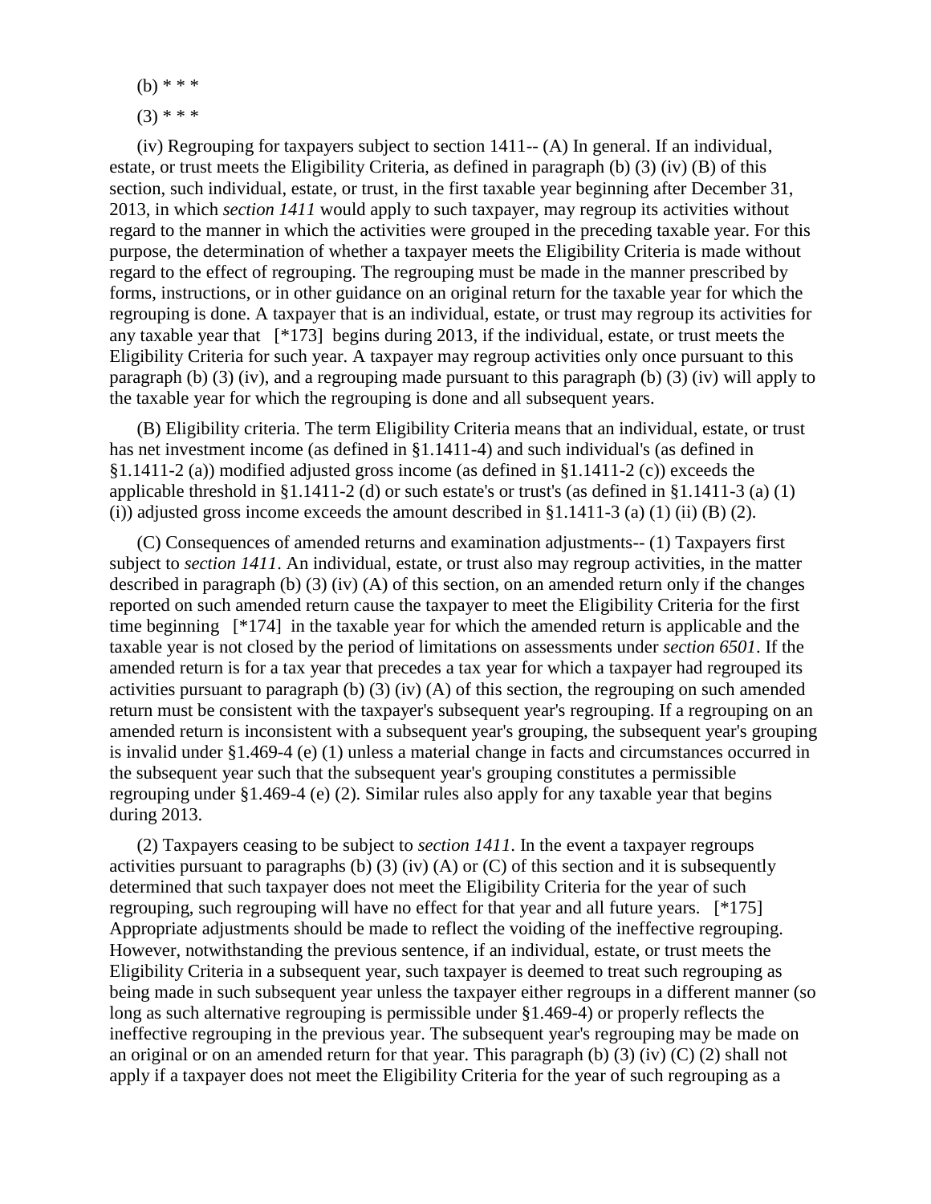(b) * * *

(3) * * *

(iv) Regrouping for taxpayers subject to section 1411-- (A) In general. If an individual, estate, or trust meets the Eligibility Criteria, as defined in paragraph (b) (3) (iv) (B) of this section, such individual, estate, or trust, in the first taxable year beginning after December 31, 2013, in which *section 1411* would apply to such taxpayer, may regroup its activities without regard to the manner in which the activities were grouped in the preceding taxable year. For this purpose, the determination of whether a taxpayer meets the Eligibility Criteria is made without regard to the effect of regrouping. The regrouping must be made in the manner prescribed by forms, instructions, or in other guidance on an original return for the taxable year for which the regrouping is done. A taxpayer that is an individual, estate, or trust may regroup its activities for any taxable year that [*173] begins during 2013, if the individual, estate, or trust meets the Eligibility Criteria for such year. A taxpayer may regroup activities only once pursuant to this paragraph (b) (3) (iv), and a regrouping made pursuant to this paragraph (b) (3) (iv) will apply to the taxable year for which the regrouping is done and all subsequent years.

(B) Eligibility criteria. The term Eligibility Criteria means that an individual, estate, or trust has net investment income (as defined in §1.1411-4) and such individual's (as defined in §1.1411-2 (a)) modified adjusted gross income (as defined in §1.1411-2 (c)) exceeds the applicable threshold in §1.1411-2 (d) or such estate's or trust's (as defined in §1.1411-3 (a) (1) (i)) adjusted gross income exceeds the amount described in §1.1411-3 (a) (1) (ii) (B) (2).

(C) Consequences of amended returns and examination adjustments-- (1) Taxpayers first subject to *section 1411*. An individual, estate, or trust also may regroup activities, in the matter described in paragraph (b) (3) (iv) (A) of this section, on an amended return only if the changes reported on such amended return cause the taxpayer to meet the Eligibility Criteria for the first time beginning [*174] in the taxable year for which the amended return is applicable and the taxable year is not closed by the period of limitations on assessments under *section 6501*. If the amended return is for a tax year that precedes a tax year for which a taxpayer had regrouped its activities pursuant to paragraph (b) (3) (iv) (A) of this section, the regrouping on such amended return must be consistent with the taxpayer's subsequent year's regrouping. If a regrouping on an amended return is inconsistent with a subsequent year's grouping, the subsequent year's grouping is invalid under §1.469-4 (e) (1) unless a material change in facts and circumstances occurred in the subsequent year such that the subsequent year's grouping constitutes a permissible regrouping under §1.469-4 (e) (2). Similar rules also apply for any taxable year that begins during 2013.

(2) Taxpayers ceasing to be subject to *section 1411*. In the event a taxpayer regroups activities pursuant to paragraphs (b) (3) (iv) (A) or (C) of this section and it is subsequently determined that such taxpayer does not meet the Eligibility Criteria for the year of such regrouping, such regrouping will have no effect for that year and all future years. [*175] Appropriate adjustments should be made to reflect the voiding of the ineffective regrouping. However, notwithstanding the previous sentence, if an individual, estate, or trust meets the Eligibility Criteria in a subsequent year, such taxpayer is deemed to treat such regrouping as being made in such subsequent year unless the taxpayer either regroups in a different manner (so long as such alternative regrouping is permissible under §1.469-4) or properly reflects the ineffective regrouping in the previous year. The subsequent year's regrouping may be made on an original or on an amended return for that year. This paragraph (b) (3) (iv) (C) (2) shall not apply if a taxpayer does not meet the Eligibility Criteria for the year of such regrouping as a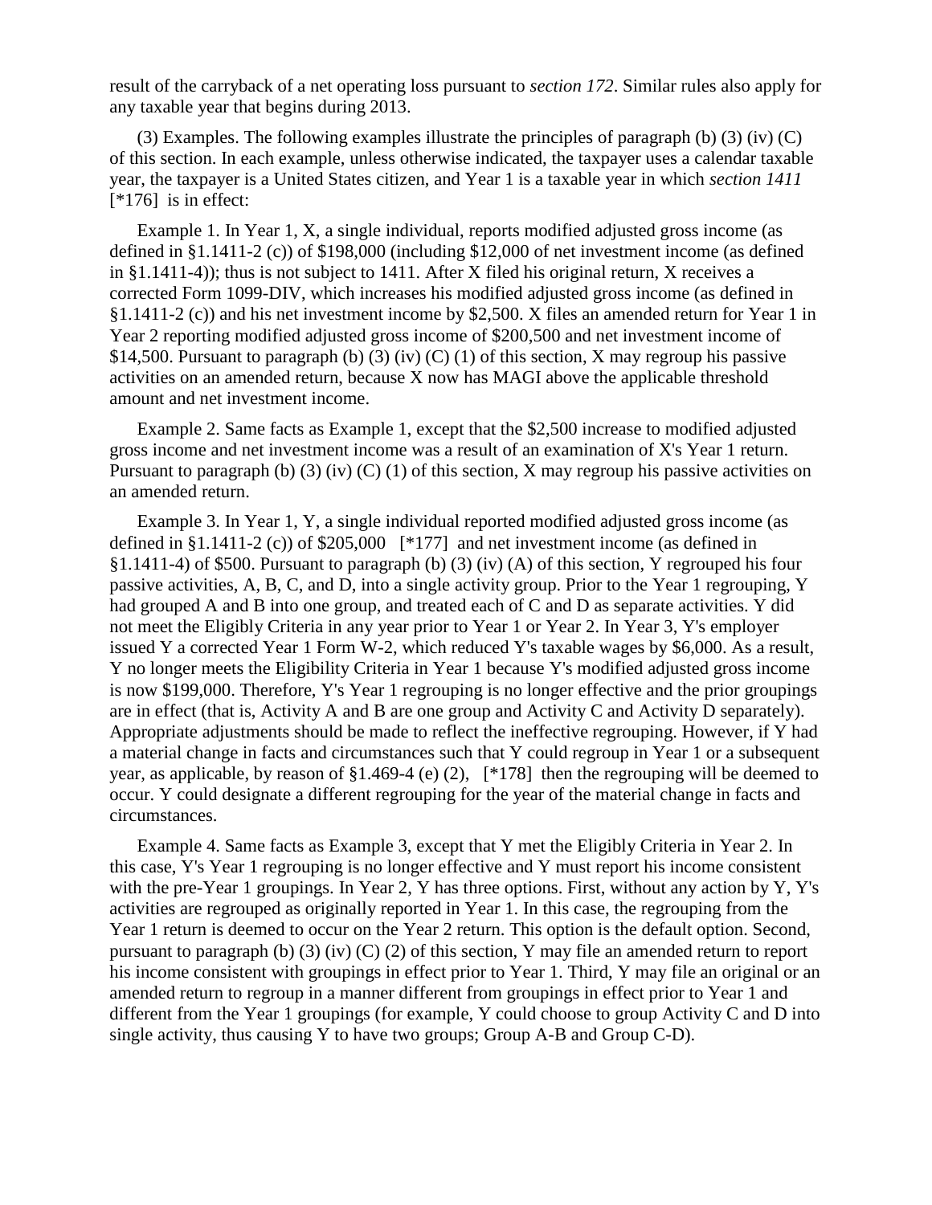result of the carryback of a net operating loss pursuant to *section 172*. Similar rules also apply for any taxable year that begins during 2013.

(3) Examples. The following examples illustrate the principles of paragraph (b) (3) (iv) (C) of this section. In each example, unless otherwise indicated, the taxpayer uses a calendar taxable year, the taxpayer is a United States citizen, and Year 1 is a taxable year in which *section 1411* [*176] is in effect:

Example 1. In Year 1, X, a single individual, reports modified adjusted gross income (as defined in §1.1411-2 (c)) of $198,000 (including $12,000 of net investment income (as defined in §1.1411-4)); thus is not subject to 1411. After X filed his original return, X receives a corrected Form 1099-DIV, which increases his modified adjusted gross income (as defined in §1.1411-2 (c)) and his net investment income by $2,500. X files an amended return for Year 1 in Year 2 reporting modified adjusted gross income of $200,500 and net investment income of $14,500. Pursuant to paragraph (b) (3) (iv) (C) (1) of this section, X may regroup his passive activities on an amended return, because X now has MAGI above the applicable threshold amount and net investment income.

Example 2. Same facts as Example 1, except that the $2,500 increase to modified adjusted gross income and net investment income was a result of an examination of X's Year 1 return. Pursuant to paragraph (b) (3) (iv) (C) (1) of this section, X may regroup his passive activities on an amended return.

Example 3. In Year 1, Y, a single individual reported modified adjusted gross income (as defined in §1.1411-2 (c)) of $205,000 [*177] and net investment income (as defined in §1.1411-4) of $500. Pursuant to paragraph (b) (3) (iv) (A) of this section, Y regrouped his four passive activities, A, B, C, and D, into a single activity group. Prior to the Year 1 regrouping, Y had grouped A and B into one group, and treated each of C and D as separate activities. Y did not meet the Eligibly Criteria in any year prior to Year 1 or Year 2. In Year 3, Y's employer issued Y a corrected Year 1 Form W-2, which reduced Y's taxable wages by $6,000. As a result, Y no longer meets the Eligibility Criteria in Year 1 because Y's modified adjusted gross income is now $199,000. Therefore, Y's Year 1 regrouping is no longer effective and the prior groupings are in effect (that is, Activity A and B are one group and Activity C and Activity D separately). Appropriate adjustments should be made to reflect the ineffective regrouping. However, if Y had a material change in facts and circumstances such that Y could regroup in Year 1 or a subsequent year, as applicable, by reason of §1.469-4 (e) (2), [*178] then the regrouping will be deemed to occur. Y could designate a different regrouping for the year of the material change in facts and circumstances.

Example 4. Same facts as Example 3, except that Y met the Eligibly Criteria in Year 2. In this case, Y's Year 1 regrouping is no longer effective and Y must report his income consistent with the pre-Year 1 groupings. In Year 2, Y has three options. First, without any action by Y, Y's activities are regrouped as originally reported in Year 1. In this case, the regrouping from the Year 1 return is deemed to occur on the Year 2 return. This option is the default option. Second, pursuant to paragraph (b) (3) (iv) (C) (2) of this section, Y may file an amended return to report his income consistent with groupings in effect prior to Year 1. Third, Y may file an original or an amended return to regroup in a manner different from groupings in effect prior to Year 1 and different from the Year 1 groupings (for example, Y could choose to group Activity C and D into single activity, thus causing Y to have two groups; Group A-B and Group C-D).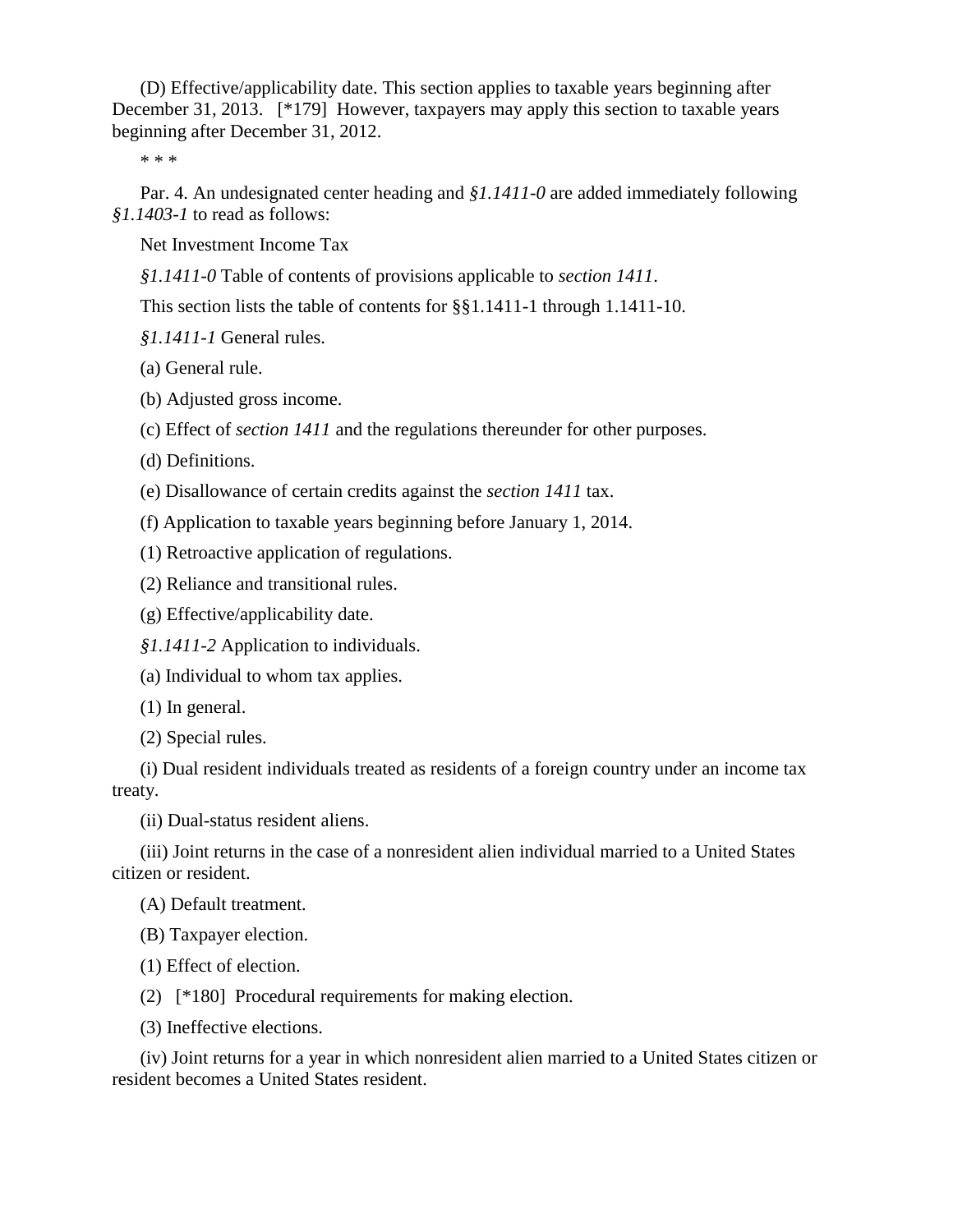(D) Effective/applicability date. This section applies to taxable years beginning after December 31, 2013. [*179] However, taxpayers may apply this section to taxable years beginning after December 31, 2012.

* * *

Par. 4. An undesignated center heading and *§1.1411-0* are added immediately following *§1.1403-1* to read as follows:

Net Investment Income Tax

*§1.1411-0* Table of contents of provisions applicable to *section 1411*.

This section lists the table of contents for §§1.1411-1 through 1.1411-10.

*§1.1411-1* General rules.

(a) General rule.

(b) Adjusted gross income.

(c) Effect of *section 1411* and the regulations thereunder for other purposes.

(d) Definitions.

(e) Disallowance of certain credits against the *section 1411* tax.

(f) Application to taxable years beginning before January 1, 2014.

(1) Retroactive application of regulations.

(2) Reliance and transitional rules.

(g) Effective/applicability date.

*§1.1411-2* Application to individuals.

(a) Individual to whom tax applies.

(1) In general.

(2) Special rules.

(i) Dual resident individuals treated as residents of a foreign country under an income tax treaty.

(ii) Dual-status resident aliens.

(iii) Joint returns in the case of a nonresident alien individual married to a United States citizen or resident.

(A) Default treatment.

(B) Taxpayer election.

(1) Effect of election.

(2) [*180] Procedural requirements for making election.

(3) Ineffective elections.

(iv) Joint returns for a year in which nonresident alien married to a United States citizen or resident becomes a United States resident.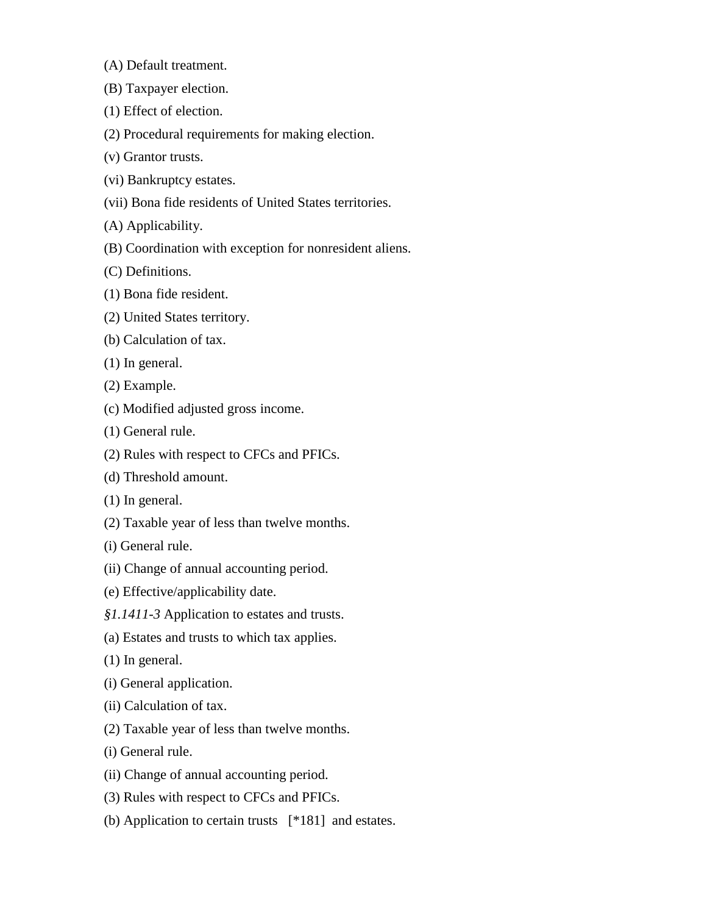(A) Default treatment.

(B) Taxpayer election.

(1) Effect of election.

(2) Procedural requirements for making election.

(v) Grantor trusts.

(vi) Bankruptcy estates.

(vii) Bona fide residents of United States territories.

(A) Applicability.

(B) Coordination with exception for nonresident aliens.

(C) Definitions.

(1) Bona fide resident.

(2) United States territory.

(b) Calculation of tax.

(1) In general.

(2) Example.

(c) Modified adjusted gross income.

(1) General rule.

(2) Rules with respect to CFCs and PFICs.

(d) Threshold amount.

(1) In general.

(2) Taxable year of less than twelve months.

(i) General rule.

(ii) Change of annual accounting period.

(e) Effective/applicability date.

*§1.1411-3* Application to estates and trusts.

(a) Estates and trusts to which tax applies.

(1) In general.

(i) General application.

(ii) Calculation of tax.

(2) Taxable year of less than twelve months.

(i) General rule.

(ii) Change of annual accounting period.

(3) Rules with respect to CFCs and PFICs.

(b) Application to certain trusts [*181] and estates.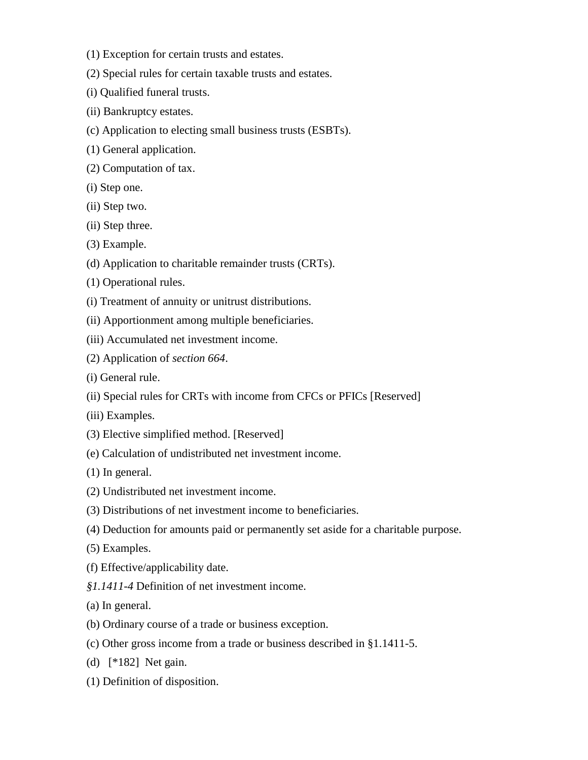(1) Exception for certain trusts and estates.

(2) Special rules for certain taxable trusts and estates.

(i) Qualified funeral trusts.

(ii) Bankruptcy estates.

(c) Application to electing small business trusts (ESBTs).

(1) General application.

(2) Computation of tax.

(i) Step one.

(ii) Step two.

(ii) Step three.

(3) Example.

(d) Application to charitable remainder trusts (CRTs).

(1) Operational rules.

(i) Treatment of annuity or unitrust distributions.

(ii) Apportionment among multiple beneficiaries.

(iii) Accumulated net investment income.

(2) Application of *section 664*.

(i) General rule.

(ii) Special rules for CRTs with income from CFCs or PFICs [Reserved]

(iii) Examples.

(3) Elective simplified method. [Reserved]

(e) Calculation of undistributed net investment income.

(1) In general.

(2) Undistributed net investment income.

(3) Distributions of net investment income to beneficiaries.

(4) Deduction for amounts paid or permanently set aside for a charitable purpose.

(5) Examples.

(f) Effective/applicability date.

*§1.1411-4* Definition of net investment income.

(a) In general.

(b) Ordinary course of a trade or business exception.

(c) Other gross income from a trade or business described in §1.1411-5.

(d) [*182] Net gain.

(1) Definition of disposition.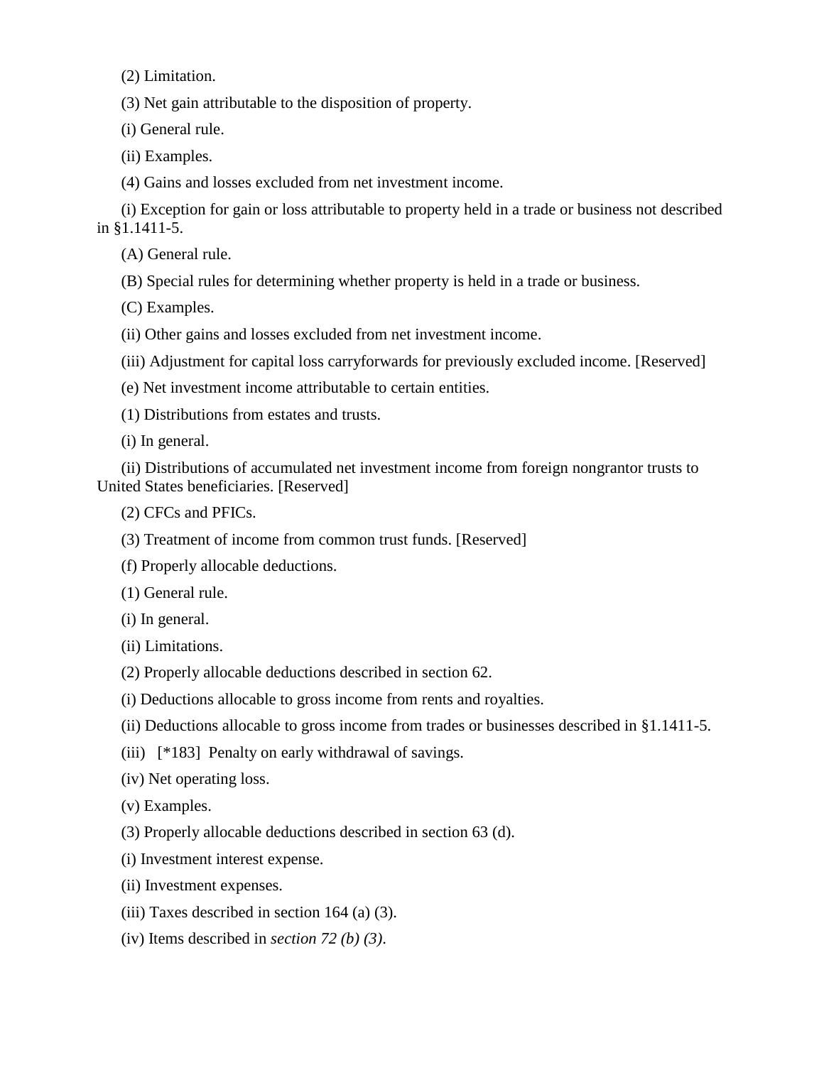(2) Limitation.

(3) Net gain attributable to the disposition of property.

(i) General rule.

(ii) Examples.

(4) Gains and losses excluded from net investment income.

(i) Exception for gain or loss attributable to property held in a trade or business not described in §1.1411-5.

(A) General rule.

(B) Special rules for determining whether property is held in a trade or business.

(C) Examples.

(ii) Other gains and losses excluded from net investment income.

(iii) Adjustment for capital loss carryforwards for previously excluded income. [Reserved]

(e) Net investment income attributable to certain entities.

(1) Distributions from estates and trusts.

(i) In general.

(ii) Distributions of accumulated net investment income from foreign nongrantor trusts to United States beneficiaries. [Reserved]

(2) CFCs and PFICs.

(3) Treatment of income from common trust funds. [Reserved]

(f) Properly allocable deductions.

(1) General rule.

(i) In general.

(ii) Limitations.

(2) Properly allocable deductions described in section 62.

(i) Deductions allocable to gross income from rents and royalties.

(ii) Deductions allocable to gross income from trades or businesses described in §1.1411-5.

(iii) [*183] Penalty on early withdrawal of savings.

(iv) Net operating loss.

(v) Examples.

(3) Properly allocable deductions described in section 63 (d).

(i) Investment interest expense.

(ii) Investment expenses.

(iii) Taxes described in section 164 (a) (3).

(iv) Items described in *section 72 (b) (3)*.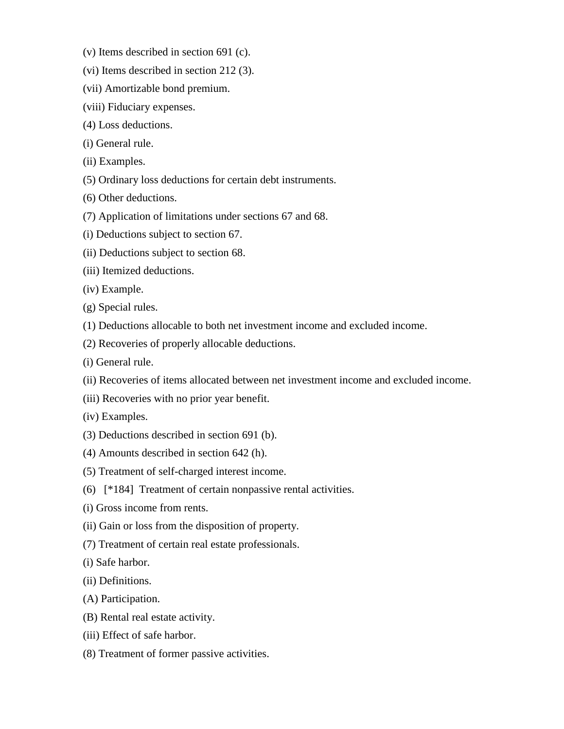(v) Items described in section 691 (c).

(vi) Items described in section 212 (3).

(vii) Amortizable bond premium.

(viii) Fiduciary expenses.

(4) Loss deductions.

(i) General rule.

(ii) Examples.

(5) Ordinary loss deductions for certain debt instruments.

(6) Other deductions.

(7) Application of limitations under sections 67 and 68.

(i) Deductions subject to section 67.

(ii) Deductions subject to section 68.

(iii) Itemized deductions.

(iv) Example.

(g) Special rules.

(1) Deductions allocable to both net investment income and excluded income.

(2) Recoveries of properly allocable deductions.

(i) General rule.

(ii) Recoveries of items allocated between net investment income and excluded income.

(iii) Recoveries with no prior year benefit.

(iv) Examples.

(3) Deductions described in section 691 (b).

(4) Amounts described in section 642 (h).

(5) Treatment of self-charged interest income.

(6) [*184] Treatment of certain nonpassive rental activities.

(i) Gross income from rents.

(ii) Gain or loss from the disposition of property.

(7) Treatment of certain real estate professionals.

(i) Safe harbor.

(ii) Definitions.

(A) Participation.

(B) Rental real estate activity.

(iii) Effect of safe harbor.

(8) Treatment of former passive activities.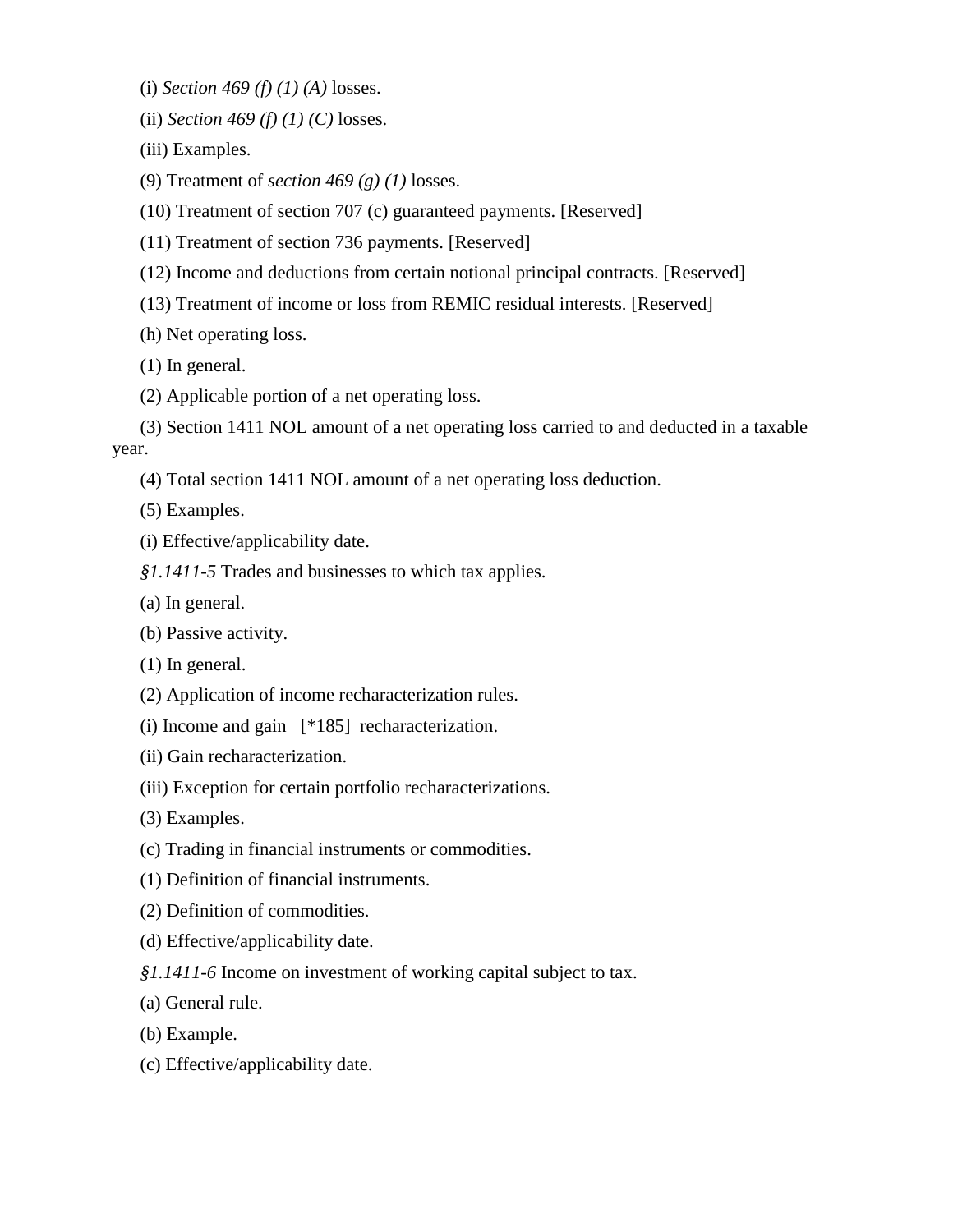(i) *Section 469 (f) (1) (A)* losses.

(ii) *Section 469 (f) (1) (C)* losses.

(iii) Examples.

(9) Treatment of *section 469 (g) (1)* losses.

(10) Treatment of section 707 (c) guaranteed payments. [Reserved]

(11) Treatment of section 736 payments. [Reserved]

(12) Income and deductions from certain notional principal contracts. [Reserved]

(13) Treatment of income or loss from REMIC residual interests. [Reserved]

(h) Net operating loss.

(1) In general.

(2) Applicable portion of a net operating loss.

(3) Section 1411 NOL amount of a net operating loss carried to and deducted in a taxable year.

(4) Total section 1411 NOL amount of a net operating loss deduction.

(5) Examples.

(i) Effective/applicability date.

*§1.1411-5* Trades and businesses to which tax applies.

(a) In general.

(b) Passive activity.

(1) In general.

(2) Application of income recharacterization rules.

(i) Income and gain [*185] recharacterization.

(ii) Gain recharacterization.

(iii) Exception for certain portfolio recharacterizations.

(3) Examples.

(c) Trading in financial instruments or commodities.

(1) Definition of financial instruments.

(2) Definition of commodities.

(d) Effective/applicability date.

*§1.1411-6* Income on investment of working capital subject to tax.

(a) General rule.

(b) Example.

(c) Effective/applicability date.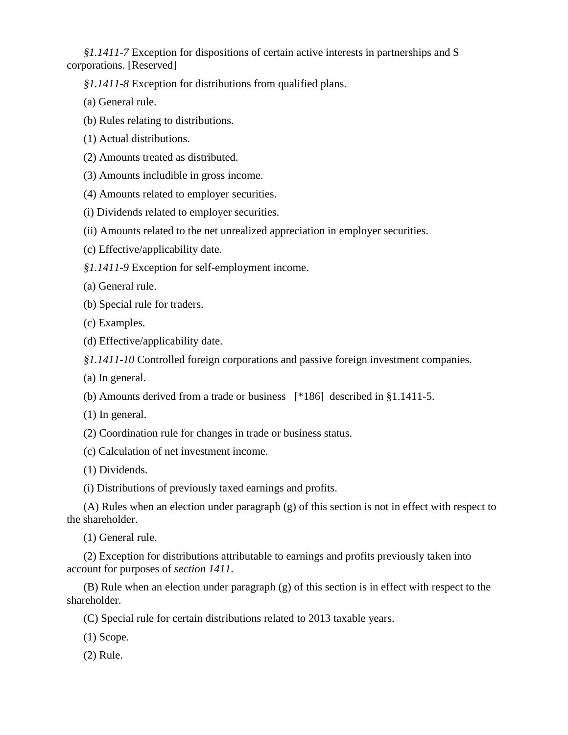*§1.1411-7* Exception for dispositions of certain active interests in partnerships and S corporations. [Reserved]

*§1.1411-8* Exception for distributions from qualified plans.

(a) General rule.

(b) Rules relating to distributions.

(1) Actual distributions.

(2) Amounts treated as distributed.

(3) Amounts includible in gross income.

(4) Amounts related to employer securities.

(i) Dividends related to employer securities.

(ii) Amounts related to the net unrealized appreciation in employer securities.

(c) Effective/applicability date.

*§1.1411-9* Exception for self-employment income.

(a) General rule.

(b) Special rule for traders.

(c) Examples.

(d) Effective/applicability date.

*§1.1411-10* Controlled foreign corporations and passive foreign investment companies.

(a) In general.

(b) Amounts derived from a trade or business [*186] described in §1.1411-5.

(1) In general.

(2) Coordination rule for changes in trade or business status.

(c) Calculation of net investment income.

(1) Dividends.

(i) Distributions of previously taxed earnings and profits.

(A) Rules when an election under paragraph (g) of this section is not in effect with respect to the shareholder.

(1) General rule.

(2) Exception for distributions attributable to earnings and profits previously taken into account for purposes of *section 1411*.

(B) Rule when an election under paragraph (g) of this section is in effect with respect to the shareholder.

(C) Special rule for certain distributions related to 2013 taxable years.

(1) Scope.

(2) Rule.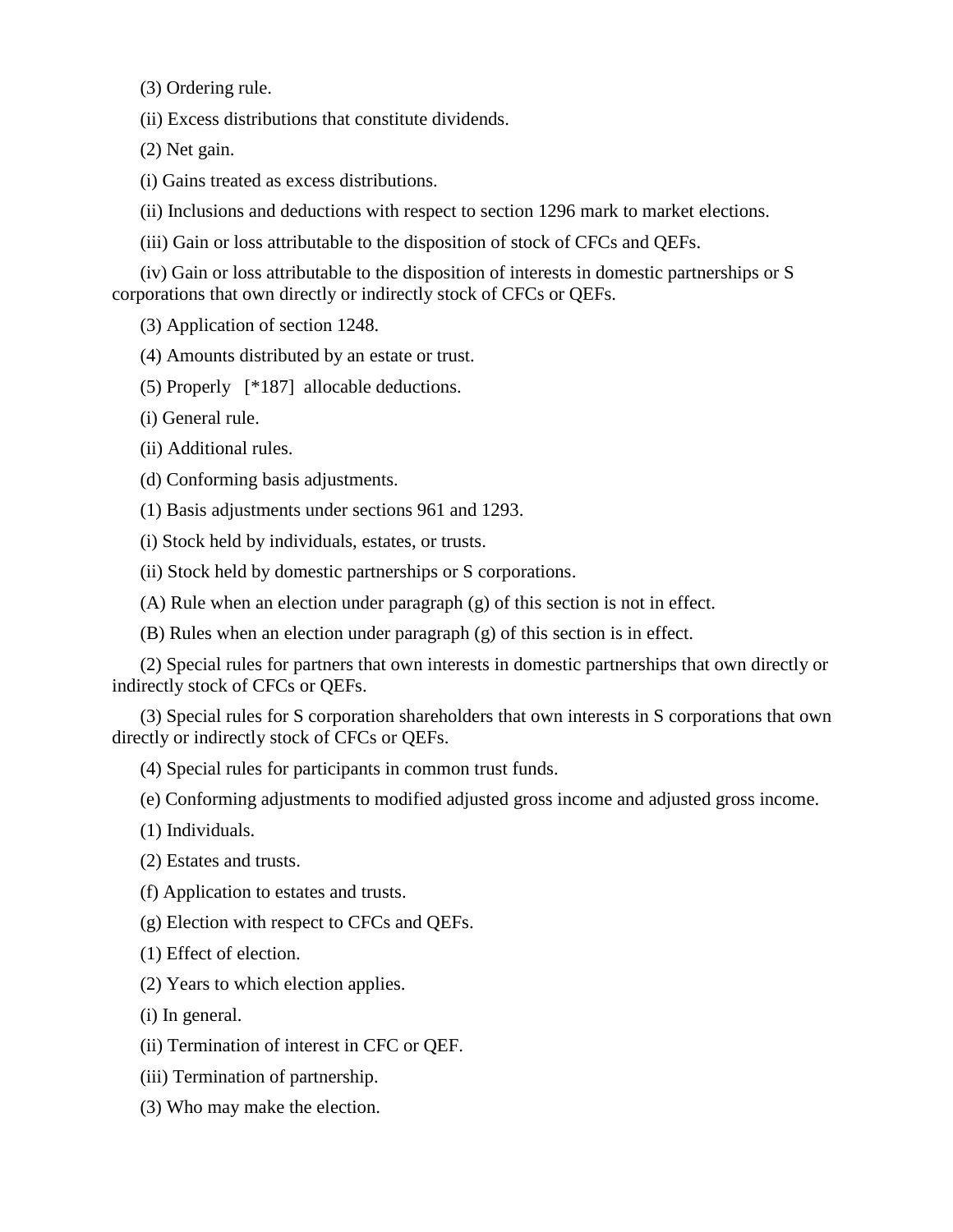(3) Ordering rule.

(ii) Excess distributions that constitute dividends.

(2) Net gain.

(i) Gains treated as excess distributions.

(ii) Inclusions and deductions with respect to section 1296 mark to market elections.

(iii) Gain or loss attributable to the disposition of stock of CFCs and QEFs.

(iv) Gain or loss attributable to the disposition of interests in domestic partnerships or S corporations that own directly or indirectly stock of CFCs or QEFs.

(3) Application of section 1248.

(4) Amounts distributed by an estate or trust.

(5) Properly [*187] allocable deductions.

(i) General rule.

(ii) Additional rules.

(d) Conforming basis adjustments.

(1) Basis adjustments under sections 961 and 1293.

(i) Stock held by individuals, estates, or trusts.

(ii) Stock held by domestic partnerships or S corporations.

(A) Rule when an election under paragraph (g) of this section is not in effect.

(B) Rules when an election under paragraph (g) of this section is in effect.

(2) Special rules for partners that own interests in domestic partnerships that own directly or indirectly stock of CFCs or QEFs.

(3) Special rules for S corporation shareholders that own interests in S corporations that own directly or indirectly stock of CFCs or QEFs.

(4) Special rules for participants in common trust funds.

(e) Conforming adjustments to modified adjusted gross income and adjusted gross income.

(1) Individuals.

(2) Estates and trusts.

(f) Application to estates and trusts.

(g) Election with respect to CFCs and QEFs.

(1) Effect of election.

(2) Years to which election applies.

(i) In general.

(ii) Termination of interest in CFC or QEF.

(iii) Termination of partnership.

(3) Who may make the election.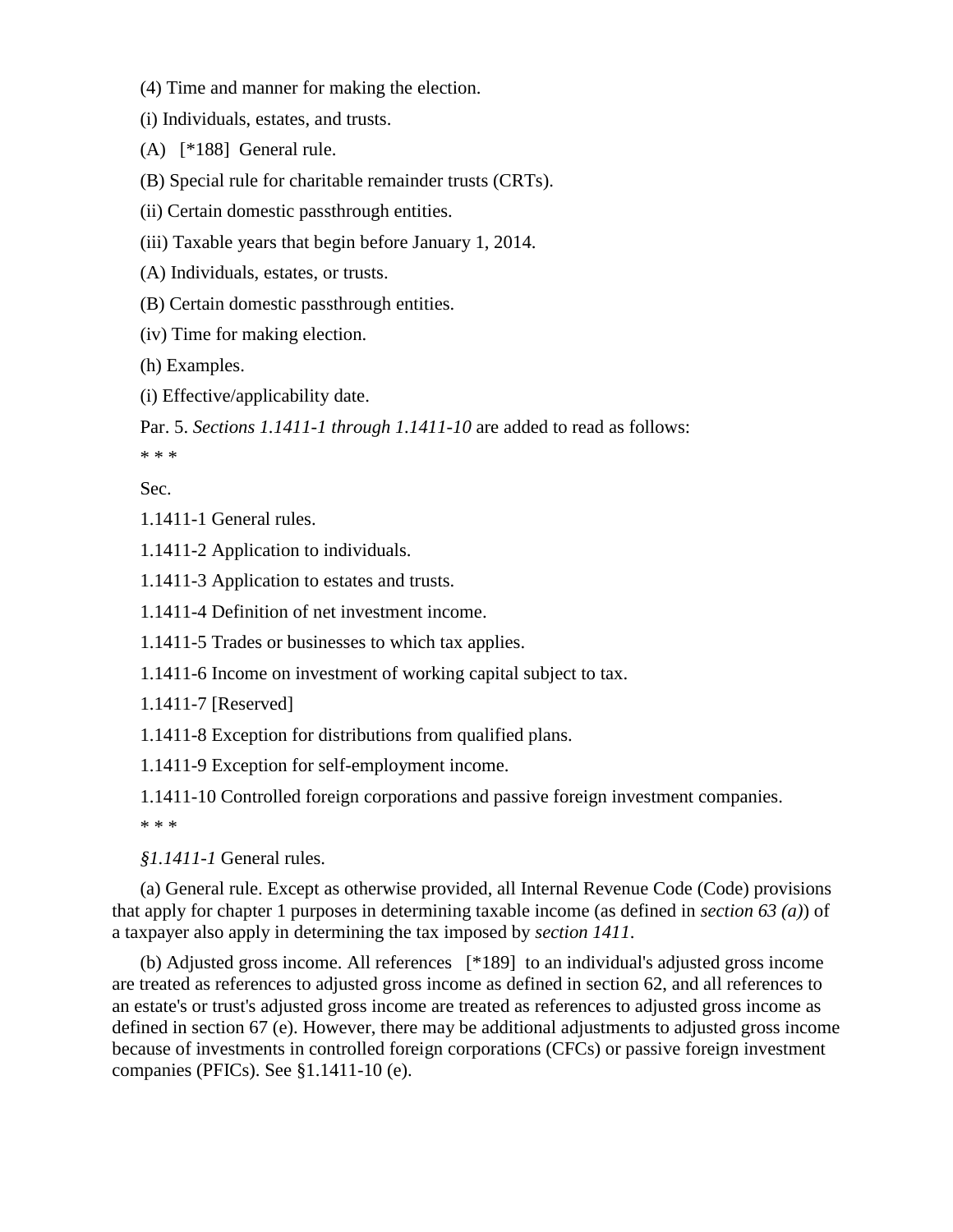(4) Time and manner for making the election.

(i) Individuals, estates, and trusts.

(A) [*188] General rule.

(B) Special rule for charitable remainder trusts (CRTs).

(ii) Certain domestic passthrough entities.

(iii) Taxable years that begin before January 1, 2014.

(A) Individuals, estates, or trusts.

(B) Certain domestic passthrough entities.

(iv) Time for making election.

(h) Examples.

(i) Effective/applicability date.

Par. 5. *Sections 1.1411-1 through 1.1411-10* are added to read as follows:

* * *

Sec.

1.1411-1 General rules.

1.1411-2 Application to individuals.

1.1411-3 Application to estates and trusts.

1.1411-4 Definition of net investment income.

1.1411-5 Trades or businesses to which tax applies.

1.1411-6 Income on investment of working capital subject to tax.

1.1411-7 [Reserved]

1.1411-8 Exception for distributions from qualified plans.

1.1411-9 Exception for self-employment income.

1.1411-10 Controlled foreign corporations and passive foreign investment companies.

* * *

*§1.1411-1* General rules.

(a) General rule. Except as otherwise provided, all Internal Revenue Code (Code) provisions that apply for chapter 1 purposes in determining taxable income (as defined in *section 63 (a)*) of a taxpayer also apply in determining the tax imposed by *section 1411*.

(b) Adjusted gross income. All references [*189] to an individual's adjusted gross income are treated as references to adjusted gross income as defined in section 62, and all references to an estate's or trust's adjusted gross income are treated as references to adjusted gross income as defined in section 67 (e). However, there may be additional adjustments to adjusted gross income because of investments in controlled foreign corporations (CFCs) or passive foreign investment companies (PFICs). See §1.1411-10 (e).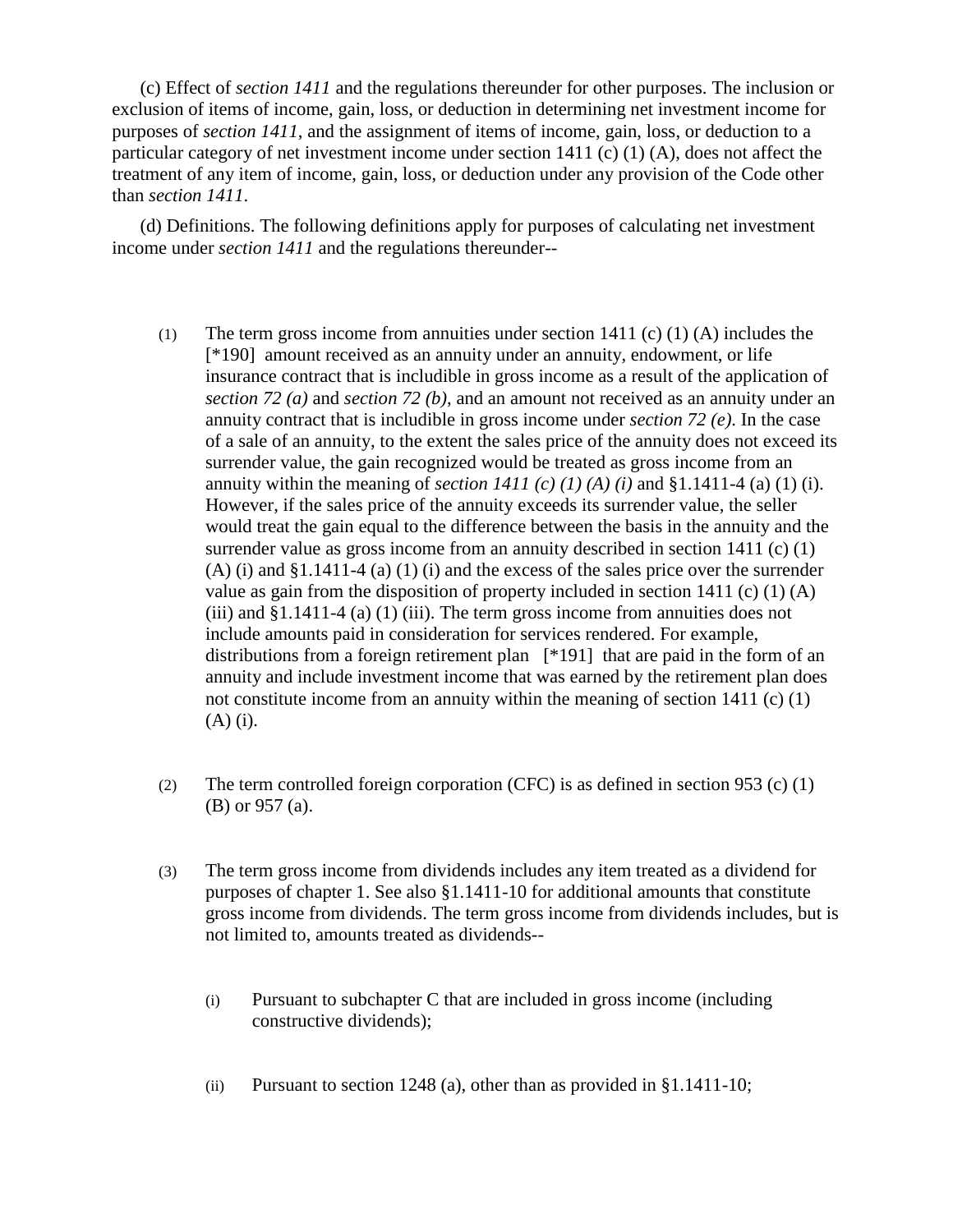(c) Effect of *section 1411* and the regulations thereunder for other purposes. The inclusion or exclusion of items of income, gain, loss, or deduction in determining net investment income for purposes of *section 1411*, and the assignment of items of income, gain, loss, or deduction to a particular category of net investment income under section 1411 (c) (1) (A), does not affect the treatment of any item of income, gain, loss, or deduction under any provision of the Code other than *section 1411*.

(d) Definitions. The following definitions apply for purposes of calculating net investment income under *section 1411* and the regulations thereunder--

(1) The term gross income from annuities under section 1411 (c) (1) (A) includes the [*190] amount received as an annuity under an annuity, endowment, or life insurance contract that is includible in gross income as a result of the application of *section 72 (a)* and *section 72 (b)*, and an amount not received as an annuity under an annuity contract that is includible in gross income under *section 72 (e)*. In the case of a sale of an annuity, to the extent the sales price of the annuity does not exceed its surrender value, the gain recognized would be treated as gross income from an annuity within the meaning of *section 1411 (c) (1) (A) (i)* and §1.1411-4 (a) (1) (i). However, if the sales price of the annuity exceeds its surrender value, the seller would treat the gain equal to the difference between the basis in the annuity and the surrender value as gross income from an annuity described in section 1411 (c) (1) (A) (i) and §1.1411-4 (a) (1) (i) and the excess of the sales price over the surrender value as gain from the disposition of property included in section 1411 (c) (1) (A) (iii) and §1.1411-4 (a) (1) (iii). The term gross income from annuities does not include amounts paid in consideration for services rendered. For example, distributions from a foreign retirement plan [*191] that are paid in the form of an annuity and include investment income that was earned by the retirement plan does not constitute income from an annuity within the meaning of section 1411 (c) (1) (A) (i).

(2) The term controlled foreign corporation (CFC) is as defined in section 953 (c) (1) (B) or 957 (a).

(3) The term gross income from dividends includes any item treated as a dividend for purposes of chapter 1. See also §1.1411-10 for additional amounts that constitute gross income from dividends. The term gross income from dividends includes, but is not limited to, amounts treated as dividends--

(i) Pursuant to subchapter C that are included in gross income (including constructive dividends);

(ii) Pursuant to section 1248 (a), other than as provided in §1.1411-10;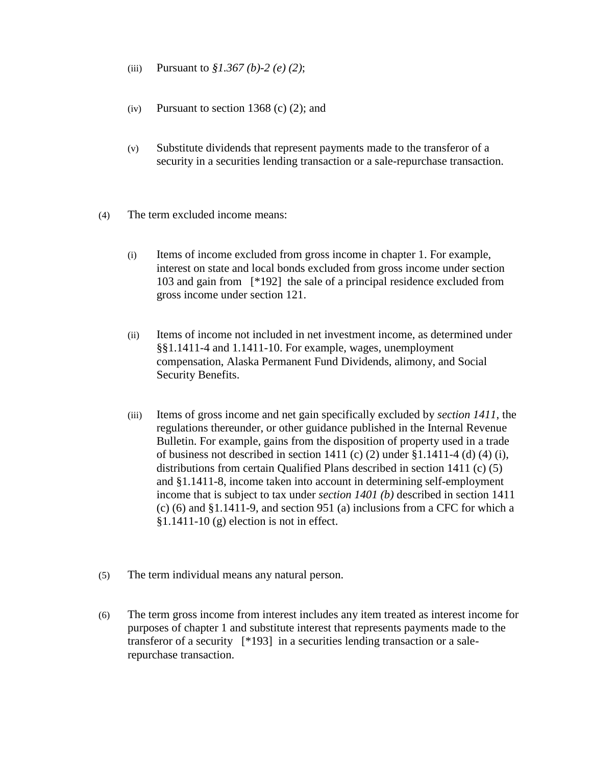(iii) Pursuant to *§1.367 (b)-2 (e) (2)*;

(iv) Pursuant to section 1368 (c) (2); and

(v) Substitute dividends that represent payments made to the transferor of a security in a securities lending transaction or a sale-repurchase transaction.

(4) The term excluded income means:

(i) Items of income excluded from gross income in chapter 1. For example, interest on state and local bonds excluded from gross income under section 103 and gain from [*192] the sale of a principal residence excluded from gross income under section 121.

(ii) Items of income not included in net investment income, as determined under §§1.1411-4 and 1.1411-10. For example, wages, unemployment compensation, Alaska Permanent Fund Dividends, alimony, and Social Security Benefits.

(iii) Items of gross income and net gain specifically excluded by *section 1411*, the regulations thereunder, or other guidance published in the Internal Revenue Bulletin. For example, gains from the disposition of property used in a trade of business not described in section 1411 (c) (2) under §1.1411-4 (d) (4) (i), distributions from certain Qualified Plans described in section 1411 (c) (5) and §1.1411-8, income taken into account in determining self-employment income that is subject to tax under *section 1401 (b)* described in section 1411 (c) (6) and §1.1411-9, and section 951 (a) inclusions from a CFC for which a §1.1411-10 (g) election is not in effect.

(5) The term individual means any natural person.

(6) The term gross income from interest includes any item treated as interest income for purposes of chapter 1 and substitute interest that represents payments made to the transferor of a security [*193] in a securities lending transaction or a sale-repurchase transaction.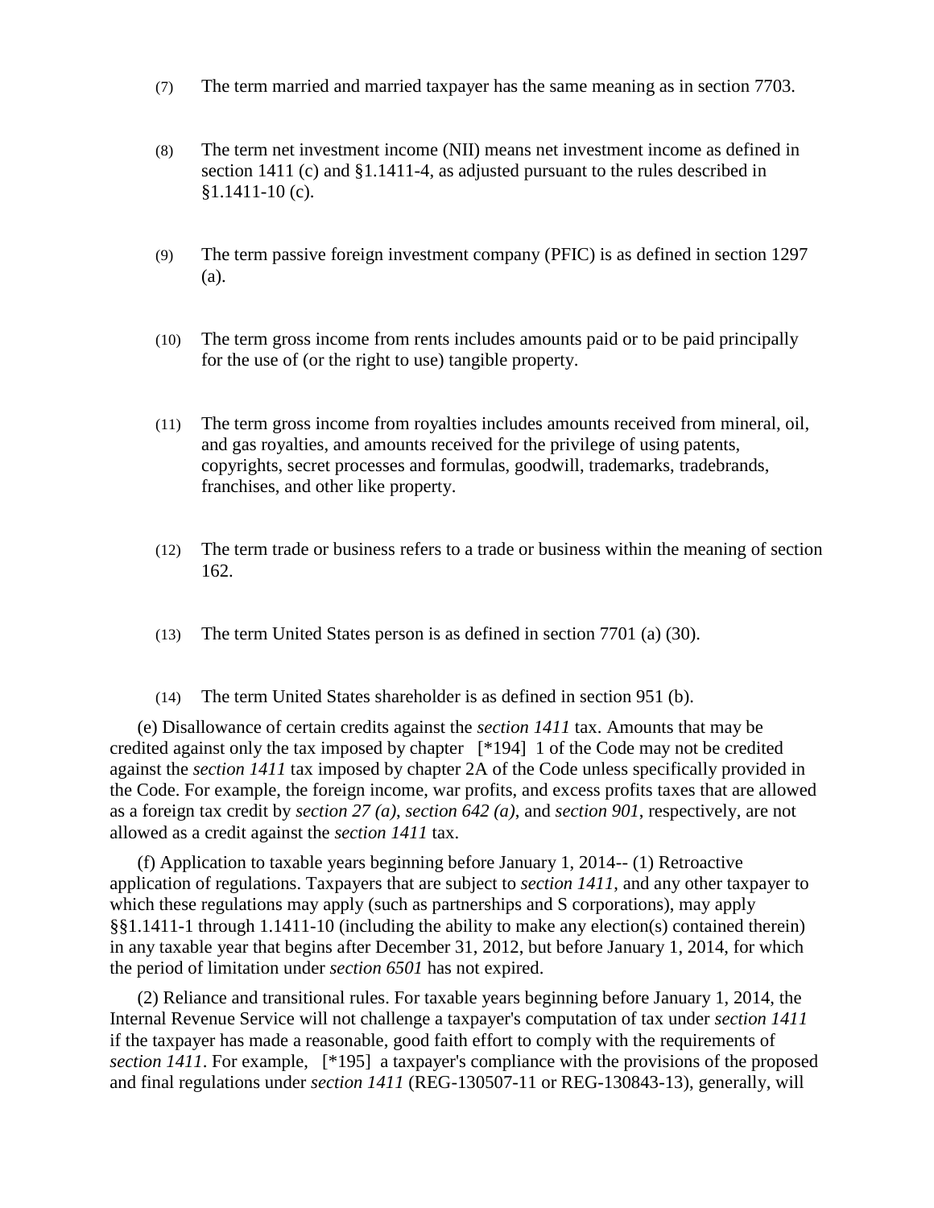(7) The term married and married taxpayer has the same meaning as in section 7703.

(8) The term net investment income (NII) means net investment income as defined in section 1411 (c) and §1.1411-4, as adjusted pursuant to the rules described in §1.1411-10 (c).

(9) The term passive foreign investment company (PFIC) is as defined in section 1297 (a).

(10) The term gross income from rents includes amounts paid or to be paid principally for the use of (or the right to use) tangible property.

(11) The term gross income from royalties includes amounts received from mineral, oil, and gas royalties, and amounts received for the privilege of using patents, copyrights, secret processes and formulas, goodwill, trademarks, tradebrands, franchises, and other like property.

(12) The term trade or business refers to a trade or business within the meaning of section 162.

(13) The term United States person is as defined in section 7701 (a) (30).

(14) The term United States shareholder is as defined in section 951 (b).

(e) Disallowance of certain credits against the *section 1411* tax. Amounts that may be credited against only the tax imposed by chapter [*194] 1 of the Code may not be credited against the *section 1411* tax imposed by chapter 2A of the Code unless specifically provided in the Code. For example, the foreign income, war profits, and excess profits taxes that are allowed as a foreign tax credit by *section 27 (a)*, *section 642 (a)*, and *section 901*, respectively, are not allowed as a credit against the *section 1411* tax.

(f) Application to taxable years beginning before January 1, 2014-- (1) Retroactive application of regulations. Taxpayers that are subject to *section 1411*, and any other taxpayer to which these regulations may apply (such as partnerships and S corporations), may apply §§1.1411-1 through 1.1411-10 (including the ability to make any election(s) contained therein) in any taxable year that begins after December 31, 2012, but before January 1, 2014, for which the period of limitation under *section 6501* has not expired.

(2) Reliance and transitional rules. For taxable years beginning before January 1, 2014, the Internal Revenue Service will not challenge a taxpayer's computation of tax under *section 1411* if the taxpayer has made a reasonable, good faith effort to comply with the requirements of *section 1411*. For example, [*195] a taxpayer's compliance with the provisions of the proposed and final regulations under *section 1411* (REG-130507-11 or REG-130843-13), generally, will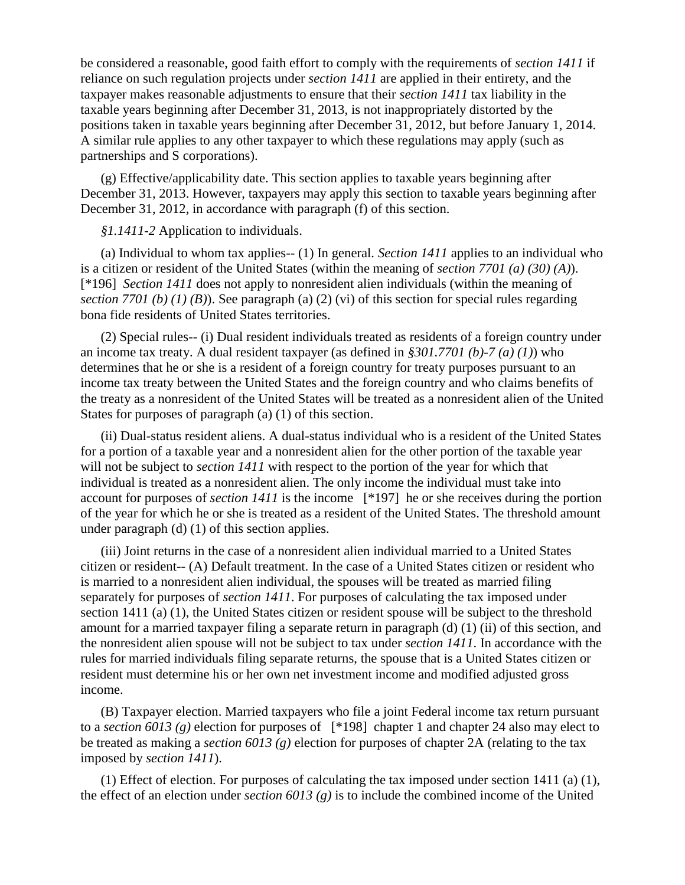be considered a reasonable, good faith effort to comply with the requirements of *section 1411* if reliance on such regulation projects under *section 1411* are applied in their entirety, and the taxpayer makes reasonable adjustments to ensure that their *section 1411* tax liability in the taxable years beginning after December 31, 2013, is not inappropriately distorted by the positions taken in taxable years beginning after December 31, 2012, but before January 1, 2014. A similar rule applies to any other taxpayer to which these regulations may apply (such as partnerships and S corporations).

(g) Effective/applicability date. This section applies to taxable years beginning after December 31, 2013. However, taxpayers may apply this section to taxable years beginning after December 31, 2012, in accordance with paragraph (f) of this section.

*§1.1411-2* Application to individuals.

(a) Individual to whom tax applies-- (1) In general. *Section 1411* applies to an individual who is a citizen or resident of the United States (within the meaning of *section 7701 (a) (30) (A)*). [*196] *Section 1411* does not apply to nonresident alien individuals (within the meaning of *section 7701 (b) (1) (B)*). See paragraph (a) (2) (vi) of this section for special rules regarding bona fide residents of United States territories.

(2) Special rules-- (i) Dual resident individuals treated as residents of a foreign country under an income tax treaty. A dual resident taxpayer (as defined in *§301.7701 (b)-7 (a) (1)*) who determines that he or she is a resident of a foreign country for treaty purposes pursuant to an income tax treaty between the United States and the foreign country and who claims benefits of the treaty as a nonresident of the United States will be treated as a nonresident alien of the United States for purposes of paragraph (a) (1) of this section.

(ii) Dual-status resident aliens. A dual-status individual who is a resident of the United States for a portion of a taxable year and a nonresident alien for the other portion of the taxable year will not be subject to *section 1411* with respect to the portion of the year for which that individual is treated as a nonresident alien. The only income the individual must take into account for purposes of *section 1411* is the income [*197] he or she receives during the portion of the year for which he or she is treated as a resident of the United States. The threshold amount under paragraph (d) (1) of this section applies.

(iii) Joint returns in the case of a nonresident alien individual married to a United States citizen or resident-- (A) Default treatment. In the case of a United States citizen or resident who is married to a nonresident alien individual, the spouses will be treated as married filing separately for purposes of *section 1411*. For purposes of calculating the tax imposed under section 1411 (a) (1), the United States citizen or resident spouse will be subject to the threshold amount for a married taxpayer filing a separate return in paragraph (d) (1) (ii) of this section, and the nonresident alien spouse will not be subject to tax under *section 1411*. In accordance with the rules for married individuals filing separate returns, the spouse that is a United States citizen or resident must determine his or her own net investment income and modified adjusted gross income.

(B) Taxpayer election. Married taxpayers who file a joint Federal income tax return pursuant to a *section 6013 (g)* election for purposes of [*198] chapter 1 and chapter 24 also may elect to be treated as making a *section 6013 (g)* election for purposes of chapter 2A (relating to the tax imposed by *section 1411*).

(1) Effect of election. For purposes of calculating the tax imposed under section 1411 (a) (1), the effect of an election under *section 6013 (g)* is to include the combined income of the United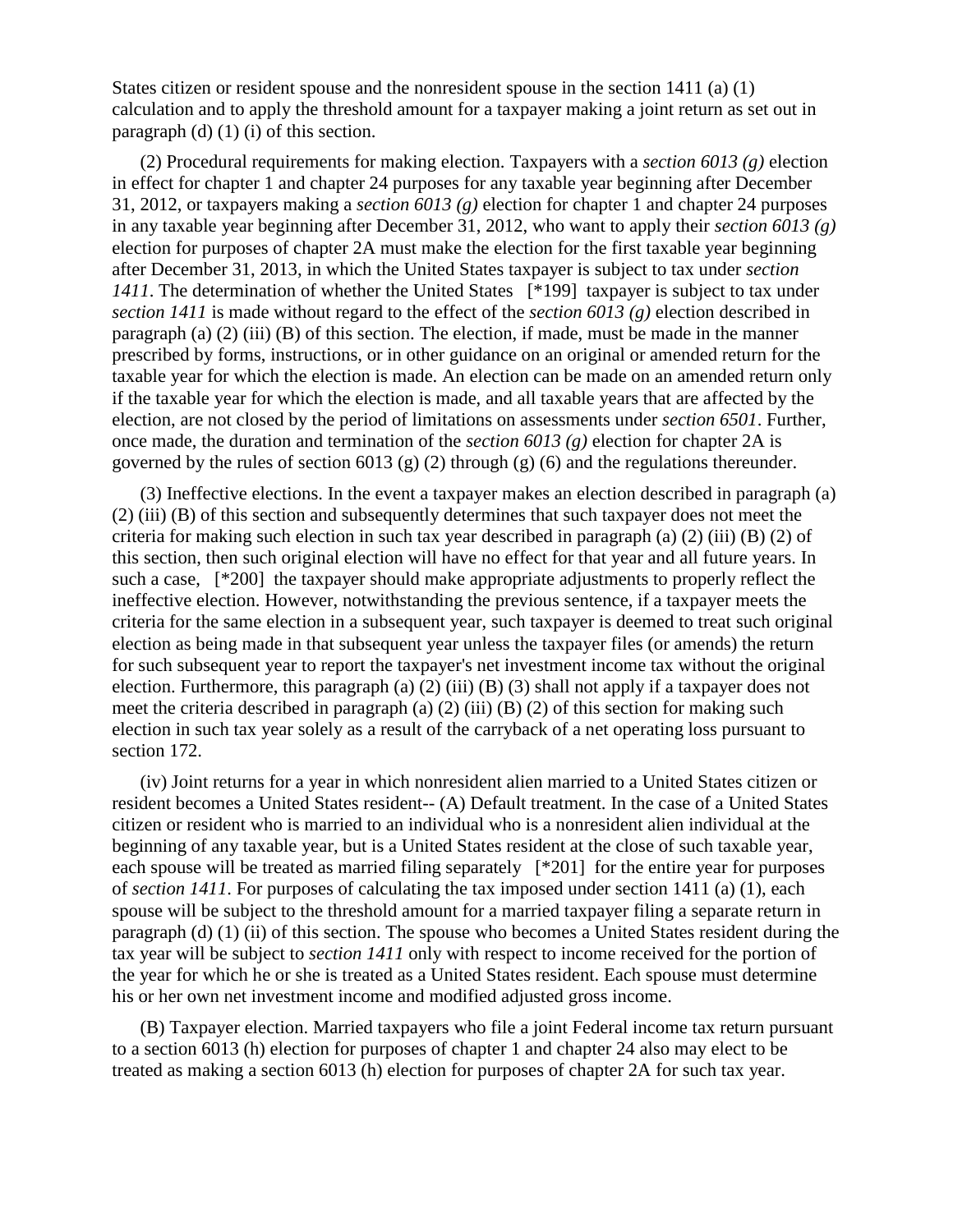States citizen or resident spouse and the nonresident spouse in the section 1411 (a) (1) calculation and to apply the threshold amount for a taxpayer making a joint return as set out in paragraph (d) (1) (i) of this section.

(2) Procedural requirements for making election. Taxpayers with a *section 6013 (g)* election in effect for chapter 1 and chapter 24 purposes for any taxable year beginning after December 31, 2012, or taxpayers making a *section 6013 (g)* election for chapter 1 and chapter 24 purposes in any taxable year beginning after December 31, 2012, who want to apply their *section 6013 (g)* election for purposes of chapter 2A must make the election for the first taxable year beginning after December 31, 2013, in which the United States taxpayer is subject to tax under *section 1411*. The determination of whether the United States [*199] taxpayer is subject to tax under *section 1411* is made without regard to the effect of the *section 6013 (g)* election described in paragraph (a) (2) (iii) (B) of this section. The election, if made, must be made in the manner prescribed by forms, instructions, or in other guidance on an original or amended return for the taxable year for which the election is made. An election can be made on an amended return only if the taxable year for which the election is made, and all taxable years that are affected by the election, are not closed by the period of limitations on assessments under *section 6501*. Further, once made, the duration and termination of the *section 6013 (g)* election for chapter 2A is governed by the rules of section 6013 (g) (2) through (g) (6) and the regulations thereunder.

(3) Ineffective elections. In the event a taxpayer makes an election described in paragraph (a) (2) (iii) (B) of this section and subsequently determines that such taxpayer does not meet the criteria for making such election in such tax year described in paragraph (a) (2) (iii) (B) (2) of this section, then such original election will have no effect for that year and all future years. In such a case, [*200] the taxpayer should make appropriate adjustments to properly reflect the ineffective election. However, notwithstanding the previous sentence, if a taxpayer meets the criteria for the same election in a subsequent year, such taxpayer is deemed to treat such original election as being made in that subsequent year unless the taxpayer files (or amends) the return for such subsequent year to report the taxpayer's net investment income tax without the original election. Furthermore, this paragraph (a) (2) (iii) (B) (3) shall not apply if a taxpayer does not meet the criteria described in paragraph (a) (2) (iii) (B) (2) of this section for making such election in such tax year solely as a result of the carryback of a net operating loss pursuant to section 172.

(iv) Joint returns for a year in which nonresident alien married to a United States citizen or resident becomes a United States resident-- (A) Default treatment. In the case of a United States citizen or resident who is married to an individual who is a nonresident alien individual at the beginning of any taxable year, but is a United States resident at the close of such taxable year, each spouse will be treated as married filing separately [*201] for the entire year for purposes of *section 1411*. For purposes of calculating the tax imposed under section 1411 (a) (1), each spouse will be subject to the threshold amount for a married taxpayer filing a separate return in paragraph (d) (1) (ii) of this section. The spouse who becomes a United States resident during the tax year will be subject to *section 1411* only with respect to income received for the portion of the year for which he or she is treated as a United States resident. Each spouse must determine his or her own net investment income and modified adjusted gross income.

(B) Taxpayer election. Married taxpayers who file a joint Federal income tax return pursuant to a section 6013 (h) election for purposes of chapter 1 and chapter 24 also may elect to be treated as making a section 6013 (h) election for purposes of chapter 2A for such tax year.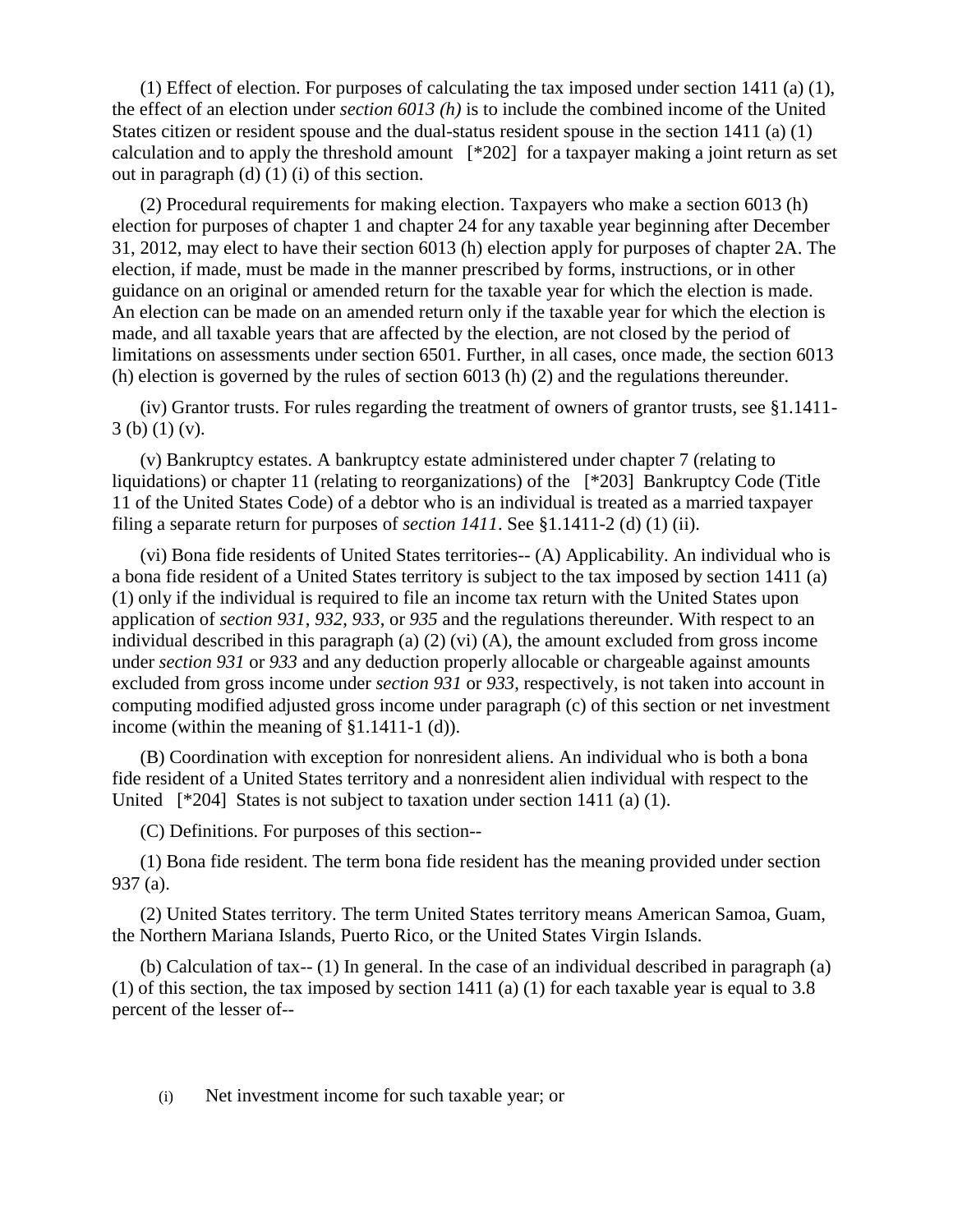(1) Effect of election. For purposes of calculating the tax imposed under section 1411 (a) (1), the effect of an election under *section 6013 (h)* is to include the combined income of the United States citizen or resident spouse and the dual-status resident spouse in the section 1411 (a) (1) calculation and to apply the threshold amount [*202] for a taxpayer making a joint return as set out in paragraph (d) (1) (i) of this section.

(2) Procedural requirements for making election. Taxpayers who make a section 6013 (h) election for purposes of chapter 1 and chapter 24 for any taxable year beginning after December 31, 2012, may elect to have their section 6013 (h) election apply for purposes of chapter 2A. The election, if made, must be made in the manner prescribed by forms, instructions, or in other guidance on an original or amended return for the taxable year for which the election is made. An election can be made on an amended return only if the taxable year for which the election is made, and all taxable years that are affected by the election, are not closed by the period of limitations on assessments under section 6501. Further, in all cases, once made, the section 6013 (h) election is governed by the rules of section 6013 (h) (2) and the regulations thereunder.

(iv) Grantor trusts. For rules regarding the treatment of owners of grantor trusts, see §1.1411-3 (b) (1) (v).

(v) Bankruptcy estates. A bankruptcy estate administered under chapter 7 (relating to liquidations) or chapter 11 (relating to reorganizations) of the [*203] Bankruptcy Code (Title 11 of the United States Code) of a debtor who is an individual is treated as a married taxpayer filing a separate return for purposes of *section 1411*. See §1.1411-2 (d) (1) (ii).

(vi) Bona fide residents of United States territories-- (A) Applicability. An individual who is a bona fide resident of a United States territory is subject to the tax imposed by section 1411 (a) (1) only if the individual is required to file an income tax return with the United States upon application of *section 931*, *932*, *933*, or *935* and the regulations thereunder. With respect to an individual described in this paragraph (a) (2) (vi) (A), the amount excluded from gross income under *section 931* or *933* and any deduction properly allocable or chargeable against amounts excluded from gross income under *section 931* or *933*, respectively, is not taken into account in computing modified adjusted gross income under paragraph (c) of this section or net investment income (within the meaning of §1.1411-1 (d)).

(B) Coordination with exception for nonresident aliens. An individual who is both a bona fide resident of a United States territory and a nonresident alien individual with respect to the United [*204] States is not subject to taxation under section 1411 (a) (1).

(C) Definitions. For purposes of this section--

(1) Bona fide resident. The term bona fide resident has the meaning provided under section 937 (a).

(2) United States territory. The term United States territory means American Samoa, Guam, the Northern Mariana Islands, Puerto Rico, or the United States Virgin Islands.

(b) Calculation of tax-- (1) In general. In the case of an individual described in paragraph (a) (1) of this section, the tax imposed by section 1411 (a) (1) for each taxable year is equal to 3.8 percent of the lesser of--

(i) Net investment income for such taxable year; or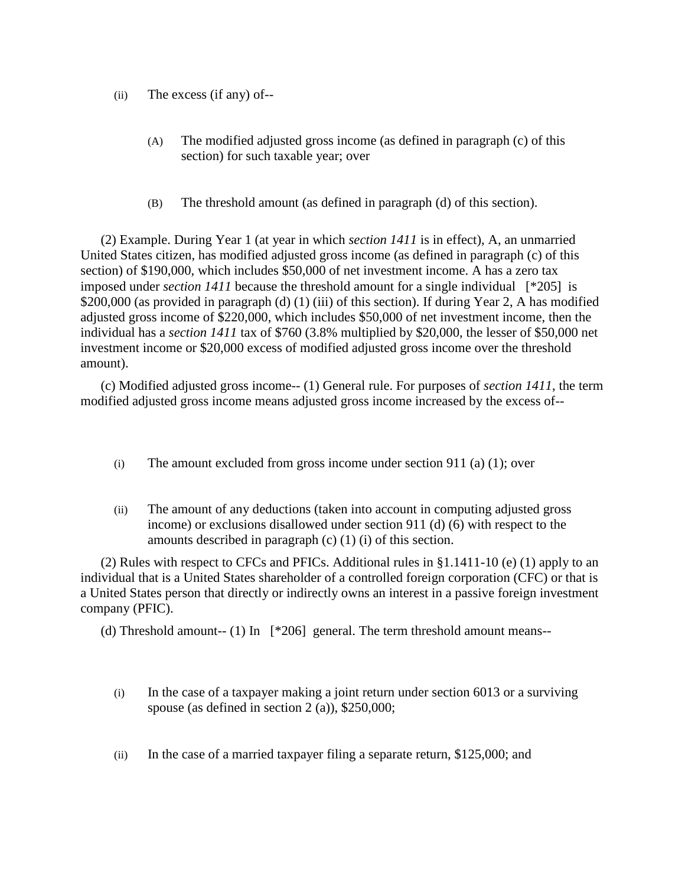(ii) The excess (if any) of--

(A) The modified adjusted gross income (as defined in paragraph (c) of this section) for such taxable year; over

(B) The threshold amount (as defined in paragraph (d) of this section).

(2) Example. During Year 1 (at year in which *section 1411* is in effect), A, an unmarried United States citizen, has modified adjusted gross income (as defined in paragraph (c) of this section) of $190,000, which includes $50,000 of net investment income. A has a zero tax imposed under *section 1411* because the threshold amount for a single individual [*205] is $200,000 (as provided in paragraph (d) (1) (iii) of this section). If during Year 2, A has modified adjusted gross income of $220,000, which includes $50,000 of net investment income, then the individual has a *section 1411* tax of $760 (3.8% multiplied by $20,000, the lesser of $50,000 net investment income or $20,000 excess of modified adjusted gross income over the threshold amount).

(c) Modified adjusted gross income-- (1) General rule. For purposes of *section 1411*, the term modified adjusted gross income means adjusted gross income increased by the excess of--

(i) The amount excluded from gross income under section 911 (a) (1); over

(ii) The amount of any deductions (taken into account in computing adjusted gross income) or exclusions disallowed under section 911 (d) (6) with respect to the amounts described in paragraph (c) (1) (i) of this section.

(2) Rules with respect to CFCs and PFICs. Additional rules in §1.1411-10 (e) (1) apply to an individual that is a United States shareholder of a controlled foreign corporation (CFC) or that is a United States person that directly or indirectly owns an interest in a passive foreign investment company (PFIC).

(d) Threshold amount-- (1) In [*206] general. The term threshold amount means--

(i) In the case of a taxpayer making a joint return under section 6013 or a surviving spouse (as defined in section 2 (a)), $250,000;

(ii) In the case of a married taxpayer filing a separate return, $125,000; and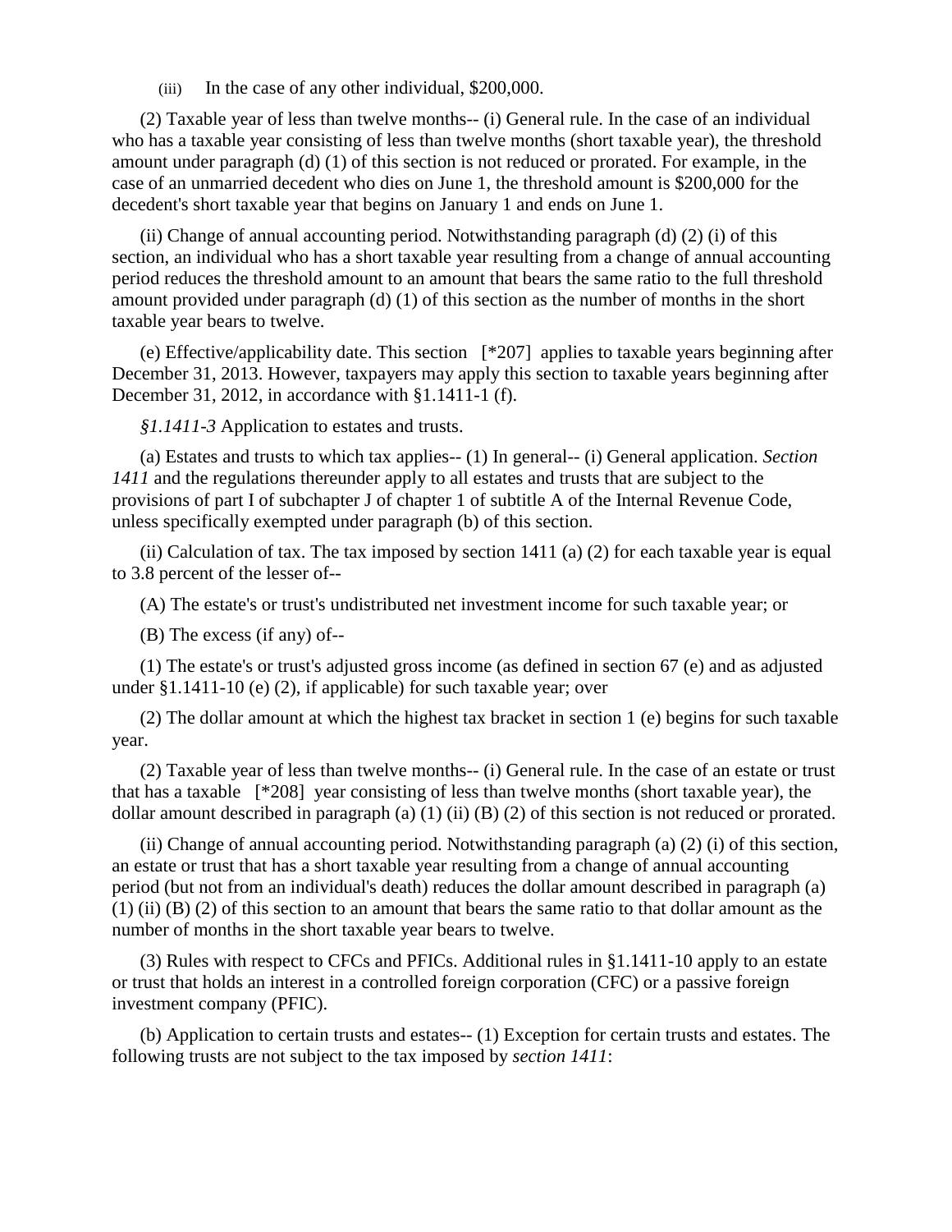(iii) In the case of any other individual, $200,000.

(2) Taxable year of less than twelve months-- (i) General rule. In the case of an individual who has a taxable year consisting of less than twelve months (short taxable year), the threshold amount under paragraph (d) (1) of this section is not reduced or prorated. For example, in the case of an unmarried decedent who dies on June 1, the threshold amount is $200,000 for the decedent's short taxable year that begins on January 1 and ends on June 1.

(ii) Change of annual accounting period. Notwithstanding paragraph (d) (2) (i) of this section, an individual who has a short taxable year resulting from a change of annual accounting period reduces the threshold amount to an amount that bears the same ratio to the full threshold amount provided under paragraph (d) (1) of this section as the number of months in the short taxable year bears to twelve.

(e) Effective/applicability date. This section [*207] applies to taxable years beginning after December 31, 2013. However, taxpayers may apply this section to taxable years beginning after December 31, 2012, in accordance with §1.1411-1 (f).

*§1.1411-3* Application to estates and trusts.

(a) Estates and trusts to which tax applies-- (1) In general-- (i) General application. *Section 1411* and the regulations thereunder apply to all estates and trusts that are subject to the provisions of part I of subchapter J of chapter 1 of subtitle A of the Internal Revenue Code, unless specifically exempted under paragraph (b) of this section.

(ii) Calculation of tax. The tax imposed by section 1411 (a) (2) for each taxable year is equal to 3.8 percent of the lesser of--

(A) The estate's or trust's undistributed net investment income for such taxable year; or

(B) The excess (if any) of--

(1) The estate's or trust's adjusted gross income (as defined in section 67 (e) and as adjusted under §1.1411-10 (e) (2), if applicable) for such taxable year; over

(2) The dollar amount at which the highest tax bracket in section 1 (e) begins for such taxable year.

(2) Taxable year of less than twelve months-- (i) General rule. In the case of an estate or trust that has a taxable [*208] year consisting of less than twelve months (short taxable year), the dollar amount described in paragraph (a) (1) (ii) (B) (2) of this section is not reduced or prorated.

(ii) Change of annual accounting period. Notwithstanding paragraph (a) (2) (i) of this section, an estate or trust that has a short taxable year resulting from a change of annual accounting period (but not from an individual's death) reduces the dollar amount described in paragraph (a) (1) (ii) (B) (2) of this section to an amount that bears the same ratio to that dollar amount as the number of months in the short taxable year bears to twelve.

(3) Rules with respect to CFCs and PFICs. Additional rules in §1.1411-10 apply to an estate or trust that holds an interest in a controlled foreign corporation (CFC) or a passive foreign investment company (PFIC).

(b) Application to certain trusts and estates-- (1) Exception for certain trusts and estates. The following trusts are not subject to the tax imposed by *section 1411*: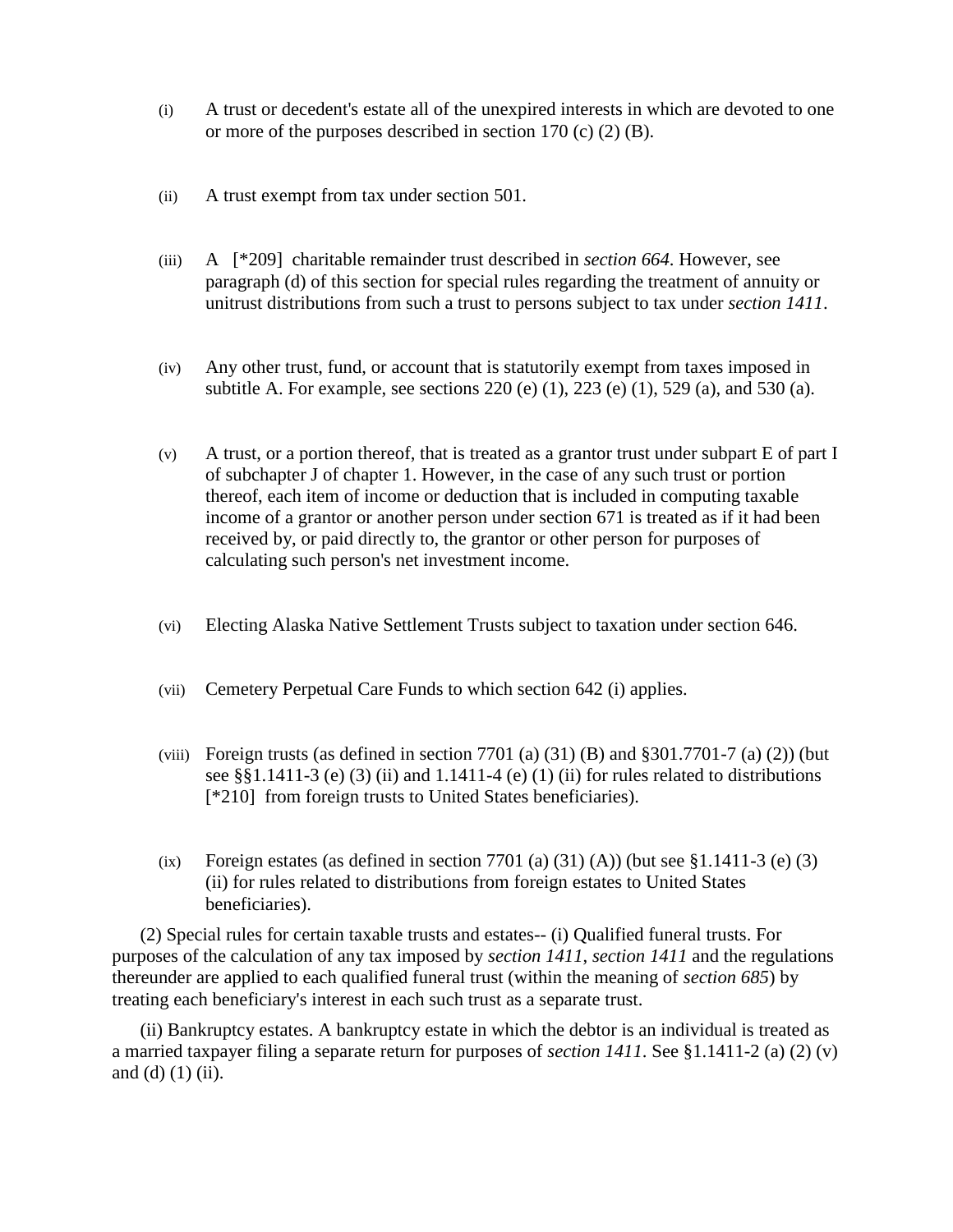(i) A trust or decedent's estate all of the unexpired interests in which are devoted to one or more of the purposes described in section 170 (c) (2) (B).

(ii) A trust exempt from tax under section 501.

(iii) A [*209] charitable remainder trust described in *section 664*. However, see paragraph (d) of this section for special rules regarding the treatment of annuity or unitrust distributions from such a trust to persons subject to tax under *section 1411*.

(iv) Any other trust, fund, or account that is statutorily exempt from taxes imposed in subtitle A. For example, see sections 220 (e) (1), 223 (e) (1), 529 (a), and 530 (a).

(v) A trust, or a portion thereof, that is treated as a grantor trust under subpart E of part I of subchapter J of chapter 1. However, in the case of any such trust or portion thereof, each item of income or deduction that is included in computing taxable income of a grantor or another person under section 671 is treated as if it had been received by, or paid directly to, the grantor or other person for purposes of calculating such person's net investment income.

(vi) Electing Alaska Native Settlement Trusts subject to taxation under section 646.

(vii) Cemetery Perpetual Care Funds to which section 642 (i) applies.

(viii) Foreign trusts (as defined in section 7701 (a) (31) (B) and §301.7701-7 (a) (2)) (but see §§1.1411-3 (e) (3) (ii) and 1.1411-4 (e) (1) (ii) for rules related to distributions [*210] from foreign trusts to United States beneficiaries).

(ix) Foreign estates (as defined in section 7701 (a) (31) (A)) (but see §1.1411-3 (e) (3) (ii) for rules related to distributions from foreign estates to United States beneficiaries).

(2) Special rules for certain taxable trusts and estates-- (i) Qualified funeral trusts. For purposes of the calculation of any tax imposed by *section 1411*, *section 1411* and the regulations thereunder are applied to each qualified funeral trust (within the meaning of *section 685*) by treating each beneficiary's interest in each such trust as a separate trust.

(ii) Bankruptcy estates. A bankruptcy estate in which the debtor is an individual is treated as a married taxpayer filing a separate return for purposes of *section 1411*. See §1.1411-2 (a) (2) (v) and (d) (1) (ii).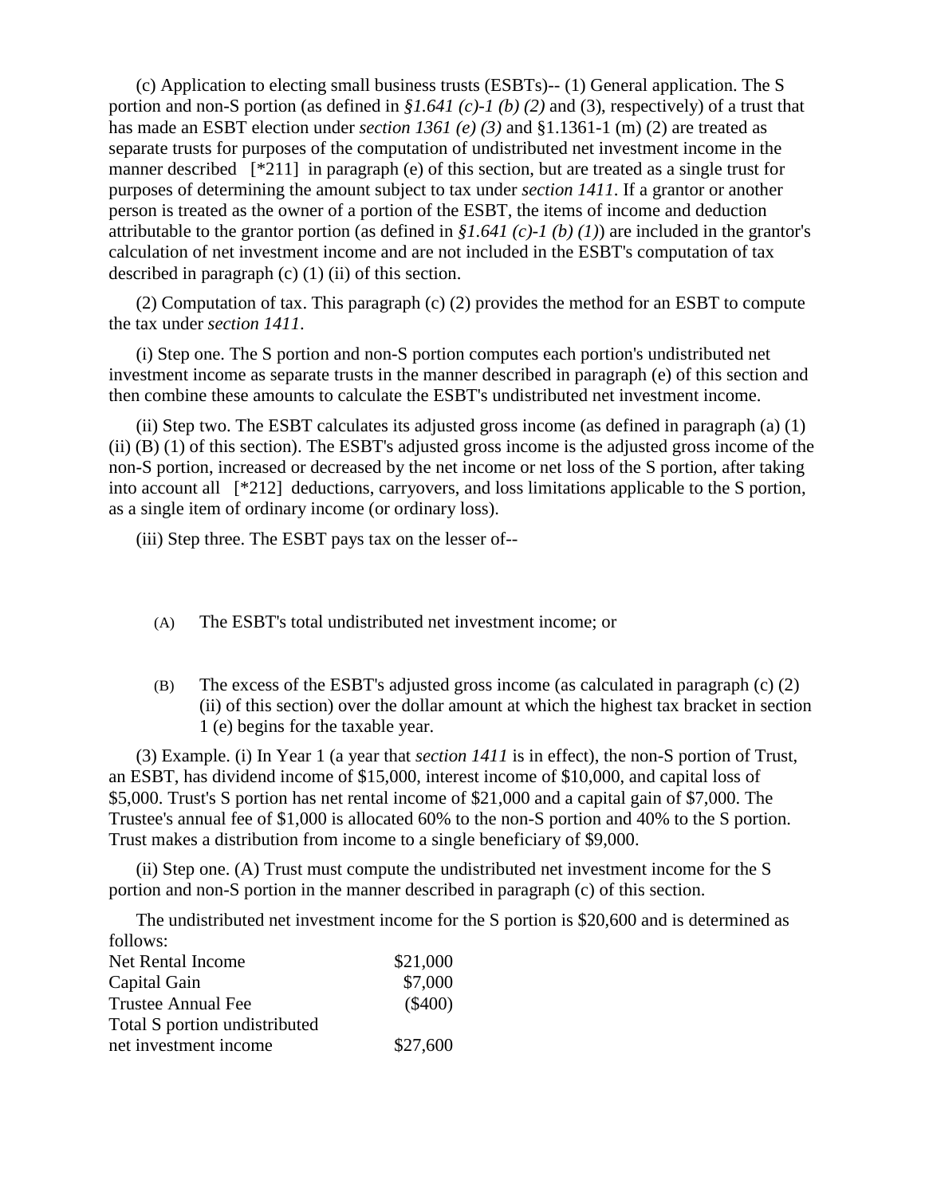(c) Application to electing small business trusts (ESBTs)-- (1) General application. The S portion and non-S portion (as defined in *§1.641 (c)-1 (b) (2)* and (3), respectively) of a trust that has made an ESBT election under *section 1361 (e) (3)* and §1.1361-1 (m) (2) are treated as separate trusts for purposes of the computation of undistributed net investment income in the manner described [*211] in paragraph (e) of this section, but are treated as a single trust for purposes of determining the amount subject to tax under *section 1411*. If a grantor or another person is treated as the owner of a portion of the ESBT, the items of income and deduction attributable to the grantor portion (as defined in *§1.641 (c)-1 (b) (1)*) are included in the grantor's calculation of net investment income and are not included in the ESBT's computation of tax described in paragraph (c) (1) (ii) of this section.

(2) Computation of tax. This paragraph (c) (2) provides the method for an ESBT to compute the tax under *section 1411*.

(i) Step one. The S portion and non-S portion computes each portion's undistributed net investment income as separate trusts in the manner described in paragraph (e) of this section and then combine these amounts to calculate the ESBT's undistributed net investment income.

(ii) Step two. The ESBT calculates its adjusted gross income (as defined in paragraph (a) (1) (ii) (B) (1) of this section). The ESBT's adjusted gross income is the adjusted gross income of the non-S portion, increased or decreased by the net income or net loss of the S portion, after taking into account all [*212] deductions, carryovers, and loss limitations applicable to the S portion, as a single item of ordinary income (or ordinary loss).

(iii) Step three. The ESBT pays tax on the lesser of--

(A) The ESBT's total undistributed net investment income; or

(B) The excess of the ESBT's adjusted gross income (as calculated in paragraph (c) (2) (ii) of this section) over the dollar amount at which the highest tax bracket in section 1 (e) begins for the taxable year.

(3) Example. (i) In Year 1 (a year that *section 1411* is in effect), the non-S portion of Trust, an ESBT, has dividend income of $15,000, interest income of $10,000, and capital loss of $5,000. Trust's S portion has net rental income of $21,000 and a capital gain of $7,000. The Trustee's annual fee of $1,000 is allocated 60% to the non-S portion and 40% to the S portion. Trust makes a distribution from income to a single beneficiary of $9,000.

(ii) Step one. (A) Trust must compute the undistributed net investment income for the S portion and non-S portion in the manner described in paragraph (c) of this section.

The undistributed net investment income for the S portion is $20,600 and is determined as follows:

| | |
|---|---|
| Net Rental Income | $21,000 |
| Capital Gain | $7,000 |
| Trustee Annual Fee | ($400) |
| Total S portion undistributed net investment income | $27,600 |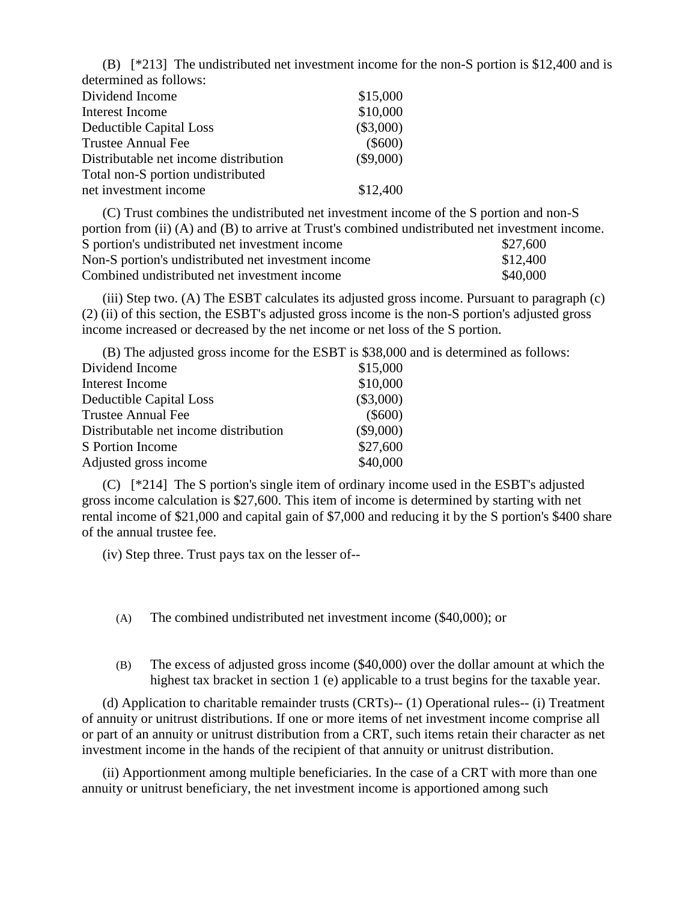(B) [*213] The undistributed net investment income for the non-S portion is $12,400 and is determined as follows:

| | |
|---|---|
| Dividend Income | $15,000 |
| Interest Income | $10,000 |
| Deductible Capital Loss | ($3,000) |
| Trustee Annual Fee | ($600) |
| Distributable net income distribution | ($9,000) |
| Total non-S portion undistributed net investment income | $12,400 |

(C) Trust combines the undistributed net investment income of the S portion and non-S portion from (ii) (A) and (B) to arrive at Trust's combined undistributed net investment income.

| | |
|---|---|
| S portion's undistributed net investment income | $27,600 |
| Non-S portion's undistributed net investment income | $12,400 |
| Combined undistributed net investment income | $40,000 |

(iii) Step two. (A) The ESBT calculates its adjusted gross income. Pursuant to paragraph (c)(2) (ii) of this section, the ESBT's adjusted gross income is the non-S portion's adjusted gross income increased or decreased by the net income or net loss of the S portion.

(B) The adjusted gross income for the ESBT is $38,000 and is determined as follows:

| | |
|---|---|
| Dividend Income | $15,000 |
| Interest Income | $10,000 |
| Deductible Capital Loss | ($3,000) |
| Trustee Annual Fee | ($600) |
| Distributable net income distribution | ($9,000) |
| S Portion Income | $27,600 |
| Adjusted gross income | $40,000 |

(C) [*214] The S portion's single item of ordinary income used in the ESBT's adjusted gross income calculation is $27,600. This item of income is determined by starting with net rental income of $21,000 and capital gain of $7,000 and reducing it by the S portion's $400 share of the annual trustee fee.

(iv) Step three. Trust pays tax on the lesser of--

(A) The combined undistributed net investment income ($40,000); or

(B) The excess of adjusted gross income ($40,000) over the dollar amount at which the highest tax bracket in section 1 (e) applicable to a trust begins for the taxable year.

(d) Application to charitable remainder trusts (CRTs)-- (1) Operational rules-- (i) Treatment of annuity or unitrust distributions. If one or more items of net investment income comprise all or part of an annuity or unitrust distribution from a CRT, such items retain their character as net investment income in the hands of the recipient of that annuity or unitrust distribution.

(ii) Apportionment among multiple beneficiaries. In the case of a CRT with more than one annuity or unitrust beneficiary, the net investment income is apportioned among such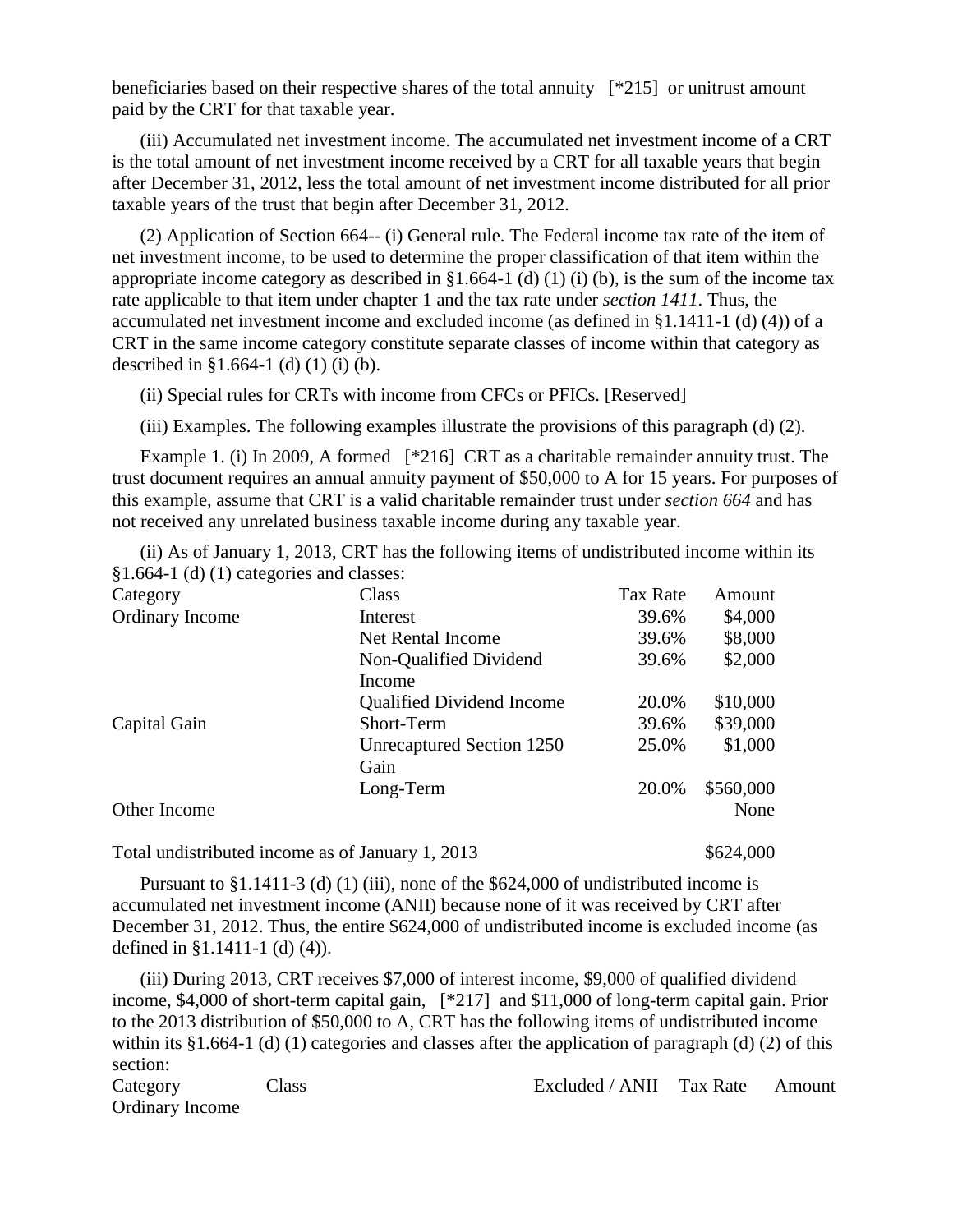beneficiaries based on their respective shares of the total annuity [*215] or unitrust amount paid by the CRT for that taxable year.

(iii) Accumulated net investment income. The accumulated net investment income of a CRT is the total amount of net investment income received by a CRT for all taxable years that begin after December 31, 2012, less the total amount of net investment income distributed for all prior taxable years of the trust that begin after December 31, 2012.

(2) Application of Section 664-- (i) General rule. The Federal income tax rate of the item of net investment income, to be used to determine the proper classification of that item within the appropriate income category as described in §1.664-1 (d) (1) (i) (b), is the sum of the income tax rate applicable to that item under chapter 1 and the tax rate under *section 1411*. Thus, the accumulated net investment income and excluded income (as defined in §1.1411-1 (d) (4)) of a CRT in the same income category constitute separate classes of income within that category as described in §1.664-1 (d) (1) (i) (b).

(ii) Special rules for CRTs with income from CFCs or PFICs. [Reserved]

(iii) Examples. The following examples illustrate the provisions of this paragraph (d) (2).

Example 1. (i) In 2009, A formed [*216] CRT as a charitable remainder annuity trust. The trust document requires an annual annuity payment of $50,000 to A for 15 years. For purposes of this example, assume that CRT is a valid charitable remainder trust under *section 664* and has not received any unrelated business taxable income during any taxable year.

(ii) As of January 1, 2013, CRT has the following items of undistributed income within its §1.664-1 (d) (1) categories and classes:

| Category | Class | Tax Rate | Amount |
|---|---|---|---|
| Ordinary Income | Interest | 39.6% | $4,000 |
| | Net Rental Income | 39.6% | $8,000 |
| | Non-Qualified Dividend Income | 39.6% | $2,000 |
| | Qualified Dividend Income | 20.0% | $10,000 |
| Capital Gain | Short-Term | 39.6% | $39,000 |
| | Unrecaptured Section 1250 Gain | 25.0% | $1,000 |
| | Long-Term | 20.0% | $560,000 |
| Other Income | | | None |
| Total undistributed income as of January 1, 2013 | | | $624,000 |

Pursuant to §1.1411-3 (d) (1) (iii), none of the $624,000 of undistributed income is accumulated net investment income (ANII) because none of it was received by CRT after December 31, 2012. Thus, the entire $624,000 of undistributed income is excluded income (as defined in §1.1411-1 (d) (4)).

(iii) During 2013, CRT receives $7,000 of interest income, $9,000 of qualified dividend income, $4,000 of short-term capital gain, [*217] and $11,000 of long-term capital gain. Prior to the 2013 distribution of $50,000 to A, CRT has the following items of undistributed income within its §1.664-1 (d) (1) categories and classes after the application of paragraph (d) (2) of this section:

| Category | Class | Excluded / ANII | Tax Rate | Amount |
|---|---|---|---|---|
| Ordinary Income | | | | |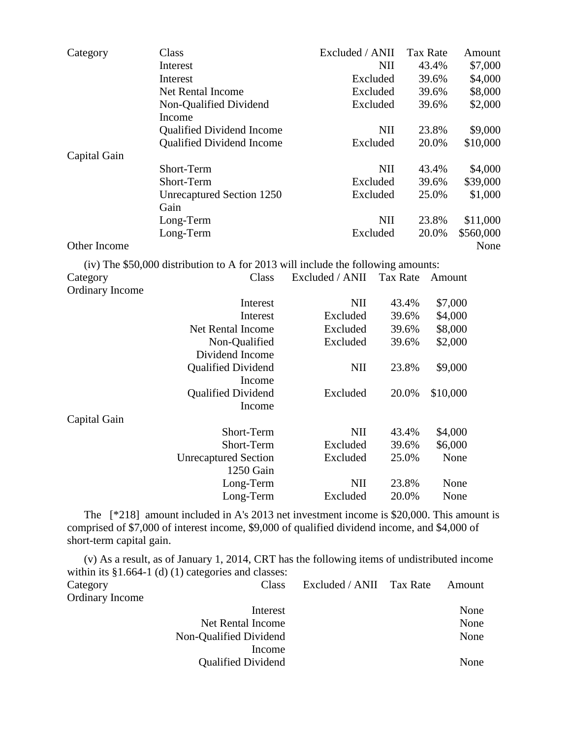| Category | Class | Excluded / ANII | Tax Rate | Amount |
| --- | --- | --- | --- | --- |
| | Interest | NII | 43.4% | $7,000 |
| | Interest | Excluded | 39.6% | $4,000 |
| | Net Rental Income | Excluded | 39.6% | $8,000 |
| | Non-Qualified Dividend Income | Excluded | 39.6% | $2,000 |
| | Qualified Dividend Income | NII | 23.8% | $9,000 |
| | Qualified Dividend Income | Excluded | 20.0% | $10,000 |
| Capital Gain | | | | |
| | Short-Term | NII | 43.4% | $4,000 |
| | Short-Term | Excluded | 39.6% | $39,000 |
| | Unrecaptured Section 1250 Gain | Excluded | 25.0% | $1,000 |
| | Long-Term | NII | 23.8% | $11,000 |
| | Long-Term | Excluded | 20.0% | $560,000 |
| Other Income | | | | None |

(iv) The $50,000 distribution to A for 2013 will include the following amounts:

| Category | Class | Excluded / ANII | Tax Rate | Amount |
| --- | --- | --- | --- | --- |
| Ordinary Income | | | | |
| | Interest | NII | 43.4% | $7,000 |
| | Interest | Excluded | 39.6% | $4,000 |
| | Net Rental Income | Excluded | 39.6% | $8,000 |
| | Non-Qualified Dividend Income | Excluded | 39.6% | $2,000 |
| | Qualified Dividend Income | NII | 23.8% | $9,000 |
| | Qualified Dividend Income | Excluded | 20.0% | $10,000 |
| Capital Gain | | | | |
| | Short-Term | NII | 43.4% | $4,000 |
| | Short-Term | Excluded | 39.6% | $6,000 |
| | Unrecaptured Section 1250 Gain | Excluded | 25.0% | None |
| | Long-Term | NII | 23.8% | None |
| | Long-Term | Excluded | 20.0% | None |

The [*218] amount included in A's 2013 net investment income is $20,000. This amount is comprised of $7,000 of interest income, $9,000 of qualified dividend income, and $4,000 of short-term capital gain.

(v) As a result, as of January 1, 2014, CRT has the following items of undistributed income within its §1.664-1 (d) (1) categories and classes:

| Category | Class | Excluded / ANII | Tax Rate | Amount |
| --- | --- | --- | --- | --- |
| Ordinary Income | | | | |
| | Interest | | | None |
| | Net Rental Income | | | None |
| | Non-Qualified Dividend Income | | | None |
| | Qualified Dividend | | | None |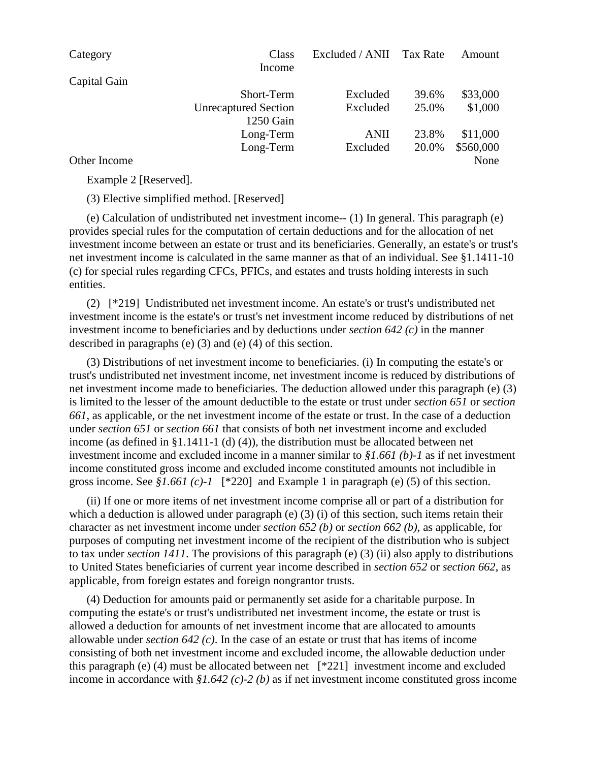| Category | Class Income | Excluded / ANII | Tax Rate | Amount |
|---|---|---|---|---|
| Capital Gain | | | | |
| | Short-Term | Excluded | 39.6% | $33,000 |
| | Unrecaptured Section 1250 Gain | Excluded | 25.0% | $1,000 |
| | Long-Term | ANII | 23.8% | $11,000 |
| | Long-Term | Excluded | 20.0% | $560,000 |
| Other Income | | | | None |

Example 2 [Reserved].

(3) Elective simplified method. [Reserved]

(e) Calculation of undistributed net investment income-- (1) In general. This paragraph (e) provides special rules for the computation of certain deductions and for the allocation of net investment income between an estate or trust and its beneficiaries. Generally, an estate's or trust's net investment income is calculated in the same manner as that of an individual. See §1.1411-10 (c) for special rules regarding CFCs, PFICs, and estates and trusts holding interests in such entities.

(2) [*219] Undistributed net investment income. An estate's or trust's undistributed net investment income is the estate's or trust's net investment income reduced by distributions of net investment income to beneficiaries and by deductions under *section 642 (c)* in the manner described in paragraphs (e) (3) and (e) (4) of this section.

(3) Distributions of net investment income to beneficiaries. (i) In computing the estate's or trust's undistributed net investment income, net investment income is reduced by distributions of net investment income made to beneficiaries. The deduction allowed under this paragraph (e) (3) is limited to the lesser of the amount deductible to the estate or trust under *section 651* or *section 661*, as applicable, or the net investment income of the estate or trust. In the case of a deduction under *section 651* or *section 661* that consists of both net investment income and excluded income (as defined in §1.1411-1 (d) (4)), the distribution must be allocated between net investment income and excluded income in a manner similar to *§1.661 (b)-1* as if net investment income constituted gross income and excluded income constituted amounts not includible in gross income. See *§1.661 (c)-1* [*220] and Example 1 in paragraph (e) (5) of this section.

(ii) If one or more items of net investment income comprise all or part of a distribution for which a deduction is allowed under paragraph (e) (3) (i) of this section, such items retain their character as net investment income under *section 652 (b)* or *section 662 (b)*, as applicable, for purposes of computing net investment income of the recipient of the distribution who is subject to tax under *section 1411*. The provisions of this paragraph (e) (3) (ii) also apply to distributions to United States beneficiaries of current year income described in *section 652* or *section 662*, as applicable, from foreign estates and foreign nongrantor trusts.

(4) Deduction for amounts paid or permanently set aside for a charitable purpose. In computing the estate's or trust's undistributed net investment income, the estate or trust is allowed a deduction for amounts of net investment income that are allocated to amounts allowable under *section 642 (c)*. In the case of an estate or trust that has items of income consisting of both net investment income and excluded income, the allowable deduction under this paragraph (e) (4) must be allocated between net [*221] investment income and excluded income in accordance with *§1.642 (c)-2 (b)* as if net investment income constituted gross income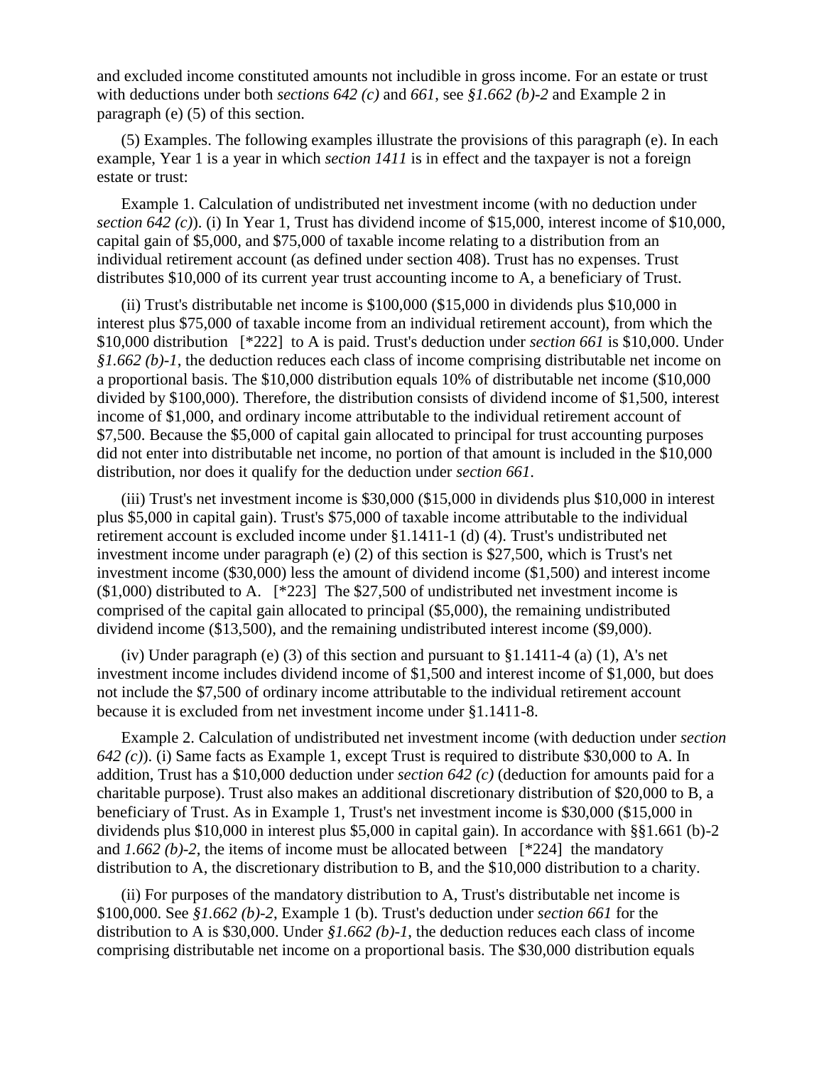and excluded income constituted amounts not includible in gross income. For an estate or trust with deductions under both *sections 642 (c)* and *661*, see *§1.662 (b)-2* and Example 2 in paragraph (e) (5) of this section.

(5) Examples. The following examples illustrate the provisions of this paragraph (e). In each example, Year 1 is a year in which *section 1411* is in effect and the taxpayer is not a foreign estate or trust:

Example 1. Calculation of undistributed net investment income (with no deduction under *section 642 (c)*). (i) In Year 1, Trust has dividend income of $15,000, interest income of $10,000, capital gain of $5,000, and $75,000 of taxable income relating to a distribution from an individual retirement account (as defined under section 408). Trust has no expenses. Trust distributes $10,000 of its current year trust accounting income to A, a beneficiary of Trust.

(ii) Trust's distributable net income is $100,000 ($15,000 in dividends plus $10,000 in interest plus $75,000 of taxable income from an individual retirement account), from which the $10,000 distribution [*222] to A is paid. Trust's deduction under *section 661* is $10,000. Under *§1.662 (b)-1*, the deduction reduces each class of income comprising distributable net income on a proportional basis. The $10,000 distribution equals 10% of distributable net income ($10,000 divided by $100,000). Therefore, the distribution consists of dividend income of $1,500, interest income of $1,000, and ordinary income attributable to the individual retirement account of $7,500. Because the $5,000 of capital gain allocated to principal for trust accounting purposes did not enter into distributable net income, no portion of that amount is included in the $10,000 distribution, nor does it qualify for the deduction under *section 661*.

(iii) Trust's net investment income is $30,000 ($15,000 in dividends plus $10,000 in interest plus $5,000 in capital gain). Trust's $75,000 of taxable income attributable to the individual retirement account is excluded income under §1.1411-1 (d) (4). Trust's undistributed net investment income under paragraph (e) (2) of this section is $27,500, which is Trust's net investment income ($30,000) less the amount of dividend income ($1,500) and interest income ($1,000) distributed to A. [*223] The $27,500 of undistributed net investment income is comprised of the capital gain allocated to principal ($5,000), the remaining undistributed dividend income ($13,500), and the remaining undistributed interest income ($9,000).

(iv) Under paragraph (e) (3) of this section and pursuant to §1.1411-4 (a) (1), A's net investment income includes dividend income of $1,500 and interest income of $1,000, but does not include the $7,500 of ordinary income attributable to the individual retirement account because it is excluded from net investment income under §1.1411-8.

Example 2. Calculation of undistributed net investment income (with deduction under *section 642 (c)*). (i) Same facts as Example 1, except Trust is required to distribute $30,000 to A. In addition, Trust has a $10,000 deduction under *section 642 (c)* (deduction for amounts paid for a charitable purpose). Trust also makes an additional discretionary distribution of $20,000 to B, a beneficiary of Trust. As in Example 1, Trust's net investment income is $30,000 ($15,000 in dividends plus $10,000 in interest plus $5,000 in capital gain). In accordance with §§1.661 (b)-2 and *1.662 (b)-2*, the items of income must be allocated between [*224] the mandatory distribution to A, the discretionary distribution to B, and the $10,000 distribution to a charity.

(ii) For purposes of the mandatory distribution to A, Trust's distributable net income is $100,000. See *§1.662 (b)-2*, Example 1 (b). Trust's deduction under *section 661* for the distribution to A is $30,000. Under *§1.662 (b)-1*, the deduction reduces each class of income comprising distributable net income on a proportional basis. The $30,000 distribution equals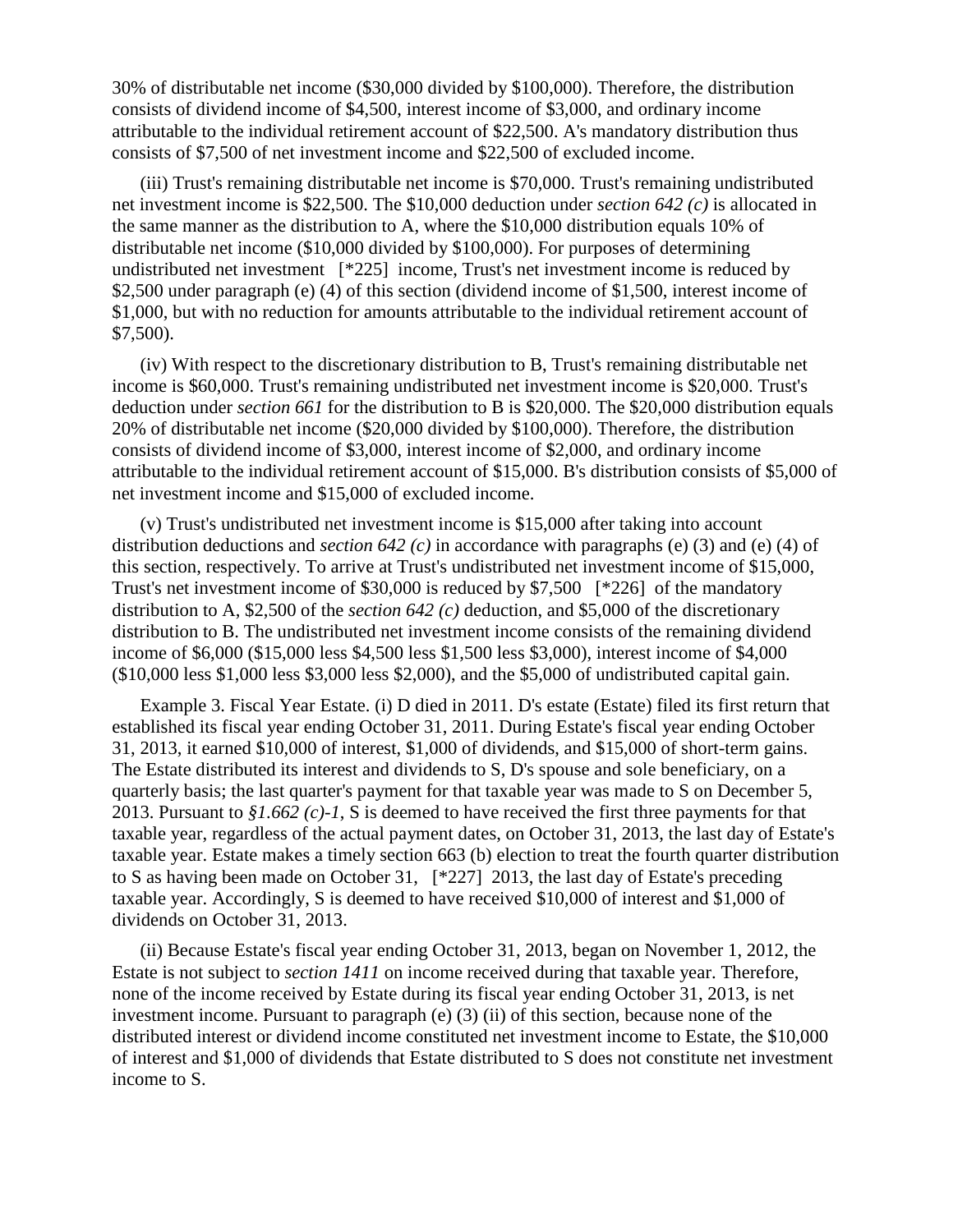30% of distributable net income ($30,000 divided by $100,000). Therefore, the distribution consists of dividend income of $4,500, interest income of $3,000, and ordinary income attributable to the individual retirement account of $22,500. A's mandatory distribution thus consists of $7,500 of net investment income and $22,500 of excluded income.

(iii) Trust's remaining distributable net income is $70,000. Trust's remaining undistributed net investment income is $22,500. The $10,000 deduction under *section 642 (c)* is allocated in the same manner as the distribution to A, where the $10,000 distribution equals 10% of distributable net income ($10,000 divided by $100,000). For purposes of determining undistributed net investment [*225] income, Trust's net investment income is reduced by $2,500 under paragraph (e) (4) of this section (dividend income of $1,500, interest income of $1,000, but with no reduction for amounts attributable to the individual retirement account of $7,500).

(iv) With respect to the discretionary distribution to B, Trust's remaining distributable net income is $60,000. Trust's remaining undistributed net investment income is $20,000. Trust's deduction under *section 661* for the distribution to B is $20,000. The $20,000 distribution equals 20% of distributable net income ($20,000 divided by $100,000). Therefore, the distribution consists of dividend income of $3,000, interest income of $2,000, and ordinary income attributable to the individual retirement account of $15,000. B's distribution consists of $5,000 of net investment income and $15,000 of excluded income.

(v) Trust's undistributed net investment income is $15,000 after taking into account distribution deductions and *section 642 (c)* in accordance with paragraphs (e) (3) and (e) (4) of this section, respectively. To arrive at Trust's undistributed net investment income of $15,000, Trust's net investment income of $30,000 is reduced by $7,500 [*226] of the mandatory distribution to A, $2,500 of the *section 642 (c)* deduction, and $5,000 of the discretionary distribution to B. The undistributed net investment income consists of the remaining dividend income of $6,000 ($15,000 less $4,500 less $1,500 less $3,000), interest income of $4,000 ($10,000 less $1,000 less $3,000 less $2,000), and the $5,000 of undistributed capital gain.

Example 3. Fiscal Year Estate. (i) D died in 2011. D's estate (Estate) filed its first return that established its fiscal year ending October 31, 2011. During Estate's fiscal year ending October 31, 2013, it earned $10,000 of interest, $1,000 of dividends, and $15,000 of short-term gains. The Estate distributed its interest and dividends to S, D's spouse and sole beneficiary, on a quarterly basis; the last quarter's payment for that taxable year was made to S on December 5, 2013. Pursuant to *§1.662 (c)-1*, S is deemed to have received the first three payments for that taxable year, regardless of the actual payment dates, on October 31, 2013, the last day of Estate's taxable year. Estate makes a timely section 663 (b) election to treat the fourth quarter distribution to S as having been made on October 31, [*227] 2013, the last day of Estate's preceding taxable year. Accordingly, S is deemed to have received $10,000 of interest and $1,000 of dividends on October 31, 2013.

(ii) Because Estate's fiscal year ending October 31, 2013, began on November 1, 2012, the Estate is not subject to *section 1411* on income received during that taxable year. Therefore, none of the income received by Estate during its fiscal year ending October 31, 2013, is net investment income. Pursuant to paragraph (e) (3) (ii) of this section, because none of the distributed interest or dividend income constituted net investment income to Estate, the $10,000 of interest and $1,000 of dividends that Estate distributed to S does not constitute net investment income to S.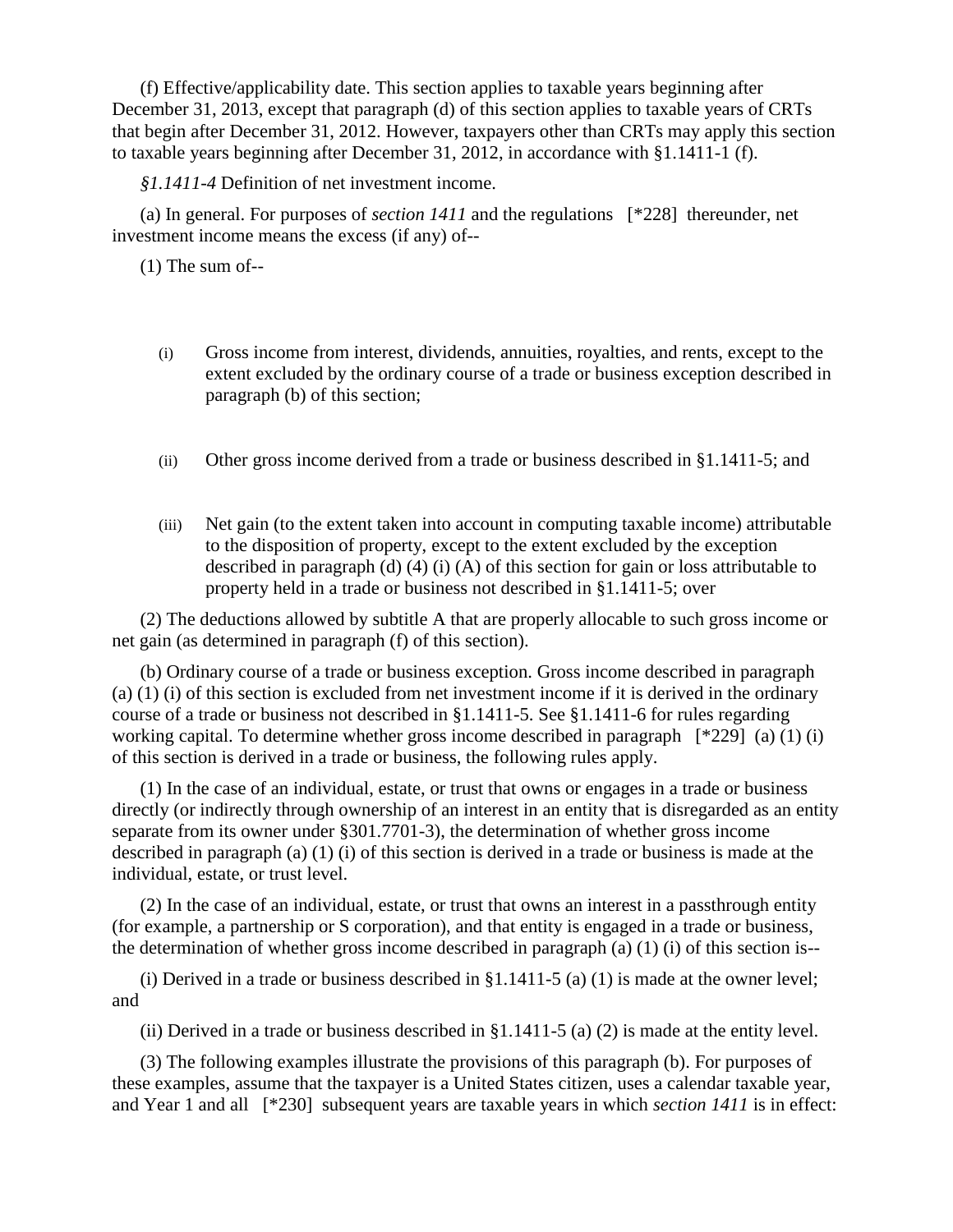(f) Effective/applicability date. This section applies to taxable years beginning after December 31, 2013, except that paragraph (d) of this section applies to taxable years of CRTs that begin after December 31, 2012. However, taxpayers other than CRTs may apply this section to taxable years beginning after December 31, 2012, in accordance with §1.1411-1 (f).

*§1.1411-4* Definition of net investment income.

(a) In general. For purposes of *section 1411* and the regulations [*228] thereunder, net investment income means the excess (if any) of--

(1) The sum of--

(i) Gross income from interest, dividends, annuities, royalties, and rents, except to the extent excluded by the ordinary course of a trade or business exception described in paragraph (b) of this section;

(ii) Other gross income derived from a trade or business described in §1.1411-5; and

(iii) Net gain (to the extent taken into account in computing taxable income) attributable to the disposition of property, except to the extent excluded by the exception described in paragraph (d) (4) (i) (A) of this section for gain or loss attributable to property held in a trade or business not described in §1.1411-5; over

(2) The deductions allowed by subtitle A that are properly allocable to such gross income or net gain (as determined in paragraph (f) of this section).

(b) Ordinary course of a trade or business exception. Gross income described in paragraph (a) (1) (i) of this section is excluded from net investment income if it is derived in the ordinary course of a trade or business not described in §1.1411-5. See §1.1411-6 for rules regarding working capital. To determine whether gross income described in paragraph [*229] (a) (1) (i) of this section is derived in a trade or business, the following rules apply.

(1) In the case of an individual, estate, or trust that owns or engages in a trade or business directly (or indirectly through ownership of an interest in an entity that is disregarded as an entity separate from its owner under §301.7701-3), the determination of whether gross income described in paragraph (a) (1) (i) of this section is derived in a trade or business is made at the individual, estate, or trust level.

(2) In the case of an individual, estate, or trust that owns an interest in a passthrough entity (for example, a partnership or S corporation), and that entity is engaged in a trade or business, the determination of whether gross income described in paragraph (a) (1) (i) of this section is--

(i) Derived in a trade or business described in §1.1411-5 (a) (1) is made at the owner level; and

(ii) Derived in a trade or business described in §1.1411-5 (a) (2) is made at the entity level.

(3) The following examples illustrate the provisions of this paragraph (b). For purposes of these examples, assume that the taxpayer is a United States citizen, uses a calendar taxable year, and Year 1 and all [*230] subsequent years are taxable years in which *section 1411* is in effect: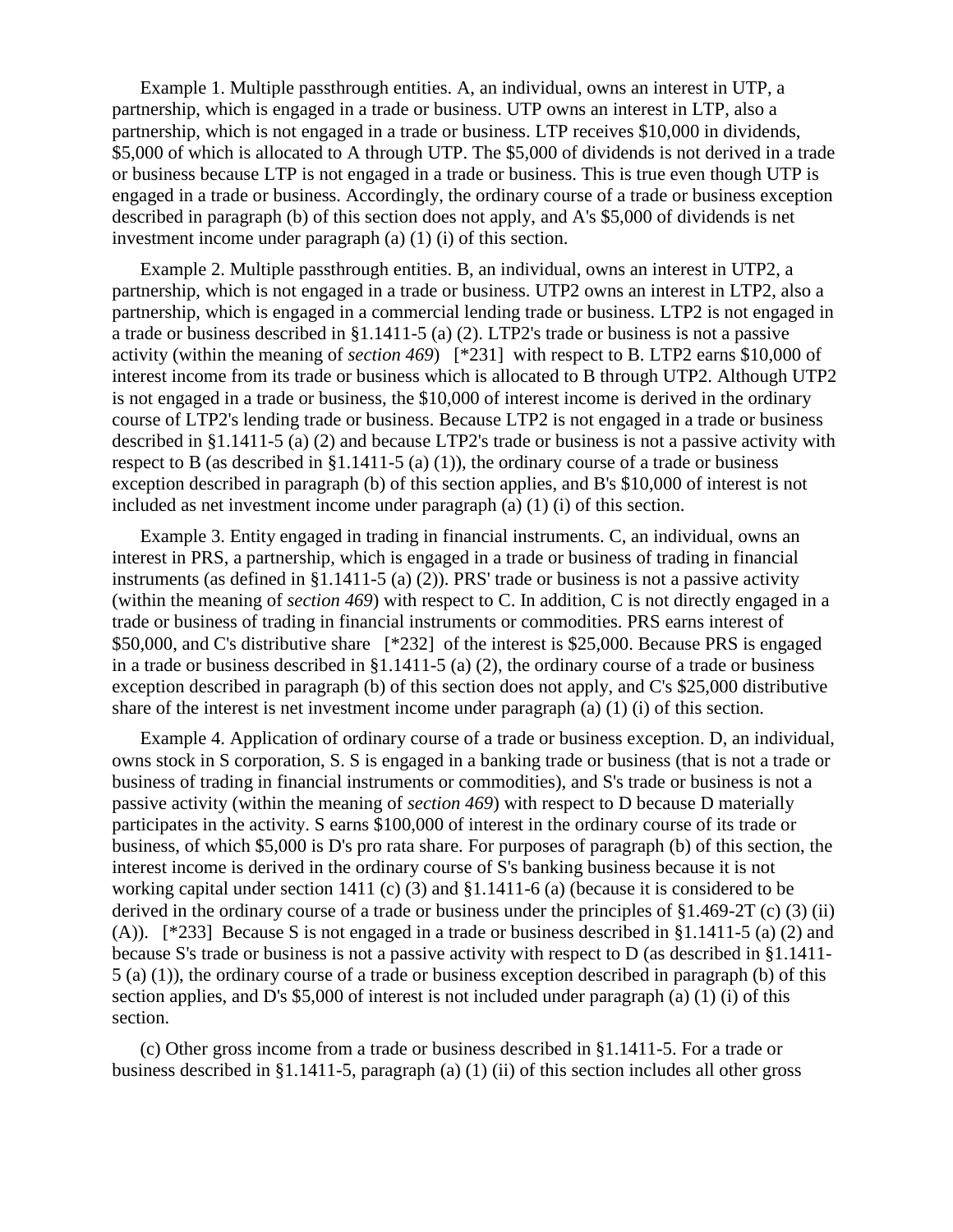Example 1. Multiple passthrough entities. A, an individual, owns an interest in UTP, a partnership, which is engaged in a trade or business. UTP owns an interest in LTP, also a partnership, which is not engaged in a trade or business. LTP receives $10,000 in dividends, $5,000 of which is allocated to A through UTP. The $5,000 of dividends is not derived in a trade or business because LTP is not engaged in a trade or business. This is true even though UTP is engaged in a trade or business. Accordingly, the ordinary course of a trade or business exception described in paragraph (b) of this section does not apply, and A's $5,000 of dividends is net investment income under paragraph (a) (1) (i) of this section.

Example 2. Multiple passthrough entities. B, an individual, owns an interest in UTP2, a partnership, which is not engaged in a trade or business. UTP2 owns an interest in LTP2, also a partnership, which is engaged in a commercial lending trade or business. LTP2 is not engaged in a trade or business described in §1.1411-5 (a) (2). LTP2's trade or business is not a passive activity (within the meaning of *section 469*) [*231] with respect to B. LTP2 earns $10,000 of interest income from its trade or business which is allocated to B through UTP2. Although UTP2 is not engaged in a trade or business, the $10,000 of interest income is derived in the ordinary course of LTP2's lending trade or business. Because LTP2 is not engaged in a trade or business described in §1.1411-5 (a) (2) and because LTP2's trade or business is not a passive activity with respect to B (as described in §1.1411-5 (a) (1)), the ordinary course of a trade or business exception described in paragraph (b) of this section applies, and B's $10,000 of interest is not included as net investment income under paragraph (a) (1) (i) of this section.

Example 3. Entity engaged in trading in financial instruments. C, an individual, owns an interest in PRS, a partnership, which is engaged in a trade or business of trading in financial instruments (as defined in §1.1411-5 (a) (2)). PRS' trade or business is not a passive activity (within the meaning of *section 469*) with respect to C. In addition, C is not directly engaged in a trade or business of trading in financial instruments or commodities. PRS earns interest of $50,000, and C's distributive share [*232] of the interest is $25,000. Because PRS is engaged in a trade or business described in §1.1411-5 (a) (2), the ordinary course of a trade or business exception described in paragraph (b) of this section does not apply, and C's $25,000 distributive share of the interest is net investment income under paragraph (a) (1) (i) of this section.

Example 4. Application of ordinary course of a trade or business exception. D, an individual, owns stock in S corporation, S. S is engaged in a banking trade or business (that is not a trade or business of trading in financial instruments or commodities), and S's trade or business is not a passive activity (within the meaning of *section 469*) with respect to D because D materially participates in the activity. S earns $100,000 of interest in the ordinary course of its trade or business, of which $5,000 is D's pro rata share. For purposes of paragraph (b) of this section, the interest income is derived in the ordinary course of S's banking business because it is not working capital under section 1411 (c) (3) and §1.1411-6 (a) (because it is considered to be derived in the ordinary course of a trade or business under the principles of §1.469-2T (c) (3) (ii) (A)). [*233] Because S is not engaged in a trade or business described in §1.1411-5 (a) (2) and because S's trade or business is not a passive activity with respect to D (as described in §1.1411-5 (a) (1)), the ordinary course of a trade or business exception described in paragraph (b) of this section applies, and D's $5,000 of interest is not included under paragraph (a) (1) (i) of this section.

(c) Other gross income from a trade or business described in §1.1411-5. For a trade or business described in §1.1411-5, paragraph (a) (1) (ii) of this section includes all other gross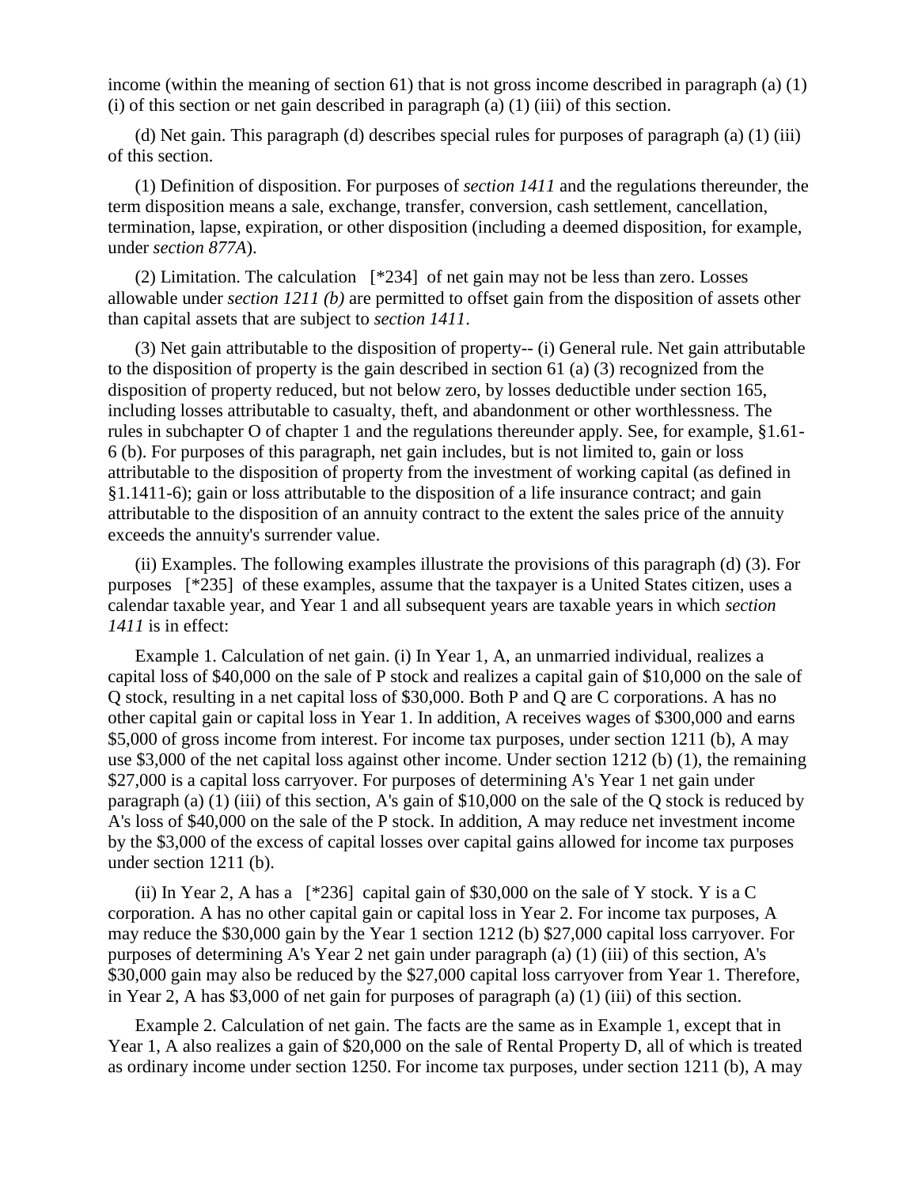income (within the meaning of section 61) that is not gross income described in paragraph (a) (1) (i) of this section or net gain described in paragraph (a) (1) (iii) of this section.

(d) Net gain. This paragraph (d) describes special rules for purposes of paragraph (a) (1) (iii) of this section.

(1) Definition of disposition. For purposes of *section 1411* and the regulations thereunder, the term disposition means a sale, exchange, transfer, conversion, cash settlement, cancellation, termination, lapse, expiration, or other disposition (including a deemed disposition, for example, under *section 877A*).

(2) Limitation. The calculation [*234] of net gain may not be less than zero. Losses allowable under *section 1211 (b)* are permitted to offset gain from the disposition of assets other than capital assets that are subject to *section 1411*.

(3) Net gain attributable to the disposition of property-- (i) General rule. Net gain attributable to the disposition of property is the gain described in section 61 (a) (3) recognized from the disposition of property reduced, but not below zero, by losses deductible under section 165, including losses attributable to casualty, theft, and abandonment or other worthlessness. The rules in subchapter O of chapter 1 and the regulations thereunder apply. See, for example, §1.61-6 (b). For purposes of this paragraph, net gain includes, but is not limited to, gain or loss attributable to the disposition of property from the investment of working capital (as defined in §1.1411-6); gain or loss attributable to the disposition of a life insurance contract; and gain attributable to the disposition of an annuity contract to the extent the sales price of the annuity exceeds the annuity's surrender value.

(ii) Examples. The following examples illustrate the provisions of this paragraph (d) (3). For purposes [*235] of these examples, assume that the taxpayer is a United States citizen, uses a calendar taxable year, and Year 1 and all subsequent years are taxable years in which *section 1411* is in effect:

Example 1. Calculation of net gain. (i) In Year 1, A, an unmarried individual, realizes a capital loss of $40,000 on the sale of P stock and realizes a capital gain of $10,000 on the sale of Q stock, resulting in a net capital loss of $30,000. Both P and Q are C corporations. A has no other capital gain or capital loss in Year 1. In addition, A receives wages of $300,000 and earns $5,000 of gross income from interest. For income tax purposes, under section 1211 (b), A may use $3,000 of the net capital loss against other income. Under section 1212 (b) (1), the remaining $27,000 is a capital loss carryover. For purposes of determining A's Year 1 net gain under paragraph (a) (1) (iii) of this section, A's gain of $10,000 on the sale of the Q stock is reduced by A's loss of $40,000 on the sale of the P stock. In addition, A may reduce net investment income by the $3,000 of the excess of capital losses over capital gains allowed for income tax purposes under section 1211 (b).

(ii) In Year 2, A has a [*236] capital gain of $30,000 on the sale of Y stock. Y is a C corporation. A has no other capital gain or capital loss in Year 2. For income tax purposes, A may reduce the $30,000 gain by the Year 1 section 1212 (b) $27,000 capital loss carryover. For purposes of determining A's Year 2 net gain under paragraph (a) (1) (iii) of this section, A's $30,000 gain may also be reduced by the $27,000 capital loss carryover from Year 1. Therefore, in Year 2, A has $3,000 of net gain for purposes of paragraph (a) (1) (iii) of this section.

Example 2. Calculation of net gain. The facts are the same as in Example 1, except that in Year 1, A also realizes a gain of $20,000 on the sale of Rental Property D, all of which is treated as ordinary income under section 1250. For income tax purposes, under section 1211 (b), A may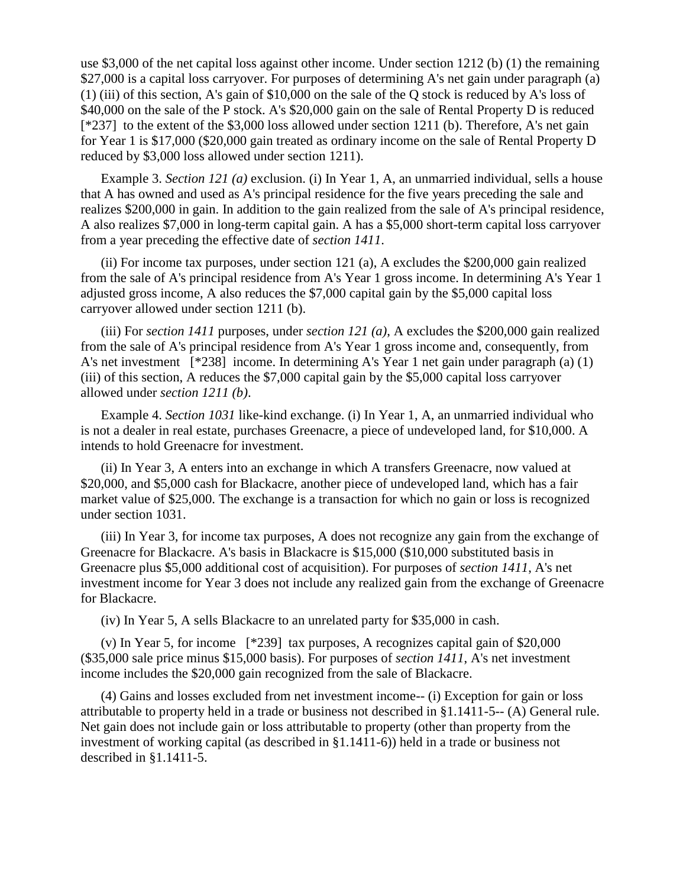use $3,000 of the net capital loss against other income. Under section 1212 (b) (1) the remaining $27,000 is a capital loss carryover. For purposes of determining A's net gain under paragraph (a) (1) (iii) of this section, A's gain of $10,000 on the sale of the Q stock is reduced by A's loss of $40,000 on the sale of the P stock. A's $20,000 gain on the sale of Rental Property D is reduced [*237] to the extent of the $3,000 loss allowed under section 1211 (b). Therefore, A's net gain for Year 1 is $17,000 ($20,000 gain treated as ordinary income on the sale of Rental Property D reduced by $3,000 loss allowed under section 1211).

Example 3. *Section 121 (a)* exclusion. (i) In Year 1, A, an unmarried individual, sells a house that A has owned and used as A's principal residence for the five years preceding the sale and realizes $200,000 in gain. In addition to the gain realized from the sale of A's principal residence, A also realizes $7,000 in long-term capital gain. A has a $5,000 short-term capital loss carryover from a year preceding the effective date of *section 1411*.

(ii) For income tax purposes, under section 121 (a), A excludes the $200,000 gain realized from the sale of A's principal residence from A's Year 1 gross income. In determining A's Year 1 adjusted gross income, A also reduces the $7,000 capital gain by the $5,000 capital loss carryover allowed under section 1211 (b).

(iii) For *section 1411* purposes, under *section 121 (a)*, A excludes the $200,000 gain realized from the sale of A's principal residence from A's Year 1 gross income and, consequently, from A's net investment [*238] income. In determining A's Year 1 net gain under paragraph (a) (1) (iii) of this section, A reduces the $7,000 capital gain by the $5,000 capital loss carryover allowed under *section 1211 (b)*.

Example 4. *Section 1031* like-kind exchange. (i) In Year 1, A, an unmarried individual who is not a dealer in real estate, purchases Greenacre, a piece of undeveloped land, for $10,000. A intends to hold Greenacre for investment.

(ii) In Year 3, A enters into an exchange in which A transfers Greenacre, now valued at $20,000, and $5,000 cash for Blackacre, another piece of undeveloped land, which has a fair market value of $25,000. The exchange is a transaction for which no gain or loss is recognized under section 1031.

(iii) In Year 3, for income tax purposes, A does not recognize any gain from the exchange of Greenacre for Blackacre. A's basis in Blackacre is $15,000 ($10,000 substituted basis in Greenacre plus $5,000 additional cost of acquisition). For purposes of *section 1411*, A's net investment income for Year 3 does not include any realized gain from the exchange of Greenacre for Blackacre.

(iv) In Year 5, A sells Blackacre to an unrelated party for $35,000 in cash.

(v) In Year 5, for income [*239] tax purposes, A recognizes capital gain of $20,000 ($35,000 sale price minus $15,000 basis). For purposes of *section 1411*, A's net investment income includes the $20,000 gain recognized from the sale of Blackacre.

(4) Gains and losses excluded from net investment income-- (i) Exception for gain or loss attributable to property held in a trade or business not described in §1.1411-5-- (A) General rule. Net gain does not include gain or loss attributable to property (other than property from the investment of working capital (as described in §1.1411-6)) held in a trade or business not described in §1.1411-5.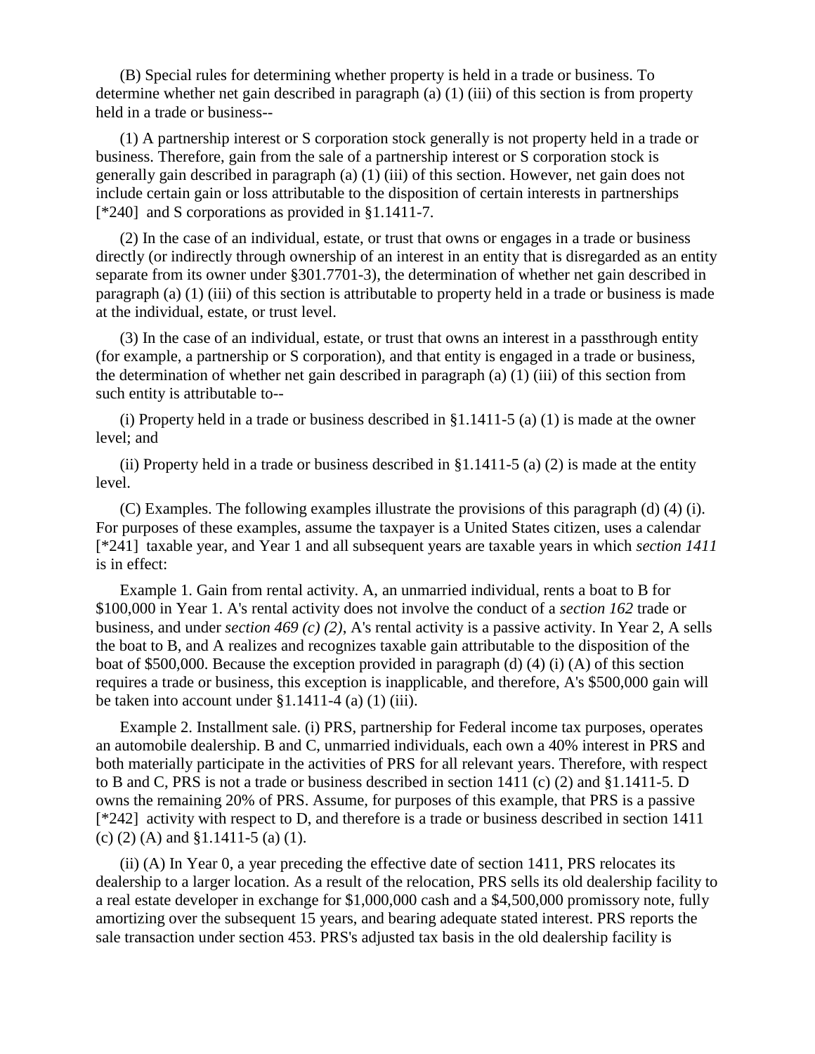(B) Special rules for determining whether property is held in a trade or business. To determine whether net gain described in paragraph (a) (1) (iii) of this section is from property held in a trade or business--

(1) A partnership interest or S corporation stock generally is not property held in a trade or business. Therefore, gain from the sale of a partnership interest or S corporation stock is generally gain described in paragraph (a) (1) (iii) of this section. However, net gain does not include certain gain or loss attributable to the disposition of certain interests in partnerships [*240] and S corporations as provided in §1.1411-7.

(2) In the case of an individual, estate, or trust that owns or engages in a trade or business directly (or indirectly through ownership of an interest in an entity that is disregarded as an entity separate from its owner under §301.7701-3), the determination of whether net gain described in paragraph (a) (1) (iii) of this section is attributable to property held in a trade or business is made at the individual, estate, or trust level.

(3) In the case of an individual, estate, or trust that owns an interest in a passthrough entity (for example, a partnership or S corporation), and that entity is engaged in a trade or business, the determination of whether net gain described in paragraph (a) (1) (iii) of this section from such entity is attributable to--

(i) Property held in a trade or business described in §1.1411-5 (a) (1) is made at the owner level; and

(ii) Property held in a trade or business described in §1.1411-5 (a) (2) is made at the entity level.

(C) Examples. The following examples illustrate the provisions of this paragraph (d) (4) (i). For purposes of these examples, assume the taxpayer is a United States citizen, uses a calendar [*241] taxable year, and Year 1 and all subsequent years are taxable years in which *section 1411* is in effect:

Example 1. Gain from rental activity. A, an unmarried individual, rents a boat to B for \$100,000 in Year 1. A's rental activity does not involve the conduct of a *section 162* trade or business, and under *section 469 (c) (2)*, A's rental activity is a passive activity. In Year 2, A sells the boat to B, and A realizes and recognizes taxable gain attributable to the disposition of the boat of \$500,000. Because the exception provided in paragraph (d) (4) (i) (A) of this section requires a trade or business, this exception is inapplicable, and therefore, A's \$500,000 gain will be taken into account under §1.1411-4 (a) (1) (iii).

Example 2. Installment sale. (i) PRS, partnership for Federal income tax purposes, operates an automobile dealership. B and C, unmarried individuals, each own a 40% interest in PRS and both materially participate in the activities of PRS for all relevant years. Therefore, with respect to B and C, PRS is not a trade or business described in section 1411 (c) (2) and §1.1411-5. D owns the remaining 20% of PRS. Assume, for purposes of this example, that PRS is a passive [*242] activity with respect to D, and therefore is a trade or business described in section 1411 (c) (2) (A) and §1.1411-5 (a) (1).

(ii) (A) In Year 0, a year preceding the effective date of section 1411, PRS relocates its dealership to a larger location. As a result of the relocation, PRS sells its old dealership facility to a real estate developer in exchange for \$1,000,000 cash and a \$4,500,000 promissory note, fully amortizing over the subsequent 15 years, and bearing adequate stated interest. PRS reports the sale transaction under section 453. PRS's adjusted tax basis in the old dealership facility is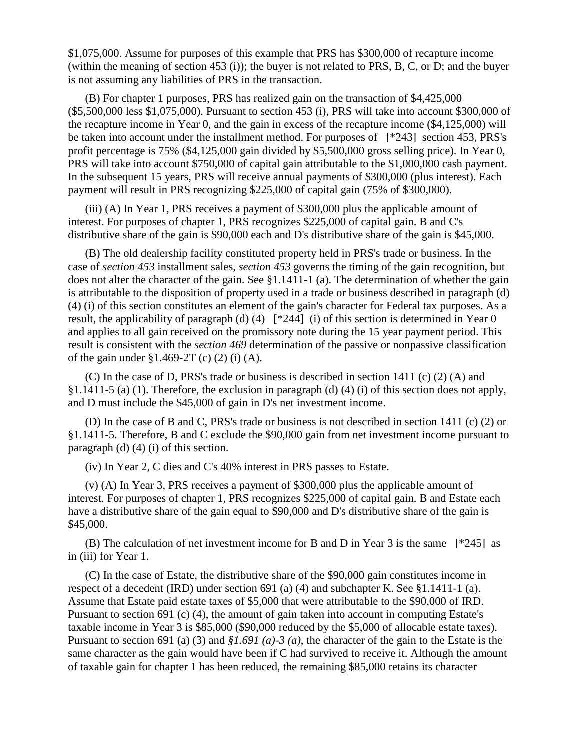$1,075,000. Assume for purposes of this example that PRS has $300,000 of recapture income (within the meaning of section 453 (i)); the buyer is not related to PRS, B, C, or D; and the buyer is not assuming any liabilities of PRS in the transaction.

(B) For chapter 1 purposes, PRS has realized gain on the transaction of $4,425,000 ($5,500,000 less $1,075,000). Pursuant to section 453 (i), PRS will take into account $300,000 of the recapture income in Year 0, and the gain in excess of the recapture income ($4,125,000) will be taken into account under the installment method. For purposes of [*243] section 453, PRS's profit percentage is 75% ($4,125,000 gain divided by $5,500,000 gross selling price). In Year 0, PRS will take into account $750,000 of capital gain attributable to the $1,000,000 cash payment. In the subsequent 15 years, PRS will receive annual payments of $300,000 (plus interest). Each payment will result in PRS recognizing $225,000 of capital gain (75% of $300,000).

(iii) (A) In Year 1, PRS receives a payment of $300,000 plus the applicable amount of interest. For purposes of chapter 1, PRS recognizes $225,000 of capital gain. B and C's distributive share of the gain is $90,000 each and D's distributive share of the gain is $45,000.

(B) The old dealership facility constituted property held in PRS's trade or business. In the case of *section 453* installment sales, *section 453* governs the timing of the gain recognition, but does not alter the character of the gain. See §1.1411-1 (a). The determination of whether the gain is attributable to the disposition of property used in a trade or business described in paragraph (d) (4) (i) of this section constitutes an element of the gain's character for Federal tax purposes. As a result, the applicability of paragraph (d) (4) [*244] (i) of this section is determined in Year 0 and applies to all gain received on the promissory note during the 15 year payment period. This result is consistent with the *section 469* determination of the passive or nonpassive classification of the gain under §1.469-2T (c) (2) (i) (A).

(C) In the case of D, PRS's trade or business is described in section 1411 (c) (2) (A) and §1.1411-5 (a) (1). Therefore, the exclusion in paragraph (d) (4) (i) of this section does not apply, and D must include the $45,000 of gain in D's net investment income.

(D) In the case of B and C, PRS's trade or business is not described in section 1411 (c) (2) or §1.1411-5. Therefore, B and C exclude the $90,000 gain from net investment income pursuant to paragraph (d) (4) (i) of this section.

(iv) In Year 2, C dies and C's 40% interest in PRS passes to Estate.

(v) (A) In Year 3, PRS receives a payment of $300,000 plus the applicable amount of interest. For purposes of chapter 1, PRS recognizes $225,000 of capital gain. B and Estate each have a distributive share of the gain equal to $90,000 and D's distributive share of the gain is $45,000.

(B) The calculation of net investment income for B and D in Year 3 is the same [*245] as in (iii) for Year 1.

(C) In the case of Estate, the distributive share of the $90,000 gain constitutes income in respect of a decedent (IRD) under section 691 (a) (4) and subchapter K. See §1.1411-1 (a). Assume that Estate paid estate taxes of $5,000 that were attributable to the $90,000 of IRD. Pursuant to section 691 (c) (4), the amount of gain taken into account in computing Estate's taxable income in Year 3 is $85,000 ($90,000 reduced by the $5,000 of allocable estate taxes). Pursuant to section 691 (a) (3) and *§1.691 (a)-3 (a)*, the character of the gain to the Estate is the same character as the gain would have been if C had survived to receive it. Although the amount of taxable gain for chapter 1 has been reduced, the remaining $85,000 retains its character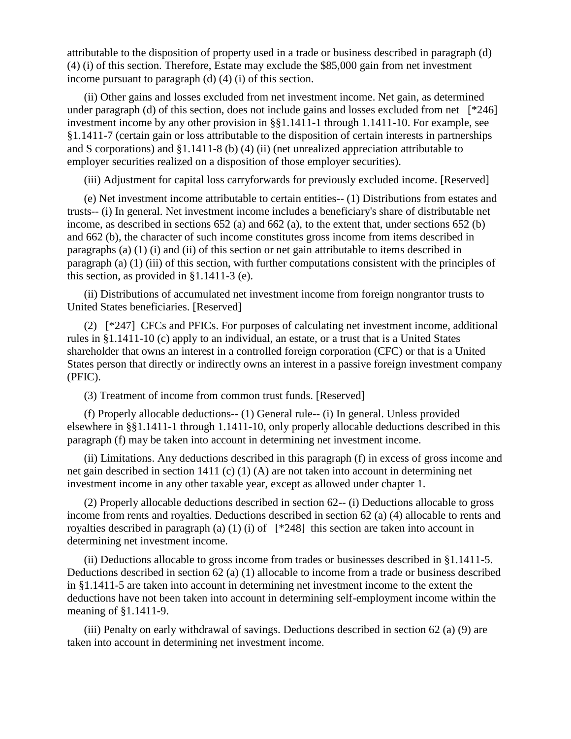attributable to the disposition of property used in a trade or business described in paragraph (d) (4) (i) of this section. Therefore, Estate may exclude the $85,000 gain from net investment income pursuant to paragraph (d) (4) (i) of this section.

(ii) Other gains and losses excluded from net investment income. Net gain, as determined under paragraph (d) of this section, does not include gains and losses excluded from net [*246] investment income by any other provision in §§1.1411-1 through 1.1411-10. For example, see §1.1411-7 (certain gain or loss attributable to the disposition of certain interests in partnerships and S corporations) and §1.1411-8 (b) (4) (ii) (net unrealized appreciation attributable to employer securities realized on a disposition of those employer securities).

(iii) Adjustment for capital loss carryforwards for previously excluded income. [Reserved]

(e) Net investment income attributable to certain entities-- (1) Distributions from estates and trusts-- (i) In general. Net investment income includes a beneficiary's share of distributable net income, as described in sections 652 (a) and 662 (a), to the extent that, under sections 652 (b) and 662 (b), the character of such income constitutes gross income from items described in paragraphs (a) (1) (i) and (ii) of this section or net gain attributable to items described in paragraph (a) (1) (iii) of this section, with further computations consistent with the principles of this section, as provided in §1.1411-3 (e).

(ii) Distributions of accumulated net investment income from foreign nongrantor trusts to United States beneficiaries. [Reserved]

(2) [*247] CFCs and PFICs. For purposes of calculating net investment income, additional rules in §1.1411-10 (c) apply to an individual, an estate, or a trust that is a United States shareholder that owns an interest in a controlled foreign corporation (CFC) or that is a United States person that directly or indirectly owns an interest in a passive foreign investment company (PFIC).

(3) Treatment of income from common trust funds. [Reserved]

(f) Properly allocable deductions-- (1) General rule-- (i) In general. Unless provided elsewhere in §§1.1411-1 through 1.1411-10, only properly allocable deductions described in this paragraph (f) may be taken into account in determining net investment income.

(ii) Limitations. Any deductions described in this paragraph (f) in excess of gross income and net gain described in section 1411 (c) (1) (A) are not taken into account in determining net investment income in any other taxable year, except as allowed under chapter 1.

(2) Properly allocable deductions described in section 62-- (i) Deductions allocable to gross income from rents and royalties. Deductions described in section 62 (a) (4) allocable to rents and royalties described in paragraph (a) (1) (i) of [*248] this section are taken into account in determining net investment income.

(ii) Deductions allocable to gross income from trades or businesses described in §1.1411-5. Deductions described in section 62 (a) (1) allocable to income from a trade or business described in §1.1411-5 are taken into account in determining net investment income to the extent the deductions have not been taken into account in determining self-employment income within the meaning of §1.1411-9.

(iii) Penalty on early withdrawal of savings. Deductions described in section 62 (a) (9) are taken into account in determining net investment income.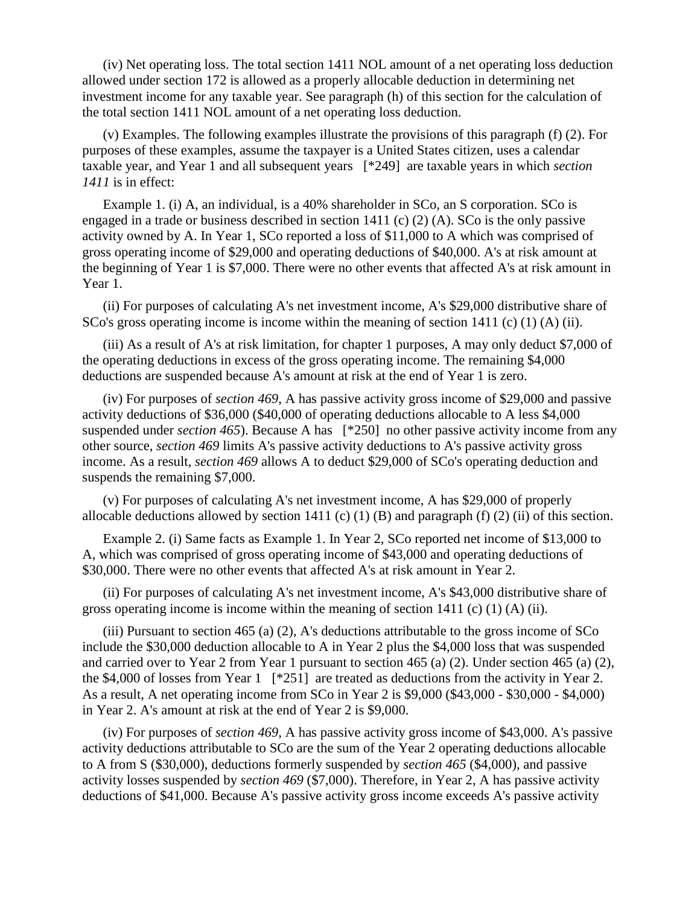(iv) Net operating loss. The total section 1411 NOL amount of a net operating loss deduction allowed under section 172 is allowed as a properly allocable deduction in determining net investment income for any taxable year. See paragraph (h) of this section for the calculation of the total section 1411 NOL amount of a net operating loss deduction.

(v) Examples. The following examples illustrate the provisions of this paragraph (f) (2). For purposes of these examples, assume the taxpayer is a United States citizen, uses a calendar taxable year, and Year 1 and all subsequent years [*249] are taxable years in which *section 1411* is in effect:

Example 1. (i) A, an individual, is a 40% shareholder in SCo, an S corporation. SCo is engaged in a trade or business described in section 1411 (c) (2) (A). SCo is the only passive activity owned by A. In Year 1, SCo reported a loss of $11,000 to A which was comprised of gross operating income of $29,000 and operating deductions of $40,000. A's at risk amount at the beginning of Year 1 is $7,000. There were no other events that affected A's at risk amount in Year 1.

(ii) For purposes of calculating A's net investment income, A's $29,000 distributive share of SCo's gross operating income is income within the meaning of section 1411 (c) (1) (A) (ii).

(iii) As a result of A's at risk limitation, for chapter 1 purposes, A may only deduct $7,000 of the operating deductions in excess of the gross operating income. The remaining $4,000 deductions are suspended because A's amount at risk at the end of Year 1 is zero.

(iv) For purposes of *section 469*, A has passive activity gross income of $29,000 and passive activity deductions of $36,000 ($40,000 of operating deductions allocable to A less $4,000 suspended under *section 465*). Because A has [*250] no other passive activity income from any other source, *section 469* limits A's passive activity deductions to A's passive activity gross income. As a result, *section 469* allows A to deduct $29,000 of SCo's operating deduction and suspends the remaining $7,000.

(v) For purposes of calculating A's net investment income, A has $29,000 of properly allocable deductions allowed by section 1411 (c) (1) (B) and paragraph (f) (2) (ii) of this section.

Example 2. (i) Same facts as Example 1. In Year 2, SCo reported net income of $13,000 to A, which was comprised of gross operating income of $43,000 and operating deductions of $30,000. There were no other events that affected A's at risk amount in Year 2.

(ii) For purposes of calculating A's net investment income, A's $43,000 distributive share of gross operating income is income within the meaning of section 1411 (c) (1) (A) (ii).

(iii) Pursuant to section 465 (a) (2), A's deductions attributable to the gross income of SCo include the $30,000 deduction allocable to A in Year 2 plus the $4,000 loss that was suspended and carried over to Year 2 from Year 1 pursuant to section 465 (a) (2). Under section 465 (a) (2), the $4,000 of losses from Year 1 [*251] are treated as deductions from the activity in Year 2. As a result, A net operating income from SCo in Year 2 is $9,000 ($43,000 - $30,000 - $4,000) in Year 2. A's amount at risk at the end of Year 2 is $9,000.

(iv) For purposes of *section 469*, A has passive activity gross income of $43,000. A's passive activity deductions attributable to SCo are the sum of the Year 2 operating deductions allocable to A from S ($30,000), deductions formerly suspended by *section 465* ($4,000), and passive activity losses suspended by *section 469* ($7,000). Therefore, in Year 2, A has passive activity deductions of $41,000. Because A's passive activity gross income exceeds A's passive activity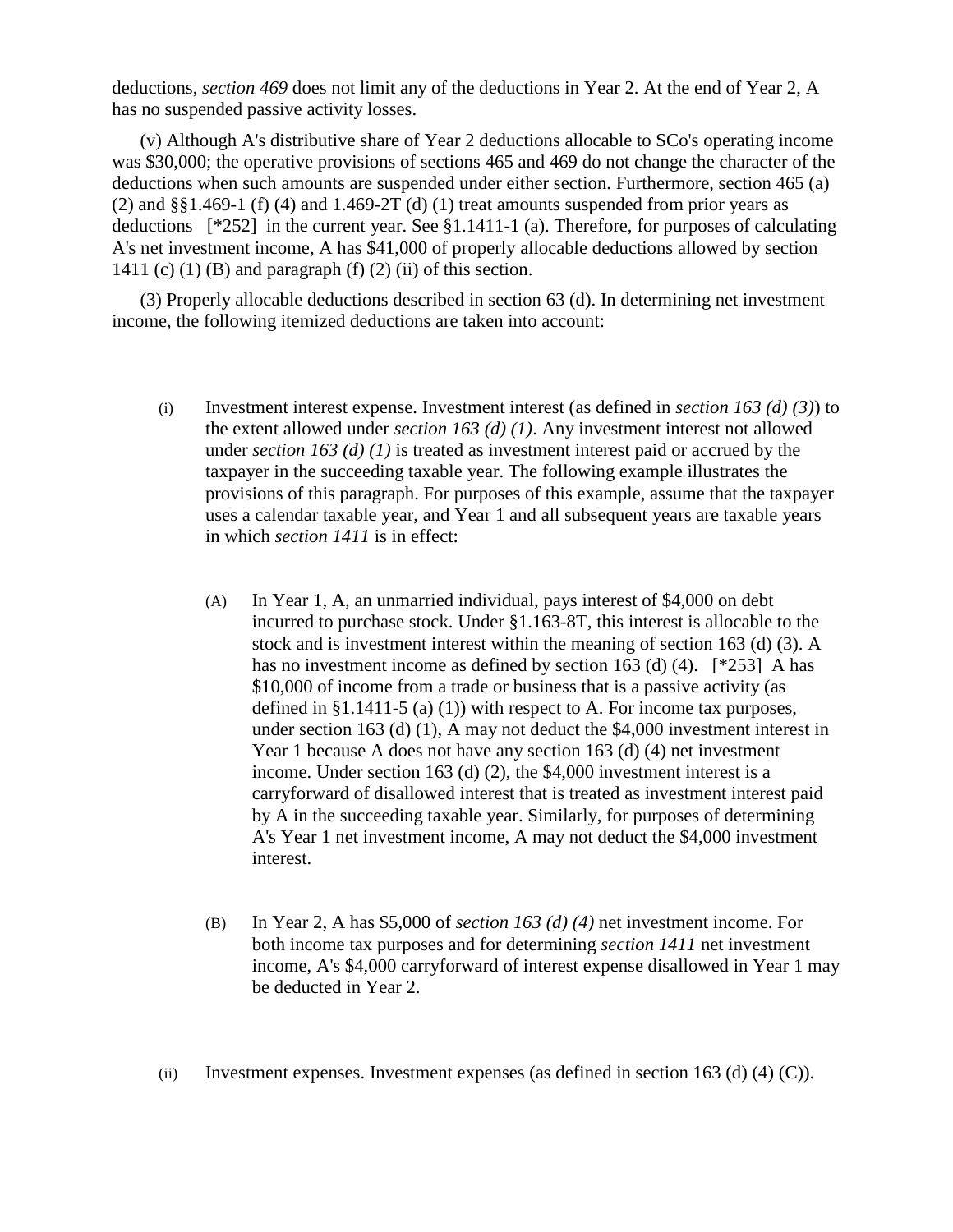deductions, *section 469* does not limit any of the deductions in Year 2. At the end of Year 2, A has no suspended passive activity losses.

(v) Although A's distributive share of Year 2 deductions allocable to SCo's operating income was $30,000; the operative provisions of sections 465 and 469 do not change the character of the deductions when such amounts are suspended under either section. Furthermore, section 465 (a) (2) and §§1.469-1 (f) (4) and 1.469-2T (d) (1) treat amounts suspended from prior years as deductions [*252] in the current year. See §1.1411-1 (a). Therefore, for purposes of calculating A's net investment income, A has $41,000 of properly allocable deductions allowed by section 1411 (c) (1) (B) and paragraph (f) (2) (ii) of this section.

(3) Properly allocable deductions described in section 63 (d). In determining net investment income, the following itemized deductions are taken into account:

(i) Investment interest expense. Investment interest (as defined in *section 163 (d) (3)*) to the extent allowed under *section 163 (d) (1)*. Any investment interest not allowed under *section 163 (d) (1)* is treated as investment interest paid or accrued by the taxpayer in the succeeding taxable year. The following example illustrates the provisions of this paragraph. For purposes of this example, assume that the taxpayer uses a calendar taxable year, and Year 1 and all subsequent years are taxable years in which *section 1411* is in effect:

(A) In Year 1, A, an unmarried individual, pays interest of $4,000 on debt incurred to purchase stock. Under §1.163-8T, this interest is allocable to the stock and is investment interest within the meaning of section 163 (d) (3). A has no investment income as defined by section 163 (d) (4). [*253] A has $10,000 of income from a trade or business that is a passive activity (as defined in §1.1411-5 (a) (1)) with respect to A. For income tax purposes, under section 163 (d) (1), A may not deduct the $4,000 investment interest in Year 1 because A does not have any section 163 (d) (4) net investment income. Under section 163 (d) (2), the $4,000 investment interest is a carryforward of disallowed interest that is treated as investment interest paid by A in the succeeding taxable year. Similarly, for purposes of determining A's Year 1 net investment income, A may not deduct the $4,000 investment interest.

(B) In Year 2, A has $5,000 of *section 163 (d) (4)* net investment income. For both income tax purposes and for determining *section 1411* net investment income, A's $4,000 carryforward of interest expense disallowed in Year 1 may be deducted in Year 2.

(ii) Investment expenses. Investment expenses (as defined in section 163 (d) (4) (C)).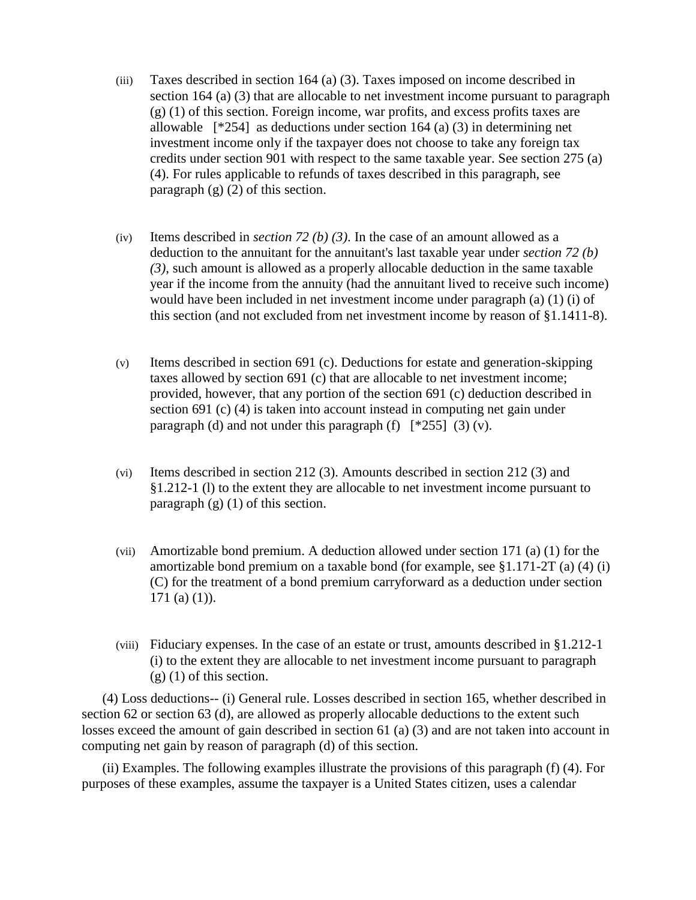(iii) Taxes described in section 164 (a) (3). Taxes imposed on income described in section 164 (a) (3) that are allocable to net investment income pursuant to paragraph (g) (1) of this section. Foreign income, war profits, and excess profits taxes are allowable [*254] as deductions under section 164 (a) (3) in determining net investment income only if the taxpayer does not choose to take any foreign tax credits under section 901 with respect to the same taxable year. See section 275 (a) (4). For rules applicable to refunds of taxes described in this paragraph, see paragraph (g) (2) of this section.

(iv) Items described in *section 72 (b) (3)*. In the case of an amount allowed as a deduction to the annuitant for the annuitant's last taxable year under *section 72 (b) (3)*, such amount is allowed as a properly allocable deduction in the same taxable year if the income from the annuity (had the annuitant lived to receive such income) would have been included in net investment income under paragraph (a) (1) (i) of this section (and not excluded from net investment income by reason of §1.1411-8).

(v) Items described in section 691 (c). Deductions for estate and generation-skipping taxes allowed by section 691 (c) that are allocable to net investment income; provided, however, that any portion of the section 691 (c) deduction described in section 691 (c) (4) is taken into account instead in computing net gain under paragraph (d) and not under this paragraph (f) [*255] (3) (v).

(vi) Items described in section 212 (3). Amounts described in section 212 (3) and §1.212-1 (l) to the extent they are allocable to net investment income pursuant to paragraph (g) (1) of this section.

(vii) Amortizable bond premium. A deduction allowed under section 171 (a) (1) for the amortizable bond premium on a taxable bond (for example, see §1.171-2T (a) (4) (i) (C) for the treatment of a bond premium carryforward as a deduction under section 171 (a) (1)).

(viii) Fiduciary expenses. In the case of an estate or trust, amounts described in §1.212-1 (i) to the extent they are allocable to net investment income pursuant to paragraph (g) (1) of this section.

(4) Loss deductions-- (i) General rule. Losses described in section 165, whether described in section 62 or section 63 (d), are allowed as properly allocable deductions to the extent such losses exceed the amount of gain described in section 61 (a) (3) and are not taken into account in computing net gain by reason of paragraph (d) of this section.

(ii) Examples. The following examples illustrate the provisions of this paragraph (f) (4). For purposes of these examples, assume the taxpayer is a United States citizen, uses a calendar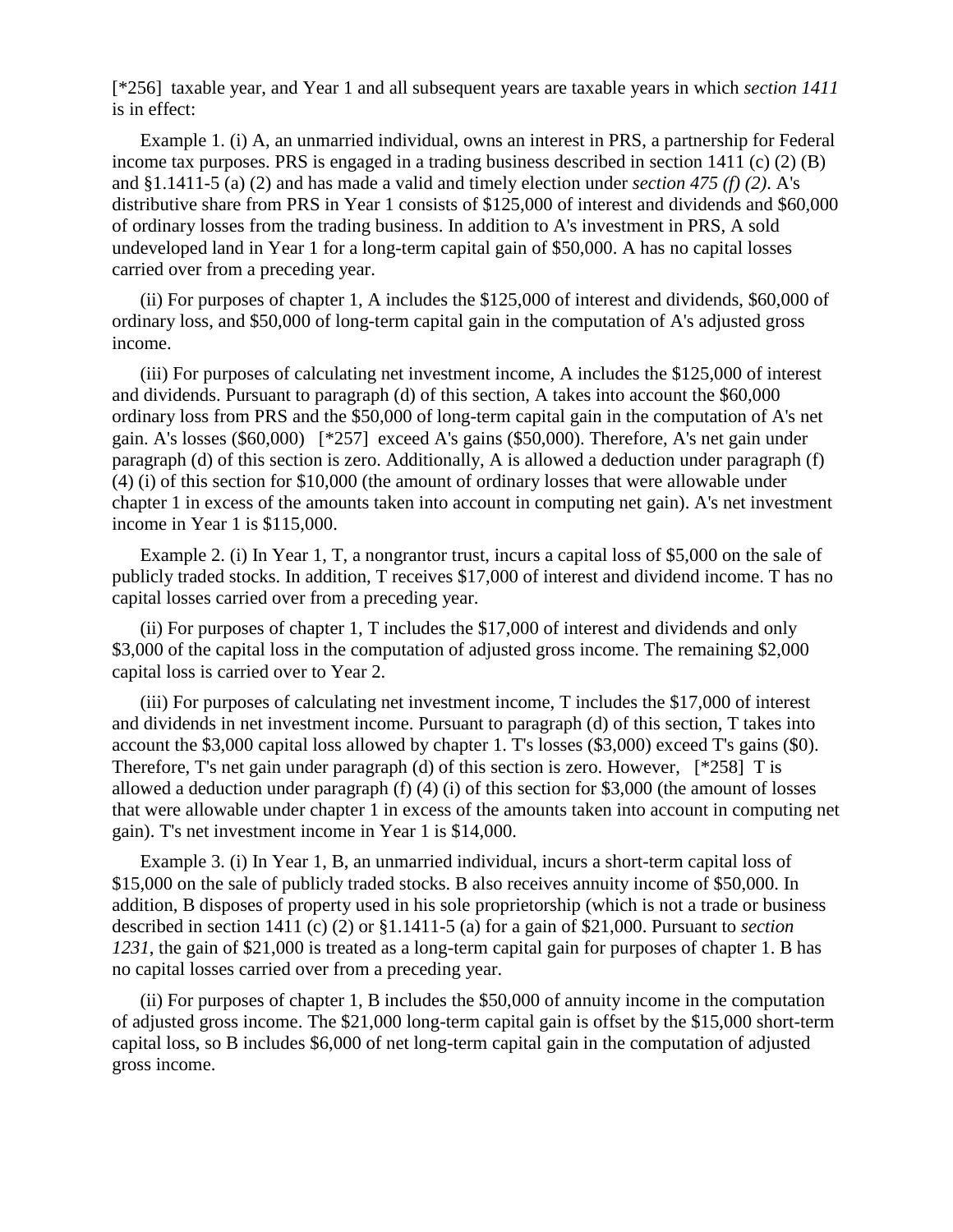[*256] taxable year, and Year 1 and all subsequent years are taxable years in which *section 1411* is in effect:

Example 1. (i) A, an unmarried individual, owns an interest in PRS, a partnership for Federal income tax purposes. PRS is engaged in a trading business described in section 1411 (c) (2) (B) and §1.1411-5 (a) (2) and has made a valid and timely election under *section 475 (f) (2)*. A's distributive share from PRS in Year 1 consists of $125,000 of interest and dividends and $60,000 of ordinary losses from the trading business. In addition to A's investment in PRS, A sold undeveloped land in Year 1 for a long-term capital gain of $50,000. A has no capital losses carried over from a preceding year.

(ii) For purposes of chapter 1, A includes the $125,000 of interest and dividends, $60,000 of ordinary loss, and $50,000 of long-term capital gain in the computation of A's adjusted gross income.

(iii) For purposes of calculating net investment income, A includes the $125,000 of interest and dividends. Pursuant to paragraph (d) of this section, A takes into account the $60,000 ordinary loss from PRS and the $50,000 of long-term capital gain in the computation of A's net gain. A's losses ($60,000) [*257] exceed A's gains ($50,000). Therefore, A's net gain under paragraph (d) of this section is zero. Additionally, A is allowed a deduction under paragraph (f) (4) (i) of this section for $10,000 (the amount of ordinary losses that were allowable under chapter 1 in excess of the amounts taken into account in computing net gain). A's net investment income in Year 1 is $115,000.

Example 2. (i) In Year 1, T, a nongrantor trust, incurs a capital loss of $5,000 on the sale of publicly traded stocks. In addition, T receives $17,000 of interest and dividend income. T has no capital losses carried over from a preceding year.

(ii) For purposes of chapter 1, T includes the $17,000 of interest and dividends and only $3,000 of the capital loss in the computation of adjusted gross income. The remaining $2,000 capital loss is carried over to Year 2.

(iii) For purposes of calculating net investment income, T includes the $17,000 of interest and dividends in net investment income. Pursuant to paragraph (d) of this section, T takes into account the $3,000 capital loss allowed by chapter 1. T's losses ($3,000) exceed T's gains ($0). Therefore, T's net gain under paragraph (d) of this section is zero. However, [*258] T is allowed a deduction under paragraph (f) (4) (i) of this section for $3,000 (the amount of losses that were allowable under chapter 1 in excess of the amounts taken into account in computing net gain). T's net investment income in Year 1 is $14,000.

Example 3. (i) In Year 1, B, an unmarried individual, incurs a short-term capital loss of $15,000 on the sale of publicly traded stocks. B also receives annuity income of $50,000. In addition, B disposes of property used in his sole proprietorship (which is not a trade or business described in section 1411 (c) (2) or §1.1411-5 (a) for a gain of $21,000. Pursuant to *section 1231*, the gain of $21,000 is treated as a long-term capital gain for purposes of chapter 1. B has no capital losses carried over from a preceding year.

(ii) For purposes of chapter 1, B includes the $50,000 of annuity income in the computation of adjusted gross income. The $21,000 long-term capital gain is offset by the $15,000 short-term capital loss, so B includes $6,000 of net long-term capital gain in the computation of adjusted gross income.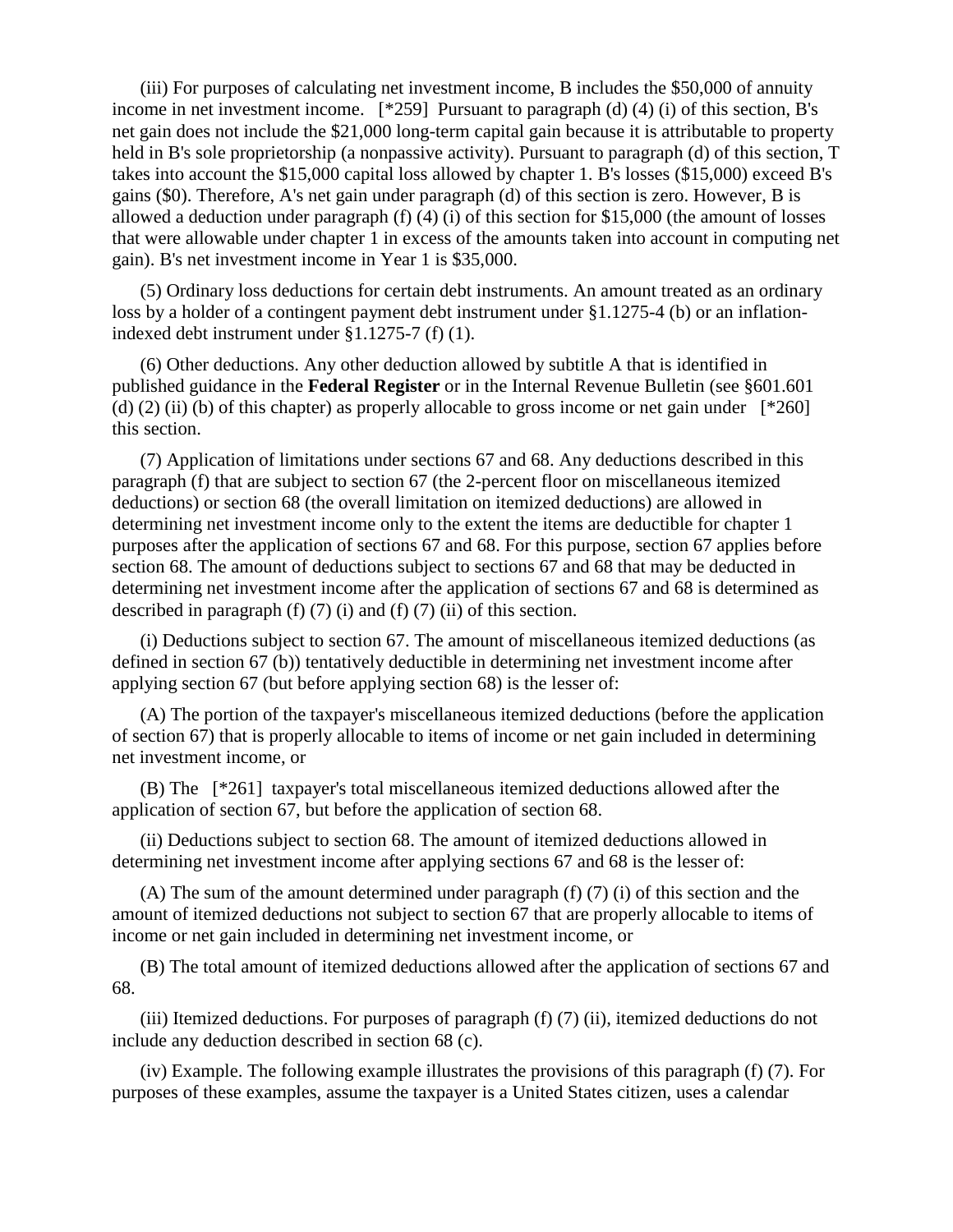(iii) For purposes of calculating net investment income, B includes the $50,000 of annuity income in net investment income. [*259] Pursuant to paragraph (d) (4) (i) of this section, B's net gain does not include the $21,000 long-term capital gain because it is attributable to property held in B's sole proprietorship (a nonpassive activity). Pursuant to paragraph (d) of this section, T takes into account the $15,000 capital loss allowed by chapter 1. B's losses ($15,000) exceed B's gains ($0). Therefore, A's net gain under paragraph (d) of this section is zero. However, B is allowed a deduction under paragraph (f) (4) (i) of this section for $15,000 (the amount of losses that were allowable under chapter 1 in excess of the amounts taken into account in computing net gain). B's net investment income in Year 1 is $35,000.

(5) Ordinary loss deductions for certain debt instruments. An amount treated as an ordinary loss by a holder of a contingent payment debt instrument under §1.1275-4 (b) or an inflation-indexed debt instrument under §1.1275-7 (f) (1).

(6) Other deductions. Any other deduction allowed by subtitle A that is identified in published guidance in the **Federal Register** or in the Internal Revenue Bulletin (see §601.601 (d) (2) (ii) (b) of this chapter) as properly allocable to gross income or net gain under [*260] this section.

(7) Application of limitations under sections 67 and 68. Any deductions described in this paragraph (f) that are subject to section 67 (the 2-percent floor on miscellaneous itemized deductions) or section 68 (the overall limitation on itemized deductions) are allowed in determining net investment income only to the extent the items are deductible for chapter 1 purposes after the application of sections 67 and 68. For this purpose, section 67 applies before section 68. The amount of deductions subject to sections 67 and 68 that may be deducted in determining net investment income after the application of sections 67 and 68 is determined as described in paragraph (f) (7) (i) and (f) (7) (ii) of this section.

(i) Deductions subject to section 67. The amount of miscellaneous itemized deductions (as defined in section 67 (b)) tentatively deductible in determining net investment income after applying section 67 (but before applying section 68) is the lesser of:

(A) The portion of the taxpayer's miscellaneous itemized deductions (before the application of section 67) that is properly allocable to items of income or net gain included in determining net investment income, or

(B) The [*261] taxpayer's total miscellaneous itemized deductions allowed after the application of section 67, but before the application of section 68.

(ii) Deductions subject to section 68. The amount of itemized deductions allowed in determining net investment income after applying sections 67 and 68 is the lesser of:

(A) The sum of the amount determined under paragraph (f) (7) (i) of this section and the amount of itemized deductions not subject to section 67 that are properly allocable to items of income or net gain included in determining net investment income, or

(B) The total amount of itemized deductions allowed after the application of sections 67 and 68.

(iii) Itemized deductions. For purposes of paragraph (f) (7) (ii), itemized deductions do not include any deduction described in section 68 (c).

(iv) Example. The following example illustrates the provisions of this paragraph (f) (7). For purposes of these examples, assume the taxpayer is a United States citizen, uses a calendar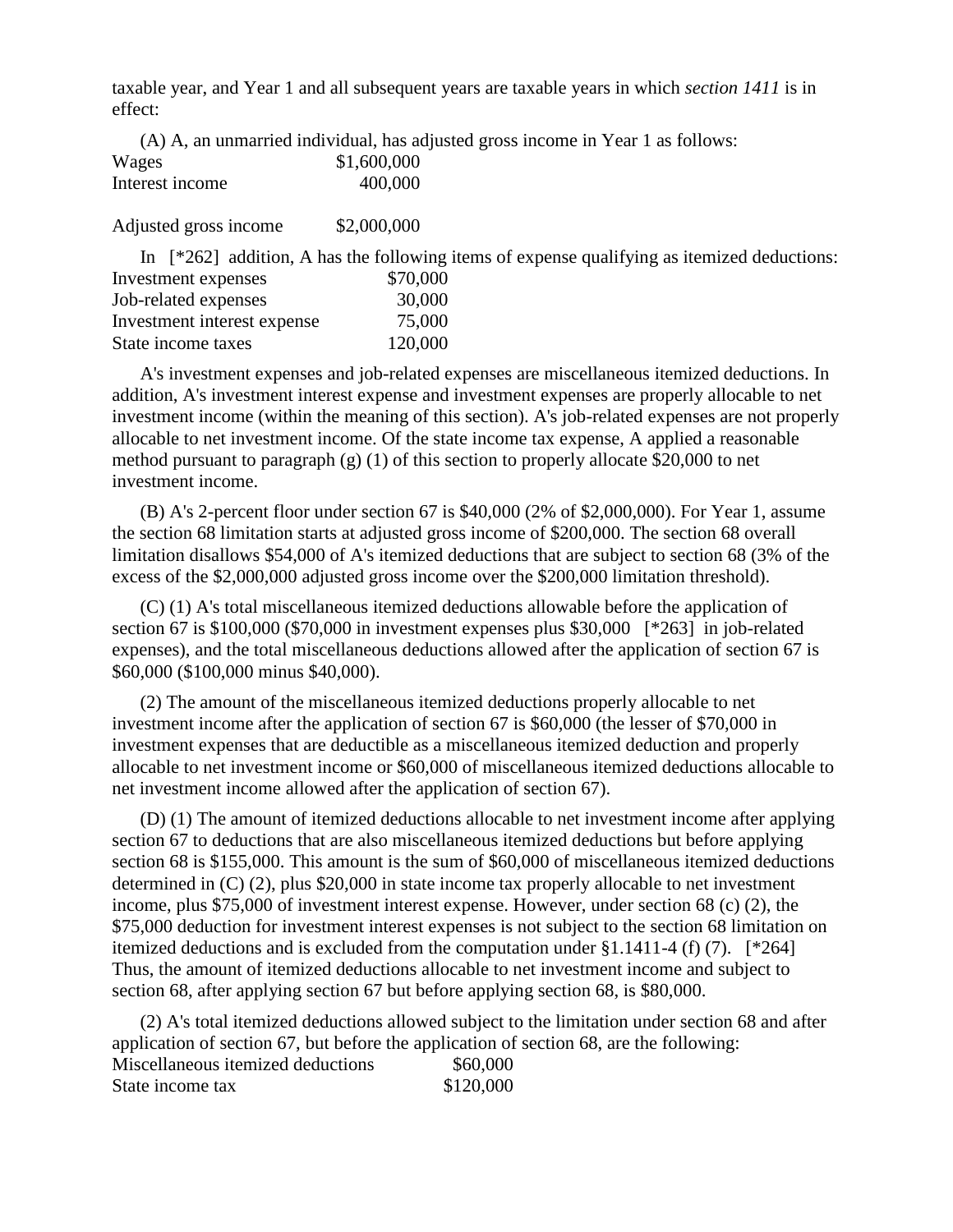taxable year, and Year 1 and all subsequent years are taxable years in which *section 1411* is in effect:

(A) A, an unmarried individual, has adjusted gross income in Year 1 as follows:

| | |
|---|---|
| Wages | $1,600,000 |
| Interest income | 400,000 |
| Adjusted gross income | $2,000,000 |

In [*262] addition, A has the following items of expense qualifying as itemized deductions:

| | |
|---|---|
| Investment expenses | $70,000 |
| Job-related expenses | 30,000 |
| Investment interest expense | 75,000 |
| State income taxes | 120,000 |

A's investment expenses and job-related expenses are miscellaneous itemized deductions. In addition, A's investment interest expense and investment expenses are properly allocable to net investment income (within the meaning of this section). A's job-related expenses are not properly allocable to net investment income. Of the state income tax expense, A applied a reasonable method pursuant to paragraph (g) (1) of this section to properly allocate $20,000 to net investment income.

(B) A's 2-percent floor under section 67 is $40,000 (2% of $2,000,000). For Year 1, assume the section 68 limitation starts at adjusted gross income of $200,000. The section 68 overall limitation disallows $54,000 of A's itemized deductions that are subject to section 68 (3% of the excess of the $2,000,000 adjusted gross income over the $200,000 limitation threshold).

(C) (1) A's total miscellaneous itemized deductions allowable before the application of section 67 is $100,000 ($70,000 in investment expenses plus $30,000 [*263] in job-related expenses), and the total miscellaneous deductions allowed after the application of section 67 is $60,000 ($100,000 minus $40,000).

(2) The amount of the miscellaneous itemized deductions properly allocable to net investment income after the application of section 67 is $60,000 (the lesser of $70,000 in investment expenses that are deductible as a miscellaneous itemized deduction and properly allocable to net investment income or $60,000 of miscellaneous itemized deductions allocable to net investment income allowed after the application of section 67).

(D) (1) The amount of itemized deductions allocable to net investment income after applying section 67 to deductions that are also miscellaneous itemized deductions but before applying section 68 is $155,000. This amount is the sum of $60,000 of miscellaneous itemized deductions determined in (C) (2), plus $20,000 in state income tax properly allocable to net investment income, plus $75,000 of investment interest expense. However, under section 68 (c) (2), the $75,000 deduction for investment interest expenses is not subject to the section 68 limitation on itemized deductions and is excluded from the computation under §1.1411-4 (f) (7). [*264] Thus, the amount of itemized deductions allocable to net investment income and subject to section 68, after applying section 67 but before applying section 68, is $80,000.

(2) A's total itemized deductions allowed subject to the limitation under section 68 and after application of section 67, but before the application of section 68, are the following:

| | |
|---|---|
| Miscellaneous itemized deductions | $60,000 |
| State income tax | $120,000 |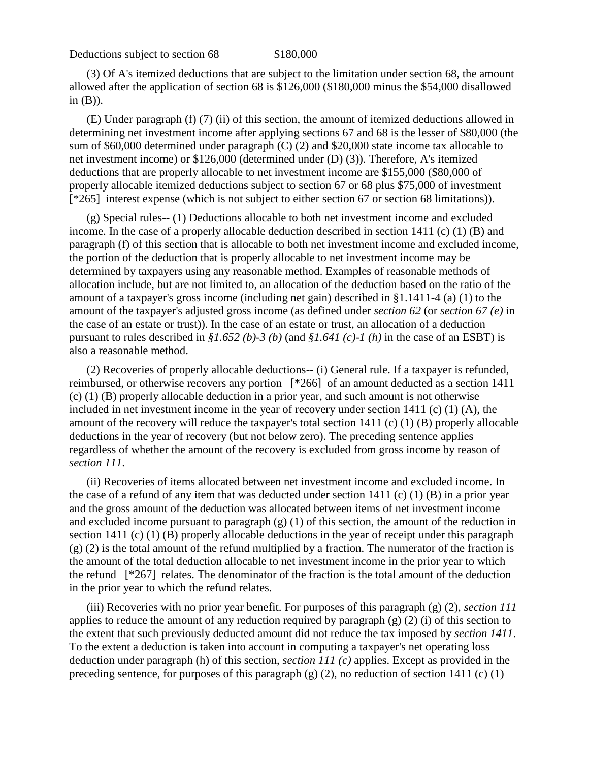Deductions subject to section 68 $180,000

(3) Of A's itemized deductions that are subject to the limitation under section 68, the amount allowed after the application of section 68 is $126,000 ($180,000 minus the $54,000 disallowed in (B)).

(E) Under paragraph (f) (7) (ii) of this section, the amount of itemized deductions allowed in determining net investment income after applying sections 67 and 68 is the lesser of $80,000 (the sum of $60,000 determined under paragraph (C) (2) and $20,000 state income tax allocable to net investment income) or $126,000 (determined under (D) (3)). Therefore, A's itemized deductions that are properly allocable to net investment income are $155,000 ($80,000 of properly allocable itemized deductions subject to section 67 or 68 plus $75,000 of investment [*265] interest expense (which is not subject to either section 67 or section 68 limitations)).

(g) Special rules-- (1) Deductions allocable to both net investment income and excluded income. In the case of a properly allocable deduction described in section 1411 (c) (1) (B) and paragraph (f) of this section that is allocable to both net investment income and excluded income, the portion of the deduction that is properly allocable to net investment income may be determined by taxpayers using any reasonable method. Examples of reasonable methods of allocation include, but are not limited to, an allocation of the deduction based on the ratio of the amount of a taxpayer's gross income (including net gain) described in §1.1411-4 (a) (1) to the amount of the taxpayer's adjusted gross income (as defined under *section 62* (or *section 67 (e)* in the case of an estate or trust)). In the case of an estate or trust, an allocation of a deduction pursuant to rules described in *§1.652 (b)-3 (b)* (and *§1.641 (c)-1 (h)* in the case of an ESBT) is also a reasonable method.

(2) Recoveries of properly allocable deductions-- (i) General rule. If a taxpayer is refunded, reimbursed, or otherwise recovers any portion [*266] of an amount deducted as a section 1411 (c) (1) (B) properly allocable deduction in a prior year, and such amount is not otherwise included in net investment income in the year of recovery under section 1411 (c) (1) (A), the amount of the recovery will reduce the taxpayer's total section 1411 (c) (1) (B) properly allocable deductions in the year of recovery (but not below zero). The preceding sentence applies regardless of whether the amount of the recovery is excluded from gross income by reason of *section 111*.

(ii) Recoveries of items allocated between net investment income and excluded income. In the case of a refund of any item that was deducted under section 1411 (c) (1) (B) in a prior year and the gross amount of the deduction was allocated between items of net investment income and excluded income pursuant to paragraph (g) (1) of this section, the amount of the reduction in section 1411 (c) (1) (B) properly allocable deductions in the year of receipt under this paragraph (g) (2) is the total amount of the refund multiplied by a fraction. The numerator of the fraction is the amount of the total deduction allocable to net investment income in the prior year to which the refund [*267] relates. The denominator of the fraction is the total amount of the deduction in the prior year to which the refund relates.

(iii) Recoveries with no prior year benefit. For purposes of this paragraph (g) (2), *section 111* applies to reduce the amount of any reduction required by paragraph (g) (2) (i) of this section to the extent that such previously deducted amount did not reduce the tax imposed by *section 1411*. To the extent a deduction is taken into account in computing a taxpayer's net operating loss deduction under paragraph (h) of this section, *section 111 (c)* applies. Except as provided in the preceding sentence, for purposes of this paragraph (g) (2), no reduction of section 1411 (c) (1)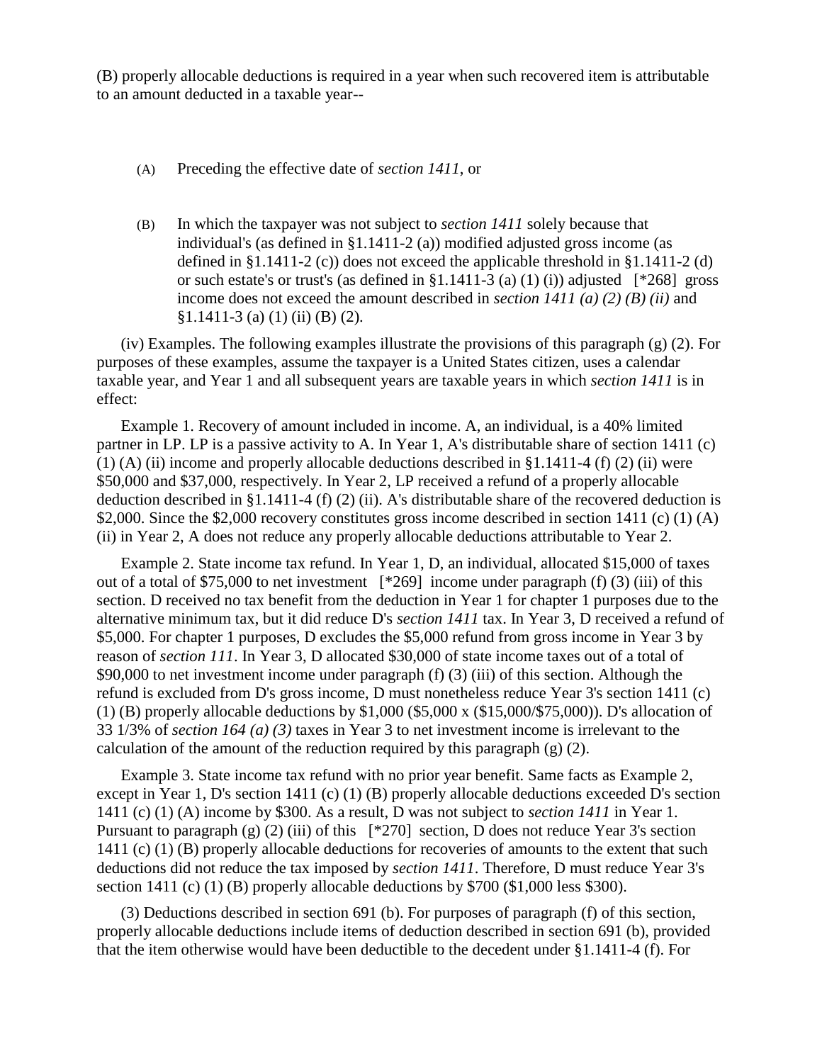(B) properly allocable deductions is required in a year when such recovered item is attributable to an amount deducted in a taxable year--

(A) Preceding the effective date of *section 1411*, or

(B) In which the taxpayer was not subject to *section 1411* solely because that individual's (as defined in §1.1411-2 (a)) modified adjusted gross income (as defined in §1.1411-2 (c)) does not exceed the applicable threshold in §1.1411-2 (d) or such estate's or trust's (as defined in §1.1411-3 (a) (1) (i)) adjusted [*268] gross income does not exceed the amount described in *section 1411 (a) (2) (B) (ii)* and §1.1411-3 (a) (1) (ii) (B) (2).

(iv) Examples. The following examples illustrate the provisions of this paragraph (g) (2). For purposes of these examples, assume the taxpayer is a United States citizen, uses a calendar taxable year, and Year 1 and all subsequent years are taxable years in which *section 1411* is in effect:

Example 1. Recovery of amount included in income. A, an individual, is a 40% limited partner in LP. LP is a passive activity to A. In Year 1, A's distributable share of section 1411 (c) (1) (A) (ii) income and properly allocable deductions described in §1.1411-4 (f) (2) (ii) were $50,000 and $37,000, respectively. In Year 2, LP received a refund of a properly allocable deduction described in §1.1411-4 (f) (2) (ii). A's distributable share of the recovered deduction is $2,000. Since the $2,000 recovery constitutes gross income described in section 1411 (c) (1) (A) (ii) in Year 2, A does not reduce any properly allocable deductions attributable to Year 2.

Example 2. State income tax refund. In Year 1, D, an individual, allocated $15,000 of taxes out of a total of $75,000 to net investment [*269] income under paragraph (f) (3) (iii) of this section. D received no tax benefit from the deduction in Year 1 for chapter 1 purposes due to the alternative minimum tax, but it did reduce D's *section 1411* tax. In Year 3, D received a refund of $5,000. For chapter 1 purposes, D excludes the $5,000 refund from gross income in Year 3 by reason of *section 111*. In Year 3, D allocated $30,000 of state income taxes out of a total of $90,000 to net investment income under paragraph (f) (3) (iii) of this section. Although the refund is excluded from D's gross income, D must nonetheless reduce Year 3's section 1411 (c) (1) (B) properly allocable deductions by $1,000 ($5,000 x ($15,000/$75,000)). D's allocation of 33 1/3% of *section 164 (a) (3)* taxes in Year 3 to net investment income is irrelevant to the calculation of the amount of the reduction required by this paragraph (g) (2).

Example 3. State income tax refund with no prior year benefit. Same facts as Example 2, except in Year 1, D's section 1411 (c) (1) (B) properly allocable deductions exceeded D's section 1411 (c) (1) (A) income by $300. As a result, D was not subject to *section 1411* in Year 1. Pursuant to paragraph (g) (2) (iii) of this [*270] section, D does not reduce Year 3's section 1411 (c) (1) (B) properly allocable deductions for recoveries of amounts to the extent that such deductions did not reduce the tax imposed by *section 1411*. Therefore, D must reduce Year 3's section 1411 (c) (1) (B) properly allocable deductions by $700 ($1,000 less $300).

(3) Deductions described in section 691 (b). For purposes of paragraph (f) of this section, properly allocable deductions include items of deduction described in section 691 (b), provided that the item otherwise would have been deductible to the decedent under §1.1411-4 (f). For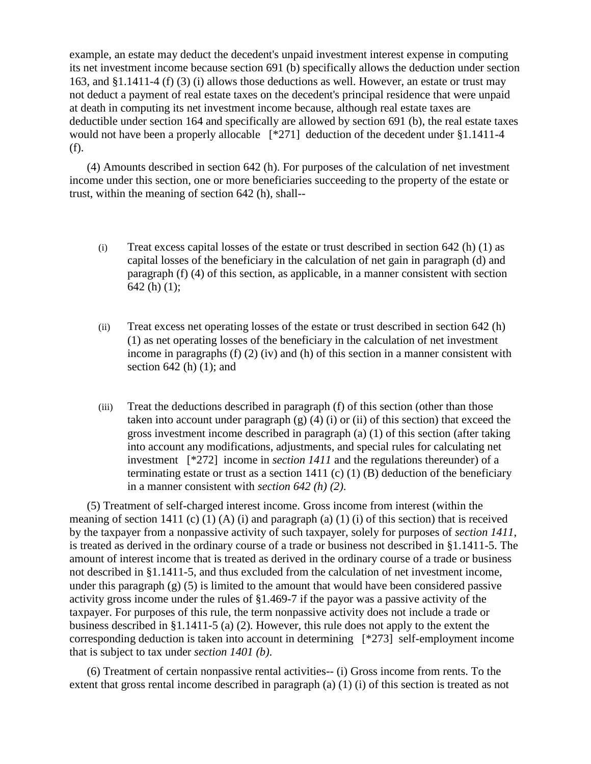example, an estate may deduct the decedent's unpaid investment interest expense in computing its net investment income because section 691 (b) specifically allows the deduction under section 163, and §1.1411-4 (f) (3) (i) allows those deductions as well. However, an estate or trust may not deduct a payment of real estate taxes on the decedent's principal residence that were unpaid at death in computing its net investment income because, although real estate taxes are deductible under section 164 and specifically are allowed by section 691 (b), the real estate taxes would not have been a properly allocable [*271] deduction of the decedent under §1.1411-4 (f).

(4) Amounts described in section 642 (h). For purposes of the calculation of net investment income under this section, one or more beneficiaries succeeding to the property of the estate or trust, within the meaning of section 642 (h), shall--

(i) Treat excess capital losses of the estate or trust described in section 642 (h) (1) as capital losses of the beneficiary in the calculation of net gain in paragraph (d) and paragraph (f) (4) of this section, as applicable, in a manner consistent with section 642 (h) (1);

(ii) Treat excess net operating losses of the estate or trust described in section 642 (h) (1) as net operating losses of the beneficiary in the calculation of net investment income in paragraphs (f) (2) (iv) and (h) of this section in a manner consistent with section 642 (h) (1); and

(iii) Treat the deductions described in paragraph (f) of this section (other than those taken into account under paragraph (g) (4) (i) or (ii) of this section) that exceed the gross investment income described in paragraph (a) (1) of this section (after taking into account any modifications, adjustments, and special rules for calculating net investment [*272] income in *section 1411* and the regulations thereunder) of a terminating estate or trust as a section 1411 (c) (1) (B) deduction of the beneficiary in a manner consistent with *section 642 (h) (2)*.

(5) Treatment of self-charged interest income. Gross income from interest (within the meaning of section 1411 (c) (1) (A) (i) and paragraph (a) (1) (i) of this section) that is received by the taxpayer from a nonpassive activity of such taxpayer, solely for purposes of *section 1411*, is treated as derived in the ordinary course of a trade or business not described in §1.1411-5. The amount of interest income that is treated as derived in the ordinary course of a trade or business not described in §1.1411-5, and thus excluded from the calculation of net investment income, under this paragraph (g) (5) is limited to the amount that would have been considered passive activity gross income under the rules of §1.469-7 if the payor was a passive activity of the taxpayer. For purposes of this rule, the term nonpassive activity does not include a trade or business described in §1.1411-5 (a) (2). However, this rule does not apply to the extent the corresponding deduction is taken into account in determining [*273] self-employment income that is subject to tax under *section 1401 (b)*.

(6) Treatment of certain nonpassive rental activities-- (i) Gross income from rents. To the extent that gross rental income described in paragraph (a) (1) (i) of this section is treated as not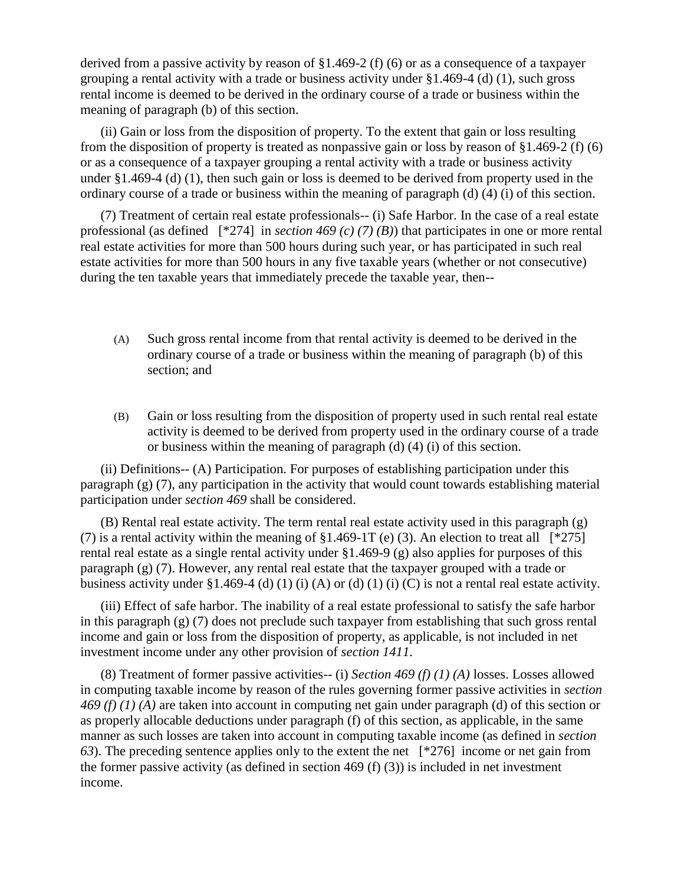derived from a passive activity by reason of §1.469-2 (f) (6) or as a consequence of a taxpayer grouping a rental activity with a trade or business activity under §1.469-4 (d) (1), such gross rental income is deemed to be derived in the ordinary course of a trade or business within the meaning of paragraph (b) of this section.

(ii) Gain or loss from the disposition of property. To the extent that gain or loss resulting from the disposition of property is treated as nonpassive gain or loss by reason of §1.469-2 (f) (6) or as a consequence of a taxpayer grouping a rental activity with a trade or business activity under §1.469-4 (d) (1), then such gain or loss is deemed to be derived from property used in the ordinary course of a trade or business within the meaning of paragraph (d) (4) (i) of this section.

(7) Treatment of certain real estate professionals-- (i) Safe Harbor. In the case of a real estate professional (as defined [*274] in *section 469 (c) (7) (B)*) that participates in one or more rental real estate activities for more than 500 hours during such year, or has participated in such real estate activities for more than 500 hours in any five taxable years (whether or not consecutive) during the ten taxable years that immediately precede the taxable year, then--

(A) Such gross rental income from that rental activity is deemed to be derived in the ordinary course of a trade or business within the meaning of paragraph (b) of this section; and

(B) Gain or loss resulting from the disposition of property used in such rental real estate activity is deemed to be derived from property used in the ordinary course of a trade or business within the meaning of paragraph (d) (4) (i) of this section.

(ii) Definitions-- (A) Participation. For purposes of establishing participation under this paragraph (g) (7), any participation in the activity that would count towards establishing material participation under *section 469* shall be considered.

(B) Rental real estate activity. The term rental real estate activity used in this paragraph (g) (7) is a rental activity within the meaning of §1.469-1T (e) (3). An election to treat all [*275] rental real estate as a single rental activity under §1.469-9 (g) also applies for purposes of this paragraph (g) (7). However, any rental real estate that the taxpayer grouped with a trade or business activity under §1.469-4 (d) (1) (i) (A) or (d) (1) (i) (C) is not a rental real estate activity.

(iii) Effect of safe harbor. The inability of a real estate professional to satisfy the safe harbor in this paragraph (g) (7) does not preclude such taxpayer from establishing that such gross rental income and gain or loss from the disposition of property, as applicable, is not included in net investment income under any other provision of *section 1411*.

(8) Treatment of former passive activities-- (i) *Section 469 (f) (1) (A)* losses. Losses allowed in computing taxable income by reason of the rules governing former passive activities in *section 469 (f) (1) (A)* are taken into account in computing net gain under paragraph (d) of this section or as properly allocable deductions under paragraph (f) of this section, as applicable, in the same manner as such losses are taken into account in computing taxable income (as defined in *section 63*). The preceding sentence applies only to the extent the net [*276] income or net gain from the former passive activity (as defined in section 469 (f) (3)) is included in net investment income.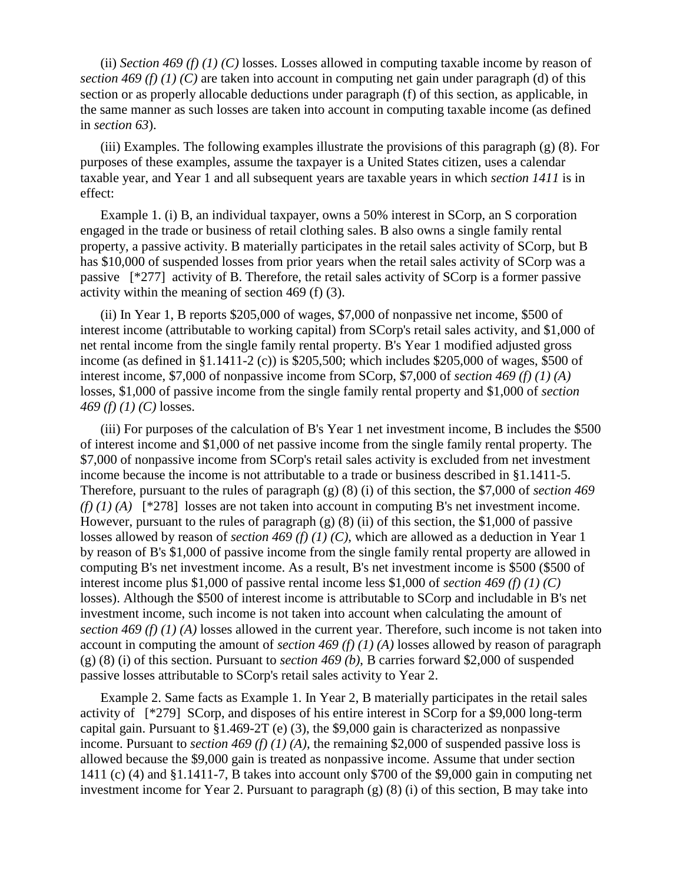(ii) *Section 469 (f) (1) (C)* losses. Losses allowed in computing taxable income by reason of *section 469 (f) (1) (C)* are taken into account in computing net gain under paragraph (d) of this section or as properly allocable deductions under paragraph (f) of this section, as applicable, in the same manner as such losses are taken into account in computing taxable income (as defined in *section 63*).

(iii) Examples. The following examples illustrate the provisions of this paragraph (g) (8). For purposes of these examples, assume the taxpayer is a United States citizen, uses a calendar taxable year, and Year 1 and all subsequent years are taxable years in which *section 1411* is in effect:

Example 1. (i) B, an individual taxpayer, owns a 50% interest in SCorp, an S corporation engaged in the trade or business of retail clothing sales. B also owns a single family rental property, a passive activity. B materially participates in the retail sales activity of SCorp, but B has $10,000 of suspended losses from prior years when the retail sales activity of SCorp was a passive [*277] activity of B. Therefore, the retail sales activity of SCorp is a former passive activity within the meaning of section 469 (f) (3).

(ii) In Year 1, B reports $205,000 of wages, $7,000 of nonpassive net income, $500 of interest income (attributable to working capital) from SCorp's retail sales activity, and $1,000 of net rental income from the single family rental property. B's Year 1 modified adjusted gross income (as defined in §1.1411-2 (c)) is $205,500; which includes $205,000 of wages, $500 of interest income, $7,000 of nonpassive income from SCorp, $7,000 of *section 469 (f) (1) (A)* losses, $1,000 of passive income from the single family rental property and $1,000 of *section 469 (f) (1) (C)* losses.

(iii) For purposes of the calculation of B's Year 1 net investment income, B includes the $500 of interest income and $1,000 of net passive income from the single family rental property. The $7,000 of nonpassive income from SCorp's retail sales activity is excluded from net investment income because the income is not attributable to a trade or business described in §1.1411-5. Therefore, pursuant to the rules of paragraph (g) (8) (i) of this section, the $7,000 of *section 469 (f) (1) (A)* [*278] losses are not taken into account in computing B's net investment income. However, pursuant to the rules of paragraph (g) (8) (ii) of this section, the $1,000 of passive losses allowed by reason of *section 469 (f) (1) (C)*, which are allowed as a deduction in Year 1 by reason of B's $1,000 of passive income from the single family rental property are allowed in computing B's net investment income. As a result, B's net investment income is $500 ($500 of interest income plus $1,000 of passive rental income less $1,000 of *section 469 (f) (1) (C)* losses). Although the $500 of interest income is attributable to SCorp and includable in B's net investment income, such income is not taken into account when calculating the amount of *section 469 (f) (1) (A)* losses allowed in the current year. Therefore, such income is not taken into account in computing the amount of *section 469 (f) (1) (A)* losses allowed by reason of paragraph (g) (8) (i) of this section. Pursuant to *section 469 (b)*, B carries forward $2,000 of suspended passive losses attributable to SCorp's retail sales activity to Year 2.

Example 2. Same facts as Example 1. In Year 2, B materially participates in the retail sales activity of [*279] SCorp, and disposes of his entire interest in SCorp for a $9,000 long-term capital gain. Pursuant to §1.469-2T (e) (3), the $9,000 gain is characterized as nonpassive income. Pursuant to *section 469 (f) (1) (A)*, the remaining $2,000 of suspended passive loss is allowed because the $9,000 gain is treated as nonpassive income. Assume that under section 1411 (c) (4) and §1.1411-7, B takes into account only $700 of the $9,000 gain in computing net investment income for Year 2. Pursuant to paragraph (g) (8) (i) of this section, B may take into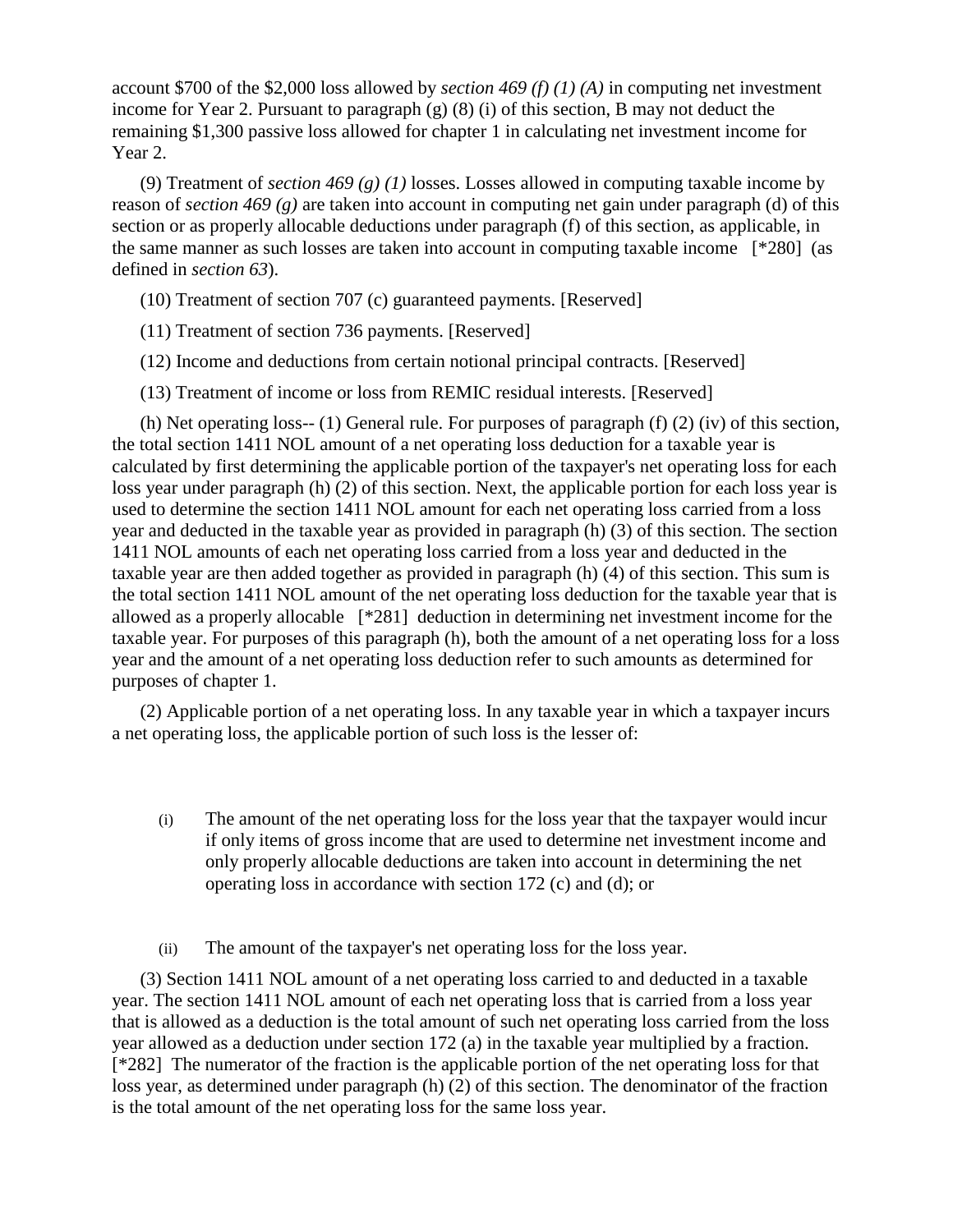account $700 of the $2,000 loss allowed by *section 469 (f) (1) (A)* in computing net investment income for Year 2. Pursuant to paragraph (g) (8) (i) of this section, B may not deduct the remaining $1,300 passive loss allowed for chapter 1 in calculating net investment income for Year 2.

(9) Treatment of *section 469 (g) (1)* losses. Losses allowed in computing taxable income by reason of *section 469 (g)* are taken into account in computing net gain under paragraph (d) of this section or as properly allocable deductions under paragraph (f) of this section, as applicable, in the same manner as such losses are taken into account in computing taxable income [*280] (as defined in *section 63*).

(10) Treatment of section 707 (c) guaranteed payments. [Reserved]

(11) Treatment of section 736 payments. [Reserved]

(12) Income and deductions from certain notional principal contracts. [Reserved]

(13) Treatment of income or loss from REMIC residual interests. [Reserved]

(h) Net operating loss-- (1) General rule. For purposes of paragraph (f) (2) (iv) of this section, the total section 1411 NOL amount of a net operating loss deduction for a taxable year is calculated by first determining the applicable portion of the taxpayer's net operating loss for each loss year under paragraph (h) (2) of this section. Next, the applicable portion for each loss year is used to determine the section 1411 NOL amount for each net operating loss carried from a loss year and deducted in the taxable year as provided in paragraph (h) (3) of this section. The section 1411 NOL amounts of each net operating loss carried from a loss year and deducted in the taxable year are then added together as provided in paragraph (h) (4) of this section. This sum is the total section 1411 NOL amount of the net operating loss deduction for the taxable year that is allowed as a properly allocable [*281] deduction in determining net investment income for the taxable year. For purposes of this paragraph (h), both the amount of a net operating loss for a loss year and the amount of a net operating loss deduction refer to such amounts as determined for purposes of chapter 1.

(2) Applicable portion of a net operating loss. In any taxable year in which a taxpayer incurs a net operating loss, the applicable portion of such loss is the lesser of:

(i) The amount of the net operating loss for the loss year that the taxpayer would incur if only items of gross income that are used to determine net investment income and only properly allocable deductions are taken into account in determining the net operating loss in accordance with section 172 (c) and (d); or

(ii) The amount of the taxpayer's net operating loss for the loss year.

(3) Section 1411 NOL amount of a net operating loss carried to and deducted in a taxable year. The section 1411 NOL amount of each net operating loss that is carried from a loss year that is allowed as a deduction is the total amount of such net operating loss carried from the loss year allowed as a deduction under section 172 (a) in the taxable year multiplied by a fraction. [*282] The numerator of the fraction is the applicable portion of the net operating loss for that loss year, as determined under paragraph (h) (2) of this section. The denominator of the fraction is the total amount of the net operating loss for the same loss year.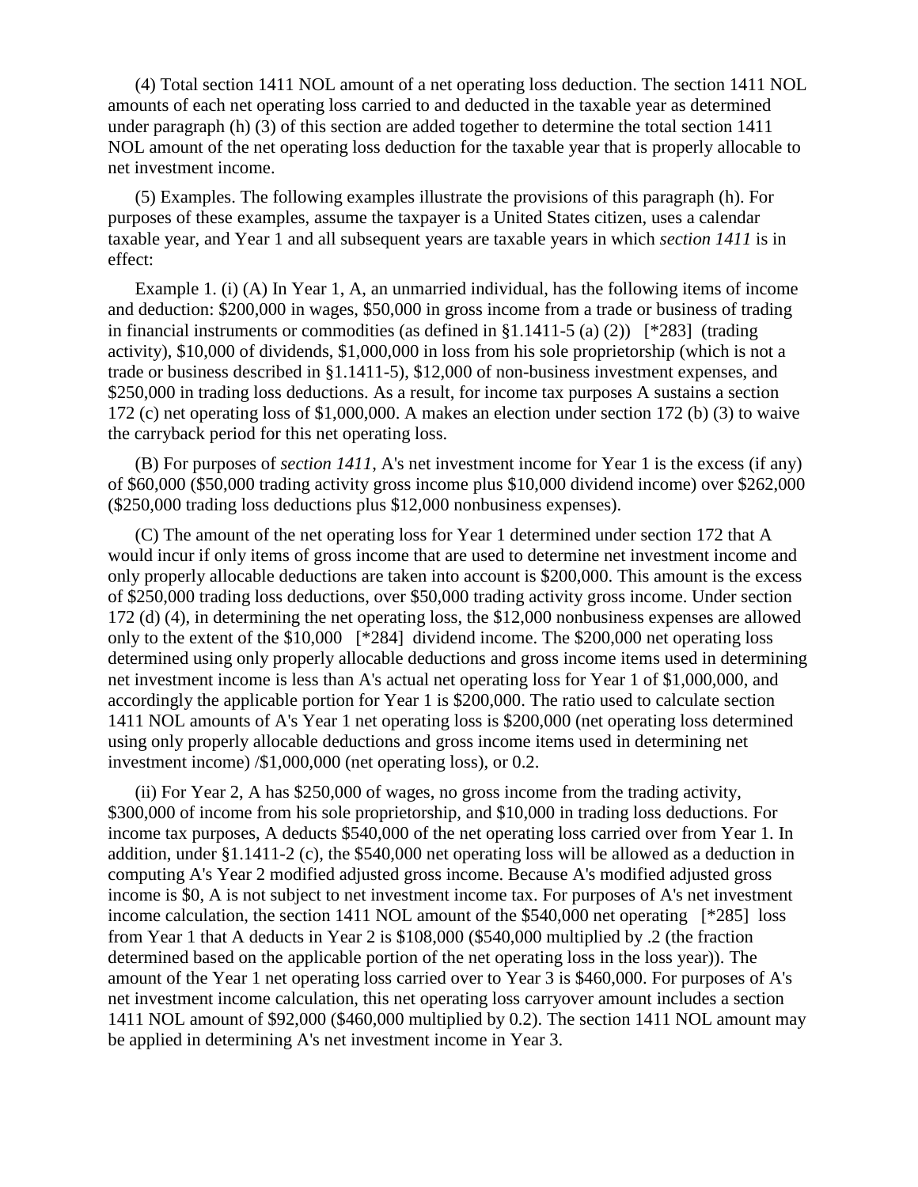(4) Total section 1411 NOL amount of a net operating loss deduction. The section 1411 NOL amounts of each net operating loss carried to and deducted in the taxable year as determined under paragraph (h) (3) of this section are added together to determine the total section 1411 NOL amount of the net operating loss deduction for the taxable year that is properly allocable to net investment income.

(5) Examples. The following examples illustrate the provisions of this paragraph (h). For purposes of these examples, assume the taxpayer is a United States citizen, uses a calendar taxable year, and Year 1 and all subsequent years are taxable years in which *section 1411* is in effect:

Example 1. (i) (A) In Year 1, A, an unmarried individual, has the following items of income and deduction: $200,000 in wages, $50,000 in gross income from a trade or business of trading in financial instruments or commodities (as defined in §1.1411-5 (a) (2)) [*283] (trading activity), $10,000 of dividends, $1,000,000 in loss from his sole proprietorship (which is not a trade or business described in §1.1411-5), $12,000 of non-business investment expenses, and $250,000 in trading loss deductions. As a result, for income tax purposes A sustains a section 172 (c) net operating loss of $1,000,000. A makes an election under section 172 (b) (3) to waive the carryback period for this net operating loss.

(B) For purposes of *section 1411*, A's net investment income for Year 1 is the excess (if any) of $60,000 ($50,000 trading activity gross income plus $10,000 dividend income) over $262,000 ($250,000 trading loss deductions plus $12,000 nonbusiness expenses).

(C) The amount of the net operating loss for Year 1 determined under section 172 that A would incur if only items of gross income that are used to determine net investment income and only properly allocable deductions are taken into account is $200,000. This amount is the excess of $250,000 trading loss deductions, over $50,000 trading activity gross income. Under section 172 (d) (4), in determining the net operating loss, the $12,000 nonbusiness expenses are allowed only to the extent of the $10,000 [*284] dividend income. The $200,000 net operating loss determined using only properly allocable deductions and gross income items used in determining net investment income is less than A's actual net operating loss for Year 1 of $1,000,000, and accordingly the applicable portion for Year 1 is $200,000. The ratio used to calculate section 1411 NOL amounts of A's Year 1 net operating loss is $200,000 (net operating loss determined using only properly allocable deductions and gross income items used in determining net investment income) /$1,000,000 (net operating loss), or 0.2.

(ii) For Year 2, A has $250,000 of wages, no gross income from the trading activity, $300,000 of income from his sole proprietorship, and $10,000 in trading loss deductions. For income tax purposes, A deducts $540,000 of the net operating loss carried over from Year 1. In addition, under §1.1411-2 (c), the $540,000 net operating loss will be allowed as a deduction in computing A's Year 2 modified adjusted gross income. Because A's modified adjusted gross income is $0, A is not subject to net investment income tax. For purposes of A's net investment income calculation, the section 1411 NOL amount of the $540,000 net operating [*285] loss from Year 1 that A deducts in Year 2 is $108,000 ($540,000 multiplied by .2 (the fraction determined based on the applicable portion of the net operating loss in the loss year)). The amount of the Year 1 net operating loss carried over to Year 3 is $460,000. For purposes of A's net investment income calculation, this net operating loss carryover amount includes a section 1411 NOL amount of $92,000 ($460,000 multiplied by 0.2). The section 1411 NOL amount may be applied in determining A's net investment income in Year 3.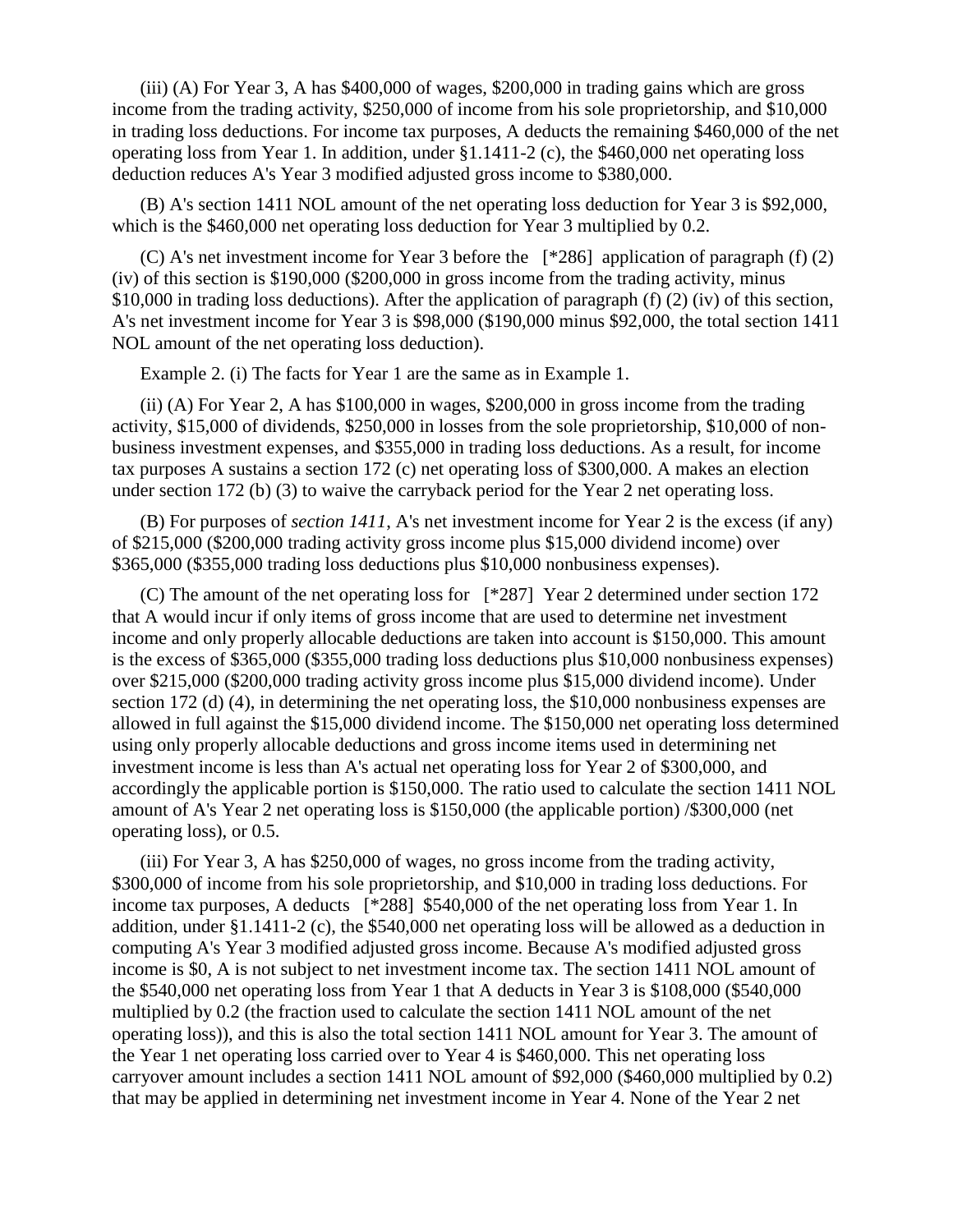(iii) (A) For Year 3, A has $400,000 of wages, $200,000 in trading gains which are gross income from the trading activity, $250,000 of income from his sole proprietorship, and $10,000 in trading loss deductions. For income tax purposes, A deducts the remaining $460,000 of the net operating loss from Year 1. In addition, under §1.1411-2 (c), the $460,000 net operating loss deduction reduces A's Year 3 modified adjusted gross income to $380,000.

(B) A's section 1411 NOL amount of the net operating loss deduction for Year 3 is $92,000, which is the $460,000 net operating loss deduction for Year 3 multiplied by 0.2.

(C) A's net investment income for Year 3 before the [*286] application of paragraph (f) (2) (iv) of this section is $190,000 ($200,000 in gross income from the trading activity, minus $10,000 in trading loss deductions). After the application of paragraph (f) (2) (iv) of this section, A's net investment income for Year 3 is $98,000 ($190,000 minus $92,000, the total section 1411 NOL amount of the net operating loss deduction).

Example 2. (i) The facts for Year 1 are the same as in Example 1.

(ii) (A) For Year 2, A has $100,000 in wages, $200,000 in gross income from the trading activity, $15,000 of dividends, $250,000 in losses from the sole proprietorship, $10,000 of non-business investment expenses, and $355,000 in trading loss deductions. As a result, for income tax purposes A sustains a section 172 (c) net operating loss of $300,000. A makes an election under section 172 (b) (3) to waive the carryback period for the Year 2 net operating loss.

(B) For purposes of *section 1411*, A's net investment income for Year 2 is the excess (if any) of $215,000 ($200,000 trading activity gross income plus $15,000 dividend income) over $365,000 ($355,000 trading loss deductions plus $10,000 nonbusiness expenses).

(C) The amount of the net operating loss for [*287] Year 2 determined under section 172 that A would incur if only items of gross income that are used to determine net investment income and only properly allocable deductions are taken into account is $150,000. This amount is the excess of $365,000 ($355,000 trading loss deductions plus $10,000 nonbusiness expenses) over $215,000 ($200,000 trading activity gross income plus $15,000 dividend income). Under section 172 (d) (4), in determining the net operating loss, the $10,000 nonbusiness expenses are allowed in full against the $15,000 dividend income. The $150,000 net operating loss determined using only properly allocable deductions and gross income items used in determining net investment income is less than A's actual net operating loss for Year 2 of $300,000, and accordingly the applicable portion is $150,000. The ratio used to calculate the section 1411 NOL amount of A's Year 2 net operating loss is $150,000 (the applicable portion) /$300,000 (net operating loss), or 0.5.

(iii) For Year 3, A has $250,000 of wages, no gross income from the trading activity, $300,000 of income from his sole proprietorship, and $10,000 in trading loss deductions. For income tax purposes, A deducts [*288] $540,000 of the net operating loss from Year 1. In addition, under §1.1411-2 (c), the $540,000 net operating loss will be allowed as a deduction in computing A's Year 3 modified adjusted gross income. Because A's modified adjusted gross income is $0, A is not subject to net investment income tax. The section 1411 NOL amount of the $540,000 net operating loss from Year 1 that A deducts in Year 3 is $108,000 ($540,000 multiplied by 0.2 (the fraction used to calculate the section 1411 NOL amount of the net operating loss)), and this is also the total section 1411 NOL amount for Year 3. The amount of the Year 1 net operating loss carried over to Year 4 is $460,000. This net operating loss carryover amount includes a section 1411 NOL amount of $92,000 ($460,000 multiplied by 0.2) that may be applied in determining net investment income in Year 4. None of the Year 2 net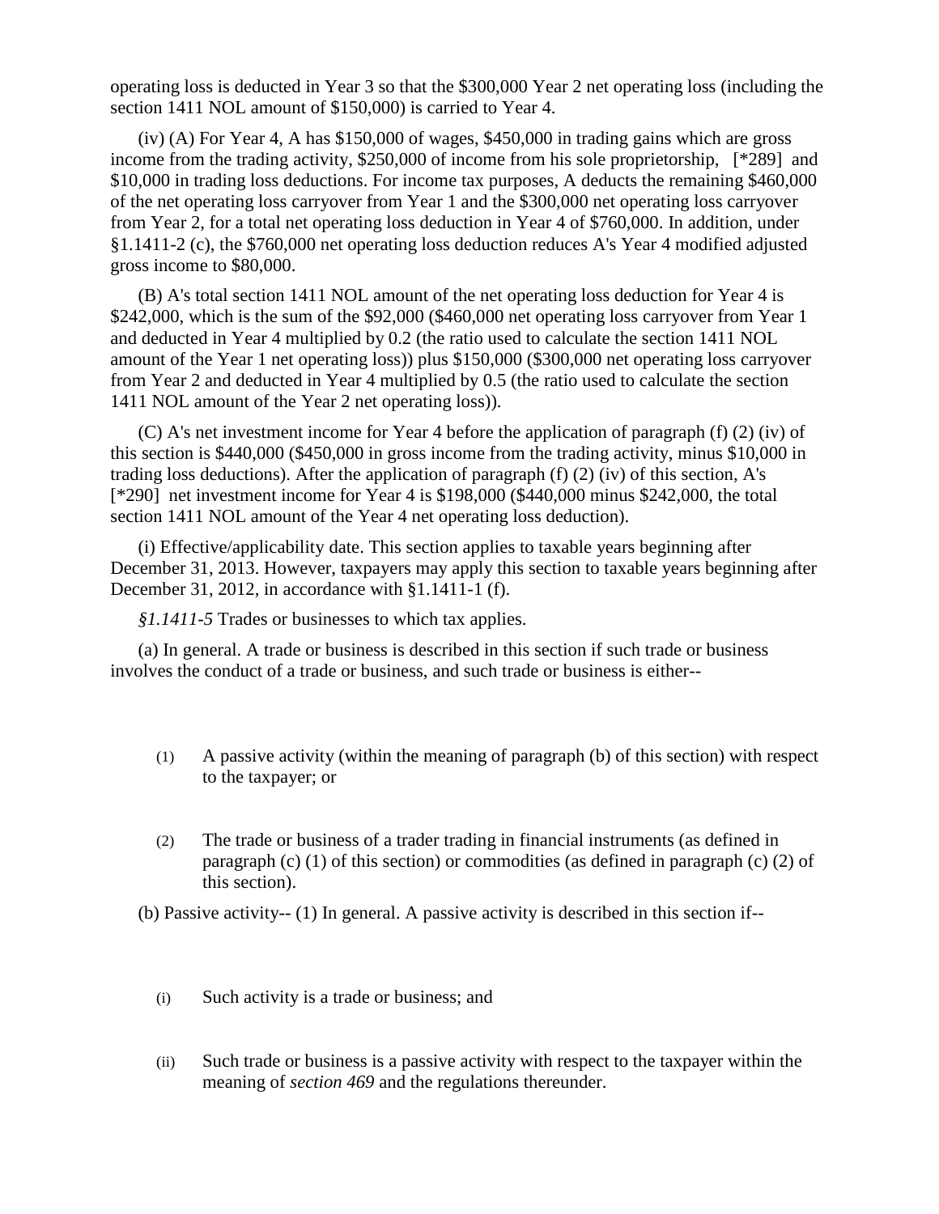operating loss is deducted in Year 3 so that the $300,000 Year 2 net operating loss (including the section 1411 NOL amount of $150,000) is carried to Year 4.

(iv) (A) For Year 4, A has $150,000 of wages, $450,000 in trading gains which are gross income from the trading activity, $250,000 of income from his sole proprietorship, [*289] and $10,000 in trading loss deductions. For income tax purposes, A deducts the remaining $460,000 of the net operating loss carryover from Year 1 and the $300,000 net operating loss carryover from Year 2, for a total net operating loss deduction in Year 4 of $760,000. In addition, under §1.1411-2 (c), the $760,000 net operating loss deduction reduces A's Year 4 modified adjusted gross income to $80,000.

(B) A's total section 1411 NOL amount of the net operating loss deduction for Year 4 is $242,000, which is the sum of the $92,000 ($460,000 net operating loss carryover from Year 1 and deducted in Year 4 multiplied by 0.2 (the ratio used to calculate the section 1411 NOL amount of the Year 1 net operating loss)) plus $150,000 ($300,000 net operating loss carryover from Year 2 and deducted in Year 4 multiplied by 0.5 (the ratio used to calculate the section 1411 NOL amount of the Year 2 net operating loss)).

(C) A's net investment income for Year 4 before the application of paragraph (f) (2) (iv) of this section is $440,000 ($450,000 in gross income from the trading activity, minus $10,000 in trading loss deductions). After the application of paragraph (f) (2) (iv) of this section, A's [*290] net investment income for Year 4 is $198,000 ($440,000 minus $242,000, the total section 1411 NOL amount of the Year 4 net operating loss deduction).

(i) Effective/applicability date. This section applies to taxable years beginning after December 31, 2013. However, taxpayers may apply this section to taxable years beginning after December 31, 2012, in accordance with §1.1411-1 (f).

*§1.1411-5* Trades or businesses to which tax applies.

(a) In general. A trade or business is described in this section if such trade or business involves the conduct of a trade or business, and such trade or business is either--

(1) A passive activity (within the meaning of paragraph (b) of this section) with respect to the taxpayer; or

(2) The trade or business of a trader trading in financial instruments (as defined in paragraph (c) (1) of this section) or commodities (as defined in paragraph (c) (2) of this section).

(b) Passive activity-- (1) In general. A passive activity is described in this section if--

(i) Such activity is a trade or business; and

(ii) Such trade or business is a passive activity with respect to the taxpayer within the meaning of *section 469* and the regulations thereunder.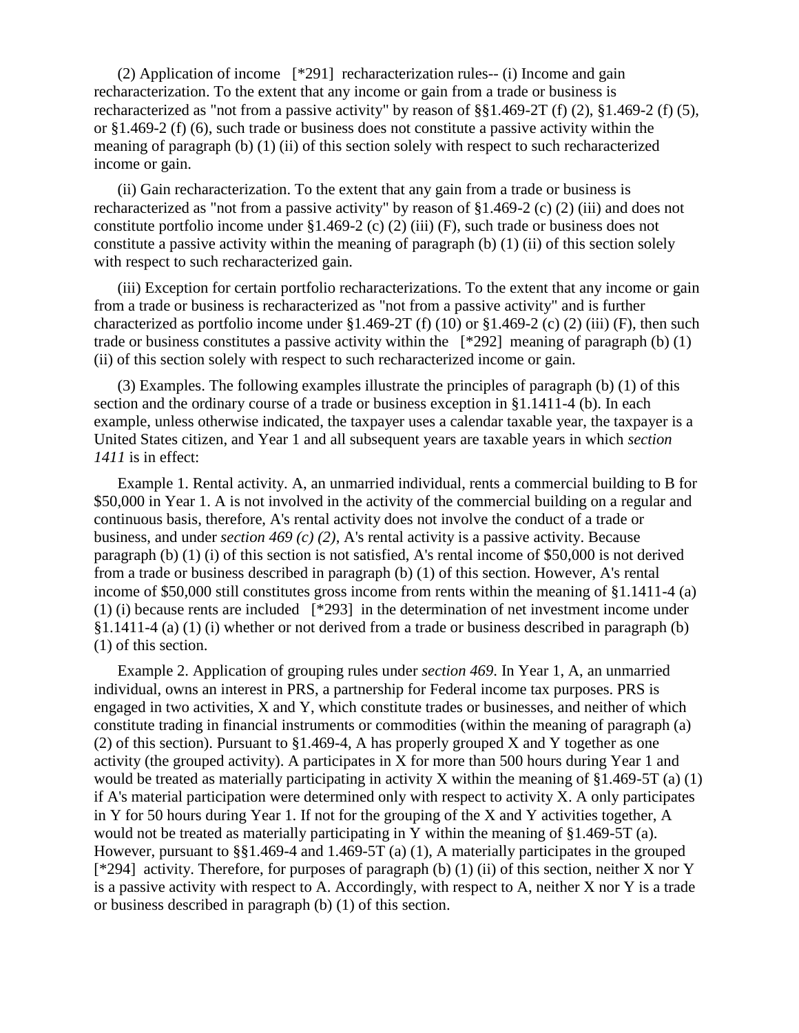(2) Application of income [*291] recharacterization rules-- (i) Income and gain recharacterization. To the extent that any income or gain from a trade or business is recharacterized as "not from a passive activity" by reason of §§1.469-2T (f) (2), §1.469-2 (f) (5), or §1.469-2 (f) (6), such trade or business does not constitute a passive activity within the meaning of paragraph (b) (1) (ii) of this section solely with respect to such recharacterized income or gain.

(ii) Gain recharacterization. To the extent that any gain from a trade or business is recharacterized as "not from a passive activity" by reason of §1.469-2 (c) (2) (iii) and does not constitute portfolio income under §1.469-2 (c) (2) (iii) (F), such trade or business does not constitute a passive activity within the meaning of paragraph (b) (1) (ii) of this section solely with respect to such recharacterized gain.

(iii) Exception for certain portfolio recharacterizations. To the extent that any income or gain from a trade or business is recharacterized as "not from a passive activity" and is further characterized as portfolio income under §1.469-2T (f) (10) or §1.469-2 (c) (2) (iii) (F), then such trade or business constitutes a passive activity within the [*292] meaning of paragraph (b) (1) (ii) of this section solely with respect to such recharacterized income or gain.

(3) Examples. The following examples illustrate the principles of paragraph (b) (1) of this section and the ordinary course of a trade or business exception in §1.1411-4 (b). In each example, unless otherwise indicated, the taxpayer uses a calendar taxable year, the taxpayer is a United States citizen, and Year 1 and all subsequent years are taxable years in which *section 1411* is in effect:

Example 1. Rental activity. A, an unmarried individual, rents a commercial building to B for $50,000 in Year 1. A is not involved in the activity of the commercial building on a regular and continuous basis, therefore, A's rental activity does not involve the conduct of a trade or business, and under *section 469 (c) (2)*, A's rental activity is a passive activity. Because paragraph (b) (1) (i) of this section is not satisfied, A's rental income of $50,000 is not derived from a trade or business described in paragraph (b) (1) of this section. However, A's rental income of $50,000 still constitutes gross income from rents within the meaning of §1.1411-4 (a) (1) (i) because rents are included [*293] in the determination of net investment income under §1.1411-4 (a) (1) (i) whether or not derived from a trade or business described in paragraph (b) (1) of this section.

Example 2. Application of grouping rules under *section 469*. In Year 1, A, an unmarried individual, owns an interest in PRS, a partnership for Federal income tax purposes. PRS is engaged in two activities, X and Y, which constitute trades or businesses, and neither of which constitute trading in financial instruments or commodities (within the meaning of paragraph (a) (2) of this section). Pursuant to §1.469-4, A has properly grouped X and Y together as one activity (the grouped activity). A participates in X for more than 500 hours during Year 1 and would be treated as materially participating in activity X within the meaning of §1.469-5T (a) (1) if A's material participation were determined only with respect to activity X. A only participates in Y for 50 hours during Year 1. If not for the grouping of the X and Y activities together, A would not be treated as materially participating in Y within the meaning of §1.469-5T (a). However, pursuant to §§1.469-4 and 1.469-5T (a) (1), A materially participates in the grouped [*294] activity. Therefore, for purposes of paragraph (b) (1) (ii) of this section, neither X nor Y is a passive activity with respect to A. Accordingly, with respect to A, neither X nor Y is a trade or business described in paragraph (b) (1) of this section.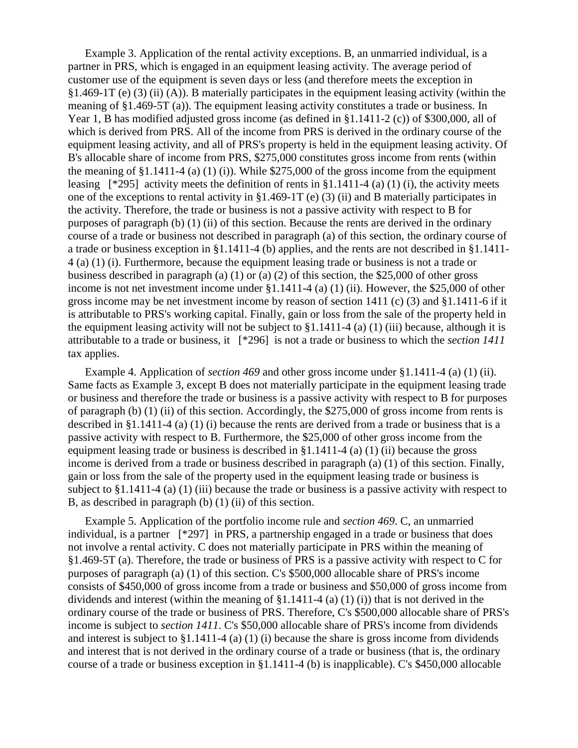Example 3. Application of the rental activity exceptions. B, an unmarried individual, is a partner in PRS, which is engaged in an equipment leasing activity. The average period of customer use of the equipment is seven days or less (and therefore meets the exception in §1.469-1T (e) (3) (ii) (A)). B materially participates in the equipment leasing activity (within the meaning of §1.469-5T (a)). The equipment leasing activity constitutes a trade or business. In Year 1, B has modified adjusted gross income (as defined in §1.1411-2 (c)) of $300,000, all of which is derived from PRS. All of the income from PRS is derived in the ordinary course of the equipment leasing activity, and all of PRS's property is held in the equipment leasing activity. Of B's allocable share of income from PRS, $275,000 constitutes gross income from rents (within the meaning of §1.1411-4 (a) (1) (i)). While $275,000 of the gross income from the equipment leasing [*295] activity meets the definition of rents in §1.1411-4 (a) (1) (i), the activity meets one of the exceptions to rental activity in §1.469-1T (e) (3) (ii) and B materially participates in the activity. Therefore, the trade or business is not a passive activity with respect to B for purposes of paragraph (b) (1) (ii) of this section. Because the rents are derived in the ordinary course of a trade or business not described in paragraph (a) of this section, the ordinary course of a trade or business exception in §1.1411-4 (b) applies, and the rents are not described in §1.1411-4 (a) (1) (i). Furthermore, because the equipment leasing trade or business is not a trade or business described in paragraph (a) (1) or (a) (2) of this section, the $25,000 of other gross income is not net investment income under §1.1411-4 (a) (1) (ii). However, the $25,000 of other gross income may be net investment income by reason of section 1411 (c) (3) and §1.1411-6 if it is attributable to PRS's working capital. Finally, gain or loss from the sale of the property held in the equipment leasing activity will not be subject to §1.1411-4 (a) (1) (iii) because, although it is attributable to a trade or business, it [*296] is not a trade or business to which the *section 1411* tax applies.

Example 4. Application of *section 469* and other gross income under §1.1411-4 (a) (1) (ii). Same facts as Example 3, except B does not materially participate in the equipment leasing trade or business and therefore the trade or business is a passive activity with respect to B for purposes of paragraph (b) (1) (ii) of this section. Accordingly, the $275,000 of gross income from rents is described in §1.1411-4 (a) (1) (i) because the rents are derived from a trade or business that is a passive activity with respect to B. Furthermore, the $25,000 of other gross income from the equipment leasing trade or business is described in §1.1411-4 (a) (1) (ii) because the gross income is derived from a trade or business described in paragraph (a) (1) of this section. Finally, gain or loss from the sale of the property used in the equipment leasing trade or business is subject to §1.1411-4 (a) (1) (iii) because the trade or business is a passive activity with respect to B, as described in paragraph (b) (1) (ii) of this section.

Example 5. Application of the portfolio income rule and *section 469*. C, an unmarried individual, is a partner [*297] in PRS, a partnership engaged in a trade or business that does not involve a rental activity. C does not materially participate in PRS within the meaning of §1.469-5T (a). Therefore, the trade or business of PRS is a passive activity with respect to C for purposes of paragraph (a) (1) of this section. C's $500,000 allocable share of PRS's income consists of $450,000 of gross income from a trade or business and $50,000 of gross income from dividends and interest (within the meaning of §1.1411-4 (a) (1) (i)) that is not derived in the ordinary course of the trade or business of PRS. Therefore, C's $500,000 allocable share of PRS's income is subject to *section 1411*. C's $50,000 allocable share of PRS's income from dividends and interest is subject to §1.1411-4 (a) (1) (i) because the share is gross income from dividends and interest that is not derived in the ordinary course of a trade or business (that is, the ordinary course of a trade or business exception in §1.1411-4 (b) is inapplicable). C's $450,000 allocable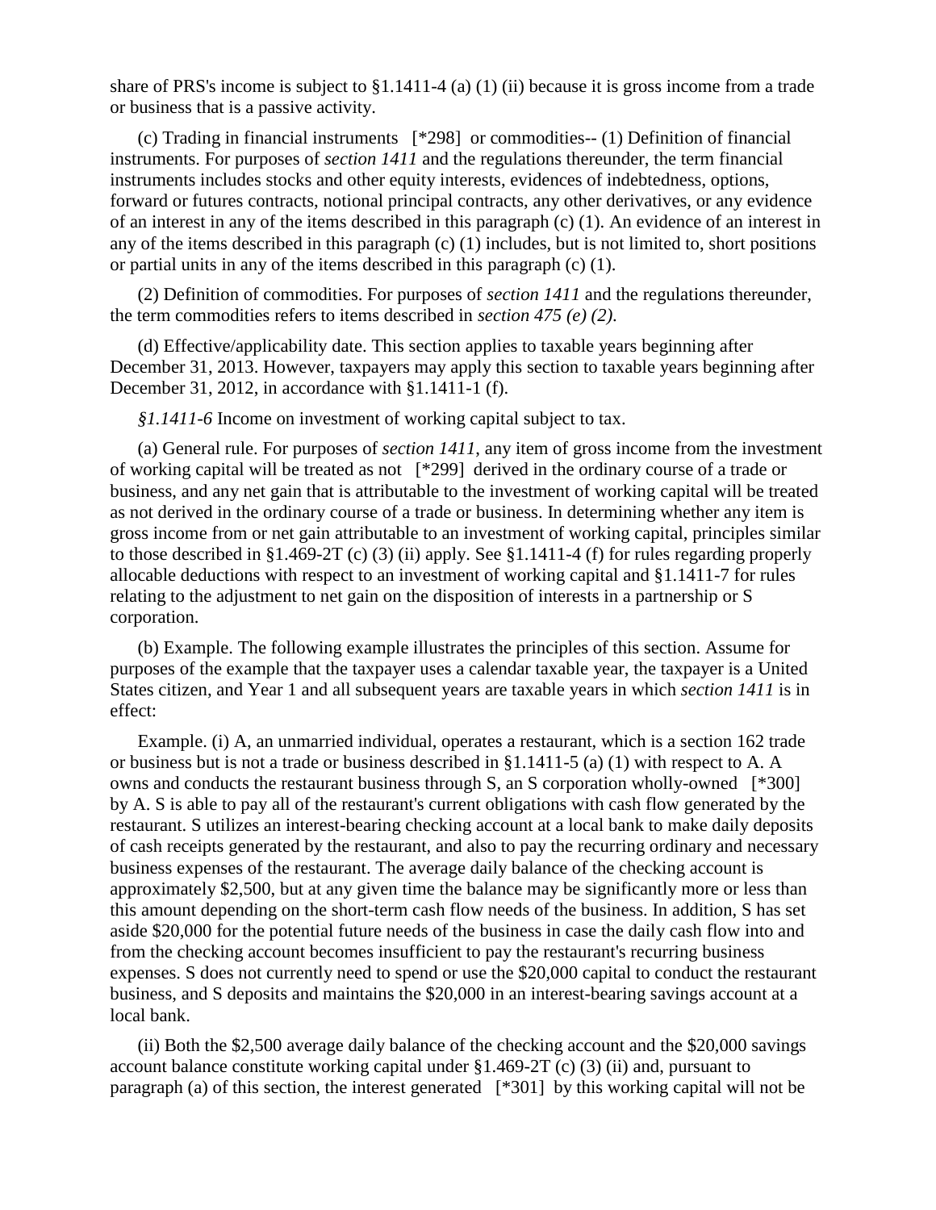share of PRS's income is subject to §1.1411-4 (a) (1) (ii) because it is gross income from a trade or business that is a passive activity.

(c) Trading in financial instruments [*298] or commodities-- (1) Definition of financial instruments. For purposes of *section 1411* and the regulations thereunder, the term financial instruments includes stocks and other equity interests, evidences of indebtedness, options, forward or futures contracts, notional principal contracts, any other derivatives, or any evidence of an interest in any of the items described in this paragraph (c) (1). An evidence of an interest in any of the items described in this paragraph (c) (1) includes, but is not limited to, short positions or partial units in any of the items described in this paragraph (c) (1).

(2) Definition of commodities. For purposes of *section 1411* and the regulations thereunder, the term commodities refers to items described in *section 475 (e) (2)*.

(d) Effective/applicability date. This section applies to taxable years beginning after December 31, 2013. However, taxpayers may apply this section to taxable years beginning after December 31, 2012, in accordance with §1.1411-1 (f).

*§1.1411-6* Income on investment of working capital subject to tax.

(a) General rule. For purposes of *section 1411*, any item of gross income from the investment of working capital will be treated as not [*299] derived in the ordinary course of a trade or business, and any net gain that is attributable to the investment of working capital will be treated as not derived in the ordinary course of a trade or business. In determining whether any item is gross income from or net gain attributable to an investment of working capital, principles similar to those described in §1.469-2T (c) (3) (ii) apply. See §1.1411-4 (f) for rules regarding properly allocable deductions with respect to an investment of working capital and §1.1411-7 for rules relating to the adjustment to net gain on the disposition of interests in a partnership or S corporation.

(b) Example. The following example illustrates the principles of this section. Assume for purposes of the example that the taxpayer uses a calendar taxable year, the taxpayer is a United States citizen, and Year 1 and all subsequent years are taxable years in which *section 1411* is in effect:

Example. (i) A, an unmarried individual, operates a restaurant, which is a section 162 trade or business but is not a trade or business described in §1.1411-5 (a) (1) with respect to A. A owns and conducts the restaurant business through S, an S corporation wholly-owned [*300] by A. S is able to pay all of the restaurant's current obligations with cash flow generated by the restaurant. S utilizes an interest-bearing checking account at a local bank to make daily deposits of cash receipts generated by the restaurant, and also to pay the recurring ordinary and necessary business expenses of the restaurant. The average daily balance of the checking account is approximately $2,500, but at any given time the balance may be significantly more or less than this amount depending on the short-term cash flow needs of the business. In addition, S has set aside $20,000 for the potential future needs of the business in case the daily cash flow into and from the checking account becomes insufficient to pay the restaurant's recurring business expenses. S does not currently need to spend or use the $20,000 capital to conduct the restaurant business, and S deposits and maintains the $20,000 in an interest-bearing savings account at a local bank.

(ii) Both the $2,500 average daily balance of the checking account and the $20,000 savings account balance constitute working capital under §1.469-2T (c) (3) (ii) and, pursuant to paragraph (a) of this section, the interest generated [*301] by this working capital will not be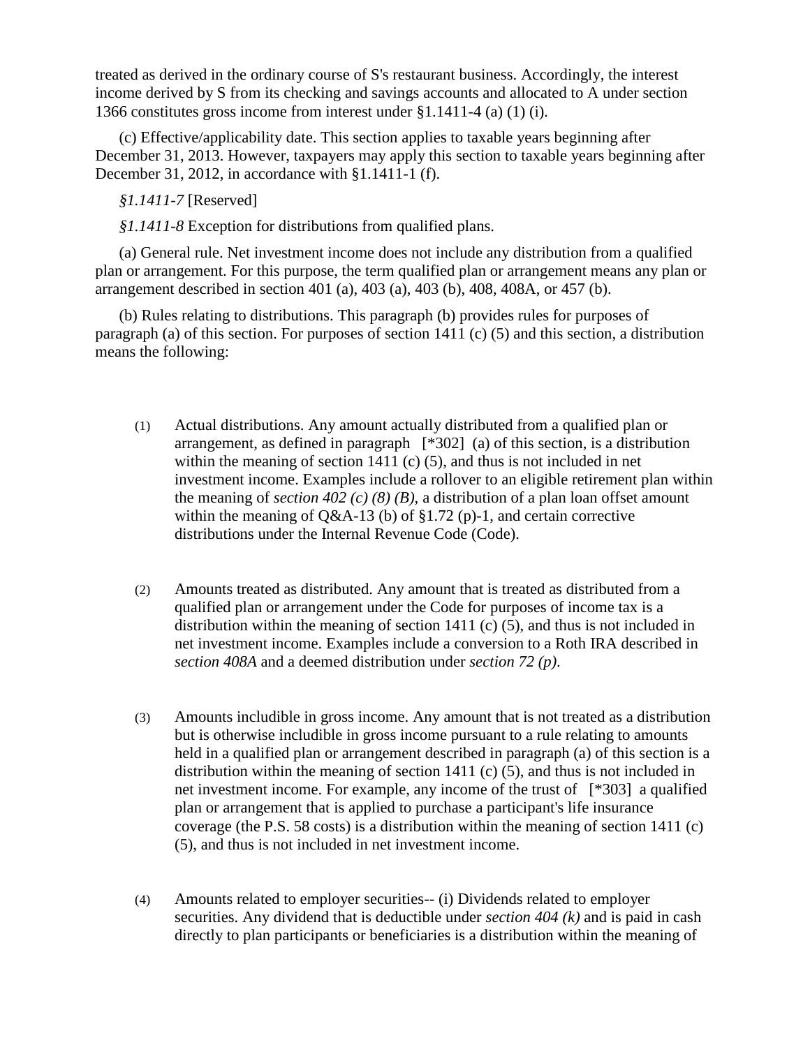treated as derived in the ordinary course of S's restaurant business. Accordingly, the interest income derived by S from its checking and savings accounts and allocated to A under section 1366 constitutes gross income from interest under §1.1411-4 (a) (1) (i).

(c) Effective/applicability date. This section applies to taxable years beginning after December 31, 2013. However, taxpayers may apply this section to taxable years beginning after December 31, 2012, in accordance with §1.1411-1 (f).

*§1.1411-7* [Reserved]

*§1.1411-8* Exception for distributions from qualified plans.

(a) General rule. Net investment income does not include any distribution from a qualified plan or arrangement. For this purpose, the term qualified plan or arrangement means any plan or arrangement described in section 401 (a), 403 (a), 403 (b), 408, 408A, or 457 (b).

(b) Rules relating to distributions. This paragraph (b) provides rules for purposes of paragraph (a) of this section. For purposes of section 1411 (c) (5) and this section, a distribution means the following:

(1) Actual distributions. Any amount actually distributed from a qualified plan or arrangement, as defined in paragraph [*302] (a) of this section, is a distribution within the meaning of section 1411 (c) (5), and thus is not included in net investment income. Examples include a rollover to an eligible retirement plan within the meaning of *section 402 (c) (8) (B)*, a distribution of a plan loan offset amount within the meaning of Q&A-13 (b) of §1.72 (p)-1, and certain corrective distributions under the Internal Revenue Code (Code).

(2) Amounts treated as distributed. Any amount that is treated as distributed from a qualified plan or arrangement under the Code for purposes of income tax is a distribution within the meaning of section 1411 (c) (5), and thus is not included in net investment income. Examples include a conversion to a Roth IRA described in *section 408A* and a deemed distribution under *section 72 (p)*.

(3) Amounts includible in gross income. Any amount that is not treated as a distribution but is otherwise includible in gross income pursuant to a rule relating to amounts held in a qualified plan or arrangement described in paragraph (a) of this section is a distribution within the meaning of section 1411 (c) (5), and thus is not included in net investment income. For example, any income of the trust of [*303] a qualified plan or arrangement that is applied to purchase a participant's life insurance coverage (the P.S. 58 costs) is a distribution within the meaning of section 1411 (c) (5), and thus is not included in net investment income.

(4) Amounts related to employer securities-- (i) Dividends related to employer securities. Any dividend that is deductible under *section 404 (k)* and is paid in cash directly to plan participants or beneficiaries is a distribution within the meaning of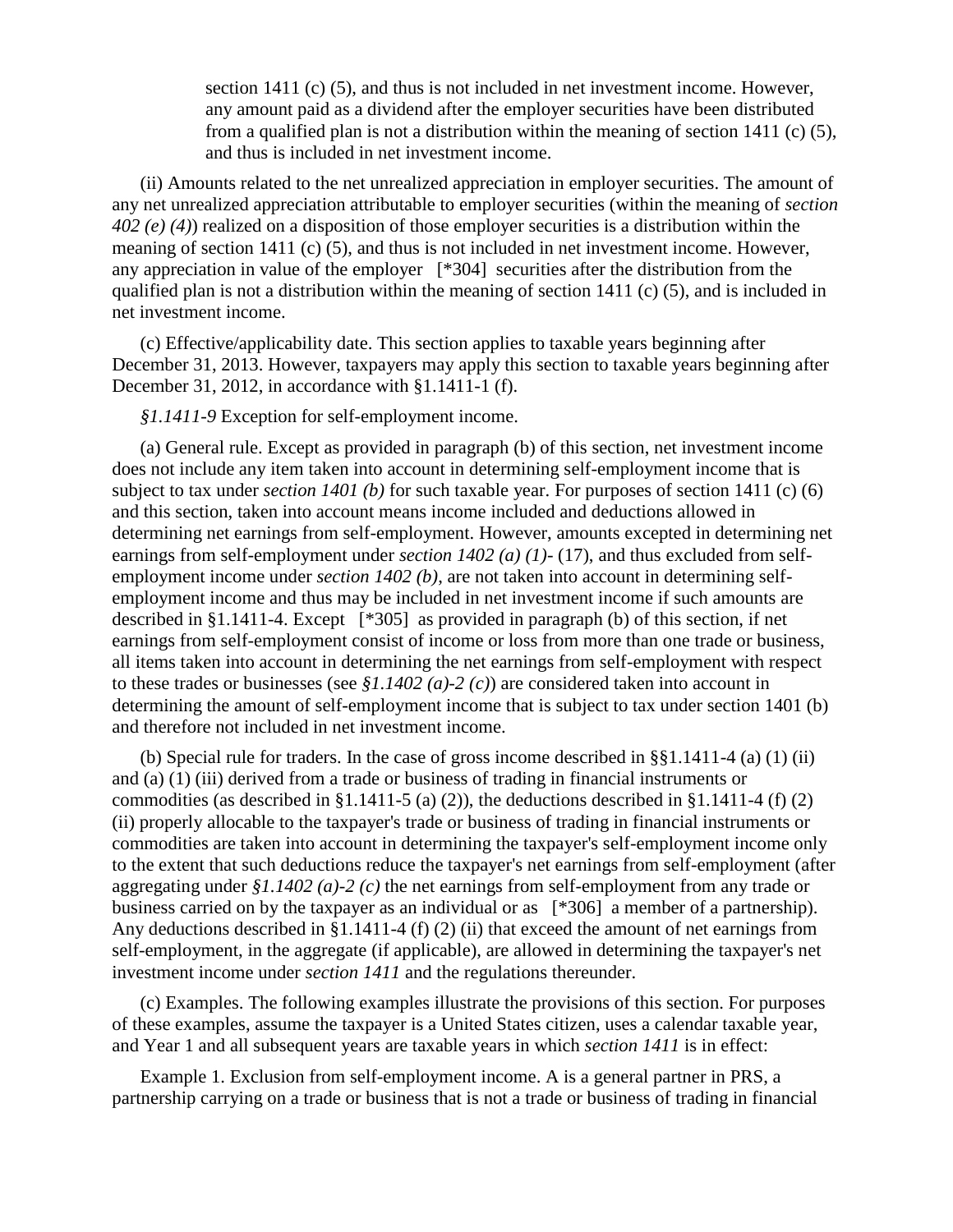section 1411 (c) (5), and thus is not included in net investment income. However, any amount paid as a dividend after the employer securities have been distributed from a qualified plan is not a distribution within the meaning of section 1411 (c) (5), and thus is included in net investment income.

(ii) Amounts related to the net unrealized appreciation in employer securities. The amount of any net unrealized appreciation attributable to employer securities (within the meaning of *section 402 (e) (4)*) realized on a disposition of those employer securities is a distribution within the meaning of section 1411 (c) (5), and thus is not included in net investment income. However, any appreciation in value of the employer [*304] securities after the distribution from the qualified plan is not a distribution within the meaning of section 1411 (c) (5), and is included in net investment income.

(c) Effective/applicability date. This section applies to taxable years beginning after December 31, 2013. However, taxpayers may apply this section to taxable years beginning after December 31, 2012, in accordance with §1.1411-1 (f).

*§1.1411-9* Exception for self-employment income.

(a) General rule. Except as provided in paragraph (b) of this section, net investment income does not include any item taken into account in determining self-employment income that is subject to tax under *section 1401 (b)* for such taxable year. For purposes of section 1411 (c) (6) and this section, taken into account means income included and deductions allowed in determining net earnings from self-employment. However, amounts excepted in determining net earnings from self-employment under *section 1402 (a) (1)*- (17), and thus excluded from self-employment income under *section 1402 (b)*, are not taken into account in determining self-employment income and thus may be included in net investment income if such amounts are described in §1.1411-4. Except [*305] as provided in paragraph (b) of this section, if net earnings from self-employment consist of income or loss from more than one trade or business, all items taken into account in determining the net earnings from self-employment with respect to these trades or businesses (see *§1.1402 (a)-2 (c)*) are considered taken into account in determining the amount of self-employment income that is subject to tax under section 1401 (b) and therefore not included in net investment income.

(b) Special rule for traders. In the case of gross income described in §§1.1411-4 (a) (1) (ii) and (a) (1) (iii) derived from a trade or business of trading in financial instruments or commodities (as described in §1.1411-5 (a) (2)), the deductions described in §1.1411-4 (f) (2) (ii) properly allocable to the taxpayer's trade or business of trading in financial instruments or commodities are taken into account in determining the taxpayer's self-employment income only to the extent that such deductions reduce the taxpayer's net earnings from self-employment (after aggregating under *§1.1402 (a)-2 (c)* the net earnings from self-employment from any trade or business carried on by the taxpayer as an individual or as [*306] a member of a partnership). Any deductions described in §1.1411-4 (f) (2) (ii) that exceed the amount of net earnings from self-employment, in the aggregate (if applicable), are allowed in determining the taxpayer's net investment income under *section 1411* and the regulations thereunder.

(c) Examples. The following examples illustrate the provisions of this section. For purposes of these examples, assume the taxpayer is a United States citizen, uses a calendar taxable year, and Year 1 and all subsequent years are taxable years in which *section 1411* is in effect:

Example 1. Exclusion from self-employment income. A is a general partner in PRS, a partnership carrying on a trade or business that is not a trade or business of trading in financial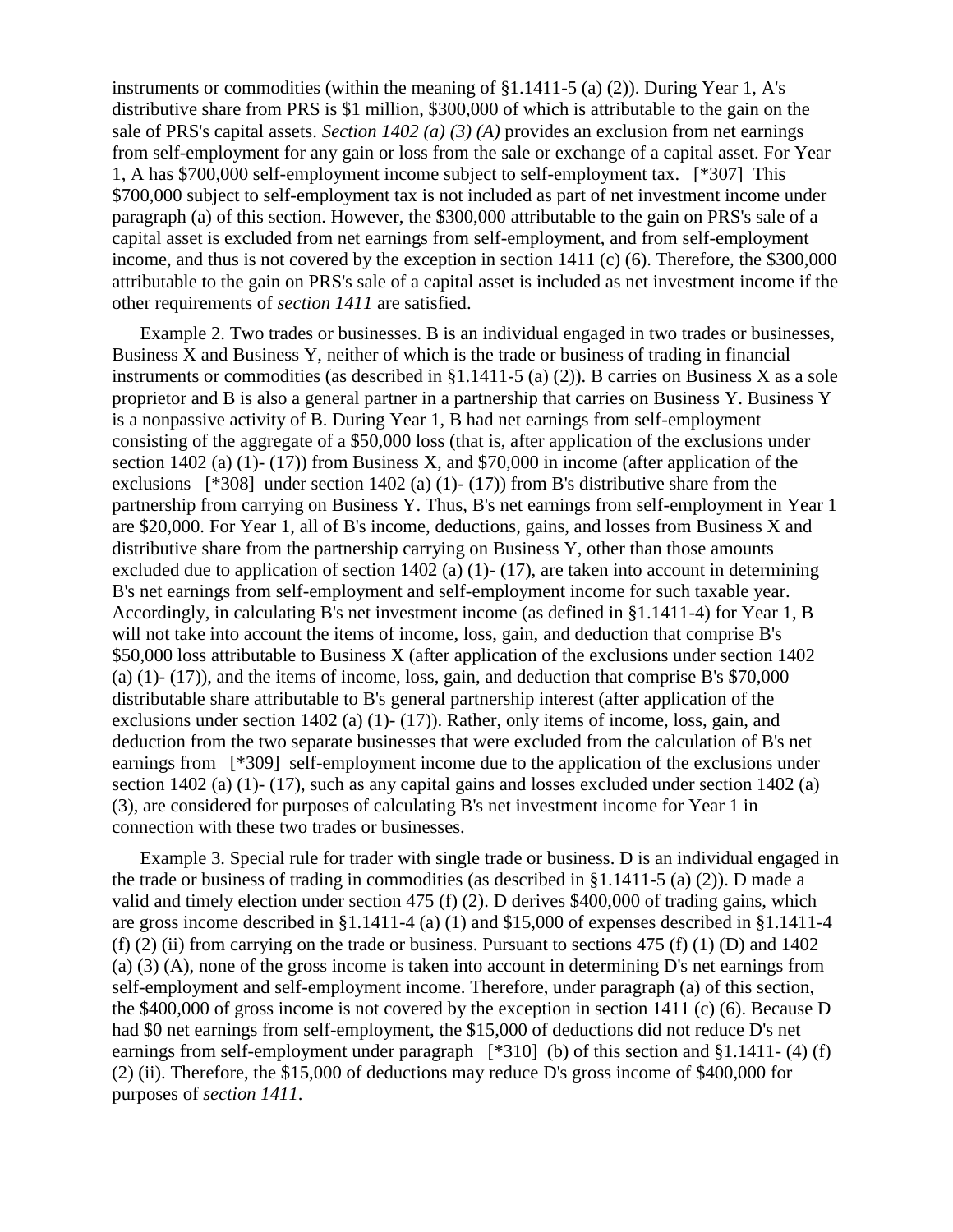instruments or commodities (within the meaning of §1.1411-5 (a) (2)). During Year 1, A's distributive share from PRS is $1 million, $300,000 of which is attributable to the gain on the sale of PRS's capital assets. *Section 1402 (a) (3) (A)* provides an exclusion from net earnings from self-employment for any gain or loss from the sale or exchange of a capital asset. For Year 1, A has $700,000 self-employment income subject to self-employment tax. [*307] This $700,000 subject to self-employment tax is not included as part of net investment income under paragraph (a) of this section. However, the $300,000 attributable to the gain on PRS's sale of a capital asset is excluded from net earnings from self-employment, and from self-employment income, and thus is not covered by the exception in section 1411 (c) (6). Therefore, the $300,000 attributable to the gain on PRS's sale of a capital asset is included as net investment income if the other requirements of *section 1411* are satisfied.

Example 2. Two trades or businesses. B is an individual engaged in two trades or businesses, Business X and Business Y, neither of which is the trade or business of trading in financial instruments or commodities (as described in §1.1411-5 (a) (2)). B carries on Business X as a sole proprietor and B is also a general partner in a partnership that carries on Business Y. Business Y is a nonpassive activity of B. During Year 1, B had net earnings from self-employment consisting of the aggregate of a $50,000 loss (that is, after application of the exclusions under section 1402 (a) (1)- (17)) from Business X, and $70,000 in income (after application of the exclusions [*308] under section 1402 (a) (1)- (17)) from B's distributive share from the partnership from carrying on Business Y. Thus, B's net earnings from self-employment in Year 1 are $20,000. For Year 1, all of B's income, deductions, gains, and losses from Business X and distributive share from the partnership carrying on Business Y, other than those amounts excluded due to application of section 1402 (a) (1)- (17), are taken into account in determining B's net earnings from self-employment and self-employment income for such taxable year. Accordingly, in calculating B's net investment income (as defined in §1.1411-4) for Year 1, B will not take into account the items of income, loss, gain, and deduction that comprise B's $50,000 loss attributable to Business X (after application of the exclusions under section 1402 (a) (1)- (17)), and the items of income, loss, gain, and deduction that comprise B's $70,000 distributable share attributable to B's general partnership interest (after application of the exclusions under section 1402 (a) (1)- (17)). Rather, only items of income, loss, gain, and deduction from the two separate businesses that were excluded from the calculation of B's net earnings from [*309] self-employment income due to the application of the exclusions under section 1402 (a) (1)- (17), such as any capital gains and losses excluded under section 1402 (a) (3), are considered for purposes of calculating B's net investment income for Year 1 in connection with these two trades or businesses.

Example 3. Special rule for trader with single trade or business. D is an individual engaged in the trade or business of trading in commodities (as described in §1.1411-5 (a) (2)). D made a valid and timely election under section 475 (f) (2). D derives $400,000 of trading gains, which are gross income described in §1.1411-4 (a) (1) and $15,000 of expenses described in §1.1411-4 (f) (2) (ii) from carrying on the trade or business. Pursuant to sections 475 (f) (1) (D) and 1402 (a) (3) (A), none of the gross income is taken into account in determining D's net earnings from self-employment and self-employment income. Therefore, under paragraph (a) of this section, the $400,000 of gross income is not covered by the exception in section 1411 (c) (6). Because D had $0 net earnings from self-employment, the $15,000 of deductions did not reduce D's net earnings from self-employment under paragraph [*310] (b) of this section and §1.1411- (4) (f) (2) (ii). Therefore, the $15,000 of deductions may reduce D's gross income of $400,000 for purposes of *section 1411*.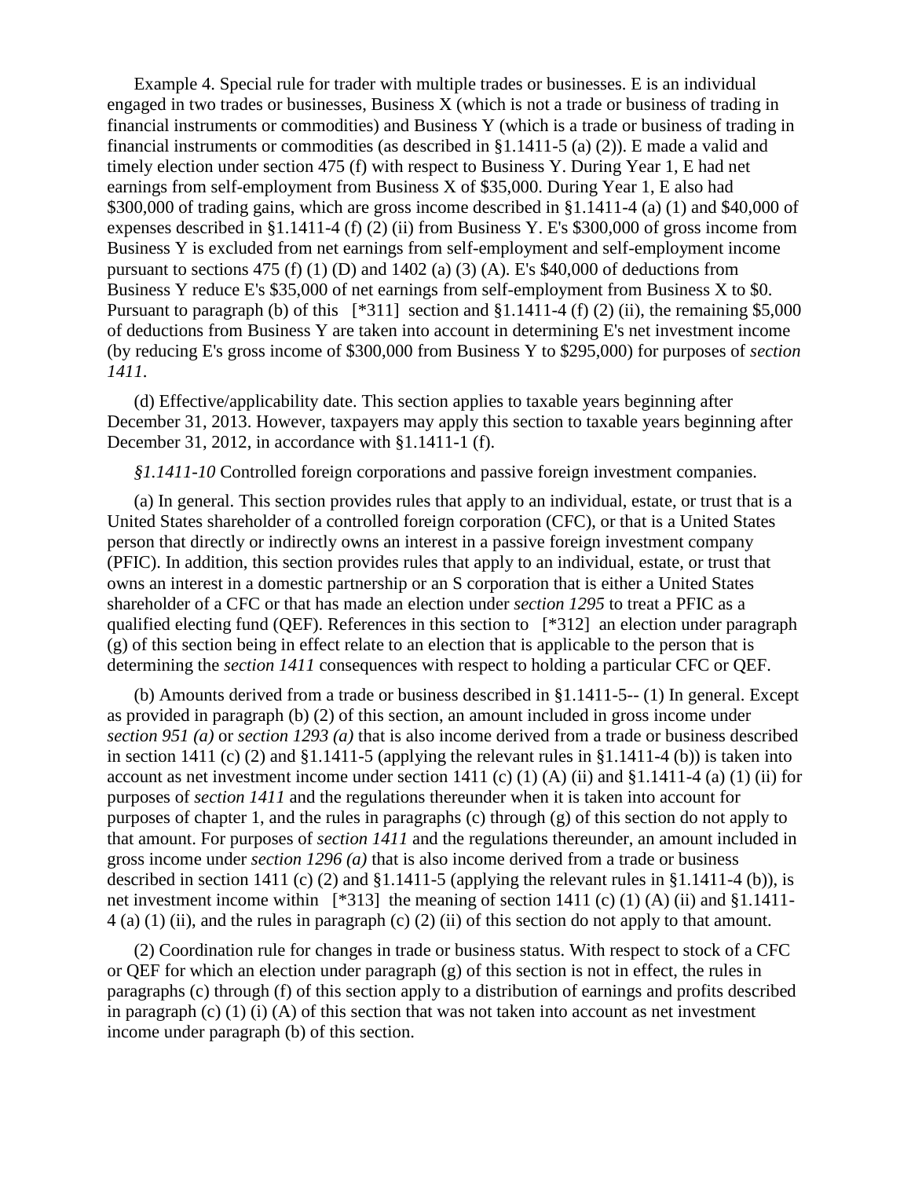Example 4. Special rule for trader with multiple trades or businesses. E is an individual engaged in two trades or businesses, Business X (which is not a trade or business of trading in financial instruments or commodities) and Business Y (which is a trade or business of trading in financial instruments or commodities (as described in §1.1411-5 (a) (2)). E made a valid and timely election under section 475 (f) with respect to Business Y. During Year 1, E had net earnings from self-employment from Business X of $35,000. During Year 1, E also had $300,000 of trading gains, which are gross income described in §1.1411-4 (a) (1) and $40,000 of expenses described in §1.1411-4 (f) (2) (ii) from Business Y. E's $300,000 of gross income from Business Y is excluded from net earnings from self-employment and self-employment income pursuant to sections 475 (f) (1) (D) and 1402 (a) (3) (A). E's $40,000 of deductions from Business Y reduce E's $35,000 of net earnings from self-employment from Business X to $0. Pursuant to paragraph (b) of this [*311] section and §1.1411-4 (f) (2) (ii), the remaining $5,000 of deductions from Business Y are taken into account in determining E's net investment income (by reducing E's gross income of $300,000 from Business Y to $295,000) for purposes of *section 1411*.

(d) Effective/applicability date. This section applies to taxable years beginning after December 31, 2013. However, taxpayers may apply this section to taxable years beginning after December 31, 2012, in accordance with §1.1411-1 (f).

*§1.1411-10* Controlled foreign corporations and passive foreign investment companies.

(a) In general. This section provides rules that apply to an individual, estate, or trust that is a United States shareholder of a controlled foreign corporation (CFC), or that is a United States person that directly or indirectly owns an interest in a passive foreign investment company (PFIC). In addition, this section provides rules that apply to an individual, estate, or trust that owns an interest in a domestic partnership or an S corporation that is either a United States shareholder of a CFC or that has made an election under *section 1295* to treat a PFIC as a qualified electing fund (QEF). References in this section to [*312] an election under paragraph (g) of this section being in effect relate to an election that is applicable to the person that is determining the *section 1411* consequences with respect to holding a particular CFC or QEF.

(b) Amounts derived from a trade or business described in §1.1411-5-- (1) In general. Except as provided in paragraph (b) (2) of this section, an amount included in gross income under *section 951 (a)* or *section 1293 (a)* that is also income derived from a trade or business described in section 1411 (c) (2) and §1.1411-5 (applying the relevant rules in §1.1411-4 (b)) is taken into account as net investment income under section 1411 (c) (1) (A) (ii) and §1.1411-4 (a) (1) (ii) for purposes of *section 1411* and the regulations thereunder when it is taken into account for purposes of chapter 1, and the rules in paragraphs (c) through (g) of this section do not apply to that amount. For purposes of *section 1411* and the regulations thereunder, an amount included in gross income under *section 1296 (a)* that is also income derived from a trade or business described in section 1411 (c) (2) and §1.1411-5 (applying the relevant rules in §1.1411-4 (b)), is net investment income within [*313] the meaning of section 1411 (c) (1) (A) (ii) and §1.1411-4 (a) (1) (ii), and the rules in paragraph (c) (2) (ii) of this section do not apply to that amount.

(2) Coordination rule for changes in trade or business status. With respect to stock of a CFC or QEF for which an election under paragraph (g) of this section is not in effect, the rules in paragraphs (c) through (f) of this section apply to a distribution of earnings and profits described in paragraph (c) (1) (i) (A) of this section that was not taken into account as net investment income under paragraph (b) of this section.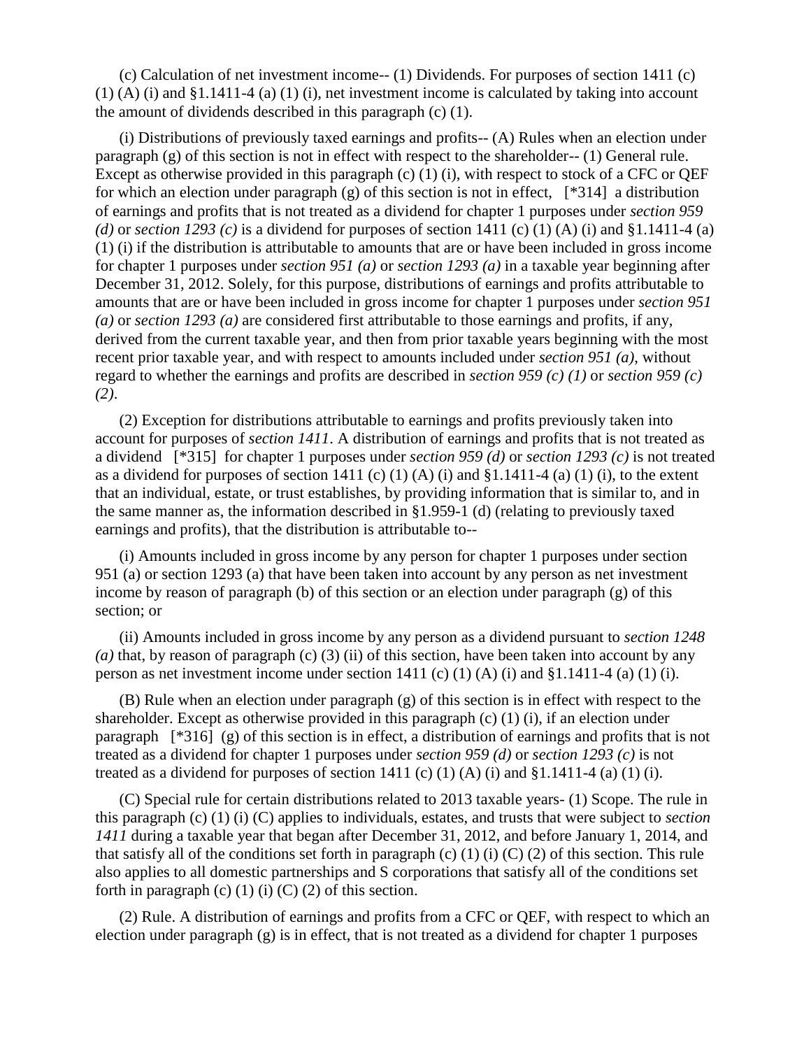(c) Calculation of net investment income-- (1) Dividends. For purposes of section 1411 (c) (1) (A) (i) and §1.1411-4 (a) (1) (i), net investment income is calculated by taking into account the amount of dividends described in this paragraph (c) (1).

(i) Distributions of previously taxed earnings and profits-- (A) Rules when an election under paragraph (g) of this section is not in effect with respect to the shareholder-- (1) General rule. Except as otherwise provided in this paragraph (c) (1) (i), with respect to stock of a CFC or QEF for which an election under paragraph (g) of this section is not in effect, [*314] a distribution of earnings and profits that is not treated as a dividend for chapter 1 purposes under *section 959 (d)* or *section 1293 (c)* is a dividend for purposes of section 1411 (c) (1) (A) (i) and §1.1411-4 (a) (1) (i) if the distribution is attributable to amounts that are or have been included in gross income for chapter 1 purposes under *section 951 (a)* or *section 1293 (a)* in a taxable year beginning after December 31, 2012. Solely, for this purpose, distributions of earnings and profits attributable to amounts that are or have been included in gross income for chapter 1 purposes under *section 951 (a)* or *section 1293 (a)* are considered first attributable to those earnings and profits, if any, derived from the current taxable year, and then from prior taxable years beginning with the most recent prior taxable year, and with respect to amounts included under *section 951 (a)*, without regard to whether the earnings and profits are described in *section 959 (c) (1)* or *section 959 (c) (2)*.

(2) Exception for distributions attributable to earnings and profits previously taken into account for purposes of *section 1411*. A distribution of earnings and profits that is not treated as a dividend [*315] for chapter 1 purposes under *section 959 (d)* or *section 1293 (c)* is not treated as a dividend for purposes of section 1411 (c) (1) (A) (i) and §1.1411-4 (a) (1) (i), to the extent that an individual, estate, or trust establishes, by providing information that is similar to, and in the same manner as, the information described in §1.959-1 (d) (relating to previously taxed earnings and profits), that the distribution is attributable to--

(i) Amounts included in gross income by any person for chapter 1 purposes under section 951 (a) or section 1293 (a) that have been taken into account by any person as net investment income by reason of paragraph (b) of this section or an election under paragraph (g) of this section; or

(ii) Amounts included in gross income by any person as a dividend pursuant to *section 1248 (a)* that, by reason of paragraph (c) (3) (ii) of this section, have been taken into account by any person as net investment income under section 1411 (c) (1) (A) (i) and §1.1411-4 (a) (1) (i).

(B) Rule when an election under paragraph (g) of this section is in effect with respect to the shareholder. Except as otherwise provided in this paragraph (c) (1) (i), if an election under paragraph [*316] (g) of this section is in effect, a distribution of earnings and profits that is not treated as a dividend for chapter 1 purposes under *section 959 (d)* or *section 1293 (c)* is not treated as a dividend for purposes of section 1411 (c) (1) (A) (i) and §1.1411-4 (a) (1) (i).

(C) Special rule for certain distributions related to 2013 taxable years- (1) Scope. The rule in this paragraph (c) (1) (i) (C) applies to individuals, estates, and trusts that were subject to *section 1411* during a taxable year that began after December 31, 2012, and before January 1, 2014, and that satisfy all of the conditions set forth in paragraph (c) (1) (i) (C) (2) of this section. This rule also applies to all domestic partnerships and S corporations that satisfy all of the conditions set forth in paragraph (c) (1) (i) (C) (2) of this section.

(2) Rule. A distribution of earnings and profits from a CFC or QEF, with respect to which an election under paragraph (g) is in effect, that is not treated as a dividend for chapter 1 purposes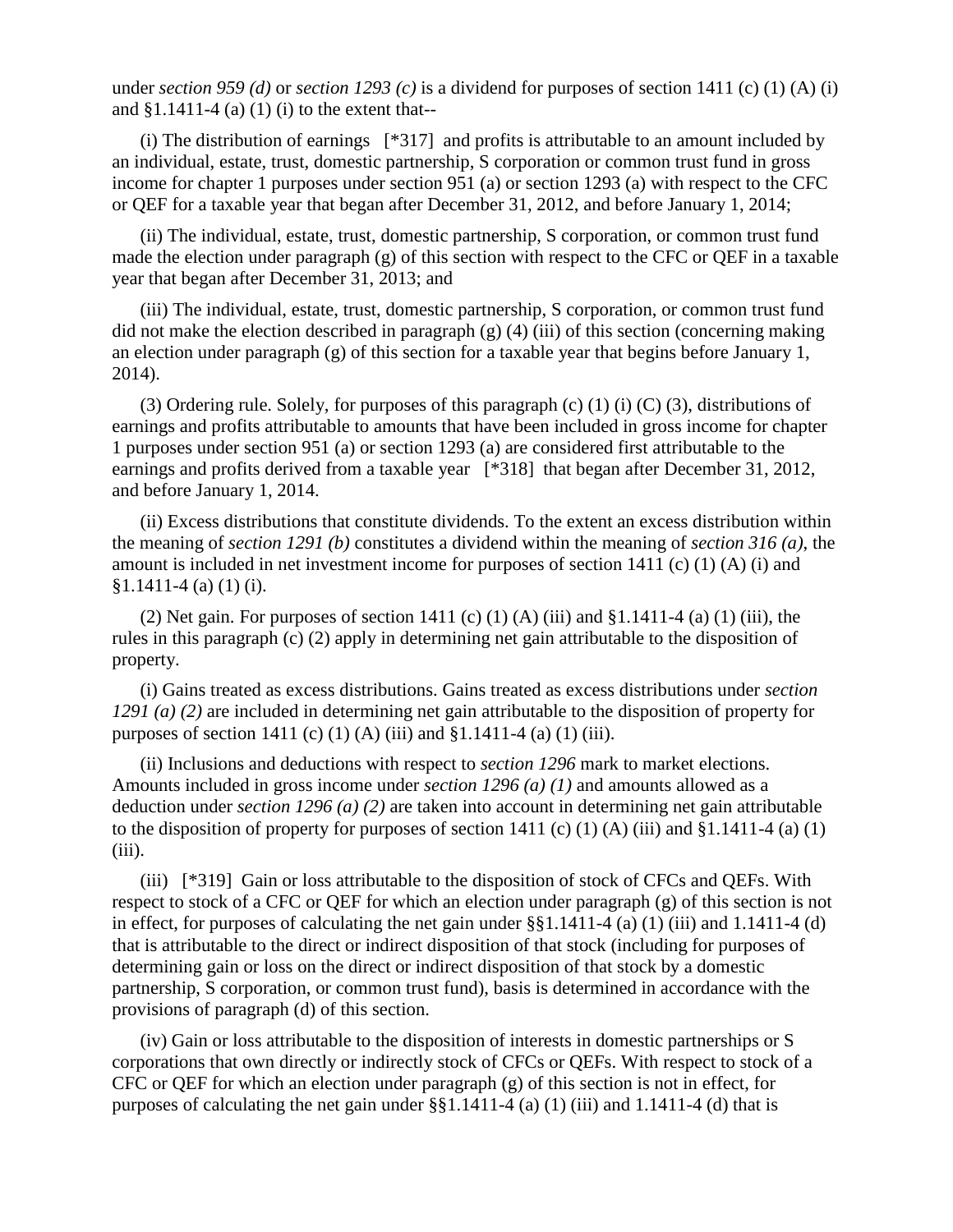under *section 959 (d)* or *section 1293 (c)* is a dividend for purposes of section 1411 (c) (1) (A) (i) and §1.1411-4 (a) (1) (i) to the extent that--

(i) The distribution of earnings [*317] and profits is attributable to an amount included by an individual, estate, trust, domestic partnership, S corporation or common trust fund in gross income for chapter 1 purposes under section 951 (a) or section 1293 (a) with respect to the CFC or QEF for a taxable year that began after December 31, 2012, and before January 1, 2014;

(ii) The individual, estate, trust, domestic partnership, S corporation, or common trust fund made the election under paragraph (g) of this section with respect to the CFC or QEF in a taxable year that began after December 31, 2013; and

(iii) The individual, estate, trust, domestic partnership, S corporation, or common trust fund did not make the election described in paragraph (g) (4) (iii) of this section (concerning making an election under paragraph (g) of this section for a taxable year that begins before January 1, 2014).

(3) Ordering rule. Solely, for purposes of this paragraph (c) (1) (i) (C) (3), distributions of earnings and profits attributable to amounts that have been included in gross income for chapter 1 purposes under section 951 (a) or section 1293 (a) are considered first attributable to the earnings and profits derived from a taxable year [*318] that began after December 31, 2012, and before January 1, 2014.

(ii) Excess distributions that constitute dividends. To the extent an excess distribution within the meaning of *section 1291 (b)* constitutes a dividend within the meaning of *section 316 (a)*, the amount is included in net investment income for purposes of section 1411 (c) (1) (A) (i) and §1.1411-4 (a) (1) (i).

(2) Net gain. For purposes of section 1411 (c) (1) (A) (iii) and §1.1411-4 (a) (1) (iii), the rules in this paragraph (c) (2) apply in determining net gain attributable to the disposition of property.

(i) Gains treated as excess distributions. Gains treated as excess distributions under *section 1291 (a) (2)* are included in determining net gain attributable to the disposition of property for purposes of section 1411 (c) (1) (A) (iii) and §1.1411-4 (a) (1) (iii).

(ii) Inclusions and deductions with respect to *section 1296* mark to market elections. Amounts included in gross income under *section 1296 (a) (1)* and amounts allowed as a deduction under *section 1296 (a) (2)* are taken into account in determining net gain attributable to the disposition of property for purposes of section 1411 (c) (1) (A) (iii) and §1.1411-4 (a) (1) (iii).

(iii) [*319] Gain or loss attributable to the disposition of stock of CFCs and QEFs. With respect to stock of a CFC or QEF for which an election under paragraph (g) of this section is not in effect, for purposes of calculating the net gain under §§1.1411-4 (a) (1) (iii) and 1.1411-4 (d) that is attributable to the direct or indirect disposition of that stock (including for purposes of determining gain or loss on the direct or indirect disposition of that stock by a domestic partnership, S corporation, or common trust fund), basis is determined in accordance with the provisions of paragraph (d) of this section.

(iv) Gain or loss attributable to the disposition of interests in domestic partnerships or S corporations that own directly or indirectly stock of CFCs or QEFs. With respect to stock of a CFC or QEF for which an election under paragraph (g) of this section is not in effect, for purposes of calculating the net gain under §§1.1411-4 (a) (1) (iii) and 1.1411-4 (d) that is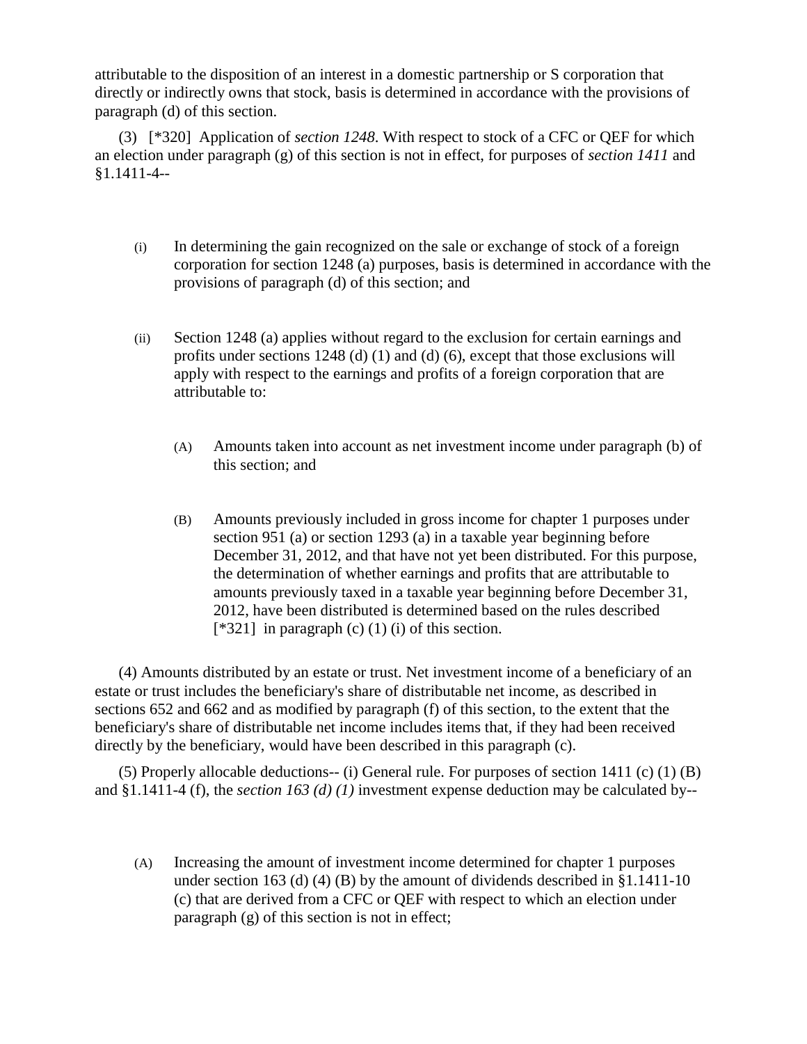attributable to the disposition of an interest in a domestic partnership or S corporation that directly or indirectly owns that stock, basis is determined in accordance with the provisions of paragraph (d) of this section.

(3) [*320] Application of *section 1248*. With respect to stock of a CFC or QEF for which an election under paragraph (g) of this section is not in effect, for purposes of *section 1411* and §1.1411-4--

(i) In determining the gain recognized on the sale or exchange of stock of a foreign corporation for section 1248 (a) purposes, basis is determined in accordance with the provisions of paragraph (d) of this section; and

(ii) Section 1248 (a) applies without regard to the exclusion for certain earnings and profits under sections 1248 (d) (1) and (d) (6), except that those exclusions will apply with respect to the earnings and profits of a foreign corporation that are attributable to:

(A) Amounts taken into account as net investment income under paragraph (b) of this section; and

(B) Amounts previously included in gross income for chapter 1 purposes under section 951 (a) or section 1293 (a) in a taxable year beginning before December 31, 2012, and that have not yet been distributed. For this purpose, the determination of whether earnings and profits that are attributable to amounts previously taxed in a taxable year beginning before December 31, 2012, have been distributed is determined based on the rules described [*321] in paragraph (c) (1) (i) of this section.

(4) Amounts distributed by an estate or trust. Net investment income of a beneficiary of an estate or trust includes the beneficiary's share of distributable net income, as described in sections 652 and 662 and as modified by paragraph (f) of this section, to the extent that the beneficiary's share of distributable net income includes items that, if they had been received directly by the beneficiary, would have been described in this paragraph (c).

(5) Properly allocable deductions-- (i) General rule. For purposes of section 1411 (c) (1) (B) and §1.1411-4 (f), the *section 163 (d) (1)* investment expense deduction may be calculated by--

(A) Increasing the amount of investment income determined for chapter 1 purposes under section 163 (d) (4) (B) by the amount of dividends described in §1.1411-10 (c) that are derived from a CFC or QEF with respect to which an election under paragraph (g) of this section is not in effect;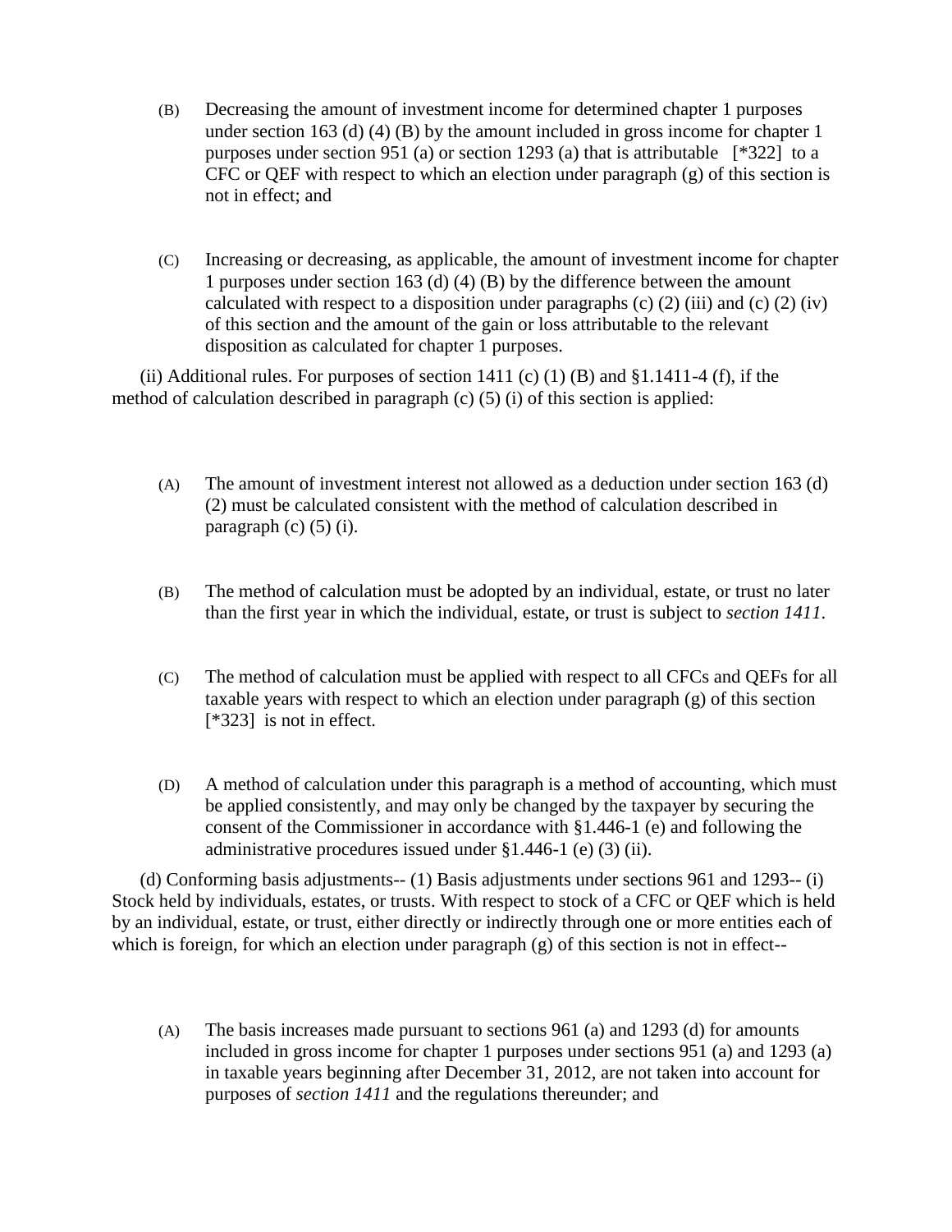(B) Decreasing the amount of investment income for determined chapter 1 purposes under section 163 (d) (4) (B) by the amount included in gross income for chapter 1 purposes under section 951 (a) or section 1293 (a) that is attributable [*322] to a CFC or QEF with respect to which an election under paragraph (g) of this section is not in effect; and

(C) Increasing or decreasing, as applicable, the amount of investment income for chapter 1 purposes under section 163 (d) (4) (B) by the difference between the amount calculated with respect to a disposition under paragraphs (c) (2) (iii) and (c) (2) (iv) of this section and the amount of the gain or loss attributable to the relevant disposition as calculated for chapter 1 purposes.

(ii) Additional rules. For purposes of section 1411 (c) (1) (B) and §1.1411-4 (f), if the method of calculation described in paragraph (c) (5) (i) of this section is applied:

(A) The amount of investment interest not allowed as a deduction under section 163 (d) (2) must be calculated consistent with the method of calculation described in paragraph (c) (5) (i).

(B) The method of calculation must be adopted by an individual, estate, or trust no later than the first year in which the individual, estate, or trust is subject to *section 1411*.

(C) The method of calculation must be applied with respect to all CFCs and QEFs for all taxable years with respect to which an election under paragraph (g) of this section [*323] is not in effect.

(D) A method of calculation under this paragraph is a method of accounting, which must be applied consistently, and may only be changed by the taxpayer by securing the consent of the Commissioner in accordance with §1.446-1 (e) and following the administrative procedures issued under §1.446-1 (e) (3) (ii).

(d) Conforming basis adjustments-- (1) Basis adjustments under sections 961 and 1293-- (i) Stock held by individuals, estates, or trusts. With respect to stock of a CFC or QEF which is held by an individual, estate, or trust, either directly or indirectly through one or more entities each of which is foreign, for which an election under paragraph (g) of this section is not in effect--

(A) The basis increases made pursuant to sections 961 (a) and 1293 (d) for amounts included in gross income for chapter 1 purposes under sections 951 (a) and 1293 (a) in taxable years beginning after December 31, 2012, are not taken into account for purposes of *section 1411* and the regulations thereunder; and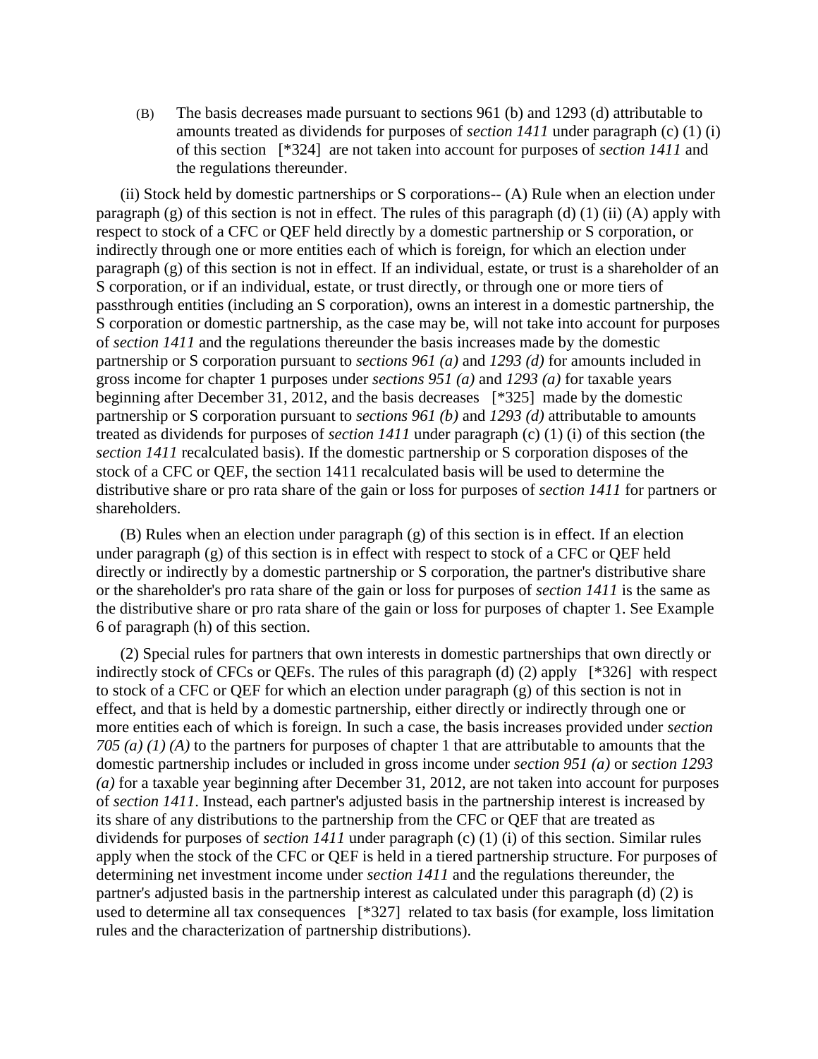(B) The basis decreases made pursuant to sections 961 (b) and 1293 (d) attributable to amounts treated as dividends for purposes of *section 1411* under paragraph (c) (1) (i) of this section [*324] are not taken into account for purposes of *section 1411* and the regulations thereunder.

(ii) Stock held by domestic partnerships or S corporations-- (A) Rule when an election under paragraph (g) of this section is not in effect. The rules of this paragraph (d) (1) (ii) (A) apply with respect to stock of a CFC or QEF held directly by a domestic partnership or S corporation, or indirectly through one or more entities each of which is foreign, for which an election under paragraph (g) of this section is not in effect. If an individual, estate, or trust is a shareholder of an S corporation, or if an individual, estate, or trust directly, or through one or more tiers of passthrough entities (including an S corporation), owns an interest in a domestic partnership, the S corporation or domestic partnership, as the case may be, will not take into account for purposes of *section 1411* and the regulations thereunder the basis increases made by the domestic partnership or S corporation pursuant to *sections 961 (a)* and *1293 (d)* for amounts included in gross income for chapter 1 purposes under *sections 951 (a)* and *1293 (a)* for taxable years beginning after December 31, 2012, and the basis decreases [*325] made by the domestic partnership or S corporation pursuant to *sections 961 (b)* and *1293 (d)* attributable to amounts treated as dividends for purposes of *section 1411* under paragraph (c) (1) (i) of this section (the *section 1411* recalculated basis). If the domestic partnership or S corporation disposes of the stock of a CFC or QEF, the section 1411 recalculated basis will be used to determine the distributive share or pro rata share of the gain or loss for purposes of *section 1411* for partners or shareholders.

(B) Rules when an election under paragraph (g) of this section is in effect. If an election under paragraph (g) of this section is in effect with respect to stock of a CFC or QEF held directly or indirectly by a domestic partnership or S corporation, the partner's distributive share or the shareholder's pro rata share of the gain or loss for purposes of *section 1411* is the same as the distributive share or pro rata share of the gain or loss for purposes of chapter 1. See Example 6 of paragraph (h) of this section.

(2) Special rules for partners that own interests in domestic partnerships that own directly or indirectly stock of CFCs or QEFs. The rules of this paragraph (d) (2) apply [*326] with respect to stock of a CFC or QEF for which an election under paragraph (g) of this section is not in effect, and that is held by a domestic partnership, either directly or indirectly through one or more entities each of which is foreign. In such a case, the basis increases provided under *section 705 (a) (1) (A)* to the partners for purposes of chapter 1 that are attributable to amounts that the domestic partnership includes or included in gross income under *section 951 (a)* or *section 1293 (a)* for a taxable year beginning after December 31, 2012, are not taken into account for purposes of *section 1411*. Instead, each partner's adjusted basis in the partnership interest is increased by its share of any distributions to the partnership from the CFC or QEF that are treated as dividends for purposes of *section 1411* under paragraph (c) (1) (i) of this section. Similar rules apply when the stock of the CFC or QEF is held in a tiered partnership structure. For purposes of determining net investment income under *section 1411* and the regulations thereunder, the partner's adjusted basis in the partnership interest as calculated under this paragraph (d) (2) is used to determine all tax consequences [*327] related to tax basis (for example, loss limitation rules and the characterization of partnership distributions).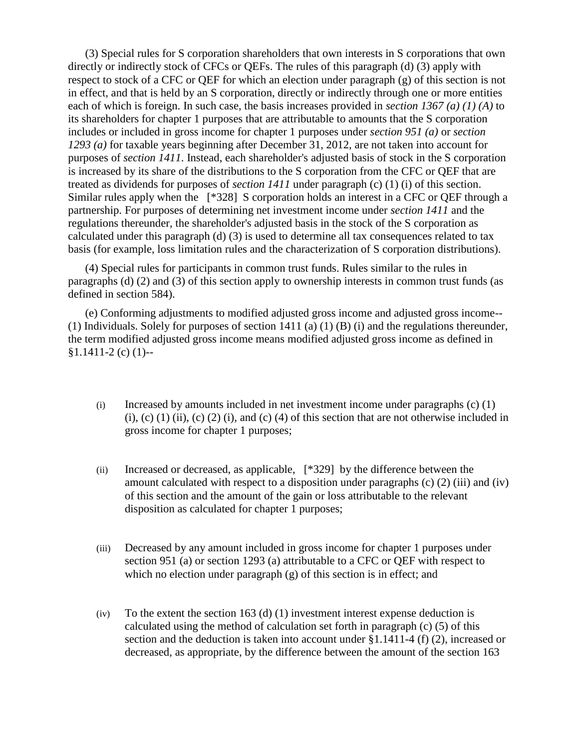(3) Special rules for S corporation shareholders that own interests in S corporations that own directly or indirectly stock of CFCs or QEFs. The rules of this paragraph (d) (3) apply with respect to stock of a CFC or QEF for which an election under paragraph (g) of this section is not in effect, and that is held by an S corporation, directly or indirectly through one or more entities each of which is foreign. In such case, the basis increases provided in *section 1367 (a) (1) (A)* to its shareholders for chapter 1 purposes that are attributable to amounts that the S corporation includes or included in gross income for chapter 1 purposes under *section 951 (a)* or *section 1293 (a)* for taxable years beginning after December 31, 2012, are not taken into account for purposes of *section 1411*. Instead, each shareholder's adjusted basis of stock in the S corporation is increased by its share of the distributions to the S corporation from the CFC or QEF that are treated as dividends for purposes of *section 1411* under paragraph (c) (1) (i) of this section. Similar rules apply when the [*328] S corporation holds an interest in a CFC or QEF through a partnership. For purposes of determining net investment income under *section 1411* and the regulations thereunder, the shareholder's adjusted basis in the stock of the S corporation as calculated under this paragraph (d) (3) is used to determine all tax consequences related to tax basis (for example, loss limitation rules and the characterization of S corporation distributions).

(4) Special rules for participants in common trust funds. Rules similar to the rules in paragraphs (d) (2) and (3) of this section apply to ownership interests in common trust funds (as defined in section 584).

(e) Conforming adjustments to modified adjusted gross income and adjusted gross income--(1) Individuals. Solely for purposes of section 1411 (a) (1) (B) (i) and the regulations thereunder, the term modified adjusted gross income means modified adjusted gross income as defined in §1.1411-2 (c) (1)--

(i) Increased by amounts included in net investment income under paragraphs (c) (1) (i), (c) (1) (ii), (c) (2) (i), and (c) (4) of this section that are not otherwise included in gross income for chapter 1 purposes;

(ii) Increased or decreased, as applicable, [*329] by the difference between the amount calculated with respect to a disposition under paragraphs (c) (2) (iii) and (iv) of this section and the amount of the gain or loss attributable to the relevant disposition as calculated for chapter 1 purposes;

(iii) Decreased by any amount included in gross income for chapter 1 purposes under section 951 (a) or section 1293 (a) attributable to a CFC or QEF with respect to which no election under paragraph (g) of this section is in effect; and

(iv) To the extent the section 163 (d) (1) investment interest expense deduction is calculated using the method of calculation set forth in paragraph (c) (5) of this section and the deduction is taken into account under §1.1411-4 (f) (2), increased or decreased, as appropriate, by the difference between the amount of the section 163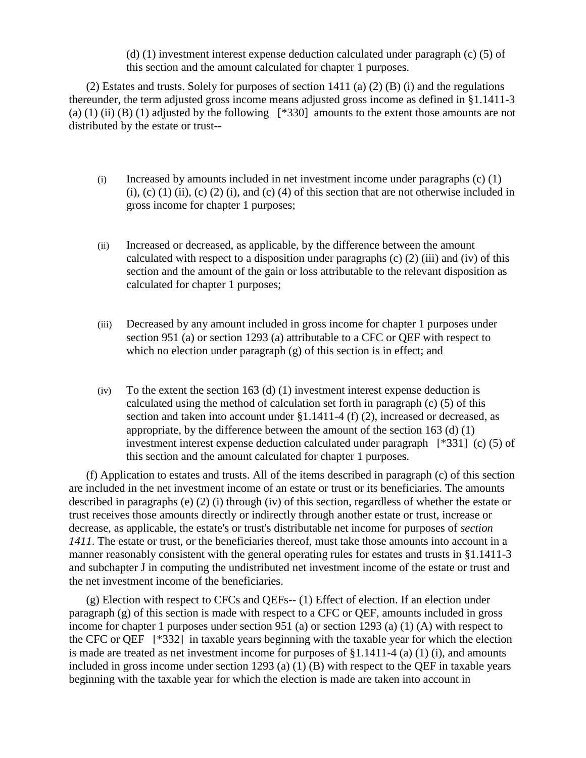(d) (1) investment interest expense deduction calculated under paragraph (c) (5) of this section and the amount calculated for chapter 1 purposes.

(2) Estates and trusts. Solely for purposes of section 1411 (a) (2) (B) (i) and the regulations thereunder, the term adjusted gross income means adjusted gross income as defined in §1.1411-3 (a) (1) (ii) (B) (1) adjusted by the following [*330] amounts to the extent those amounts are not distributed by the estate or trust--

(i) Increased by amounts included in net investment income under paragraphs (c) (1) (i), (c) (1) (ii), (c) (2) (i), and (c) (4) of this section that are not otherwise included in gross income for chapter 1 purposes;

(ii) Increased or decreased, as applicable, by the difference between the amount calculated with respect to a disposition under paragraphs (c) (2) (iii) and (iv) of this section and the amount of the gain or loss attributable to the relevant disposition as calculated for chapter 1 purposes;

(iii) Decreased by any amount included in gross income for chapter 1 purposes under section 951 (a) or section 1293 (a) attributable to a CFC or QEF with respect to which no election under paragraph (g) of this section is in effect; and

(iv) To the extent the section 163 (d) (1) investment interest expense deduction is calculated using the method of calculation set forth in paragraph (c) (5) of this section and taken into account under §1.1411-4 (f) (2), increased or decreased, as appropriate, by the difference between the amount of the section 163 (d) (1) investment interest expense deduction calculated under paragraph [*331] (c) (5) of this section and the amount calculated for chapter 1 purposes.

(f) Application to estates and trusts. All of the items described in paragraph (c) of this section are included in the net investment income of an estate or trust or its beneficiaries. The amounts described in paragraphs (e) (2) (i) through (iv) of this section, regardless of whether the estate or trust receives those amounts directly or indirectly through another estate or trust, increase or decrease, as applicable, the estate's or trust's distributable net income for purposes of *section 1411*. The estate or trust, or the beneficiaries thereof, must take those amounts into account in a manner reasonably consistent with the general operating rules for estates and trusts in §1.1411-3 and subchapter J in computing the undistributed net investment income of the estate or trust and the net investment income of the beneficiaries.

(g) Election with respect to CFCs and QEFs-- (1) Effect of election. If an election under paragraph (g) of this section is made with respect to a CFC or QEF, amounts included in gross income for chapter 1 purposes under section 951 (a) or section 1293 (a) (1) (A) with respect to the CFC or QEF [*332] in taxable years beginning with the taxable year for which the election is made are treated as net investment income for purposes of §1.1411-4 (a) (1) (i), and amounts included in gross income under section 1293 (a) (1) (B) with respect to the QEF in taxable years beginning with the taxable year for which the election is made are taken into account in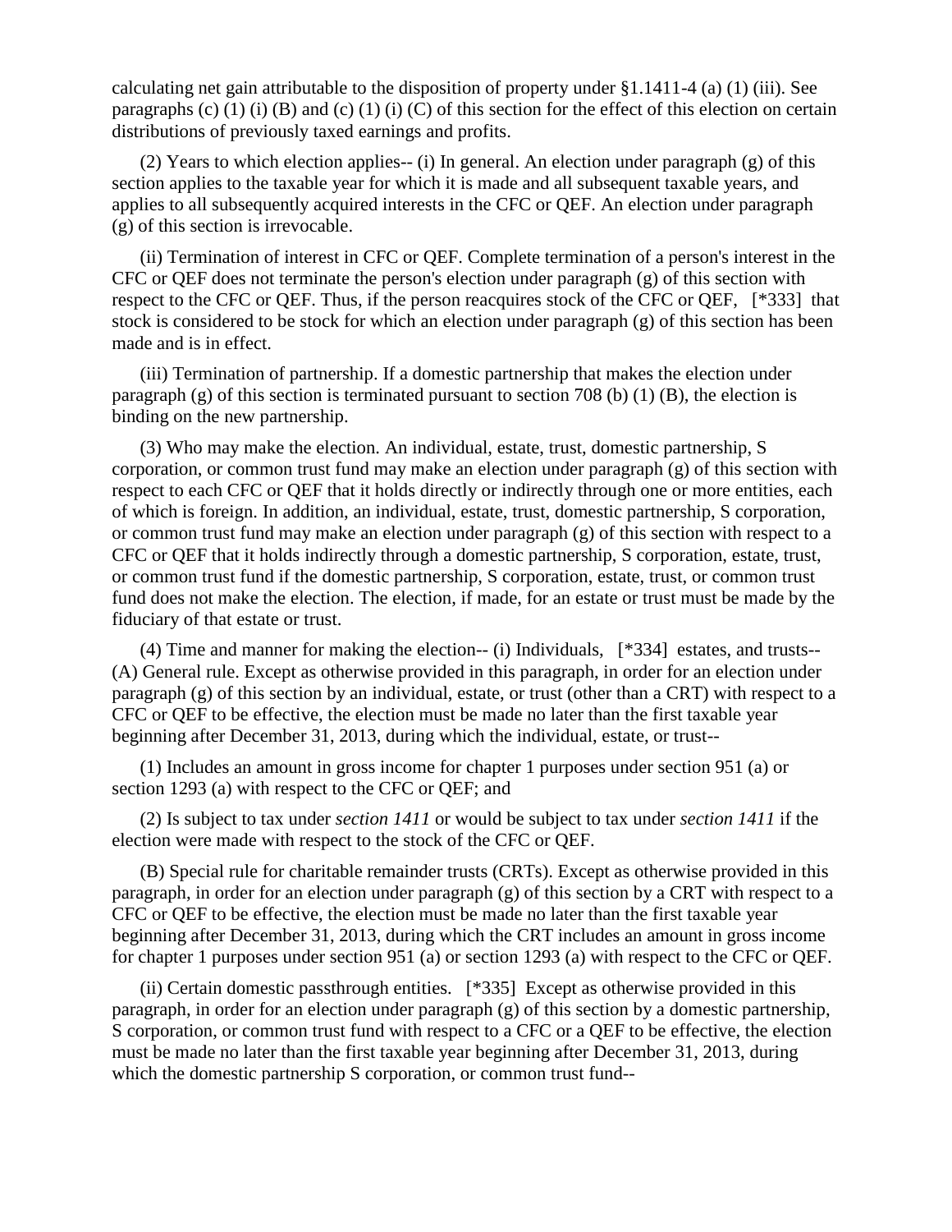calculating net gain attributable to the disposition of property under §1.1411-4 (a) (1) (iii). See paragraphs (c) (1) (i) (B) and (c) (1) (i) (C) of this section for the effect of this election on certain distributions of previously taxed earnings and profits.

(2) Years to which election applies-- (i) In general. An election under paragraph (g) of this section applies to the taxable year for which it is made and all subsequent taxable years, and applies to all subsequently acquired interests in the CFC or QEF. An election under paragraph (g) of this section is irrevocable.

(ii) Termination of interest in CFC or QEF. Complete termination of a person's interest in the CFC or QEF does not terminate the person's election under paragraph (g) of this section with respect to the CFC or QEF. Thus, if the person reacquires stock of the CFC or QEF, [*333] that stock is considered to be stock for which an election under paragraph (g) of this section has been made and is in effect.

(iii) Termination of partnership. If a domestic partnership that makes the election under paragraph (g) of this section is terminated pursuant to section 708 (b) (1) (B), the election is binding on the new partnership.

(3) Who may make the election. An individual, estate, trust, domestic partnership, S corporation, or common trust fund may make an election under paragraph (g) of this section with respect to each CFC or QEF that it holds directly or indirectly through one or more entities, each of which is foreign. In addition, an individual, estate, trust, domestic partnership, S corporation, or common trust fund may make an election under paragraph (g) of this section with respect to a CFC or QEF that it holds indirectly through a domestic partnership, S corporation, estate, trust, or common trust fund if the domestic partnership, S corporation, estate, trust, or common trust fund does not make the election. The election, if made, for an estate or trust must be made by the fiduciary of that estate or trust.

(4) Time and manner for making the election-- (i) Individuals, [*334] estates, and trusts-- (A) General rule. Except as otherwise provided in this paragraph, in order for an election under paragraph (g) of this section by an individual, estate, or trust (other than a CRT) with respect to a CFC or QEF to be effective, the election must be made no later than the first taxable year beginning after December 31, 2013, during which the individual, estate, or trust--

(1) Includes an amount in gross income for chapter 1 purposes under section 951 (a) or section 1293 (a) with respect to the CFC or QEF; and

(2) Is subject to tax under *section 1411* or would be subject to tax under *section 1411* if the election were made with respect to the stock of the CFC or QEF.

(B) Special rule for charitable remainder trusts (CRTs). Except as otherwise provided in this paragraph, in order for an election under paragraph (g) of this section by a CRT with respect to a CFC or QEF to be effective, the election must be made no later than the first taxable year beginning after December 31, 2013, during which the CRT includes an amount in gross income for chapter 1 purposes under section 951 (a) or section 1293 (a) with respect to the CFC or QEF.

(ii) Certain domestic passthrough entities. [*335] Except as otherwise provided in this paragraph, in order for an election under paragraph (g) of this section by a domestic partnership, S corporation, or common trust fund with respect to a CFC or a QEF to be effective, the election must be made no later than the first taxable year beginning after December 31, 2013, during which the domestic partnership S corporation, or common trust fund--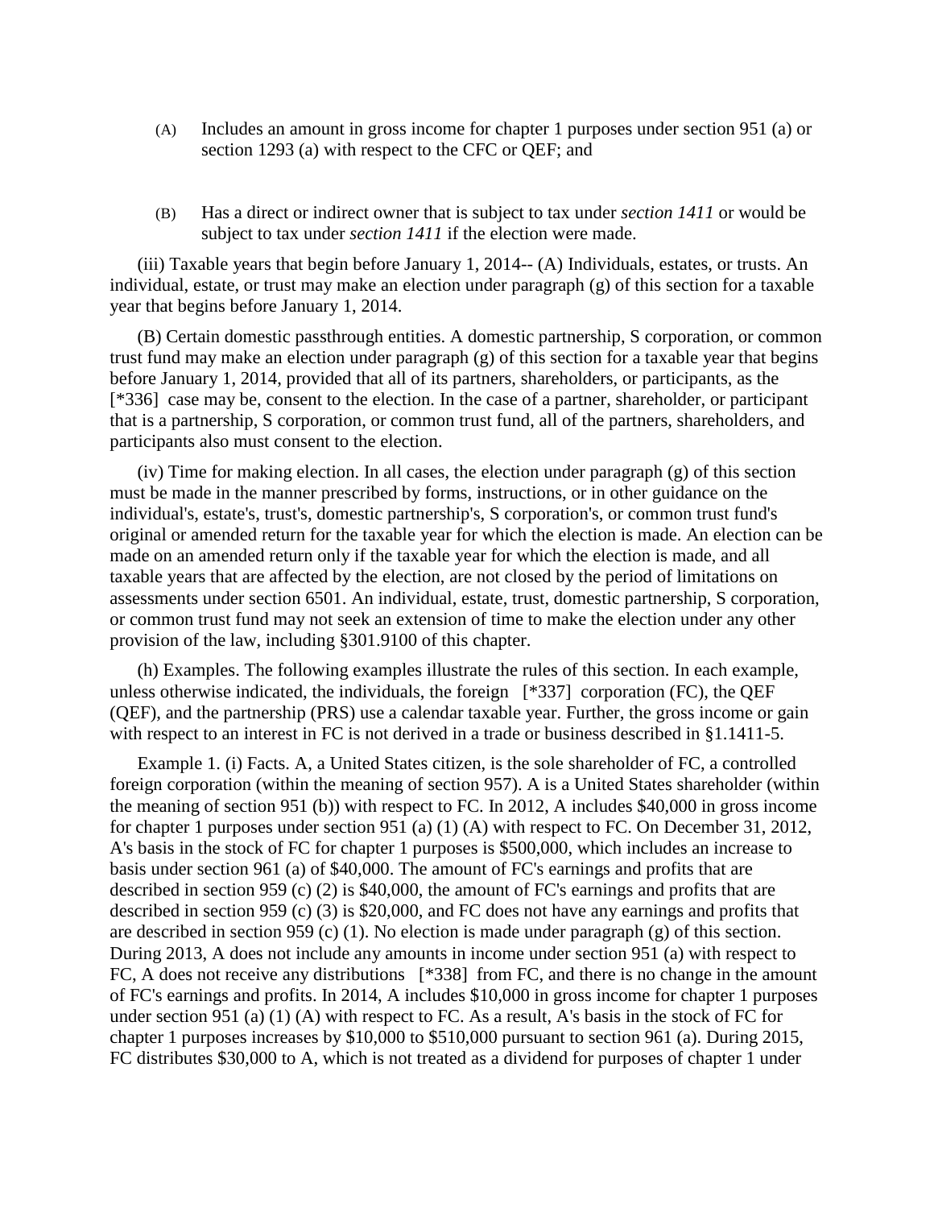(A) Includes an amount in gross income for chapter 1 purposes under section 951 (a) or section 1293 (a) with respect to the CFC or QEF; and

(B) Has a direct or indirect owner that is subject to tax under *section 1411* or would be subject to tax under *section 1411* if the election were made.

(iii) Taxable years that begin before January 1, 2014-- (A) Individuals, estates, or trusts. An individual, estate, or trust may make an election under paragraph (g) of this section for a taxable year that begins before January 1, 2014.

(B) Certain domestic passthrough entities. A domestic partnership, S corporation, or common trust fund may make an election under paragraph (g) of this section for a taxable year that begins before January 1, 2014, provided that all of its partners, shareholders, or participants, as the [*336] case may be, consent to the election. In the case of a partner, shareholder, or participant that is a partnership, S corporation, or common trust fund, all of the partners, shareholders, and participants also must consent to the election.

(iv) Time for making election. In all cases, the election under paragraph (g) of this section must be made in the manner prescribed by forms, instructions, or in other guidance on the individual's, estate's, trust's, domestic partnership's, S corporation's, or common trust fund's original or amended return for the taxable year for which the election is made. An election can be made on an amended return only if the taxable year for which the election is made, and all taxable years that are affected by the election, are not closed by the period of limitations on assessments under section 6501. An individual, estate, trust, domestic partnership, S corporation, or common trust fund may not seek an extension of time to make the election under any other provision of the law, including §301.9100 of this chapter.

(h) Examples. The following examples illustrate the rules of this section. In each example, unless otherwise indicated, the individuals, the foreign [*337] corporation (FC), the QEF (QEF), and the partnership (PRS) use a calendar taxable year. Further, the gross income or gain with respect to an interest in FC is not derived in a trade or business described in §1.1411-5.

Example 1. (i) Facts. A, a United States citizen, is the sole shareholder of FC, a controlled foreign corporation (within the meaning of section 957). A is a United States shareholder (within the meaning of section 951 (b)) with respect to FC. In 2012, A includes $40,000 in gross income for chapter 1 purposes under section 951 (a) (1) (A) with respect to FC. On December 31, 2012, A's basis in the stock of FC for chapter 1 purposes is $500,000, which includes an increase to basis under section 961 (a) of $40,000. The amount of FC's earnings and profits that are described in section 959 (c) (2) is $40,000, the amount of FC's earnings and profits that are described in section 959 (c) (3) is $20,000, and FC does not have any earnings and profits that are described in section 959 (c) (1). No election is made under paragraph (g) of this section. During 2013, A does not include any amounts in income under section 951 (a) with respect to FC, A does not receive any distributions [*338] from FC, and there is no change in the amount of FC's earnings and profits. In 2014, A includes $10,000 in gross income for chapter 1 purposes under section 951 (a) (1) (A) with respect to FC. As a result, A's basis in the stock of FC for chapter 1 purposes increases by $10,000 to $510,000 pursuant to section 961 (a). During 2015, FC distributes $30,000 to A, which is not treated as a dividend for purposes of chapter 1 under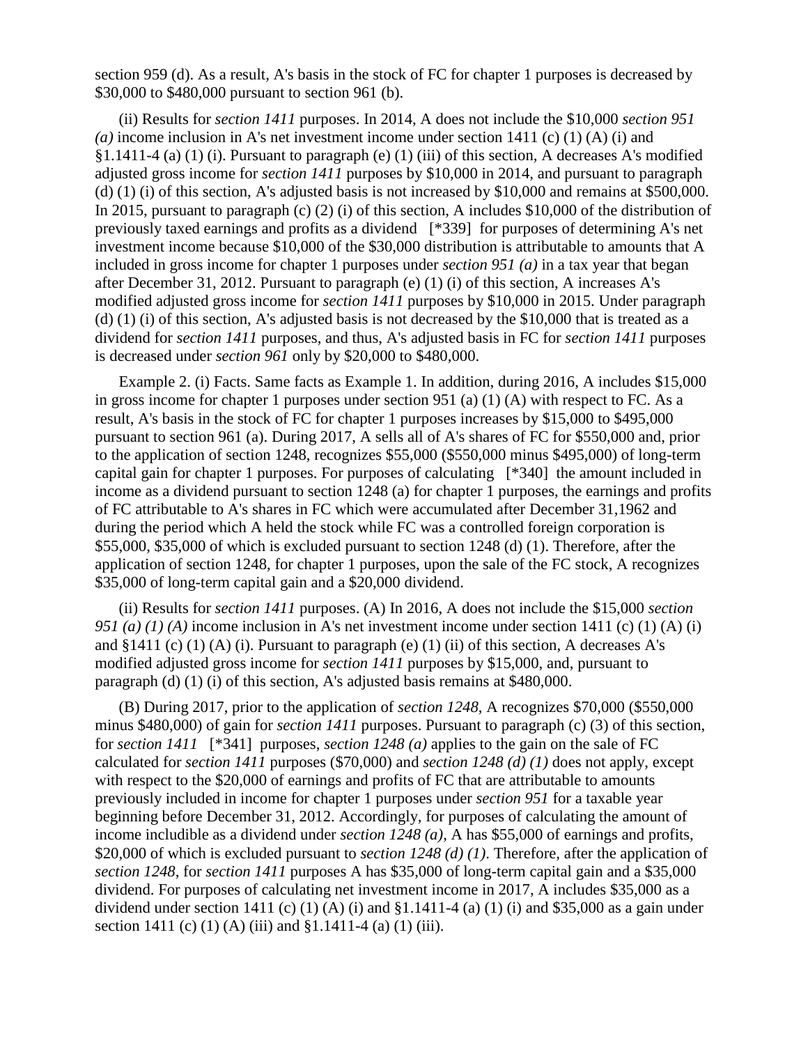section 959 (d). As a result, A's basis in the stock of FC for chapter 1 purposes is decreased by $30,000 to $480,000 pursuant to section 961 (b).

(ii) Results for *section 1411* purposes. In 2014, A does not include the $10,000 *section 951 (a)* income inclusion in A's net investment income under section 1411 (c) (1) (A) (i) and §1.1411-4 (a) (1) (i). Pursuant to paragraph (e) (1) (iii) of this section, A decreases A's modified adjusted gross income for *section 1411* purposes by $10,000 in 2014, and pursuant to paragraph (d) (1) (i) of this section, A's adjusted basis is not increased by $10,000 and remains at $500,000. In 2015, pursuant to paragraph (c) (2) (i) of this section, A includes $10,000 of the distribution of previously taxed earnings and profits as a dividend [*339] for purposes of determining A's net investment income because $10,000 of the $30,000 distribution is attributable to amounts that A included in gross income for chapter 1 purposes under *section 951 (a)* in a tax year that began after December 31, 2012. Pursuant to paragraph (e) (1) (i) of this section, A increases A's modified adjusted gross income for *section 1411* purposes by $10,000 in 2015. Under paragraph (d) (1) (i) of this section, A's adjusted basis is not decreased by the $10,000 that is treated as a dividend for *section 1411* purposes, and thus, A's adjusted basis in FC for *section 1411* purposes is decreased under *section 961* only by $20,000 to $480,000.

Example 2. (i) Facts. Same facts as Example 1. In addition, during 2016, A includes $15,000 in gross income for chapter 1 purposes under section 951 (a) (1) (A) with respect to FC. As a result, A's basis in the stock of FC for chapter 1 purposes increases by $15,000 to $495,000 pursuant to section 961 (a). During 2017, A sells all of A's shares of FC for $550,000 and, prior to the application of section 1248, recognizes $55,000 ($550,000 minus $495,000) of long-term capital gain for chapter 1 purposes. For purposes of calculating [*340] the amount included in income as a dividend pursuant to section 1248 (a) for chapter 1 purposes, the earnings and profits of FC attributable to A's shares in FC which were accumulated after December 31,1962 and during the period which A held the stock while FC was a controlled foreign corporation is $55,000, $35,000 of which is excluded pursuant to section 1248 (d) (1). Therefore, after the application of section 1248, for chapter 1 purposes, upon the sale of the FC stock, A recognizes $35,000 of long-term capital gain and a $20,000 dividend.

(ii) Results for *section 1411* purposes. (A) In 2016, A does not include the $15,000 *section 951 (a) (1) (A)* income inclusion in A's net investment income under section 1411 (c) (1) (A) (i) and §1411 (c) (1) (A) (i). Pursuant to paragraph (e) (1) (ii) of this section, A decreases A's modified adjusted gross income for *section 1411* purposes by $15,000, and, pursuant to paragraph (d) (1) (i) of this section, A's adjusted basis remains at $480,000.

(B) During 2017, prior to the application of *section 1248*, A recognizes $70,000 ($550,000 minus $480,000) of gain for *section 1411* purposes. Pursuant to paragraph (c) (3) of this section, for *section 1411* [*341] purposes, *section 1248 (a)* applies to the gain on the sale of FC calculated for *section 1411* purposes ($70,000) and *section 1248 (d) (1)* does not apply, except with respect to the $20,000 of earnings and profits of FC that are attributable to amounts previously included in income for chapter 1 purposes under *section 951* for a taxable year beginning before December 31, 2012. Accordingly, for purposes of calculating the amount of income includible as a dividend under *section 1248 (a)*, A has $55,000 of earnings and profits, $20,000 of which is excluded pursuant to *section 1248 (d) (1)*. Therefore, after the application of *section 1248*, for *section 1411* purposes A has $35,000 of long-term capital gain and a $35,000 dividend. For purposes of calculating net investment income in 2017, A includes $35,000 as a dividend under section 1411 (c) (1) (A) (i) and §1.1411-4 (a) (1) (i) and $35,000 as a gain under section 1411 (c) (1) (A) (iii) and §1.1411-4 (a) (1) (iii).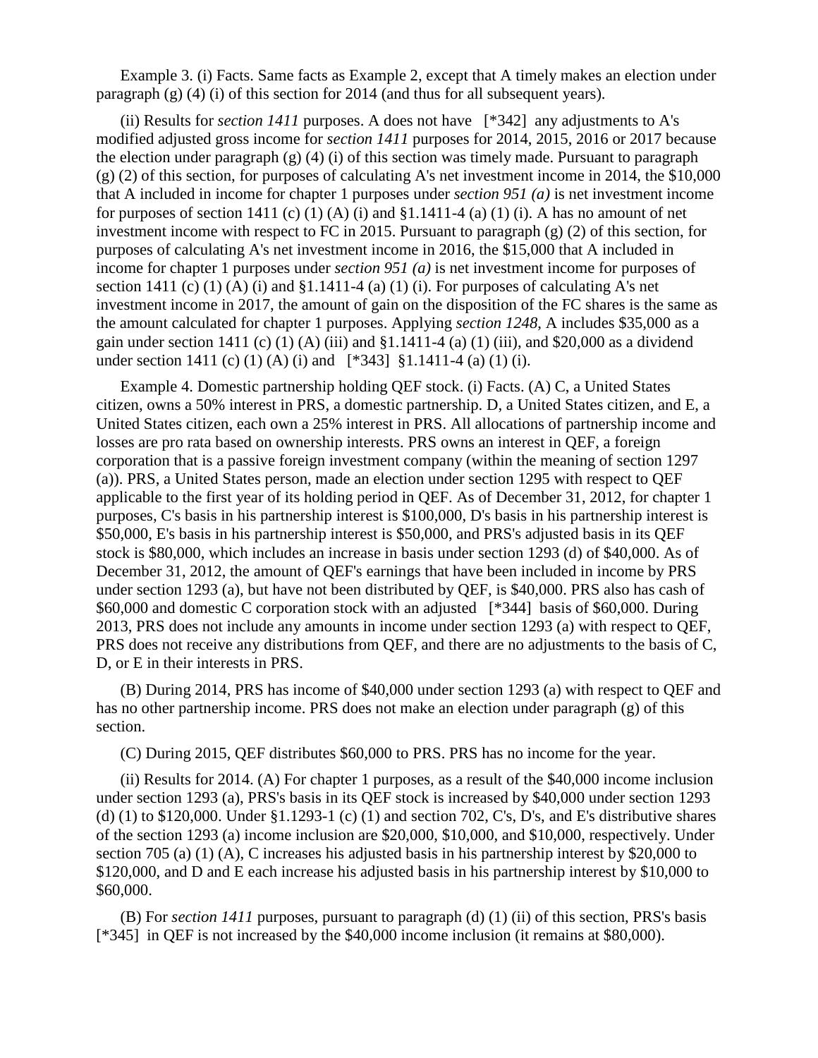Example 3. (i) Facts. Same facts as Example 2, except that A timely makes an election under paragraph (g) (4) (i) of this section for 2014 (and thus for all subsequent years).

(ii) Results for *section 1411* purposes. A does not have [*342] any adjustments to A's modified adjusted gross income for *section 1411* purposes for 2014, 2015, 2016 or 2017 because the election under paragraph (g) (4) (i) of this section was timely made. Pursuant to paragraph (g) (2) of this section, for purposes of calculating A's net investment income in 2014, the $10,000 that A included in income for chapter 1 purposes under *section 951 (a)* is net investment income for purposes of section 1411 (c) (1) (A) (i) and §1.1411-4 (a) (1) (i). A has no amount of net investment income with respect to FC in 2015. Pursuant to paragraph (g) (2) of this section, for purposes of calculating A's net investment income in 2016, the $15,000 that A included in income for chapter 1 purposes under *section 951 (a)* is net investment income for purposes of section 1411 (c) (1) (A) (i) and §1.1411-4 (a) (1) (i). For purposes of calculating A's net investment income in 2017, the amount of gain on the disposition of the FC shares is the same as the amount calculated for chapter 1 purposes. Applying *section 1248*, A includes $35,000 as a gain under section 1411 (c) (1) (A) (iii) and §1.1411-4 (a) (1) (iii), and $20,000 as a dividend under section 1411 (c) (1) (A) (i) and [*343] §1.1411-4 (a) (1) (i).

Example 4. Domestic partnership holding QEF stock. (i) Facts. (A) C, a United States citizen, owns a 50% interest in PRS, a domestic partnership. D, a United States citizen, and E, a United States citizen, each own a 25% interest in PRS. All allocations of partnership income and losses are pro rata based on ownership interests. PRS owns an interest in QEF, a foreign corporation that is a passive foreign investment company (within the meaning of section 1297 (a)). PRS, a United States person, made an election under section 1295 with respect to QEF applicable to the first year of its holding period in QEF. As of December 31, 2012, for chapter 1 purposes, C's basis in his partnership interest is $100,000, D's basis in his partnership interest is $50,000, E's basis in his partnership interest is $50,000, and PRS's adjusted basis in its QEF stock is $80,000, which includes an increase in basis under section 1293 (d) of $40,000. As of December 31, 2012, the amount of QEF's earnings that have been included in income by PRS under section 1293 (a), but have not been distributed by QEF, is $40,000. PRS also has cash of $60,000 and domestic C corporation stock with an adjusted [*344] basis of $60,000. During 2013, PRS does not include any amounts in income under section 1293 (a) with respect to QEF, PRS does not receive any distributions from QEF, and there are no adjustments to the basis of C, D, or E in their interests in PRS.

(B) During 2014, PRS has income of $40,000 under section 1293 (a) with respect to QEF and has no other partnership income. PRS does not make an election under paragraph (g) of this section.

(C) During 2015, QEF distributes $60,000 to PRS. PRS has no income for the year.

(ii) Results for 2014. (A) For chapter 1 purposes, as a result of the $40,000 income inclusion under section 1293 (a), PRS's basis in its QEF stock is increased by $40,000 under section 1293 (d) (1) to $120,000. Under §1.1293-1 (c) (1) and section 702, C's, D's, and E's distributive shares of the section 1293 (a) income inclusion are $20,000, $10,000, and $10,000, respectively. Under section 705 (a) (1) (A), C increases his adjusted basis in his partnership interest by $20,000 to $120,000, and D and E each increase his adjusted basis in his partnership interest by $10,000 to $60,000.

(B) For *section 1411* purposes, pursuant to paragraph (d) (1) (ii) of this section, PRS's basis [*345] in QEF is not increased by the $40,000 income inclusion (it remains at $80,000).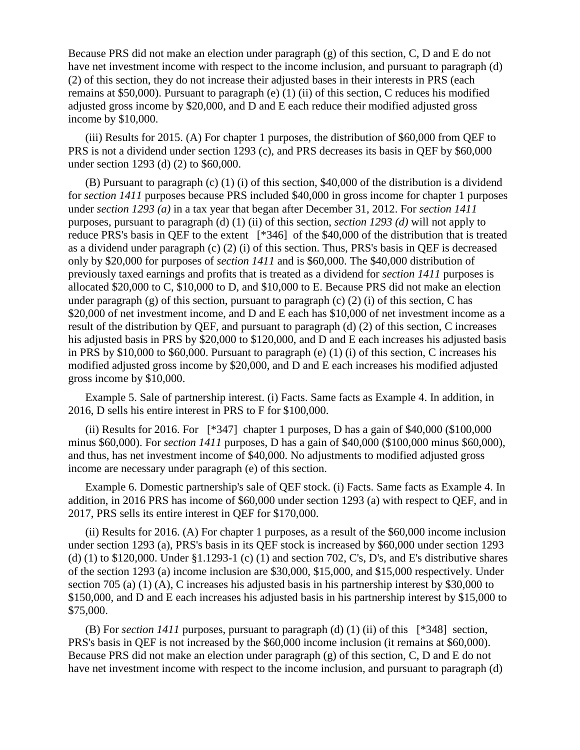Because PRS did not make an election under paragraph (g) of this section, C, D and E do not have net investment income with respect to the income inclusion, and pursuant to paragraph (d) (2) of this section, they do not increase their adjusted bases in their interests in PRS (each remains at $50,000). Pursuant to paragraph (e) (1) (ii) of this section, C reduces his modified adjusted gross income by $20,000, and D and E each reduce their modified adjusted gross income by $10,000.

(iii) Results for 2015. (A) For chapter 1 purposes, the distribution of $60,000 from QEF to PRS is not a dividend under section 1293 (c), and PRS decreases its basis in QEF by $60,000 under section 1293 (d) (2) to $60,000.

(B) Pursuant to paragraph (c) (1) (i) of this section, $40,000 of the distribution is a dividend for *section 1411* purposes because PRS included $40,000 in gross income for chapter 1 purposes under *section 1293 (a)* in a tax year that began after December 31, 2012. For *section 1411* purposes, pursuant to paragraph (d) (1) (ii) of this section, *section 1293 (d)* will not apply to reduce PRS's basis in QEF to the extent [*346] of the $40,000 of the distribution that is treated as a dividend under paragraph (c) (2) (i) of this section. Thus, PRS's basis in QEF is decreased only by $20,000 for purposes of *section 1411* and is $60,000. The $40,000 distribution of previously taxed earnings and profits that is treated as a dividend for *section 1411* purposes is allocated $20,000 to C, $10,000 to D, and $10,000 to E. Because PRS did not make an election under paragraph (g) of this section, pursuant to paragraph (c) (2) (i) of this section, C has $20,000 of net investment income, and D and E each has $10,000 of net investment income as a result of the distribution by QEF, and pursuant to paragraph (d) (2) of this section, C increases his adjusted basis in PRS by $20,000 to $120,000, and D and E each increases his adjusted basis in PRS by $10,000 to $60,000. Pursuant to paragraph (e) (1) (i) of this section, C increases his modified adjusted gross income by $20,000, and D and E each increases his modified adjusted gross income by $10,000.

Example 5. Sale of partnership interest. (i) Facts. Same facts as Example 4. In addition, in 2016, D sells his entire interest in PRS to F for $100,000.

(ii) Results for 2016. For [*347] chapter 1 purposes, D has a gain of $40,000 ($100,000 minus $60,000). For *section 1411* purposes, D has a gain of $40,000 ($100,000 minus $60,000), and thus, has net investment income of $40,000. No adjustments to modified adjusted gross income are necessary under paragraph (e) of this section.

Example 6. Domestic partnership's sale of QEF stock. (i) Facts. Same facts as Example 4. In addition, in 2016 PRS has income of $60,000 under section 1293 (a) with respect to QEF, and in 2017, PRS sells its entire interest in QEF for $170,000.

(ii) Results for 2016. (A) For chapter 1 purposes, as a result of the $60,000 income inclusion under section 1293 (a), PRS's basis in its QEF stock is increased by $60,000 under section 1293 (d) (1) to $120,000. Under §1.1293-1 (c) (1) and section 702, C's, D's, and E's distributive shares of the section 1293 (a) income inclusion are $30,000, $15,000, and $15,000 respectively. Under section 705 (a) (1) (A), C increases his adjusted basis in his partnership interest by $30,000 to $150,000, and D and E each increases his adjusted basis in his partnership interest by $15,000 to $75,000.

(B) For *section 1411* purposes, pursuant to paragraph (d) (1) (ii) of this [*348] section, PRS's basis in QEF is not increased by the $60,000 income inclusion (it remains at $60,000). Because PRS did not make an election under paragraph (g) of this section, C, D and E do not have net investment income with respect to the income inclusion, and pursuant to paragraph (d)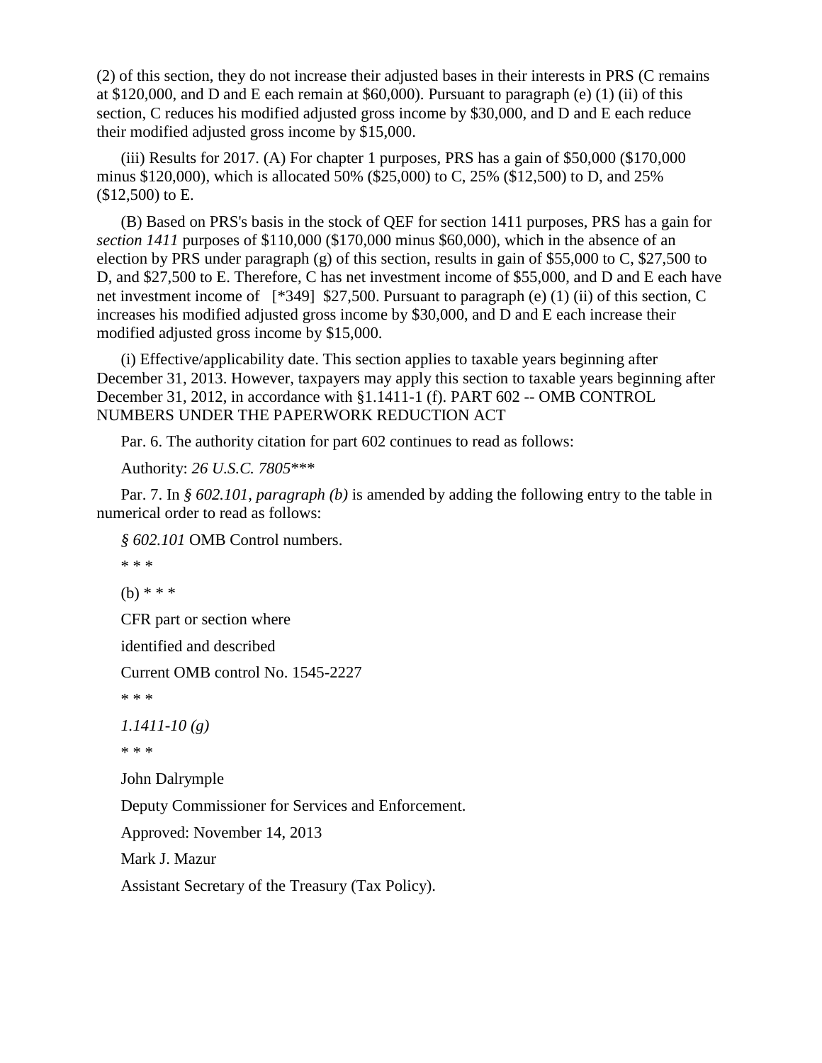(2) of this section, they do not increase their adjusted bases in their interests in PRS (C remains at $120,000, and D and E each remain at $60,000). Pursuant to paragraph (e) (1) (ii) of this section, C reduces his modified adjusted gross income by $30,000, and D and E each reduce their modified adjusted gross income by $15,000.

(iii) Results for 2017. (A) For chapter 1 purposes, PRS has a gain of $50,000 ($170,000 minus $120,000), which is allocated 50% ($25,000) to C, 25% ($12,500) to D, and 25% ($12,500) to E.

(B) Based on PRS's basis in the stock of QEF for section 1411 purposes, PRS has a gain for *section 1411* purposes of $110,000 ($170,000 minus $60,000), which in the absence of an election by PRS under paragraph (g) of this section, results in gain of $55,000 to C, $27,500 to D, and $27,500 to E. Therefore, C has net investment income of $55,000, and D and E each have net investment income of [*349] $27,500. Pursuant to paragraph (e) (1) (ii) of this section, C increases his modified adjusted gross income by $30,000, and D and E each increase their modified adjusted gross income by $15,000.

(i) Effective/applicability date. This section applies to taxable years beginning after December 31, 2013. However, taxpayers may apply this section to taxable years beginning after December 31, 2012, in accordance with §1.1411-1 (f). PART 602 -- OMB CONTROL NUMBERS UNDER THE PAPERWORK REDUCTION ACT

Par. 6. The authority citation for part 602 continues to read as follows:

Authority: *26 U.S.C. 7805****

Par. 7. In *§ 602.101, paragraph (b)* is amended by adding the following entry to the table in numerical order to read as follows:

*§ 602.101* OMB Control numbers.

* * *

(b) * * *

CFR part or section where

identified and described

Current OMB control No. 1545-2227

* * *

*1.1411-10 (g)*

* * *

John Dalrymple

Deputy Commissioner for Services and Enforcement.

Approved: November 14, 2013

Mark J. Mazur

Assistant Secretary of the Treasury (Tax Policy).